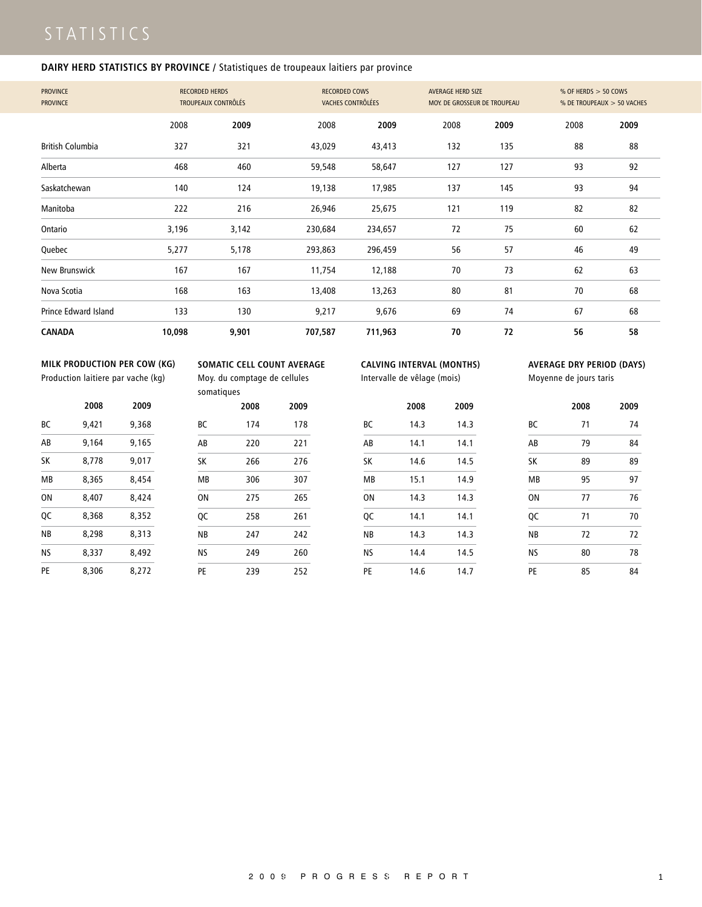# STATISTICS

## DAIRY HERD STATISTICS BY PROVINCE / Statistiques de troupeaux laitiers par province

| PROVINCE<br>PROVINCE | RECORDED HERDS<br>TROUPEAUX CONTRÔLÉS | | RECORDED COWS<br>VACHES CONTRÔLÉES | | AVERAGE HERD SIZE<br>MOY. DE GROSSEUR DE TROUPEAU | | % OF HERDS > 50 COWS<br>% DE TROUPEAUX > 50 VACHES | |
|---|---|---|---|---|---|---|---|---|
| | 2008 | **2009** | 2008 | **2009** | 2008 | **2009** | 2008 | **2009** |
| British Columbia | 327 | 321 | 43,029 | 43,413 | 132 | 135 | 88 | 88 |
| Alberta | 468 | 460 | 59,548 | 58,647 | 127 | 127 | 93 | 92 |
| Saskatchewan | 140 | 124 | 19,138 | 17,985 | 137 | 145 | 93 | 94 |
| Manitoba | 222 | 216 | 26,946 | 25,675 | 121 | 119 | 82 | 82 |
| Ontario | 3,196 | 3,142 | 230,684 | 234,657 | 72 | 75 | 60 | 62 |
| Quebec | 5,277 | 5,178 | 293,863 | 296,459 | 56 | 57 | 46 | 49 |
| New Brunswick | 167 | 167 | 11,754 | 12,188 | 70 | 73 | 62 | 63 |
| Nova Scotia | 168 | 163 | 13,408 | 13,263 | 80 | 81 | 70 | 68 |
| Prince Edward Island | 133 | 130 | 9,217 | 9,676 | 69 | 74 | 67 | 68 |
| **CANADA** | **10,098** | **9,901** | **707,587** | **711,963** | **70** | **72** | **56** | **58** |

### MILK PRODUCTION PER COW (KG)
Production laitiere par vache (kg)

| | 2008 | 2009 |
|---|---|---|
| BC | 9,421 | 9,368 |
| AB | 9,164 | 9,165 |
| SK | 8,778 | 9,017 |
| MB | 8,365 | 8,454 |
| ON | 8,407 | 8,424 |
| QC | 8,368 | 8,352 |
| NB | 8,298 | 8,313 |
| NS | 8,337 | 8,492 |
| PE | 8,306 | 8,272 |

### SOMATIC CELL COUNT AVERAGE
Moy. du comptage de cellules somatiques

| | 2008 | 2009 |
|---|---|---|
| BC | 174 | 178 |
| AB | 220 | 221 |
| SK | 266 | 276 |
| MB | 306 | 307 |
| ON | 275 | 265 |
| QC | 258 | 261 |
| NB | 247 | 242 |
| NS | 249 | 260 |
| PE | 239 | 252 |

### CALVING INTERVAL (MONTHS)
Intervalle de vêlage (mois)

| | 2008 | 2009 |
|---|---|---|
| BC | 14.3 | 14.3 |
| AB | 14.1 | 14.1 |
| SK | 14.6 | 14.5 |
| MB | 15.1 | 14.9 |
| ON | 14.3 | 14.3 |
| QC | 14.1 | 14.1 |
| NB | 14.3 | 14.3 |
| NS | 14.4 | 14.5 |
| PE | 14.6 | 14.7 |

### AVERAGE DRY PERIOD (DAYS)
Moyenne de jours taris

| | 2008 | 2009 |
|---|---|---|
| BC | 71 | 74 |
| AB | 79 | 84 |
| SK | 89 | 89 |
| MB | 95 | 97 |
| ON | 77 | 76 |
| QC | 71 | 70 |
| NB | 72 | 72 |
| NS | 80 | 78 |
| PE | 85 | 84 |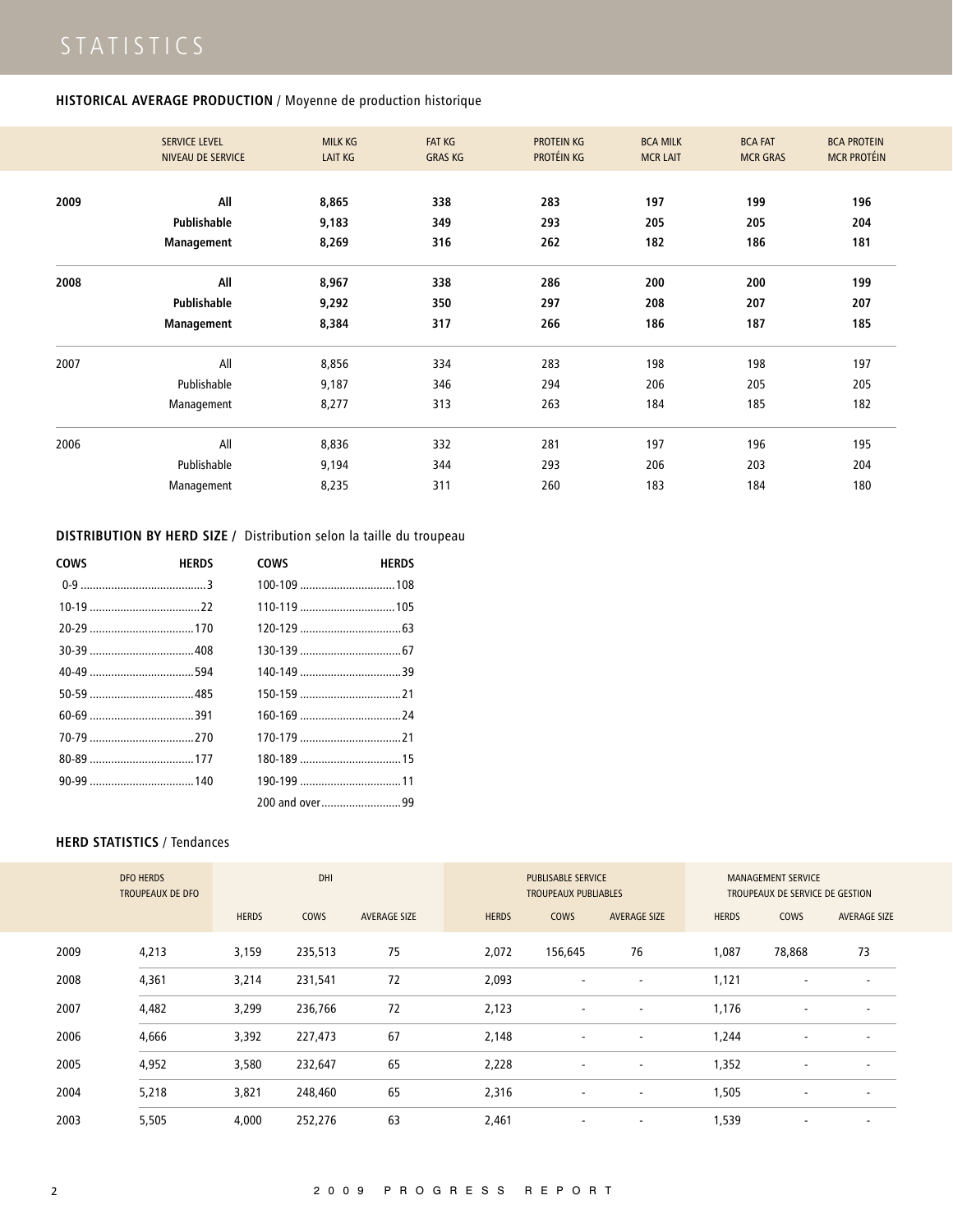# STATISTICS

## HISTORICAL AVERAGE PRODUCTION / Moyenne de production historique

| | SERVICE LEVEL NIVEAU DE SERVICE | MILK KG LAIT KG | FAT KG GRAS KG | PROTEIN KG PROTÉIN KG | BCA MILK MCR LAIT | BCA FAT MCR GRAS | BCA PROTEIN MCR PROTÉIN |
|---|---|---|---|---|---|---|---|
| **2009** | **All** | **8,865** | **338** | **283** | **197** | **199** | **196** |
| | **Publishable** | **9,183** | **349** | **293** | **205** | **205** | **204** |
| | **Management** | **8,269** | **316** | **262** | **182** | **186** | **181** |
| **2008** | **All** | **8,967** | **338** | **286** | **200** | **200** | **199** |
| | **Publishable** | **9,292** | **350** | **297** | **208** | **207** | **207** |
| | **Management** | **8,384** | **317** | **266** | **186** | **187** | **185** |
| 2007 | All | 8,856 | 334 | 283 | 198 | 198 | 197 |
| | Publishable | 9,187 | 346 | 294 | 206 | 205 | 205 |
| | Management | 8,277 | 313 | 263 | 184 | 185 | 182 |
| 2006 | All | 8,836 | 332 | 281 | 197 | 196 | 195 |
| | Publishable | 9,194 | 344 | 293 | 206 | 203 | 204 |
| | Management | 8,235 | 311 | 260 | 183 | 184 | 180 |

## DISTRIBUTION BY HERD SIZE / Distribution selon la taille du troupeau

| COWS | HERDS | COWS | HERDS |
|---|---|---|---|
| 0-9 | 3 | 100-109 | 108 |
| 10-19 | 22 | 110-119 | 105 |
| 20-29 | 170 | 120-129 | 63 |
| 30-39 | 408 | 130-139 | 67 |
| 40-49 | 594 | 140-149 | 39 |
| 50-59 | 485 | 150-159 | 21 |
| 60-69 | 391 | 160-169 | 24 |
| 70-79 | 270 | 170-179 | 21 |
| 80-89 | 177 | 180-189 | 15 |
| 90-99 | 140 | 190-199 | 11 |
| | | 200 and over | 99 |

## HERD STATISTICS / Tendances

| | DFO HERDS TROUPEAUX DE DFO | DHI | | | PUBLISABLE SERVICE TROUPEAUX PUBLIABLES | | | MANAGEMENT SERVICE TROUPEAUX DE SERVICE DE GESTION | | |
|---|---|---|---|---|---|---|---|---|---|---|
| | | HERDS | COWS | AVERAGE SIZE | HERDS | COWS | AVERAGE SIZE | HERDS | COWS | AVERAGE SIZE |
| 2009 | 4,213 | 3,159 | 235,513 | 75 | 2,072 | 156,645 | 76 | 1,087 | 78,868 | 73 |
| 2008 | 4,361 | 3,214 | 231,541 | 72 | 2,093 | - | - | 1,121 | - | - |
| 2007 | 4,482 | 3,299 | 236,766 | 72 | 2,123 | - | - | 1,176 | - | - |
| 2006 | 4,666 | 3,392 | 227,473 | 67 | 2,148 | - | - | 1,244 | - | - |
| 2005 | 4,952 | 3,580 | 232,647 | 65 | 2,228 | - | - | 1,352 | - | - |
| 2004 | 5,218 | 3,821 | 248,460 | 65 | 2,316 | - | - | 1,505 | - | - |
| 2003 | 5,505 | 4,000 | 252,276 | 63 | 2,461 | - | - | 1,539 | - | - |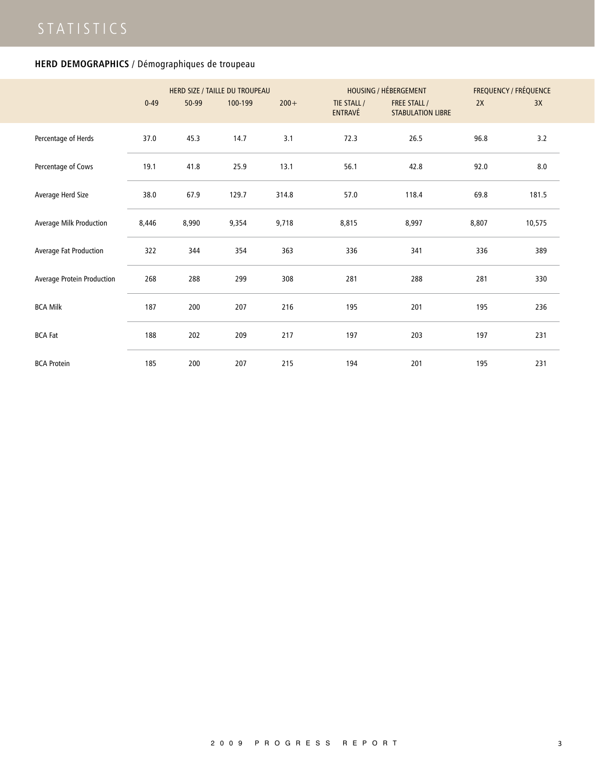# STATISTICS

## HERD DEMOGRAPHICS / Démographiques de troupeau

| | HERD SIZE / TAILLE DU TROUPEAU | | | | HOUSING / HÉBERGEMENT | | FREQUENCY / FRÉQUENCE | |
|---|---|---|---|---|---|---|---|---|
| | 0-49 | 50-99 | 100-199 | 200+ | TIE STALL / ENTRAVÉ | FREE STALL / STABULATION LIBRE | 2X | 3X |
| Percentage of Herds | 37.0 | 45.3 | 14.7 | 3.1 | 72.3 | 26.5 | 96.8 | 3.2 |
| Percentage of Cows | 19.1 | 41.8 | 25.9 | 13.1 | 56.1 | 42.8 | 92.0 | 8.0 |
| Average Herd Size | 38.0 | 67.9 | 129.7 | 314.8 | 57.0 | 118.4 | 69.8 | 181.5 |
| Average Milk Production | 8,446 | 8,990 | 9,354 | 9,718 | 8,815 | 8,997 | 8,807 | 10,575 |
| Average Fat Production | 322 | 344 | 354 | 363 | 336 | 341 | 336 | 389 |
| Average Protein Production | 268 | 288 | 299 | 308 | 281 | 288 | 281 | 330 |
| BCA Milk | 187 | 200 | 207 | 216 | 195 | 201 | 195 | 236 |
| BCA Fat | 188 | 202 | 209 | 217 | 197 | 203 | 197 | 231 |
| BCA Protein | 185 | 200 | 207 | 215 | 194 | 201 | 195 | 231 |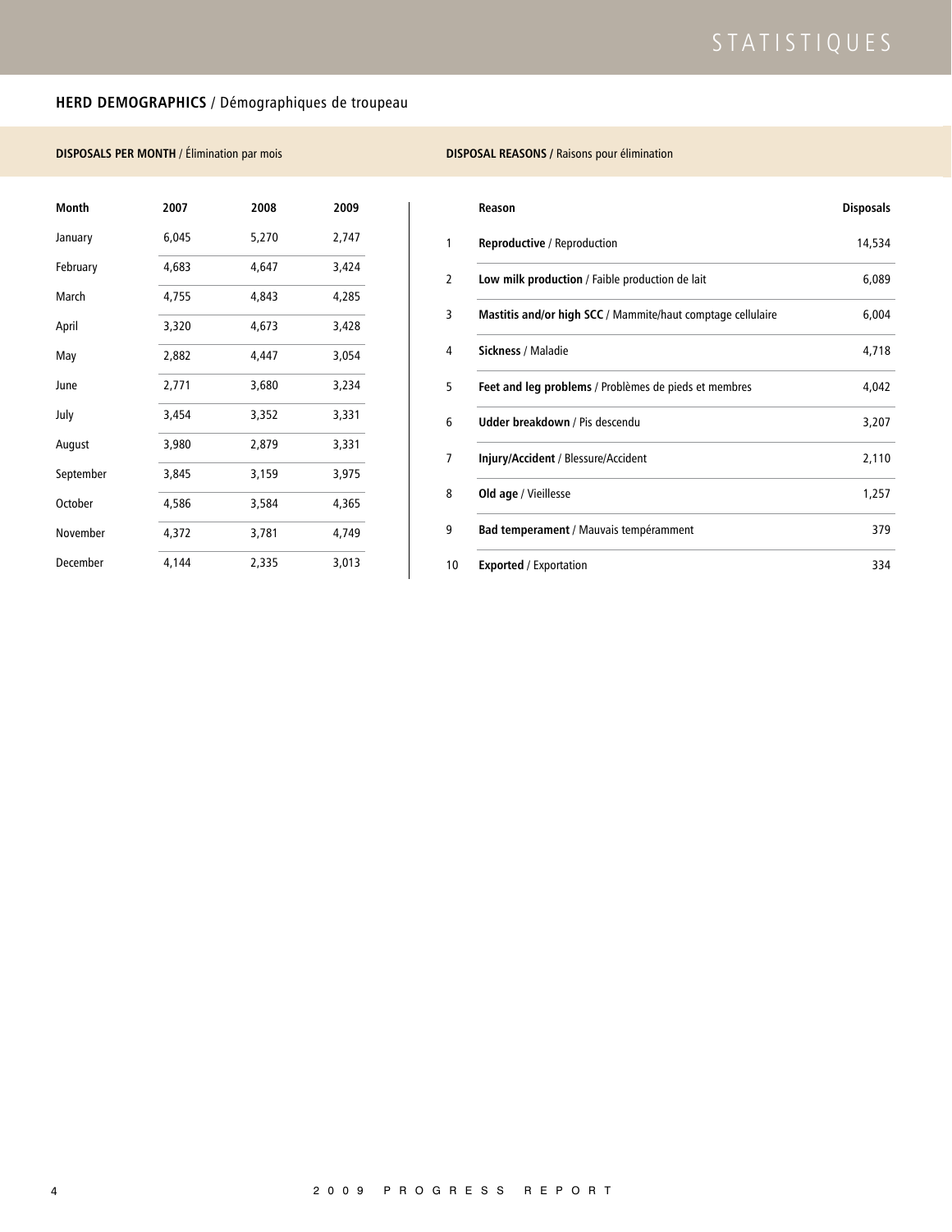## HERD DEMOGRAPHICS / Démographiques de troupeau

### DISPOSALS PER MONTH / Élimination par mois

| Month | 2007 | 2008 | 2009 |
|---|---|---|---|
| January | 6,045 | 5,270 | 2,747 |
| February | 4,683 | 4,647 | 3,424 |
| March | 4,755 | 4,843 | 4,285 |
| April | 3,320 | 4,673 | 3,428 |
| May | 2,882 | 4,447 | 3,054 |
| June | 2,771 | 3,680 | 3,234 |
| July | 3,454 | 3,352 | 3,331 |
| August | 3,980 | 2,879 | 3,331 |
| September | 3,845 | 3,159 | 3,975 |
| October | 4,586 | 3,584 | 4,365 |
| November | 4,372 | 3,781 | 4,749 |
| December | 4,144 | 2,335 | 3,013 |

### DISPOSAL REASONS / Raisons pour élimination

| | Reason | Disposals |
|---|---|---|
| 1 | **Reproductive** / Reproduction | 14,534 |
| 2 | **Low milk production** / Faible production de lait | 6,089 |
| 3 | **Mastitis and/or high SCC** / Mammite/haut comptage cellulaire | 6,004 |
| 4 | **Sickness** / Maladie | 4,718 |
| 5 | **Feet and leg problems** / Problèmes de pieds et membres | 4,042 |
| 6 | **Udder breakdown** / Pis descendu | 3,207 |
| 7 | **Injury/Accident** / Blessure/Accident | 2,110 |
| 8 | **Old age** / Vieillesse | 1,257 |
| 9 | **Bad temperament** / Mauvais tempéramment | 379 |
| 10 | **Exported** / Exportation | 334 |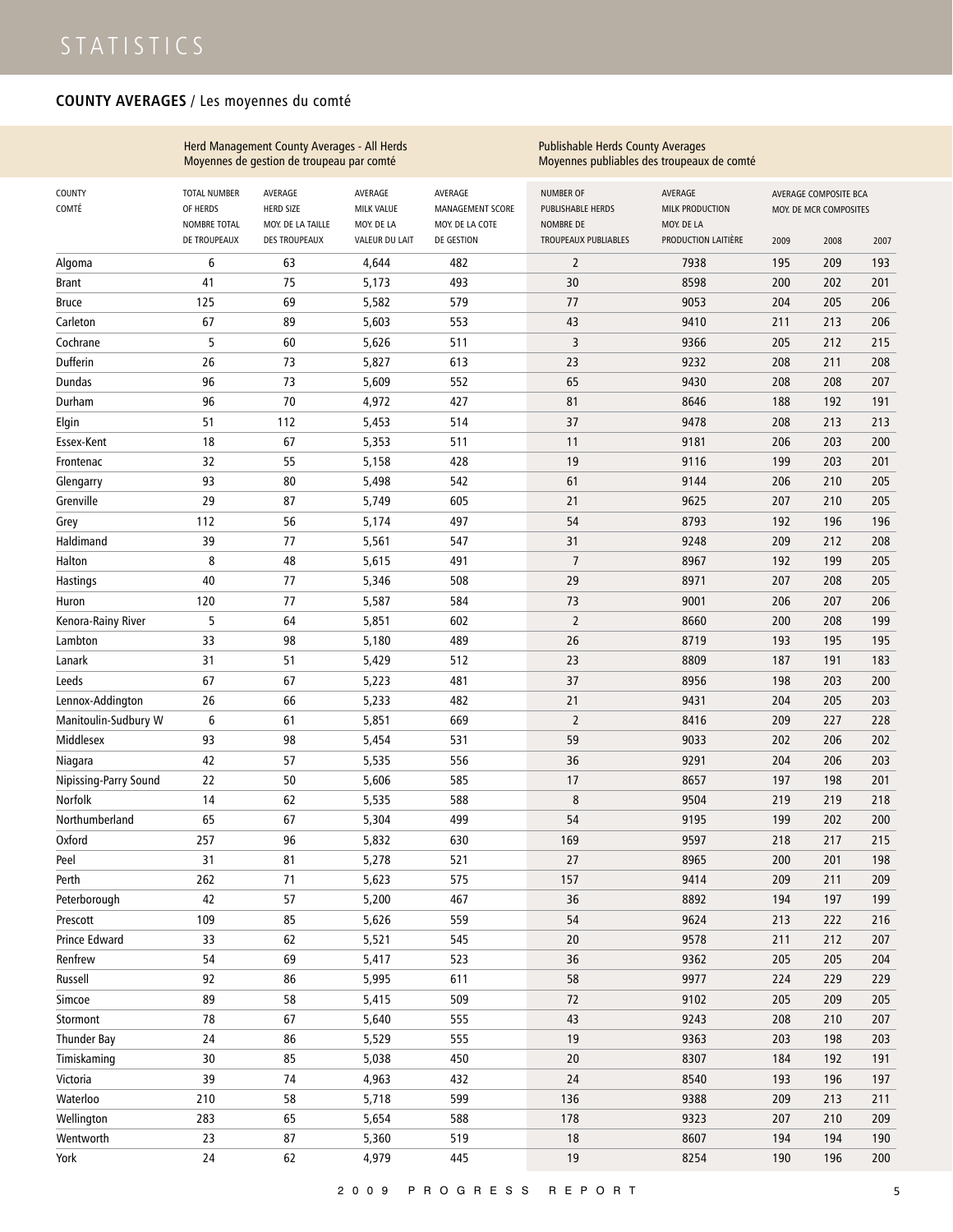# STATISTICS

## COUNTY AVERAGES / Les moyennes du comté

| | Herd Management County Averages - All Herds<br>Moyennes de gestion de troupeau par comté | | | | Publishable Herds County Averages<br>Moyennes publiables des troupeaux de comté | | | | |
|---|---|---|---|---|---|---|---|---|---|
| COUNTY<br>COMTÉ | TOTAL NUMBER OF HERDS<br>NOMBRE TOTAL DE TROUPEAUX | AVERAGE HERD SIZE<br>MOY. DE LA TAILLE DES TROUPEAUX | AVERAGE MILK VALUE<br>MOY. DE LA VALEUR DU LAIT | AVERAGE MANAGEMENT SCORE<br>MOY. DE LA COTE DE GESTION | NUMBER OF PUBLISHABLE HERDS<br>NOMBRE DE TROUPEAUX PUBLIABLES | AVERAGE MILK PRODUCTION<br>MOY. DE LA PRODUCTION LAITIÈRE | AVERAGE COMPOSITE BCA<br>MOY. DE MCR COMPOSITES | | |
| | | | | | | | 2009 | 2008 | 2007 |
| Algoma | 6 | 63 | 4,644 | 482 | 2 | 7938 | 195 | 209 | 193 |
| Brant | 41 | 75 | 5,173 | 493 | 30 | 8598 | 200 | 202 | 201 |
| Bruce | 125 | 69 | 5,582 | 579 | 77 | 9053 | 204 | 205 | 206 |
| Carleton | 67 | 89 | 5,603 | 553 | 43 | 9410 | 211 | 213 | 206 |
| Cochrane | 5 | 60 | 5,626 | 511 | 3 | 9366 | 205 | 212 | 215 |
| Dufferin | 26 | 73 | 5,827 | 613 | 23 | 9232 | 208 | 211 | 208 |
| Dundas | 96 | 73 | 5,609 | 552 | 65 | 9430 | 208 | 208 | 207 |
| Durham | 96 | 70 | 4,972 | 427 | 81 | 8646 | 188 | 192 | 191 |
| Elgin | 51 | 112 | 5,453 | 514 | 37 | 9478 | 208 | 213 | 213 |
| Essex-Kent | 18 | 67 | 5,353 | 511 | 11 | 9181 | 206 | 203 | 200 |
| Frontenac | 32 | 55 | 5,158 | 428 | 19 | 9116 | 199 | 203 | 201 |
| Glengarry | 93 | 80 | 5,498 | 542 | 61 | 9144 | 206 | 210 | 205 |
| Grenville | 29 | 87 | 5,749 | 605 | 21 | 9625 | 207 | 210 | 205 |
| Grey | 112 | 56 | 5,174 | 497 | 54 | 8793 | 192 | 196 | 196 |
| Haldimand | 39 | 77 | 5,561 | 547 | 31 | 9248 | 209 | 212 | 208 |
| Halton | 8 | 48 | 5,615 | 491 | 7 | 8967 | 192 | 199 | 205 |
| Hastings | 40 | 77 | 5,346 | 508 | 29 | 8971 | 207 | 208 | 205 |
| Huron | 120 | 77 | 5,587 | 584 | 73 | 9001 | 206 | 207 | 206 |
| Kenora-Rainy River | 5 | 64 | 5,851 | 602 | 2 | 8660 | 200 | 208 | 199 |
| Lambton | 33 | 98 | 5,180 | 489 | 26 | 8719 | 193 | 195 | 195 |
| Lanark | 31 | 51 | 5,429 | 512 | 23 | 8809 | 187 | 191 | 183 |
| Leeds | 67 | 67 | 5,223 | 481 | 37 | 8956 | 198 | 203 | 200 |
| Lennox-Addington | 26 | 66 | 5,233 | 482 | 21 | 9431 | 204 | 205 | 203 |
| Manitoulin-Sudbury W | 6 | 61 | 5,851 | 669 | 2 | 8416 | 209 | 227 | 228 |
| Middlesex | 93 | 98 | 5,454 | 531 | 59 | 9033 | 202 | 206 | 202 |
| Niagara | 42 | 57 | 5,535 | 556 | 36 | 9291 | 204 | 206 | 203 |
| Nipissing-Parry Sound | 22 | 50 | 5,606 | 585 | 17 | 8657 | 197 | 198 | 201 |
| Norfolk | 14 | 62 | 5,535 | 588 | 8 | 9504 | 219 | 219 | 218 |
| Northumberland | 65 | 67 | 5,304 | 499 | 54 | 9195 | 199 | 202 | 200 |
| Oxford | 257 | 96 | 5,832 | 630 | 169 | 9597 | 218 | 217 | 215 |
| Peel | 31 | 81 | 5,278 | 521 | 27 | 8965 | 200 | 201 | 198 |
| Perth | 262 | 71 | 5,623 | 575 | 157 | 9414 | 209 | 211 | 209 |
| Peterborough | 42 | 57 | 5,200 | 467 | 36 | 8892 | 194 | 197 | 199 |
| Prescott | 109 | 85 | 5,626 | 559 | 54 | 9624 | 213 | 222 | 216 |
| Prince Edward | 33 | 62 | 5,521 | 545 | 20 | 9578 | 211 | 212 | 207 |
| Renfrew | 54 | 69 | 5,417 | 523 | 36 | 9362 | 205 | 205 | 204 |
| Russell | 92 | 86 | 5,995 | 611 | 58 | 9977 | 224 | 229 | 229 |
| Simcoe | 89 | 58 | 5,415 | 509 | 72 | 9102 | 205 | 209 | 205 |
| Stormont | 78 | 67 | 5,640 | 555 | 43 | 9243 | 208 | 210 | 207 |
| Thunder Bay | 24 | 86 | 5,529 | 555 | 19 | 9363 | 203 | 198 | 203 |
| Timiskaming | 30 | 85 | 5,038 | 450 | 20 | 8307 | 184 | 192 | 191 |
| Victoria | 39 | 74 | 4,963 | 432 | 24 | 8540 | 193 | 196 | 197 |
| Waterloo | 210 | 58 | 5,718 | 599 | 136 | 9388 | 209 | 213 | 211 |
| Wellington | 283 | 65 | 5,654 | 588 | 178 | 9323 | 207 | 210 | 209 |
| Wentworth | 23 | 87 | 5,360 | 519 | 18 | 8607 | 194 | 194 | 190 |
| York | 24 | 62 | 4,979 | 445 | 19 | 8254 | 190 | 196 | 200 |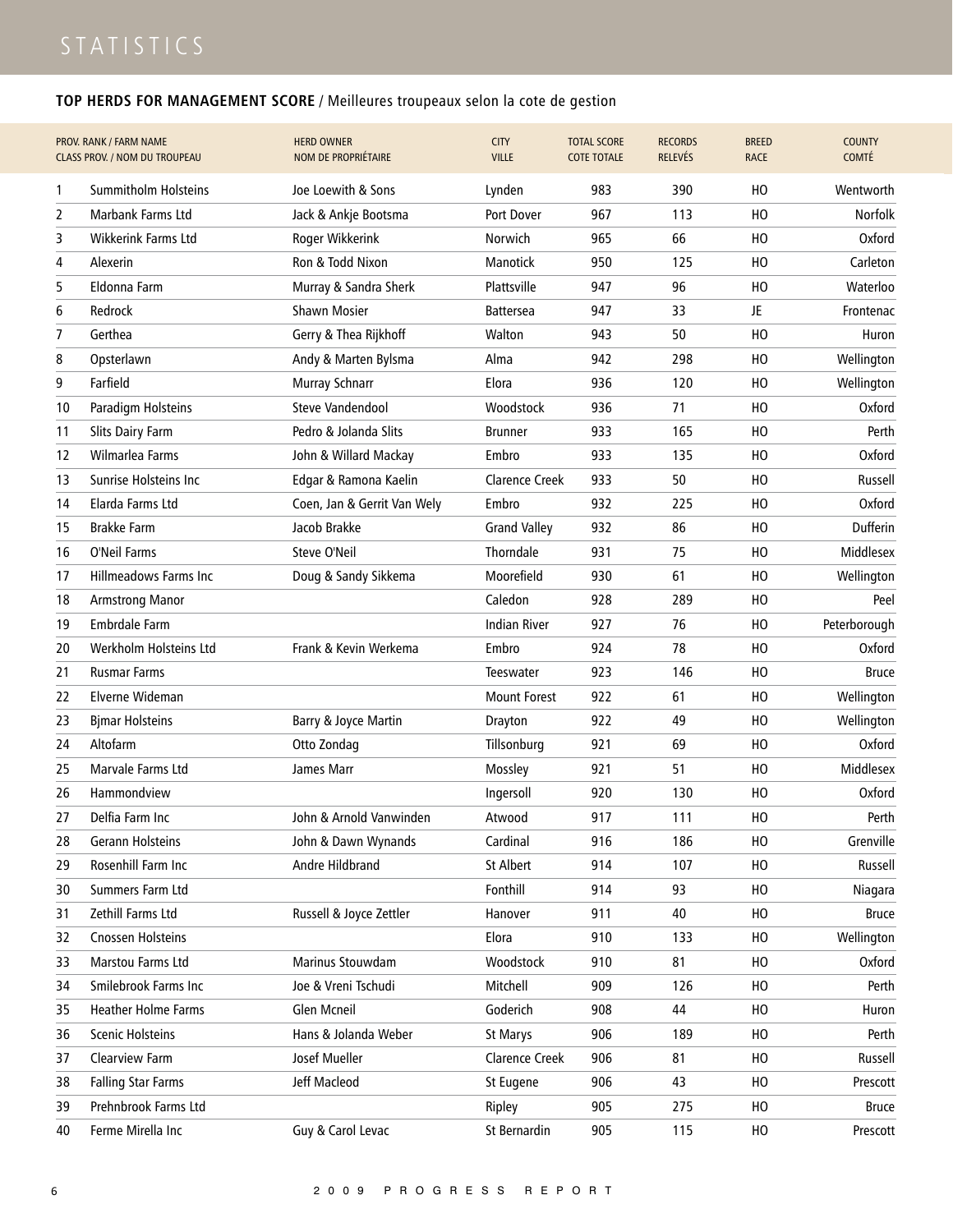# STATISTICS

## **TOP HERDS FOR MANAGEMENT SCORE** / Meilleures troupeaux selon la cote de gestion

| PROV. RANK / CLASS PROV. | FARM NAME / NOM DU TROUPEAU | HERD OWNER / NOM DE PROPRIÉTAIRE | CITY / VILLE | TOTAL SCORE / COTE TOTALE | RECORDS / RELEVÉS | BREED / RACE | COUNTY / COMTÉ |
|---|---|---|---|---|---|---|---|
| 1 | Summitholm Holsteins | Joe Loewith & Sons | Lynden | 983 | 390 | HO | Wentworth |
| 2 | Marbank Farms Ltd | Jack & Ankje Bootsma | Port Dover | 967 | 113 | HO | Norfolk |
| 3 | Wikkerink Farms Ltd | Roger Wikkerink | Norwich | 965 | 66 | HO | Oxford |
| 4 | Alexerin | Ron & Todd Nixon | Manotick | 950 | 125 | HO | Carleton |
| 5 | Eldonna Farm | Murray & Sandra Sherk | Plattsville | 947 | 96 | HO | Waterloo |
| 6 | Redrock | Shawn Mosier | Battersea | 947 | 33 | JE | Frontenac |
| 7 | Gerthea | Gerry & Thea Rijkhoff | Walton | 943 | 50 | HO | Huron |
| 8 | Opsterlawn | Andy & Marten Bylsma | Alma | 942 | 298 | HO | Wellington |
| 9 | Farfield | Murray Schnarr | Elora | 936 | 120 | HO | Wellington |
| 10 | Paradigm Holsteins | Steve Vandendool | Woodstock | 936 | 71 | HO | Oxford |
| 11 | Slits Dairy Farm | Pedro & Jolanda Slits | Brunner | 933 | 165 | HO | Perth |
| 12 | Wilmarlea Farms | John & Willard Mackay | Embro | 933 | 135 | HO | Oxford |
| 13 | Sunrise Holsteins Inc | Edgar & Ramona Kaelin | Clarence Creek | 933 | 50 | HO | Russell |
| 14 | Elarda Farms Ltd | Coen, Jan & Gerrit Van Wely | Embro | 932 | 225 | HO | Oxford |
| 15 | Brakke Farm | Jacob Brakke | Grand Valley | 932 | 86 | HO | Dufferin |
| 16 | O'Neil Farms | Steve O'Neil | Thorndale | 931 | 75 | HO | Middlesex |
| 17 | Hillmeadows Farms Inc | Doug & Sandy Sikkema | Moorefield | 930 | 61 | HO | Wellington |
| 18 | Armstrong Manor | | Caledon | 928 | 289 | HO | Peel |
| 19 | Embrdale Farm | | Indian River | 927 | 76 | HO | Peterborough |
| 20 | Werkholm Holsteins Ltd | Frank & Kevin Werkema | Embro | 924 | 78 | HO | Oxford |
| 21 | Rusmar Farms | | Teeswater | 923 | 146 | HO | Bruce |
| 22 | Elverne Wideman | | Mount Forest | 922 | 61 | HO | Wellington |
| 23 | Bjmar Holsteins | Barry & Joyce Martin | Drayton | 922 | 49 | HO | Wellington |
| 24 | Altofarm | Otto Zondag | Tillsonburg | 921 | 69 | HO | Oxford |
| 25 | Marvale Farms Ltd | James Marr | Mossley | 921 | 51 | HO | Middlesex |
| 26 | Hammondview | | Ingersoll | 920 | 130 | HO | Oxford |
| 27 | Delfia Farm Inc | John & Arnold Vanwinden | Atwood | 917 | 111 | HO | Perth |
| 28 | Gerann Holsteins | John & Dawn Wynands | Cardinal | 916 | 186 | HO | Grenville |
| 29 | Rosenhill Farm Inc | Andre Hildbrand | St Albert | 914 | 107 | HO | Russell |
| 30 | Summers Farm Ltd | | Fonthill | 914 | 93 | HO | Niagara |
| 31 | Zethill Farms Ltd | Russell & Joyce Zettler | Hanover | 911 | 40 | HO | Bruce |
| 32 | Cnossen Holsteins | | Elora | 910 | 133 | HO | Wellington |
| 33 | Marstou Farms Ltd | Marinus Stouwdam | Woodstock | 910 | 81 | HO | Oxford |
| 34 | Smilebrook Farms Inc | Joe & Vreni Tschudi | Mitchell | 909 | 126 | HO | Perth |
| 35 | Heather Holme Farms | Glen Mcneil | Goderich | 908 | 44 | HO | Huron |
| 36 | Scenic Holsteins | Hans & Jolanda Weber | St Marys | 906 | 189 | HO | Perth |
| 37 | Clearview Farm | Josef Mueller | Clarence Creek | 906 | 81 | HO | Russell |
| 38 | Falling Star Farms | Jeff Macleod | St Eugene | 906 | 43 | HO | Prescott |
| 39 | Prehnbrook Farms Ltd | | Ripley | 905 | 275 | HO | Bruce |
| 40 | Ferme Mirella Inc | Guy & Carol Levac | St Bernardin | 905 | 115 | HO | Prescott |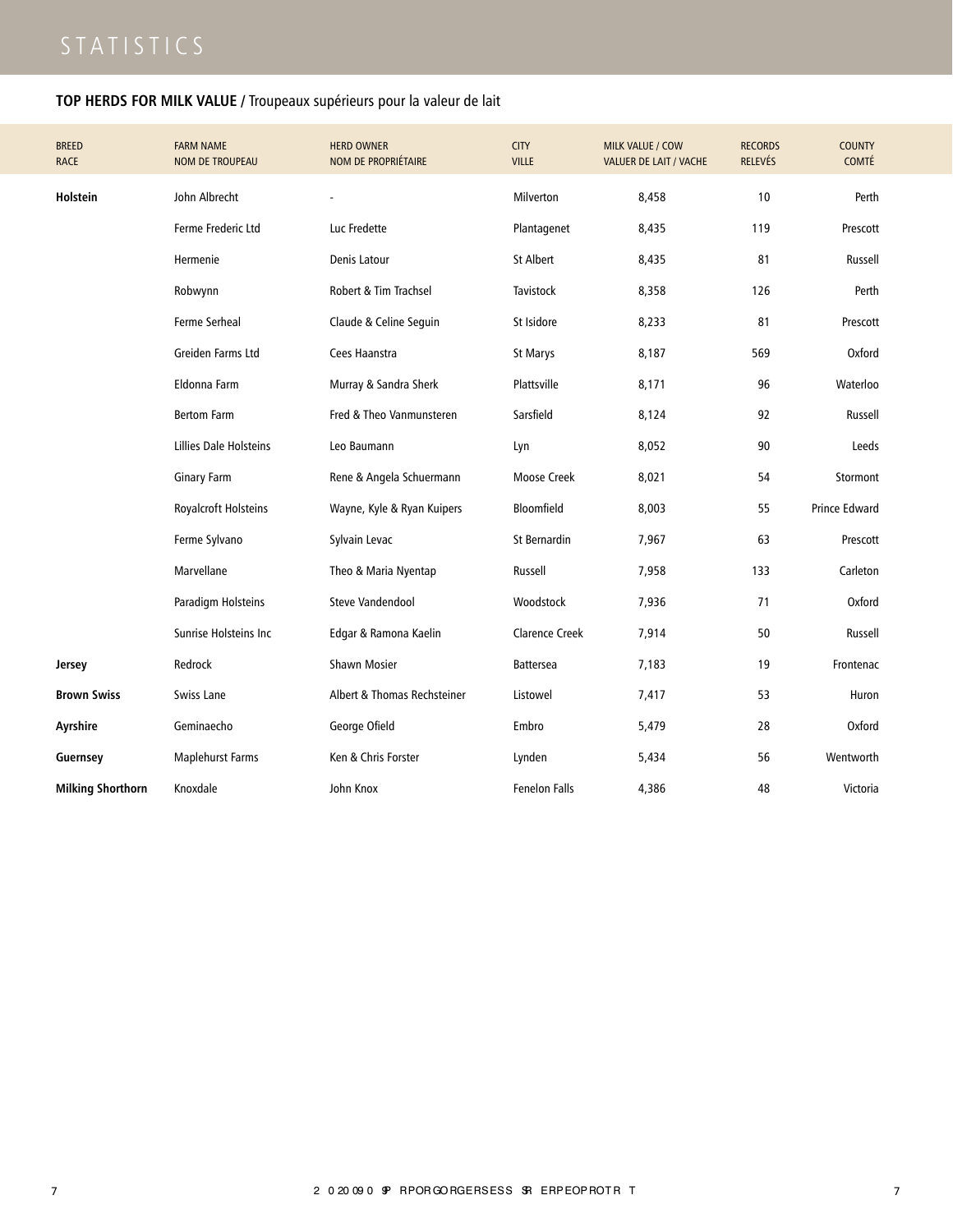# STATISTICS

## TOP HERDS FOR MILK VALUE / Troupeaux supérieurs pour la valeur de lait

| BREED<br>RACE | FARM NAME<br>NOM DE TROUPEAU | HERD OWNER<br>NOM DE PROPRIÉTAIRE | CITY<br>VILLE | MILK VALUE / COW<br>VALUER DE LAIT / VACHE | RECORDS<br>RELEVÉS | COUNTY<br>COMTÉ |
|---|---|---|---|---|---|---|
| **Holstein** | John Albrecht | - | Milverton | 8,458 | 10 | Perth |
| | Ferme Frederic Ltd | Luc Fredette | Plantagenet | 8,435 | 119 | Prescott |
| | Hermenie | Denis Latour | St Albert | 8,435 | 81 | Russell |
| | Robwynn | Robert & Tim Trachsel | Tavistock | 8,358 | 126 | Perth |
| | Ferme Serheal | Claude & Celine Seguin | St Isidore | 8,233 | 81 | Prescott |
| | Greiden Farms Ltd | Cees Haanstra | St Marys | 8,187 | 569 | Oxford |
| | Eldonna Farm | Murray & Sandra Sherk | Plattsville | 8,171 | 96 | Waterloo |
| | Bertom Farm | Fred & Theo Vanmunsteren | Sarsfield | 8,124 | 92 | Russell |
| | Lillies Dale Holsteins | Leo Baumann | Lyn | 8,052 | 90 | Leeds |
| | Ginary Farm | Rene & Angela Schuermann | Moose Creek | 8,021 | 54 | Stormont |
| | Royalcroft Holsteins | Wayne, Kyle & Ryan Kuipers | Bloomfield | 8,003 | 55 | Prince Edward |
| | Ferme Sylvano | Sylvain Levac | St Bernardin | 7,967 | 63 | Prescott |
| | Marvellane | Theo & Maria Nyentap | Russell | 7,958 | 133 | Carleton |
| | Paradigm Holsteins | Steve Vandendool | Woodstock | 7,936 | 71 | Oxford |
| | Sunrise Holsteins Inc | Edgar & Ramona Kaelin | Clarence Creek | 7,914 | 50 | Russell |
| **Jersey** | Redrock | Shawn Mosier | Battersea | 7,183 | 19 | Frontenac |
| **Brown Swiss** | Swiss Lane | Albert & Thomas Rechsteiner | Listowel | 7,417 | 53 | Huron |
| **Ayrshire** | Geminaecho | George Ofield | Embro | 5,479 | 28 | Oxford |
| **Guernsey** | Maplehurst Farms | Ken & Chris Forster | Lynden | 5,434 | 56 | Wentworth |
| **Milking Shorthorn** | Knoxdale | John Knox | Fenelon Falls | 4,386 | 48 | Victoria |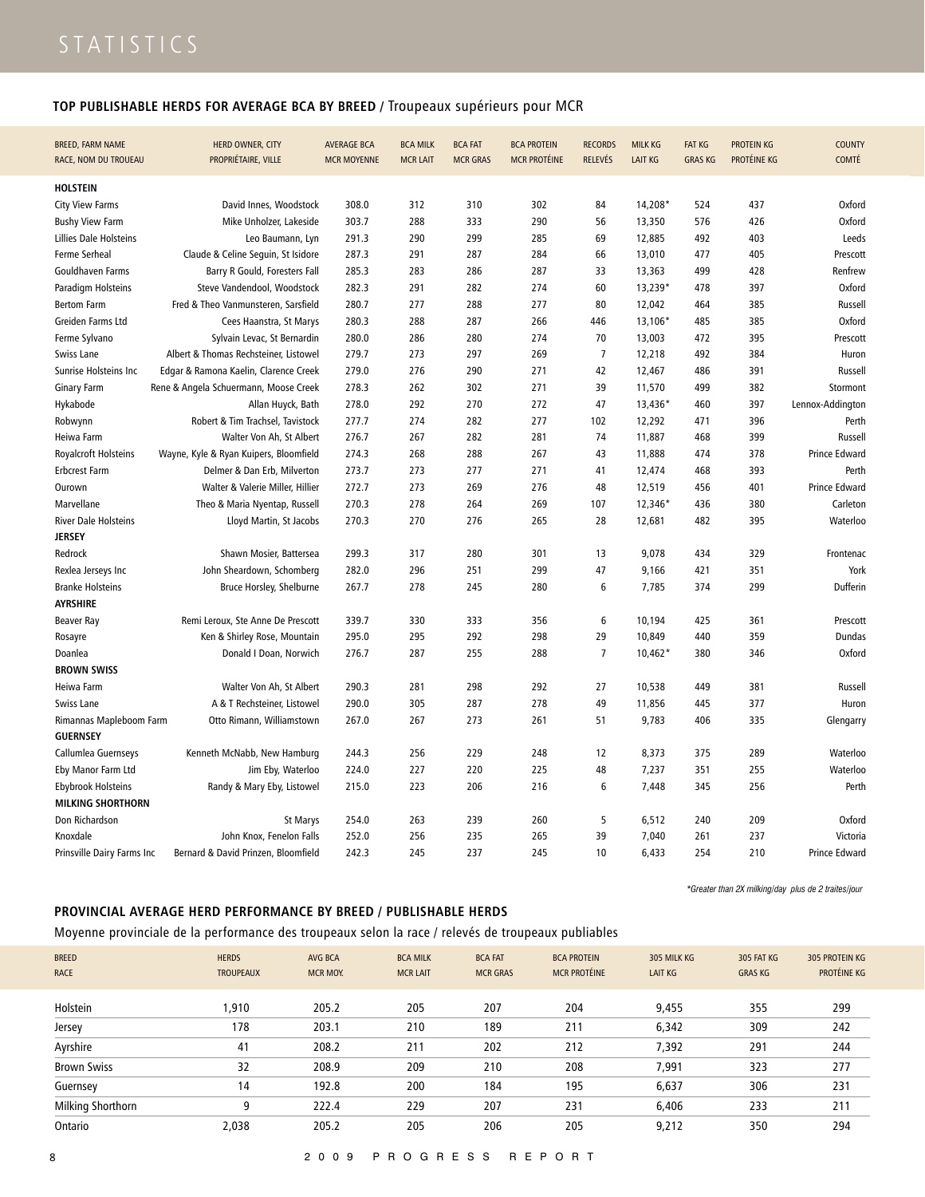# STATISTICS

## TOP PUBLISHABLE HERDS FOR AVERAGE BCA BY BREED / Troupeaux supérieurs pour MCR

| BREED, FARM NAME<br>RACE, NOM DU TROUEAU | HERD OWNER, CITY<br>PROPRIÉTAIRE, VILLE | AVERAGE BCA<br>MCR MOYENNE | BCA MILK<br>MCR LAIT | BCA FAT<br>MCR GRAS | BCA PROTEIN<br>MCR PROTÉINE | RECORDS<br>RELEVÉS | MILK KG<br>LAIT KG | FAT KG<br>GRAS KG | PROTEIN KG<br>PROTÉINE KG | COUNTY<br>COMTÉ |
|---|---|---|---|---|---|---|---|---|---|---|
| **HOLSTEIN** | | | | | | | | | | |
| City View Farms | David Innes, Woodstock | 308.0 | 312 | 310 | 302 | 84 | 14,208* | 524 | 437 | Oxford |
| Bushy View Farm | Mike Unholzer, Lakeside | 303.7 | 288 | 333 | 290 | 56 | 13,350 | 576 | 426 | Oxford |
| Lillies Dale Holsteins | Leo Baumann, Lyn | 291.3 | 290 | 299 | 285 | 69 | 12,885 | 492 | 403 | Leeds |
| Ferme Serheal | Claude & Celine Seguin, St Isidore | 287.3 | 291 | 287 | 284 | 66 | 13,010 | 477 | 405 | Prescott |
| Gouldhaven Farms | Barry R Gould, Foresters Fall | 285.3 | 283 | 286 | 287 | 33 | 13,363 | 499 | 428 | Renfrew |
| Paradigm Holsteins | Steve Vandendool, Woodstock | 282.3 | 291 | 282 | 274 | 60 | 13,239* | 478 | 397 | Oxford |
| Bertom Farm | Fred & Theo Vanmunsteren, Sarsfield | 280.7 | 277 | 288 | 277 | 80 | 12,042 | 464 | 385 | Russell |
| Greiden Farms Ltd | Cees Haanstra, St Marys | 280.3 | 288 | 287 | 266 | 446 | 13,106* | 485 | 385 | Oxford |
| Ferme Sylvano | Sylvain Levac, St Bernardin | 280.0 | 286 | 280 | 274 | 70 | 13,003 | 472 | 395 | Prescott |
| Swiss Lane | Albert & Thomas Rechsteiner, Listowel | 279.7 | 273 | 297 | 269 | 7 | 12,218 | 492 | 384 | Huron |
| Sunrise Holsteins Inc | Edgar & Ramona Kaelin, Clarence Creek | 279.0 | 276 | 290 | 271 | 42 | 12,467 | 486 | 391 | Russell |
| Ginary Farm | Rene & Angela Schuermann, Moose Creek | 278.3 | 262 | 302 | 271 | 39 | 11,570 | 499 | 382 | Stormont |
| Hykabode | Allan Huyck, Bath | 278.0 | 292 | 270 | 272 | 47 | 13,436* | 460 | 397 | Lennox-Addington |
| Robwynn | Robert & Tim Trachsel, Tavistock | 277.7 | 274 | 282 | 277 | 102 | 12,292 | 471 | 396 | Perth |
| Heiwa Farm | Walter Von Ah, St Albert | 276.7 | 267 | 282 | 281 | 74 | 11,887 | 468 | 399 | Russell |
| Royalcroft Holsteins | Wayne, Kyle & Ryan Kuipers, Bloomfield | 274.3 | 268 | 288 | 267 | 43 | 11,888 | 474 | 378 | Prince Edward |
| Erbcrest Farm | Delmer & Dan Erb, Milverton | 273.7 | 273 | 277 | 271 | 41 | 12,474 | 468 | 393 | Perth |
| Ourown | Walter & Valerie Miller, Hillier | 272.7 | 273 | 269 | 276 | 48 | 12,519 | 456 | 401 | Prince Edward |
| Marvellane | Theo & Maria Nyentap, Russell | 270.3 | 278 | 264 | 269 | 107 | 12,346* | 436 | 380 | Carleton |
| River Dale Holsteins | Lloyd Martin, St Jacobs | 270.3 | 270 | 276 | 265 | 28 | 12,681 | 482 | 395 | Waterloo |
| **JERSEY** | | | | | | | | | | |
| Redrock | Shawn Mosier, Battersea | 299.3 | 317 | 280 | 301 | 13 | 9,078 | 434 | 329 | Frontenac |
| Rexlea Jerseys Inc | John Sheardown, Schomberg | 282.0 | 296 | 251 | 299 | 47 | 9,166 | 421 | 351 | York |
| Branke Holsteins | Bruce Horsley, Shelburne | 267.7 | 278 | 245 | 280 | 6 | 7,785 | 374 | 299 | Dufferin |
| **AYRSHIRE** | | | | | | | | | | |
| Beaver Ray | Remi Leroux, Ste Anne De Prescott | 339.7 | 330 | 333 | 356 | 6 | 10,194 | 425 | 361 | Prescott |
| Rosayre | Ken & Shirley Rose, Mountain | 295.0 | 295 | 292 | 298 | 29 | 10,849 | 440 | 359 | Dundas |
| Doanlea | Donald I Doan, Norwich | 276.7 | 287 | 255 | 288 | 7 | 10,462* | 380 | 346 | Oxford |
| **BROWN SWISS** | | | | | | | | | | |
| Heiwa Farm | Walter Von Ah, St Albert | 290.3 | 281 | 298 | 292 | 27 | 10,538 | 449 | 381 | Russell |
| Swiss Lane | A & T Rechsteiner, Listowel | 290.0 | 305 | 287 | 278 | 49 | 11,856 | 445 | 377 | Huron |
| Rimannas Mapleboom Farm | Otto Rimann, Williamstown | 267.0 | 267 | 273 | 261 | 51 | 9,783 | 406 | 335 | Glengarry |
| **GUERNSEY** | | | | | | | | | | |
| Callumlea Guernseys | Kenneth McNabb, New Hamburg | 244.3 | 256 | 229 | 248 | 12 | 8,373 | 375 | 289 | Waterloo |
| Eby Manor Farm Ltd | Jim Eby, Waterloo | 224.0 | 227 | 220 | 225 | 48 | 7,237 | 351 | 255 | Waterloo |
| Ebybrook Holsteins | Randy & Mary Eby, Listowel | 215.0 | 223 | 206 | 216 | 6 | 7,448 | 345 | 256 | Perth |
| **MILKING SHORTHORN** | | | | | | | | | | |
| Don Richardson | St Marys | 254.0 | 263 | 239 | 260 | 5 | 6,512 | 240 | 209 | Oxford |
| Knoxdale | John Knox, Fenelon Falls | 252.0 | 256 | 235 | 265 | 39 | 7,040 | 261 | 237 | Victoria |
| Prinsville Dairy Farms Inc | Bernard & David Prinzen, Bloomfield | 242.3 | 245 | 237 | 245 | 10 | 6,433 | 254 | 210 | Prince Edward |

*\*Greater than 2X milking/day plus de 2 traites/jour*

## PROVINCIAL AVERAGE HERD PERFORMANCE BY BREED / PUBLISHABLE HERDS

Moyenne provinciale de la performance des troupeaux selon la race / relevés de troupeaux publiables

| BREED<br>RACE | HERDS<br>TROUPEAUX | AVG BCA<br>MCR MOY. | BCA MILK<br>MCR LAIT | BCA FAT<br>MCR GRAS | BCA PROTEIN<br>MCR PROTÉINE | 305 MILK KG<br>LAIT KG | 305 FAT KG<br>GRAS KG | 305 PROTEIN KG<br>PROTÉINE KG |
|---|---|---|---|---|---|---|---|---|
| Holstein | 1,910 | 205.2 | 205 | 207 | 204 | 9,455 | 355 | 299 |
| Jersey | 178 | 203.1 | 210 | 189 | 211 | 6,342 | 309 | 242 |
| Ayrshire | 41 | 208.2 | 211 | 202 | 212 | 7,392 | 291 | 244 |
| Brown Swiss | 32 | 208.9 | 209 | 210 | 208 | 7,991 | 323 | 277 |
| Guernsey | 14 | 192.8 | 200 | 184 | 195 | 6,637 | 306 | 231 |
| Milking Shorthorn | 9 | 222.4 | 229 | 207 | 231 | 6,406 | 233 | 211 |
| Ontario | 2,038 | 205.2 | 205 | 206 | 205 | 9,212 | 350 | 294 |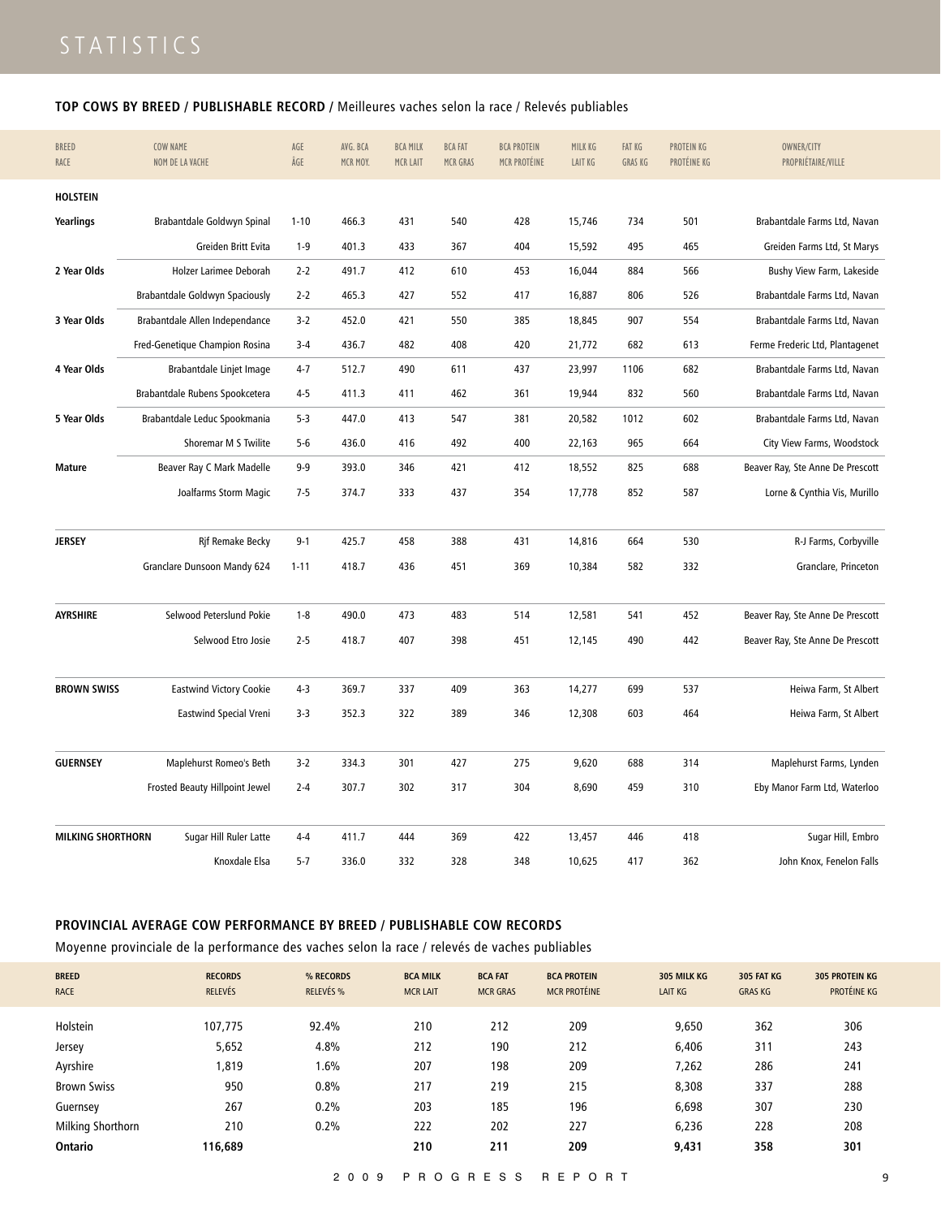# STATISTICS

## TOP COWS BY BREED / PUBLISHABLE RECORD / Meilleures vaches selon la race / Relevés publiables

| BREED<br>RACE | COW NAME<br>NOM DE LA VACHE | AGE<br>ÂGE | AVG. BCA<br>MCR MOY. | BCA MILK<br>MCR LAIT | BCA FAT<br>MCR GRAS | BCA PROTEIN<br>MCR PROTÉINE | MILK KG<br>LAIT KG | FAT KG<br>GRAS KG | PROTEIN KG<br>PROTÉINE KG | OWNER/CITY<br>PROPRIÉTAIRE/VILLE |
|---|---|---|---|---|---|---|---|---|---|---|
| **HOLSTEIN** | | | | | | | | | | |
| **Yearlings** | Brabantdale Goldwyn Spinal | 1-10 | 466.3 | 431 | 540 | 428 | 15,746 | 734 | 501 | Brabantdale Farms Ltd, Navan |
| | Greiden Britt Evita | 1-9 | 401.3 | 433 | 367 | 404 | 15,592 | 495 | 465 | Greiden Farms Ltd, St Marys |
| **2 Year Olds** | Holzer Larimee Deborah | 2-2 | 491.7 | 412 | 610 | 453 | 16,044 | 884 | 566 | Bushy View Farm, Lakeside |
| | Brabantdale Goldwyn Spaciously | 2-2 | 465.3 | 427 | 552 | 417 | 16,887 | 806 | 526 | Brabantdale Farms Ltd, Navan |
| **3 Year Olds** | Brabantdale Allen Independance | 3-2 | 452.0 | 421 | 550 | 385 | 18,845 | 907 | 554 | Brabantdale Farms Ltd, Navan |
| | Fred-Genetique Champion Rosina | 3-4 | 436.7 | 482 | 408 | 420 | 21,772 | 682 | 613 | Ferme Frederic Ltd, Plantagenet |
| **4 Year Olds** | Brabantdale Linjet Image | 4-7 | 512.7 | 490 | 611 | 437 | 23,997 | 1106 | 682 | Brabantdale Farms Ltd, Navan |
| | Brabantdale Rubens Spookcetera | 4-5 | 411.3 | 411 | 462 | 361 | 19,944 | 832 | 560 | Brabantdale Farms Ltd, Navan |
| **5 Year Olds** | Brabantdale Leduc Spookmania | 5-3 | 447.0 | 413 | 547 | 381 | 20,582 | 1012 | 602 | Brabantdale Farms Ltd, Navan |
| | Shoremar M S Twilite | 5-6 | 436.0 | 416 | 492 | 400 | 22,163 | 965 | 664 | City View Farms, Woodstock |
| **Mature** | Beaver Ray C Mark Madelle | 9-9 | 393.0 | 346 | 421 | 412 | 18,552 | 825 | 688 | Beaver Ray, Ste Anne De Prescott |
| | Joalfarms Storm Magic | 7-5 | 374.7 | 333 | 437 | 354 | 17,778 | 852 | 587 | Lorne & Cynthia Vis, Murillo |
| **JERSEY** | Rjf Remake Becky | 9-1 | 425.7 | 458 | 388 | 431 | 14,816 | 664 | 530 | R-J Farms, Corbyville |
| | Granclare Dunsoon Mandy 624 | 1-11 | 418.7 | 436 | 451 | 369 | 10,384 | 582 | 332 | Granclare, Princeton |
| **AYRSHIRE** | Selwood Peterslund Pokie | 1-8 | 490.0 | 473 | 483 | 514 | 12,581 | 541 | 452 | Beaver Ray, Ste Anne De Prescott |
| | Selwood Etro Josie | 2-5 | 418.7 | 407 | 398 | 451 | 12,145 | 490 | 442 | Beaver Ray, Ste Anne De Prescott |
| **BROWN SWISS** | Eastwind Victory Cookie | 4-3 | 369.7 | 337 | 409 | 363 | 14,277 | 699 | 537 | Heiwa Farm, St Albert |
| | Eastwind Special Vreni | 3-3 | 352.3 | 322 | 389 | 346 | 12,308 | 603 | 464 | Heiwa Farm, St Albert |
| **GUERNSEY** | Maplehurst Romeo's Beth | 3-2 | 334.3 | 301 | 427 | 275 | 9,620 | 688 | 314 | Maplehurst Farms, Lynden |
| | Frosted Beauty Hillpoint Jewel | 2-4 | 307.7 | 302 | 317 | 304 | 8,690 | 459 | 310 | Eby Manor Farm Ltd, Waterloo |
| **MILKING SHORTHORN** | Sugar Hill Ruler Latte | 4-4 | 411.7 | 444 | 369 | 422 | 13,457 | 446 | 418 | Sugar Hill, Embro |
| | Knoxdale Elsa | 5-7 | 336.0 | 332 | 328 | 348 | 10,625 | 417 | 362 | John Knox, Fenelon Falls |

## PROVINCIAL AVERAGE COW PERFORMANCE BY BREED / PUBLISHABLE COW RECORDS

Moyenne provinciale de la performance des vaches selon la race / relevés de vaches publiables

| BREED<br>RACE | RECORDS<br>RELEVÉS | % RECORDS<br>RELEVÉS % | BCA MILK<br>MCR LAIT | BCA FAT<br>MCR GRAS | BCA PROTEIN<br>MCR PROTÉINE | 305 MILK KG<br>LAIT KG | 305 FAT KG<br>GRAS KG | 305 PROTEIN KG<br>PROTÉINE KG |
|---|---|---|---|---|---|---|---|---|
| Holstein | 107,775 | 92.4% | 210 | 212 | 209 | 9,650 | 362 | 306 |
| Jersey | 5,652 | 4.8% | 212 | 190 | 212 | 6,406 | 311 | 243 |
| Ayrshire | 1,819 | 1.6% | 207 | 198 | 209 | 7,262 | 286 | 241 |
| Brown Swiss | 950 | 0.8% | 217 | 219 | 215 | 8,308 | 337 | 288 |
| Guernsey | 267 | 0.2% | 203 | 185 | 196 | 6,698 | 307 | 230 |
| Milking Shorthorn | 210 | 0.2% | 222 | 202 | 227 | 6,236 | 228 | 208 |
| **Ontario** | **116,689** | | **210** | **211** | **209** | **9,431** | **358** | **301** |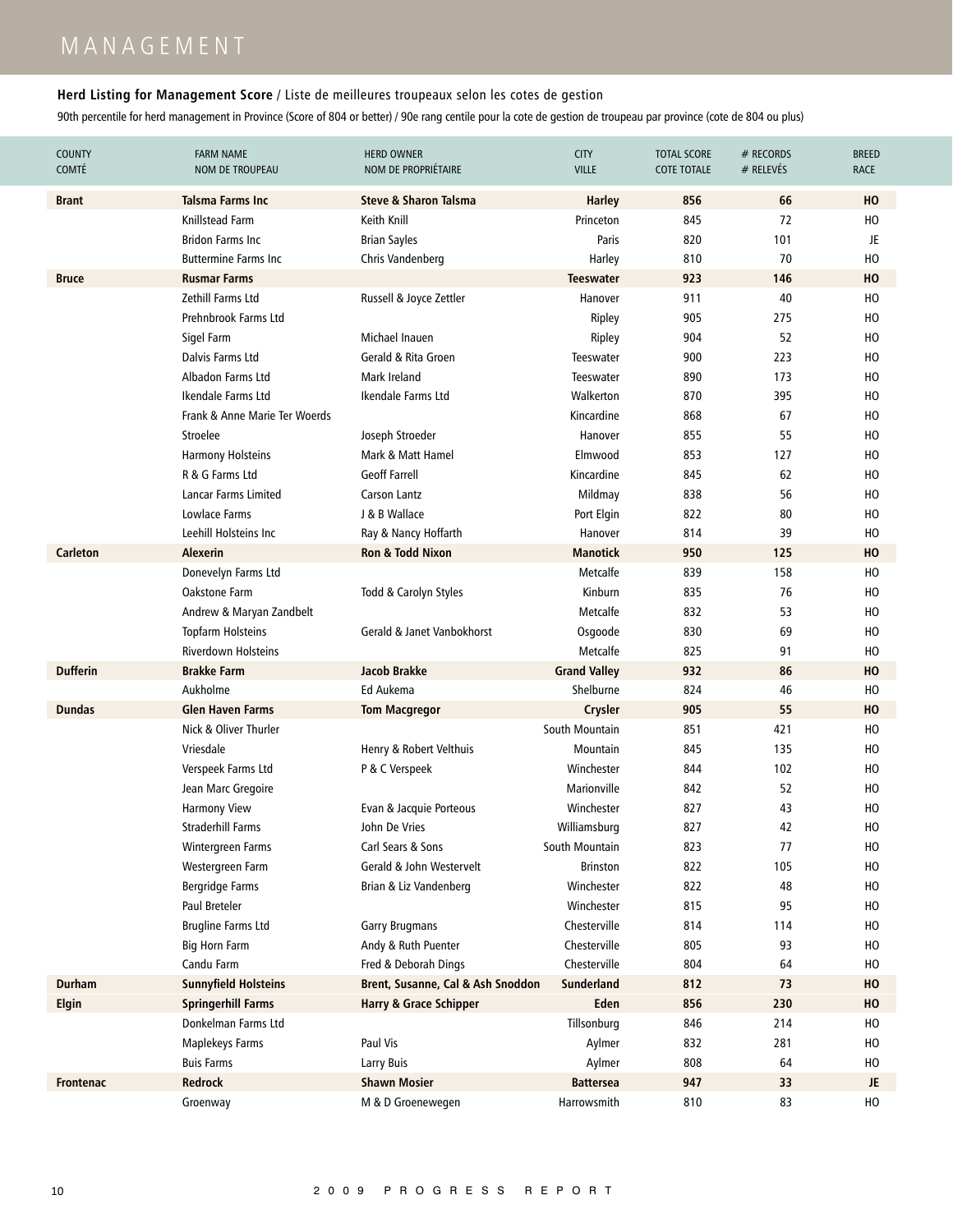# MANAGEMENT

**Herd Listing for Management Score** / Liste de meilleures troupeaux selon les cotes de gestion

90th percentile for herd management in Province (Score of 804 or better) / 90e rang centile pour la cote de gestion de troupeau par province (cote de 804 ou plus)

| COUNTY COMTÉ | FARM NAME NOM DE TROUPEAU | HERD OWNER NOM DE PROPRIÉTAIRE | CITY VILLE | TOTAL SCORE COTE TOTALE | # RECORDS # RELEVÉS | BREED RACE |
|---|---|---|---|---|---|---|
| **Brant** | **Talsma Farms Inc** | **Steve & Sharon Talsma** | **Harley** | **856** | **66** | **HO** |
| | Knillstead Farm | Keith Knill | Princeton | 845 | 72 | HO |
| | Bridon Farms Inc | Brian Sayles | Paris | 820 | 101 | JE |
| | Buttermine Farms Inc | Chris Vandenberg | Harley | 810 | 70 | HO |
| **Bruce** | **Rusmar Farms** | | **Teeswater** | **923** | **146** | **HO** |
| | Zethill Farms Ltd | Russell & Joyce Zettler | Hanover | 911 | 40 | HO |
| | Prehnbrook Farms Ltd | | Ripley | 905 | 275 | HO |
| | Sigel Farm | Michael Inauen | Ripley | 904 | 52 | HO |
| | Dalvis Farms Ltd | Gerald & Rita Groen | Teeswater | 900 | 223 | HO |
| | Albadon Farms Ltd | Mark Ireland | Teeswater | 890 | 173 | HO |
| | Ikendale Farms Ltd | Ikendale Farms Ltd | Walkerton | 870 | 395 | HO |
| | Frank & Anne Marie Ter Woerds | | Kincardine | 868 | 67 | HO |
| | Stroelee | Joseph Stroeder | Hanover | 855 | 55 | HO |
| | Harmony Holsteins | Mark & Matt Hamel | Elmwood | 853 | 127 | HO |
| | R & G Farms Ltd | Geoff Farrell | Kincardine | 845 | 62 | HO |
| | Lancar Farms Limited | Carson Lantz | Mildmay | 838 | 56 | HO |
| | Lowlace Farms | J & B Wallace | Port Elgin | 822 | 80 | HO |
| | Leehill Holsteins Inc | Ray & Nancy Hoffarth | Hanover | 814 | 39 | HO |
| **Carleton** | **Alexerin** | **Ron & Todd Nixon** | **Manotick** | **950** | **125** | **HO** |
| | Donevelyn Farms Ltd | | Metcalfe | 839 | 158 | HO |
| | Oakstone Farm | Todd & Carolyn Styles | Kinburn | 835 | 76 | HO |
| | Andrew & Maryan Zandbelt | | Metcalfe | 832 | 53 | HO |
| | Topfarm Holsteins | Gerald & Janet Vanbokhorst | Osgoode | 830 | 69 | HO |
| | Riverdown Holsteins | | Metcalfe | 825 | 91 | HO |
| **Dufferin** | **Brakke Farm** | **Jacob Brakke** | **Grand Valley** | **932** | **86** | **HO** |
| | Aukholme | Ed Aukema | Shelburne | 824 | 46 | HO |
| **Dundas** | **Glen Haven Farms** | **Tom Macgregor** | **Crysler** | **905** | **55** | **HO** |
| | Nick & Oliver Thurler | | South Mountain | 851 | 421 | HO |
| | Vriesdale | Henry & Robert Velthuis | Mountain | 845 | 135 | HO |
| | Verspeek Farms Ltd | P & C Verspeek | Winchester | 844 | 102 | HO |
| | Jean Marc Gregoire | | Marionville | 842 | 52 | HO |
| | Harmony View | Evan & Jacquie Porteous | Winchester | 827 | 43 | HO |
| | Straderhill Farms | John De Vries | Williamsburg | 827 | 42 | HO |
| | Wintergreen Farms | Carl Sears & Sons | South Mountain | 823 | 77 | HO |
| | Westergreen Farm | Gerald & John Westervelt | Brinston | 822 | 105 | HO |
| | Bergridge Farms | Brian & Liz Vandenberg | Winchester | 822 | 48 | HO |
| | Paul Breteler | | Winchester | 815 | 95 | HO |
| | Brugline Farms Ltd | Garry Brugmans | Chesterville | 814 | 114 | HO |
| | Big Horn Farm | Andy & Ruth Puenter | Chesterville | 805 | 93 | HO |
| | Candu Farm | Fred & Deborah Dings | Chesterville | 804 | 64 | HO |
| **Durham** | **Sunnyfield Holsteins** | **Brent, Susanne, Cal & Ash Snoddon** | **Sunderland** | **812** | **73** | **HO** |
| **Elgin** | **Springerhill Farms** | **Harry & Grace Schipper** | **Eden** | **856** | **230** | **HO** |
| | Donkelman Farms Ltd | | Tillsonburg | 846 | 214 | HO |
| | Maplekeys Farms | Paul Vis | Aylmer | 832 | 281 | HO |
| | Buis Farms | Larry Buis | Aylmer | 808 | 64 | HO |
| **Frontenac** | **Redrock** | **Shawn Mosier** | **Battersea** | **947** | **33** | **JE** |
| | Groenway | M & D Groenewegen | Harrowsmith | 810 | 83 | HO |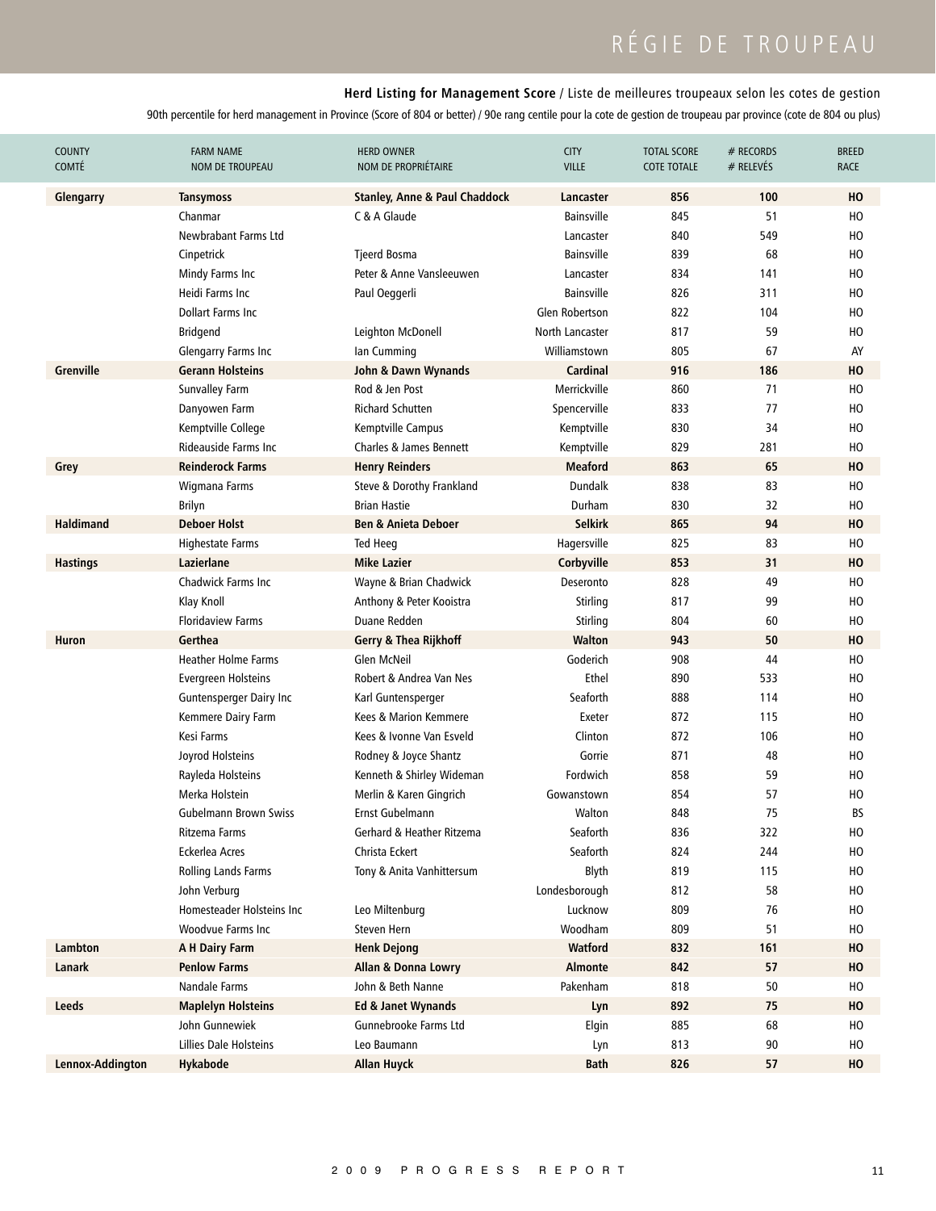## Herd Listing for Management Score / Liste de meilleures troupeaux selon les cotes de gestion

90th percentile for herd management in Province (Score of 804 or better) / 90e rang centile pour la cote de gestion de troupeau par province (cote de 804 ou plus)

| COUNTY<br>COMTÉ | FARM NAME<br>NOM DE TROUPEAU | HERD OWNER<br>NOM DE PROPRIÉTAIRE | CITY<br>VILLE | TOTAL SCORE<br>COTE TOTALE | # RECORDS<br># RELEVÉS | BREED<br>RACE |
|---|---|---|---|---|---|---|
| **Glengarry** | **Tansymoss** | **Stanley, Anne & Paul Chaddock** | **Lancaster** | **856** | **100** | **HO** |
| | Chanmar | C & A Glaude | Bainsville | 845 | 51 | HO |
| | Newbrabant Farms Ltd | | Lancaster | 840 | 549 | HO |
| | Cinpetrick | Tjeerd Bosma | Bainsville | 839 | 68 | HO |
| | Mindy Farms Inc | Peter & Anne Vansleeuwen | Lancaster | 834 | 141 | HO |
| | Heidi Farms Inc | Paul Oeggerli | Bainsville | 826 | 311 | HO |
| | Dollart Farms Inc | | Glen Robertson | 822 | 104 | HO |
| | Bridgend | Leighton McDonell | North Lancaster | 817 | 59 | HO |
| | Glengarry Farms Inc | Ian Cumming | Williamstown | 805 | 67 | AY |
| **Grenville** | **Gerann Holsteins** | **John & Dawn Wynands** | **Cardinal** | **916** | **186** | **HO** |
| | Sunvalley Farm | Rod & Jen Post | Merrickville | 860 | 71 | HO |
| | Danyowen Farm | Richard Schutten | Spencerville | 833 | 77 | HO |
| | Kemptville College | Kemptville Campus | Kemptville | 830 | 34 | HO |
| | Rideauside Farms Inc | Charles & James Bennett | Kemptville | 829 | 281 | HO |
| **Grey** | **Reinderock Farms** | **Henry Reinders** | **Meaford** | **863** | **65** | **HO** |
| | Wigmana Farms | Steve & Dorothy Frankland | Dundalk | 838 | 83 | HO |
| | Brilyn | Brian Hastie | Durham | 830 | 32 | HO |
| **Haldimand** | **Deboer Holst** | **Ben & Anieta Deboer** | **Selkirk** | **865** | **94** | **HO** |
| | Highestate Farms | Ted Heeg | Hagersville | 825 | 83 | HO |
| **Hastings** | **Lazierlane** | **Mike Lazier** | **Corbyville** | **853** | **31** | **HO** |
| | Chadwick Farms Inc | Wayne & Brian Chadwick | Deseronto | 828 | 49 | HO |
| | Klay Knoll | Anthony & Peter Kooistra | Stirling | 817 | 99 | HO |
| | Floridaview Farms | Duane Redden | Stirling | 804 | 60 | HO |
| **Huron** | **Gerthea** | **Gerry & Thea Rijkhoff** | **Walton** | **943** | **50** | **HO** |
| | Heather Holme Farms | Glen McNeil | Goderich | 908 | 44 | HO |
| | Evergreen Holsteins | Robert & Andrea Van Nes | Ethel | 890 | 533 | HO |
| | Guntensperger Dairy Inc | Karl Guntensperger | Seaforth | 888 | 114 | HO |
| | Kemmere Dairy Farm | Kees & Marion Kemmere | Exeter | 872 | 115 | HO |
| | Kesi Farms | Kees & Ivonne Van Esveld | Clinton | 872 | 106 | HO |
| | Joyrod Holsteins | Rodney & Joyce Shantz | Gorrie | 871 | 48 | HO |
| | Rayleda Holsteins | Kenneth & Shirley Wideman | Fordwich | 858 | 59 | HO |
| | Merka Holstein | Merlin & Karen Gingrich | Gowanstown | 854 | 57 | HO |
| | Gubelmann Brown Swiss | Ernst Gubelmann | Walton | 848 | 75 | BS |
| | Ritzema Farms | Gerhard & Heather Ritzema | Seaforth | 836 | 322 | HO |
| | Eckerlea Acres | Christa Eckert | Seaforth | 824 | 244 | HO |
| | Rolling Lands Farms | Tony & Anita Vanhittersum | Blyth | 819 | 115 | HO |
| | John Verburg | | Londesborough | 812 | 58 | HO |
| | Homesteader Holsteins Inc | Leo Miltenburg | Lucknow | 809 | 76 | HO |
| | Woodvue Farms Inc | Steven Hern | Woodham | 809 | 51 | HO |
| **Lambton** | **A H Dairy Farm** | **Henk Dejong** | **Watford** | **832** | **161** | **HO** |
| **Lanark** | **Penlow Farms** | **Allan & Donna Lowry** | **Almonte** | **842** | **57** | **HO** |
| | Nandale Farms | John & Beth Nanne | Pakenham | 818 | 50 | HO |
| **Leeds** | **Maplelyn Holsteins** | **Ed & Janet Wynands** | **Lyn** | **892** | **75** | **HO** |
| | John Gunnewiek | Gunnebrooke Farms Ltd | Elgin | 885 | 68 | HO |
| | Lillies Dale Holsteins | Leo Baumann | Lyn | 813 | 90 | HO |
| **Lennox-Addington** | **Hykabode** | **Allan Huyck** | **Bath** | **826** | **57** | **HO** |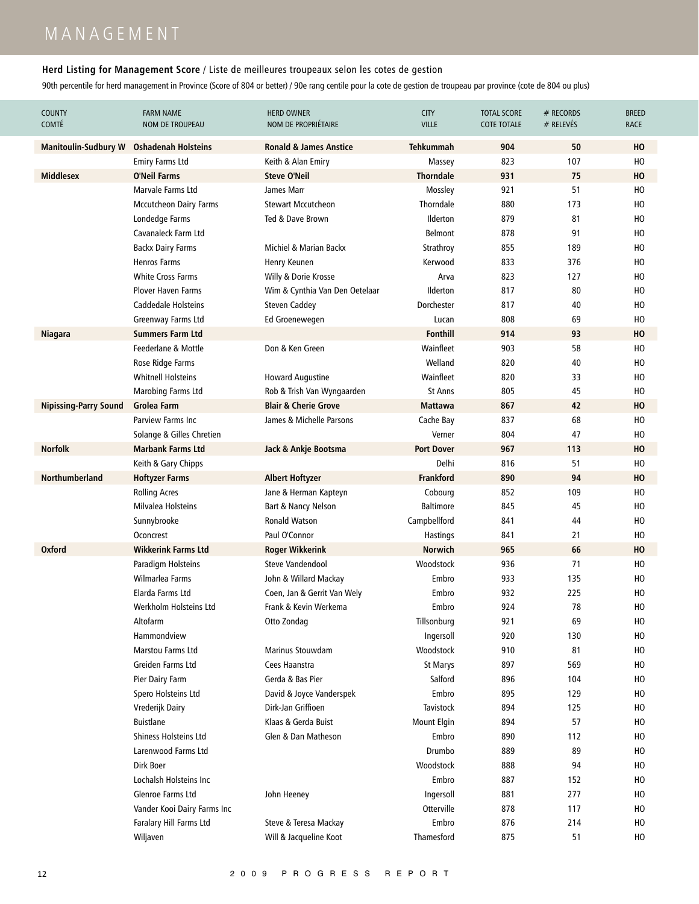# MANAGEMENT

**Herd Listing for Management Score** / Liste de meilleures troupeaux selon les cotes de gestion

90th percentile for herd management in Province (Score of 804 or better) / 90e rang centile pour la cote de gestion de troupeau par province (cote de 804 ou plus)

| COUNTY<br>COMTÉ | FARM NAME<br>NOM DE TROUPEAU | HERD OWNER<br>NOM DE PROPRIÉTAIRE | CITY<br>VILLE | TOTAL SCORE<br>COTE TOTALE | # RECORDS<br># RELEVÉS | BREED<br>RACE |
|---|---|---|---|---|---|---|
| **Manitoulin-Sudbury W** | **Oshadenah Holsteins** | **Ronald & James Anstice** | **Tehkummah** | **904** | **50** | **HO** |
| | Emiry Farms Ltd | Keith & Alan Emiry | Massey | 823 | 107 | HO |
| **Middlesex** | **O'Neil Farms** | **Steve O'Neil** | **Thorndale** | **931** | **75** | **HO** |
| | Marvale Farms Ltd | James Marr | Mossley | 921 | 51 | HO |
| | Mccutcheon Dairy Farms | Stewart Mccutcheon | Thorndale | 880 | 173 | HO |
| | Londedge Farms | Ted & Dave Brown | Ilderton | 879 | 81 | HO |
| | Cavanaleck Farm Ltd | | Belmont | 878 | 91 | HO |
| | Backx Dairy Farms | Michiel & Marian Backx | Strathroy | 855 | 189 | HO |
| | Henros Farms | Henry Keunen | Kerwood | 833 | 376 | HO |
| | White Cross Farms | Willy & Dorie Krosse | Arva | 823 | 127 | HO |
| | Plover Haven Farms | Wim & Cynthia Van Den Oetelaar | Ilderton | 817 | 80 | HO |
| | Caddedale Holsteins | Steven Caddey | Dorchester | 817 | 40 | HO |
| | Greenway Farms Ltd | Ed Groenewegen | Lucan | 808 | 69 | HO |
| **Niagara** | **Summers Farm Ltd** | | **Fonthill** | **914** | **93** | **HO** |
| | Feederlane & Mottle | Don & Ken Green | Wainfleet | 903 | 58 | HO |
| | Rose Ridge Farms | | Welland | 820 | 40 | HO |
| | Whitnell Holsteins | Howard Augustine | Wainfleet | 820 | 33 | HO |
| | Marobing Farms Ltd | Rob & Trish Van Wyngaarden | St Anns | 805 | 45 | HO |
| **Nipissing-Parry Sound** | **Grolea Farm** | **Blair & Cherie Grove** | **Mattawa** | **867** | **42** | **HO** |
| | Parview Farms Inc | James & Michelle Parsons | Cache Bay | 837 | 68 | HO |
| | Solange & Gilles Chretien | | Verner | 804 | 47 | HO |
| **Norfolk** | **Marbank Farms Ltd** | **Jack & Ankje Bootsma** | **Port Dover** | **967** | **113** | **HO** |
| | Keith & Gary Chipps | | Delhi | 816 | 51 | HO |
| **Northumberland** | **Hoftyzer Farms** | **Albert Hoftyzer** | **Frankford** | **890** | **94** | **HO** |
| | Rolling Acres | Jane & Herman Kapteyn | Cobourg | 852 | 109 | HO |
| | Milvalea Holsteins | Bart & Nancy Nelson | Baltimore | 845 | 45 | HO |
| | Sunnybrooke | Ronald Watson | Campbellford | 841 | 44 | HO |
| | Oconcrest | Paul O'Connor | Hastings | 841 | 21 | HO |
| **Oxford** | **Wikkerink Farms Ltd** | **Roger Wikkerink** | **Norwich** | **965** | **66** | **HO** |
| | Paradigm Holsteins | Steve Vandendool | Woodstock | 936 | 71 | HO |
| | Wilmarlea Farms | John & Willard Mackay | Embro | 933 | 135 | HO |
| | Elarda Farms Ltd | Coen, Jan & Gerrit Van Wely | Embro | 932 | 225 | HO |
| | Werkholm Holsteins Ltd | Frank & Kevin Werkema | Embro | 924 | 78 | HO |
| | Altofarm | Otto Zondag | Tillsonburg | 921 | 69 | HO |
| | Hammondview | | Ingersoll | 920 | 130 | HO |
| | Marstou Farms Ltd | Marinus Stouwdam | Woodstock | 910 | 81 | HO |
| | Greiden Farms Ltd | Cees Haanstra | St Marys | 897 | 569 | HO |
| | Pier Dairy Farm | Gerda & Bas Pier | Salford | 896 | 104 | HO |
| | Spero Holsteins Ltd | David & Joyce Vanderspek | Embro | 895 | 129 | HO |
| | Vrederijk Dairy | Dirk-Jan Griffioen | Tavistock | 894 | 125 | HO |
| | Buistlane | Klaas & Gerda Buist | Mount Elgin | 894 | 57 | HO |
| | Shiness Holsteins Ltd | Glen & Dan Matheson | Embro | 890 | 112 | HO |
| | Larenwood Farms Ltd | | Drumbo | 889 | 89 | HO |
| | Dirk Boer | | Woodstock | 888 | 94 | HO |
| | Lochalsh Holsteins Inc | | Embro | 887 | 152 | HO |
| | Glenroe Farms Ltd | John Heeney | Ingersoll | 881 | 277 | HO |
| | Vander Kooi Dairy Farms Inc | | Otterville | 878 | 117 | HO |
| | Faralary Hill Farms Ltd | Steve & Teresa Mackay | Embro | 876 | 214 | HO |
| | Wiljaven | Will & Jacqueline Koot | Thamesford | 875 | 51 | HO |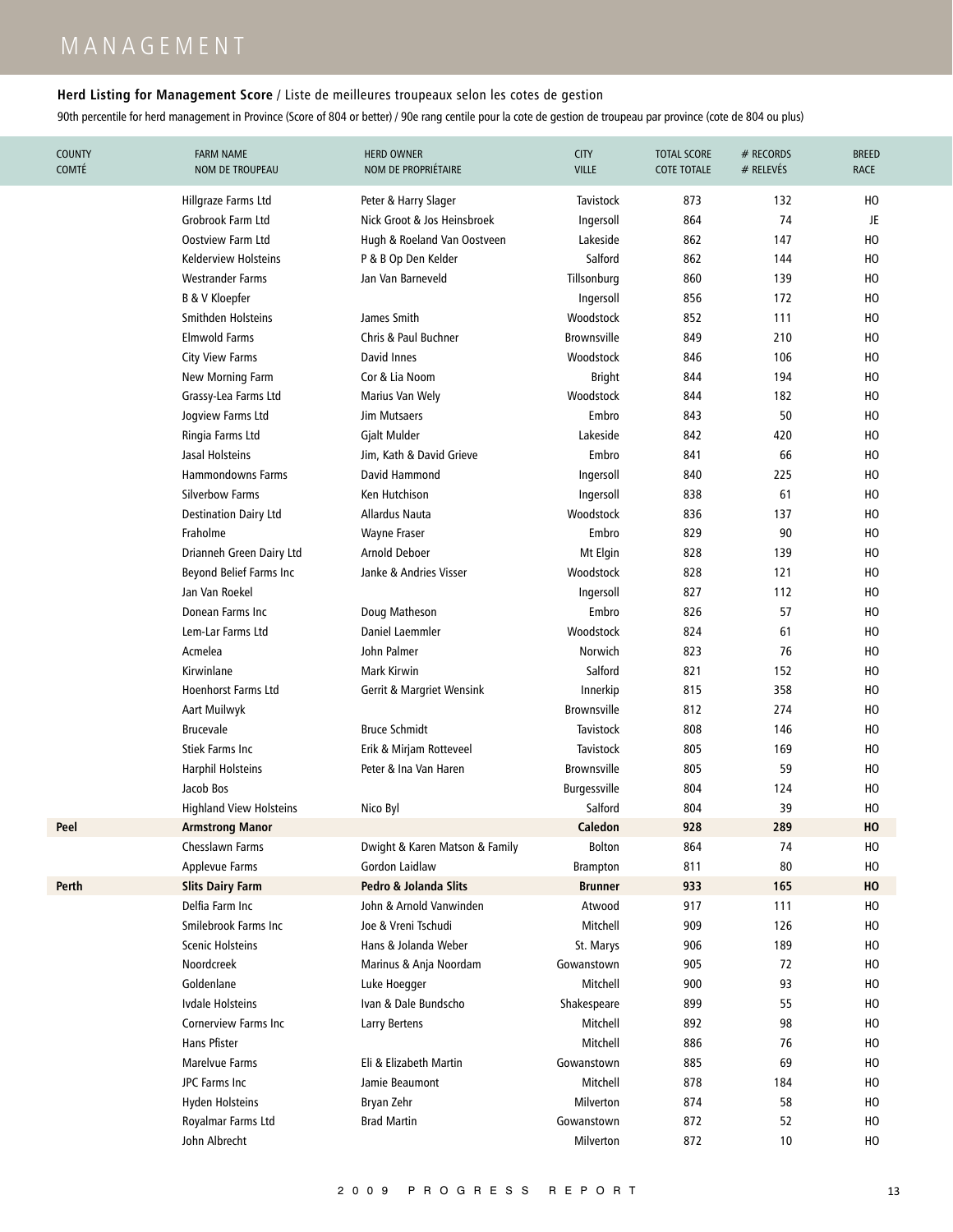# MANAGEMENT

**Herd Listing for Management Score** / Liste de meilleures troupeaux selon les cotes de gestion

90th percentile for herd management in Province (Score of 804 or better) / 90e rang centile pour la cote de gestion de troupeau par province (cote de 804 ou plus)

| COUNTY<br>COMTÉ | FARM NAME<br>NOM DE TROUPEAU | HERD OWNER<br>NOM DE PROPRIÉTAIRE | CITY<br>VILLE | TOTAL SCORE<br>COTE TOTALE | # RECORDS<br># RELEVÉS | BREED<br>RACE |
|---|---|---|---|---|---|---|
| | Hillgraze Farms Ltd | Peter & Harry Slager | Tavistock | 873 | 132 | HO |
| | Grobrook Farm Ltd | Nick Groot & Jos Heinsbroek | Ingersoll | 864 | 74 | JE |
| | Oostview Farm Ltd | Hugh & Roeland Van Oostveen | Lakeside | 862 | 147 | HO |
| | Kelderview Holsteins | P & B Op Den Kelder | Salford | 862 | 144 | HO |
| | Westrander Farms | Jan Van Barneveld | Tillsonburg | 860 | 139 | HO |
| | B & V Kloepfer | | Ingersoll | 856 | 172 | HO |
| | Smithden Holsteins | James Smith | Woodstock | 852 | 111 | HO |
| | Elmwold Farms | Chris & Paul Buchner | Brownsville | 849 | 210 | HO |
| | City View Farms | David Innes | Woodstock | 846 | 106 | HO |
| | New Morning Farm | Cor & Lia Noom | Bright | 844 | 194 | HO |
| | Grassy-Lea Farms Ltd | Marius Van Wely | Woodstock | 844 | 182 | HO |
| | Jogview Farms Ltd | Jim Mutsaers | Embro | 843 | 50 | HO |
| | Ringia Farms Ltd | Gjalt Mulder | Lakeside | 842 | 420 | HO |
| | Jasal Holsteins | Jim, Kath & David Grieve | Embro | 841 | 66 | HO |
| | Hammondowns Farms | David Hammond | Ingersoll | 840 | 225 | HO |
| | Silverbow Farms | Ken Hutchison | Ingersoll | 838 | 61 | HO |
| | Destination Dairy Ltd | Allardus Nauta | Woodstock | 836 | 137 | HO |
| | Fraholme | Wayne Fraser | Embro | 829 | 90 | HO |
| | Drianneh Green Dairy Ltd | Arnold Deboer | Mt Elgin | 828 | 139 | HO |
| | Beyond Belief Farms Inc | Janke & Andries Visser | Woodstock | 828 | 121 | HO |
| | Jan Van Roekel | | Ingersoll | 827 | 112 | HO |
| | Donean Farms Inc | Doug Matheson | Embro | 826 | 57 | HO |
| | Lem-Lar Farms Ltd | Daniel Laemmler | Woodstock | 824 | 61 | HO |
| | Acmelea | John Palmer | Norwich | 823 | 76 | HO |
| | Kirwinlane | Mark Kirwin | Salford | 821 | 152 | HO |
| | Hoenhorst Farms Ltd | Gerrit & Margriet Wensink | Innerkip | 815 | 358 | HO |
| | Aart Muilwyk | | Brownsville | 812 | 274 | HO |
| | Brucevale | Bruce Schmidt | Tavistock | 808 | 146 | HO |
| | Stiek Farms Inc | Erik & Mirjam Rotteveel | Tavistock | 805 | 169 | HO |
| | Harphil Holsteins | Peter & Ina Van Haren | Brownsville | 805 | 59 | HO |
| | Jacob Bos | | Burgessville | 804 | 124 | HO |
| | Highland View Holsteins | Nico Byl | Salford | 804 | 39 | HO |
| **Peel** | **Armstrong Manor** | | **Caledon** | **928** | **289** | **HO** |
| | Chesslawn Farms | Dwight & Karen Matson & Family | Bolton | 864 | 74 | HO |
| | Applevue Farms | Gordon Laidlaw | Brampton | 811 | 80 | HO |
| **Perth** | **Slits Dairy Farm** | **Pedro & Jolanda Slits** | **Brunner** | **933** | **165** | **HO** |
| | Delfia Farm Inc | John & Arnold Vanwinden | Atwood | 917 | 111 | HO |
| | Smilebrook Farms Inc | Joe & Vreni Tschudi | Mitchell | 909 | 126 | HO |
| | Scenic Holsteins | Hans & Jolanda Weber | St. Marys | 906 | 189 | HO |
| | Noordcreek | Marinus & Anja Noordam | Gowanstown | 905 | 72 | HO |
| | Goldenlane | Luke Hoegger | Mitchell | 900 | 93 | HO |
| | Ivdale Holsteins | Ivan & Dale Bundscho | Shakespeare | 899 | 55 | HO |
| | Cornerview Farms Inc | Larry Bertens | Mitchell | 892 | 98 | HO |
| | Hans Pfister | | Mitchell | 886 | 76 | HO |
| | Marelvue Farms | Eli & Elizabeth Martin | Gowanstown | 885 | 69 | HO |
| | JPC Farms Inc | Jamie Beaumont | Mitchell | 878 | 184 | HO |
| | Hyden Holsteins | Bryan Zehr | Milverton | 874 | 58 | HO |
| | Royalmar Farms Ltd | Brad Martin | Gowanstown | 872 | 52 | HO |
| | John Albrecht | | Milverton | 872 | 10 | HO |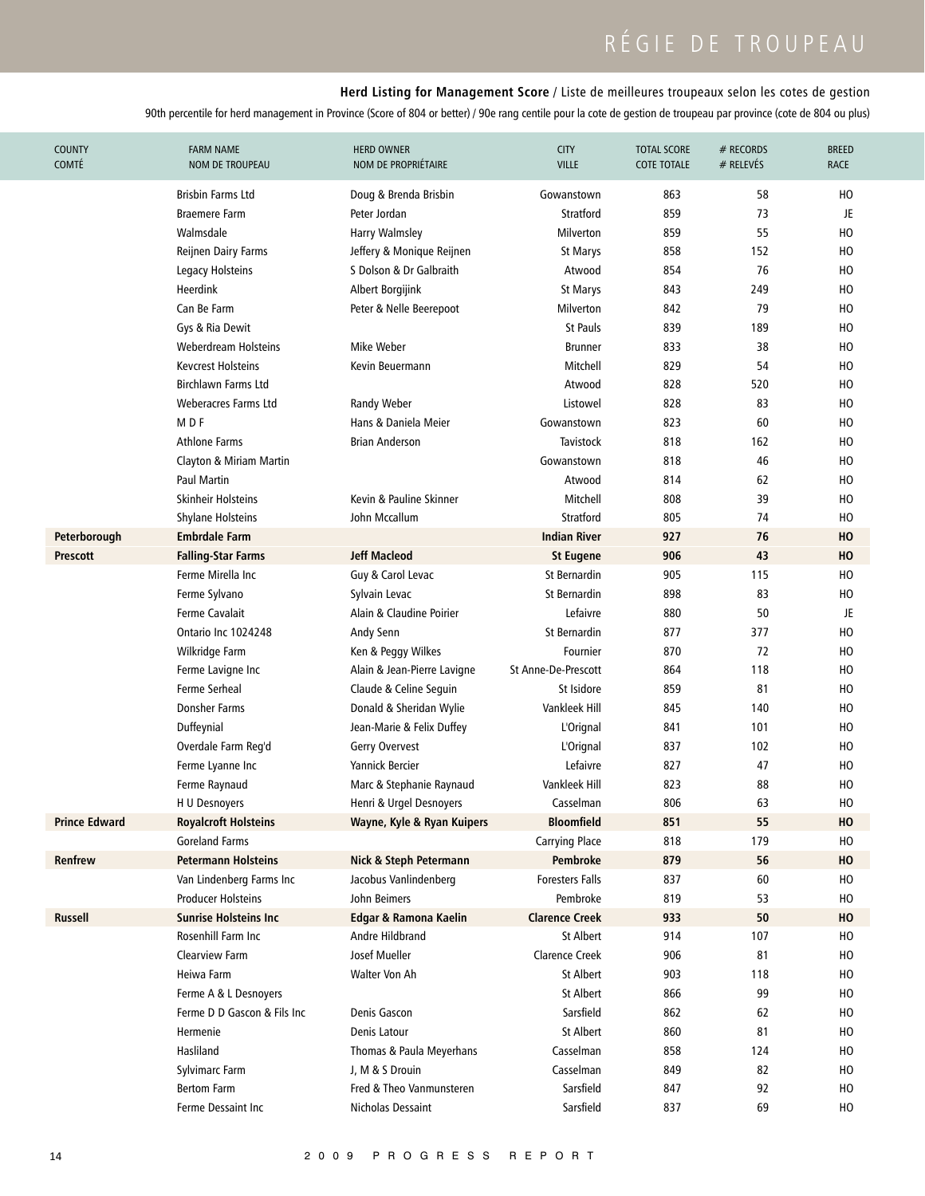**Herd Listing for Management Score** / Liste de meilleures troupeaux selon les cotes de gestion

90th percentile for herd management in Province (Score of 804 or better) / 90e rang centile pour la cote de gestion de troupeau par province (cote de 804 ou plus)

| COUNTY<br>COMTÉ | FARM NAME<br>NOM DE TROUPEAU | HERD OWNER<br>NOM DE PROPRIÉTAIRE | CITY<br>VILLE | TOTAL SCORE<br>COTE TOTALE | # RECORDS<br># RELEVÉS | BREED<br>RACE |
|---|---|---|---|---|---|---|
| | Brisbin Farms Ltd | Doug & Brenda Brisbin | Gowanstown | 863 | 58 | HO |
| | Braemere Farm | Peter Jordan | Stratford | 859 | 73 | JE |
| | Walmsdale | Harry Walmsley | Milverton | 859 | 55 | HO |
| | Reijnen Dairy Farms | Jeffery & Monique Reijnen | St Marys | 858 | 152 | HO |
| | Legacy Holsteins | S Dolson & Dr Galbraith | Atwood | 854 | 76 | HO |
| | Heerdink | Albert Borgijink | St Marys | 843 | 249 | HO |
| | Can Be Farm | Peter & Nelle Beerepoot | Milverton | 842 | 79 | HO |
| | Gys & Ria Dewit | | St Pauls | 839 | 189 | HO |
| | Weberdream Holsteins | Mike Weber | Brunner | 833 | 38 | HO |
| | Kevcrest Holsteins | Kevin Beuermann | Mitchell | 829 | 54 | HO |
| | Birchlawn Farms Ltd | | Atwood | 828 | 520 | HO |
| | Weberacres Farms Ltd | Randy Weber | Listowel | 828 | 83 | HO |
| | M D F | Hans & Daniela Meier | Gowanstown | 823 | 60 | HO |
| | Athlone Farms | Brian Anderson | Tavistock | 818 | 162 | HO |
| | Clayton & Miriam Martin | | Gowanstown | 818 | 46 | HO |
| | Paul Martin | | Atwood | 814 | 62 | HO |
| | Skinheir Holsteins | Kevin & Pauline Skinner | Mitchell | 808 | 39 | HO |
| | Shylane Holsteins | John Mccallum | Stratford | 805 | 74 | HO |
| **Peterborough** | **Embrdale Farm** | | **Indian River** | **927** | **76** | **HO** |
| **Prescott** | **Falling-Star Farms** | **Jeff Macleod** | **St Eugene** | **906** | **43** | **HO** |
| | Ferme Mirella Inc | Guy & Carol Levac | St Bernardin | 905 | 115 | HO |
| | Ferme Sylvano | Sylvain Levac | St Bernardin | 898 | 83 | HO |
| | Ferme Cavalait | Alain & Claudine Poirier | Lefaivre | 880 | 50 | JE |
| | Ontario Inc 1024248 | Andy Senn | St Bernardin | 877 | 377 | HO |
| | Wilkridge Farm | Ken & Peggy Wilkes | Fournier | 870 | 72 | HO |
| | Ferme Lavigne Inc | Alain & Jean-Pierre Lavigne | St Anne-De-Prescott | 864 | 118 | HO |
| | Ferme Serheal | Claude & Celine Seguin | St Isidore | 859 | 81 | HO |
| | Donsher Farms | Donald & Sheridan Wylie | Vankleek Hill | 845 | 140 | HO |
| | Duffeynial | Jean-Marie & Felix Duffey | L'Orignal | 841 | 101 | HO |
| | Overdale Farm Reg'd | Gerry Overvest | L'Orignal | 837 | 102 | HO |
| | Ferme Lyanne Inc | Yannick Bercier | Lefaivre | 827 | 47 | HO |
| | Ferme Raynaud | Marc & Stephanie Raynaud | Vankleek Hill | 823 | 88 | HO |
| | H U Desnoyers | Henri & Urgel Desnoyers | Casselman | 806 | 63 | HO |
| **Prince Edward** | **Royalcroft Holsteins** | **Wayne, Kyle & Ryan Kuipers** | **Bloomfield** | **851** | **55** | **HO** |
| | Goreland Farms | | Carrying Place | 818 | 179 | HO |
| **Renfrew** | **Petermann Holsteins** | **Nick & Steph Petermann** | **Pembroke** | **879** | **56** | **HO** |
| | Van Lindenberg Farms Inc | Jacobus Vanlindenberg | Foresters Falls | 837 | 60 | HO |
| | Producer Holsteins | John Beimers | Pembroke | 819 | 53 | HO |
| **Russell** | **Sunrise Holsteins Inc** | **Edgar & Ramona Kaelin** | **Clarence Creek** | **933** | **50** | **HO** |
| | Rosenhill Farm Inc | Andre Hildbrand | St Albert | 914 | 107 | HO |
| | Clearview Farm | Josef Mueller | Clarence Creek | 906 | 81 | HO |
| | Heiwa Farm | Walter Von Ah | St Albert | 903 | 118 | HO |
| | Ferme A & L Desnoyers | | St Albert | 866 | 99 | HO |
| | Ferme D D Gascon & Fils Inc | Denis Gascon | Sarsfield | 862 | 62 | HO |
| | Hermenie | Denis Latour | St Albert | 860 | 81 | HO |
| | Hasliland | Thomas & Paula Meyerhans | Casselman | 858 | 124 | HO |
| | Sylvimarc Farm | J, M & S Drouin | Casselman | 849 | 82 | HO |
| | Bertom Farm | Fred & Theo Vanmunsteren | Sarsfield | 847 | 92 | HO |
| | Ferme Dessaint Inc | Nicholas Dessaint | Sarsfield | 837 | 69 | HO |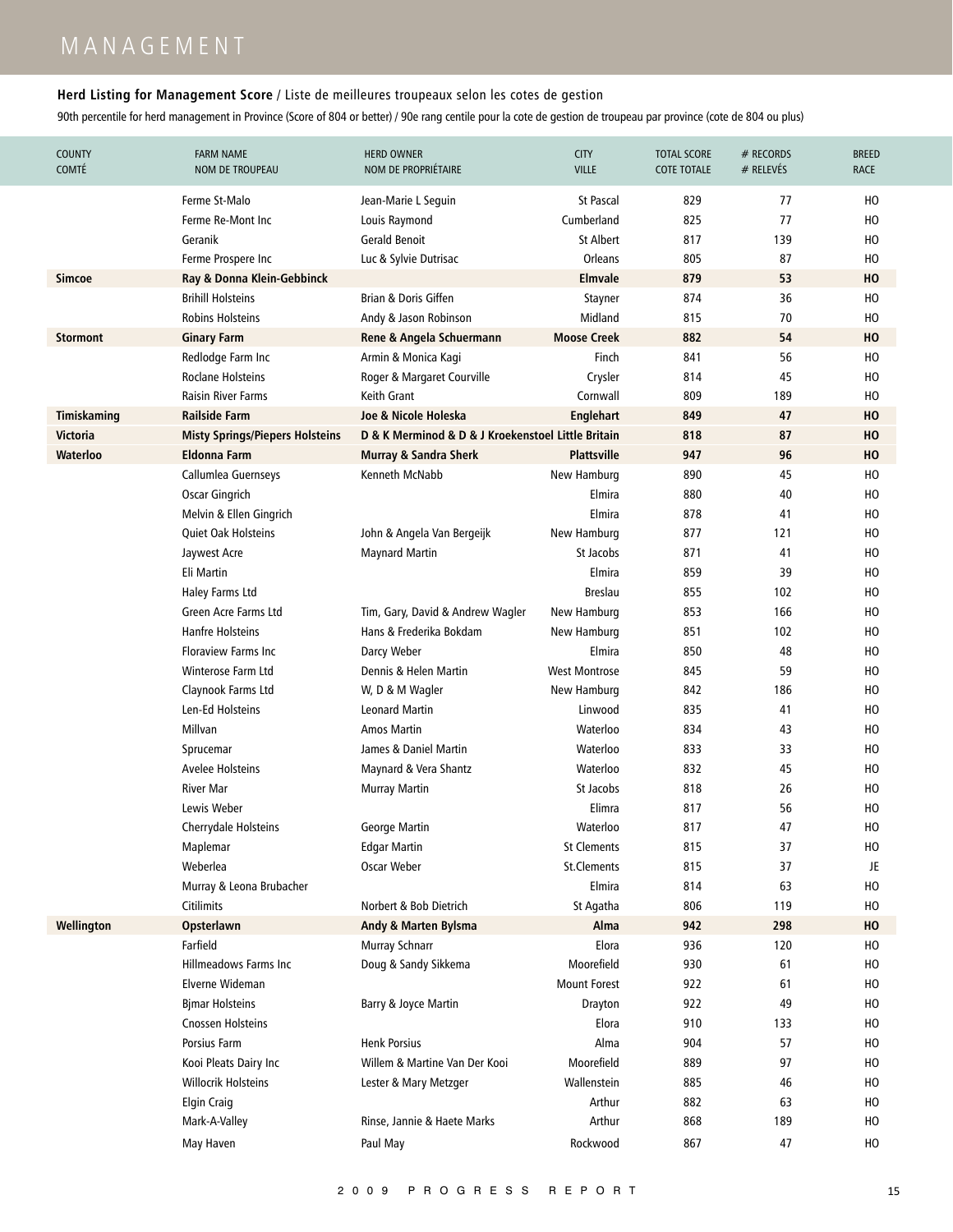# MANAGEMENT

### **Herd Listing for Management Score** / Liste de meilleures troupeaux selon les cotes de gestion

90th percentile for herd management in Province (Score of 804 or better) / 90e rang centile pour la cote de gestion de troupeau par province (cote de 804 ou plus)

| COUNTY<br>COMTÉ | FARM NAME<br>NOM DE TROUPEAU | HERD OWNER<br>NOM DE PROPRIÉTAIRE | CITY<br>VILLE | TOTAL SCORE<br>COTE TOTALE | # RECORDS<br># RELEVÉS | BREED<br>RACE |
|---|---|---|---|---|---|---|
| | Ferme St-Malo | Jean-Marie L Seguin | St Pascal | 829 | 77 | HO |
| | Ferme Re-Mont Inc | Louis Raymond | Cumberland | 825 | 77 | HO |
| | Geranik | Gerald Benoit | St Albert | 817 | 139 | HO |
| | Ferme Prospere Inc | Luc & Sylvie Dutrisac | Orleans | 805 | 87 | HO |
| **Simcoe** | **Ray & Donna Klein-Gebbinck** | | **Elmvale** | **879** | **53** | **HO** |
| | Brihill Holsteins | Brian & Doris Giffen | Stayner | 874 | 36 | HO |
| | Robins Holsteins | Andy & Jason Robinson | Midland | 815 | 70 | HO |
| **Stormont** | **Ginary Farm** | **Rene & Angela Schuermann** | **Moose Creek** | **882** | **54** | **HO** |
| | Redlodge Farm Inc | Armin & Monica Kagi | Finch | 841 | 56 | HO |
| | Roclane Holsteins | Roger & Margaret Courville | Crysler | 814 | 45 | HO |
| | Raisin River Farms | Keith Grant | Cornwall | 809 | 189 | HO |
| **Timiskaming** | **Railside Farm** | **Joe & Nicole Holeska** | **Englehart** | **849** | **47** | **HO** |
| **Victoria** | **Misty Springs/Piepers Holsteins** | **D & K Merminod & D & J Kroekenstoel** | **Little Britain** | **818** | **87** | **HO** |
| **Waterloo** | **Eldonna Farm** | **Murray & Sandra Sherk** | **Plattsville** | **947** | **96** | **HO** |
| | Callumlea Guernseys | Kenneth McNabb | New Hamburg | 890 | 45 | HO |
| | Oscar Gingrich | | Elmira | 880 | 40 | HO |
| | Melvin & Ellen Gingrich | | Elmira | 878 | 41 | HO |
| | Quiet Oak Holsteins | John & Angela Van Bergeijk | New Hamburg | 877 | 121 | HO |
| | Jaywest Acre | Maynard Martin | St Jacobs | 871 | 41 | HO |
| | Eli Martin | | Elmira | 859 | 39 | HO |
| | Haley Farms Ltd | | Breslau | 855 | 102 | HO |
| | Green Acre Farms Ltd | Tim, Gary, David & Andrew Wagler | New Hamburg | 853 | 166 | HO |
| | Hanfre Holsteins | Hans & Frederika Bokdam | New Hamburg | 851 | 102 | HO |
| | Floraview Farms Inc | Darcy Weber | Elmira | 850 | 48 | HO |
| | Winterose Farm Ltd | Dennis & Helen Martin | West Montrose | 845 | 59 | HO |
| | Claynook Farms Ltd | W, D & M Wagler | New Hamburg | 842 | 186 | HO |
| | Len-Ed Holsteins | Leonard Martin | Linwood | 835 | 41 | HO |
| | Millvan | Amos Martin | Waterloo | 834 | 43 | HO |
| | Sprucemar | James & Daniel Martin | Waterloo | 833 | 33 | HO |
| | Avelee Holsteins | Maynard & Vera Shantz | Waterloo | 832 | 45 | HO |
| | River Mar | Murray Martin | St Jacobs | 818 | 26 | HO |
| | Lewis Weber | | Elimra | 817 | 56 | HO |
| | Cherrydale Holsteins | George Martin | Waterloo | 817 | 47 | HO |
| | Maplemar | Edgar Martin | St Clements | 815 | 37 | HO |
| | Weberlea | Oscar Weber | St.Clements | 815 | 37 | JE |
| | Murray & Leona Brubacher | | Elmira | 814 | 63 | HO |
| | Citilimits | Norbert & Bob Dietrich | St Agatha | 806 | 119 | HO |
| **Wellington** | **Opsterlawn** | **Andy & Marten Bylsma** | **Alma** | **942** | **298** | **HO** |
| | Farfield | Murray Schnarr | Elora | 936 | 120 | HO |
| | Hillmeadows Farms Inc | Doug & Sandy Sikkema | Moorefield | 930 | 61 | HO |
| | Elverne Wideman | | Mount Forest | 922 | 61 | HO |
| | Bjmar Holsteins | Barry & Joyce Martin | Drayton | 922 | 49 | HO |
| | Cnossen Holsteins | | Elora | 910 | 133 | HO |
| | Porsius Farm | Henk Porsius | Alma | 904 | 57 | HO |
| | Kooi Pleats Dairy Inc | Willem & Martine Van Der Kooi | Moorefield | 889 | 97 | HO |
| | Willocrik Holsteins | Lester & Mary Metzger | Wallenstein | 885 | 46 | HO |
| | Elgin Craig | | Arthur | 882 | 63 | HO |
| | Mark-A-Valley | Rinse, Jannie & Haete Marks | Arthur | 868 | 189 | HO |
| | May Haven | Paul May | Rockwood | 867 | 47 | HO |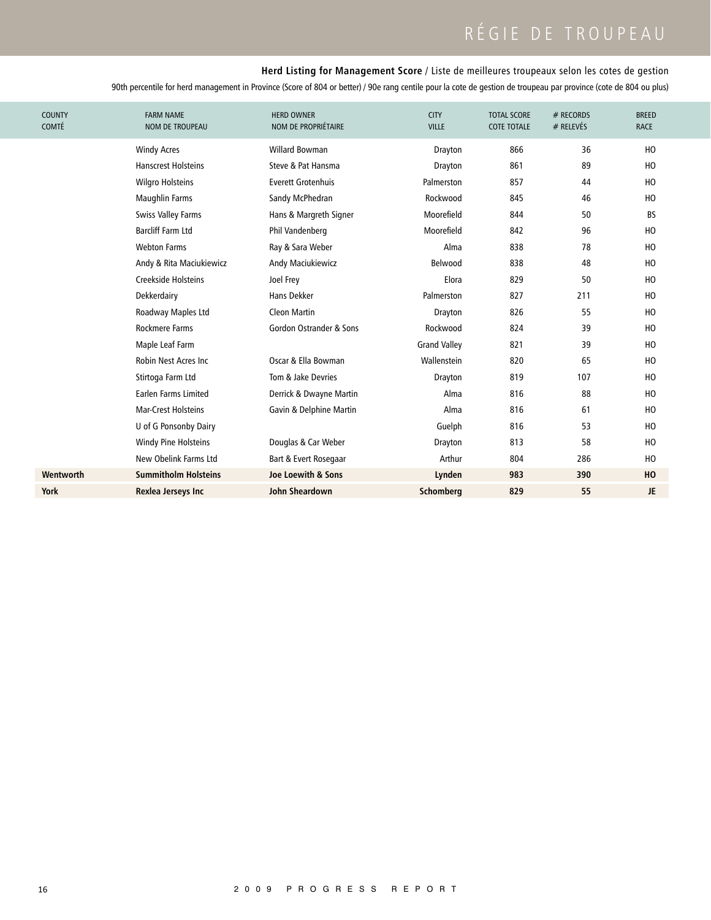**Herd Listing for Management Score** / Liste de meilleures troupeaux selon les cotes de gestion

90th percentile for herd management in Province (Score of 804 or better) / 90e rang centile pour la cote de gestion de troupeau par province (cote de 804 ou plus)

| COUNTY<br>COMTÉ | FARM NAME<br>NOM DE TROUPEAU | HERD OWNER<br>NOM DE PROPRIÉTAIRE | CITY<br>VILLE | TOTAL SCORE<br>COTE TOTALE | # RECORDS<br># RELEVÉS | BREED<br>RACE |
|---|---|---|---|---|---|---|
| | Windy Acres | Willard Bowman | Drayton | 866 | 36 | HO |
| | Hanscrest Holsteins | Steve & Pat Hansma | Drayton | 861 | 89 | HO |
| | Wilgro Holsteins | Everett Grotenhuis | Palmerston | 857 | 44 | HO |
| | Maughlin Farms | Sandy McPhedran | Rockwood | 845 | 46 | HO |
| | Swiss Valley Farms | Hans & Margreth Signer | Moorefield | 844 | 50 | BS |
| | Barcliff Farm Ltd | Phil Vandenberg | Moorefield | 842 | 96 | HO |
| | Webton Farms | Ray & Sara Weber | Alma | 838 | 78 | HO |
| | Andy & Rita Maciukiewicz | Andy Maciukiewicz | Belwood | 838 | 48 | HO |
| | Creekside Holsteins | Joel Frey | Elora | 829 | 50 | HO |
| | Dekkerdairy | Hans Dekker | Palmerston | 827 | 211 | HO |
| | Roadway Maples Ltd | Cleon Martin | Drayton | 826 | 55 | HO |
| | Rockmere Farms | Gordon Ostrander & Sons | Rockwood | 824 | 39 | HO |
| | Maple Leaf Farm | | Grand Valley | 821 | 39 | HO |
| | Robin Nest Acres Inc | Oscar & Ella Bowman | Wallenstein | 820 | 65 | HO |
| | Stirtoga Farm Ltd | Tom & Jake Devries | Drayton | 819 | 107 | HO |
| | Earlen Farms Limited | Derrick & Dwayne Martin | Alma | 816 | 88 | HO |
| | Mar-Crest Holsteins | Gavin & Delphine Martin | Alma | 816 | 61 | HO |
| | U of G Ponsonby Dairy | | Guelph | 816 | 53 | HO |
| | Windy Pine Holsteins | Douglas & Car Weber | Drayton | 813 | 58 | HO |
| | New Obelink Farms Ltd | Bart & Evert Rosegaar | Arthur | 804 | 286 | HO |
| **Wentworth** | **Summitholm Holsteins** | **Joe Loewith & Sons** | **Lynden** | **983** | **390** | **HO** |
| **York** | **Rexlea Jerseys Inc** | **John Sheardown** | **Schomberg** | **829** | **55** | **JE** |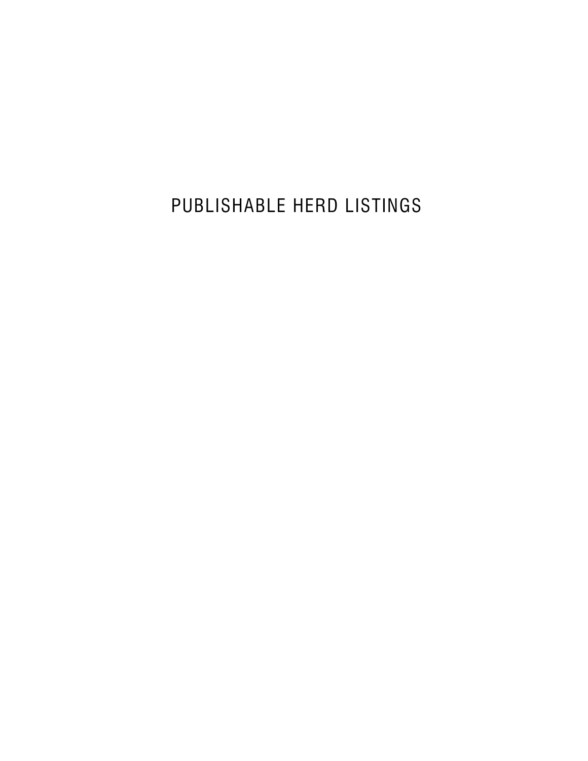# PUBLISHABLE HERD LISTINGS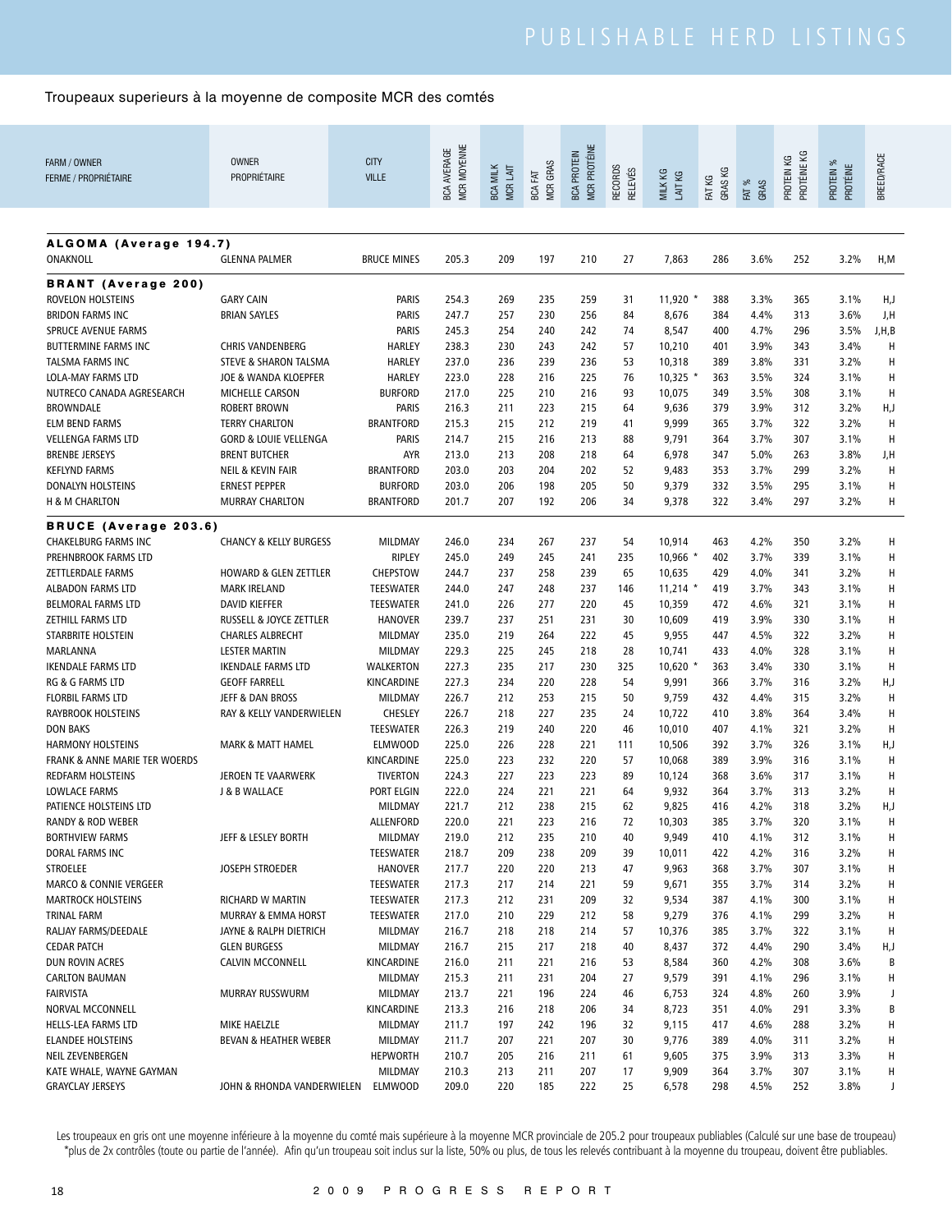# PUBLISHABLE HERD LISTINGS

Troupeaux superieurs à la moyenne de composite MCR des comtés

| FARM / OWNER<br>FERME / PROPRIÉTAIRE | OWNER<br>PROPRIÉTAIRE | CITY<br>VILLE | BCA AVERAGE<br>MCR MOYENNE | BCA MILK<br>MCR LAIT | BCA FAT<br>MCR GRAS | BCA PROTEIN<br>MCR PROTÉINE | RECORDS<br>RELEVÉS | MILK KG<br>LAIT KG | FAT KG<br>GRAS KG | FAT %<br>GRAS | PROTEIN KG<br>PROTÉINE KG | PROTEIN %<br>PROTÉINE | BREED/RACE |
|---|---|---|---|---|---|---|---|---|---|---|---|---|---|
| **ALGOMA (Average 194.7)** | | | | | | | | | | | | | |
| ONAKNOLL | GLENNA PALMER | BRUCE MINES | 205.3 | 209 | 197 | 210 | 27 | 7,863 | 286 | 3.6% | 252 | 3.2% | H,M |
| **BRANT (Average 200)** | | | | | | | | | | | | | |
| ROVELON HOLSTEINS | GARY CAIN | PARIS | 254.3 | 269 | 235 | 259 | 31 | 11,920 * | 388 | 3.3% | 365 | 3.1% | H,J |
| BRIDON FARMS INC | BRIAN SAYLES | PARIS | 247.7 | 257 | 230 | 256 | 84 | 8,676 | 384 | 4.4% | 313 | 3.6% | J,H |
| SPRUCE AVENUE FARMS | | PARIS | 245.3 | 254 | 240 | 242 | 74 | 8,547 | 400 | 4.7% | 296 | 3.5% | J,H,B |
| BUTTERMINE FARMS INC | CHRIS VANDENBERG | HARLEY | 238.3 | 230 | 243 | 242 | 57 | 10,210 | 401 | 3.9% | 343 | 3.4% | H |
| TALSMA FARMS INC | STEVE & SHARON TALSMA | HARLEY | 237.0 | 236 | 239 | 236 | 53 | 10,318 | 389 | 3.8% | 331 | 3.2% | H |
| LOLA-MAY FARMS LTD | JOE & WANDA KLOEPFER | HARLEY | 223.0 | 228 | 216 | 225 | 76 | 10,325 * | 363 | 3.5% | 324 | 3.1% | H |
| NUTRECO CANADA AGRESEARCH | MICHELLE CARSON | BURFORD | 217.0 | 225 | 210 | 216 | 93 | 10,075 | 349 | 3.5% | 308 | 3.1% | H |
| BROWNDALE | ROBERT BROWN | PARIS | 216.3 | 211 | 223 | 215 | 64 | 9,636 | 379 | 3.9% | 312 | 3.2% | H,J |
| ELM BEND FARMS | TERRY CHARLTON | BRANTFORD | 215.3 | 215 | 212 | 219 | 41 | 9,999 | 365 | 3.7% | 322 | 3.2% | H |
| VELLENGA FARMS LTD | GORD & LOUIE VELLENGA | PARIS | 214.7 | 215 | 216 | 213 | 88 | 9,791 | 364 | 3.7% | 307 | 3.1% | H |
| BRENBE JERSEYS | BRENT BUTCHER | AYR | 213.0 | 213 | 208 | 218 | 64 | 6,978 | 347 | 5.0% | 263 | 3.8% | J,H |
| KEFLYND FARMS | NEIL & KEVIN FAIR | BRANTFORD | 203.0 | 203 | 204 | 202 | 52 | 9,483 | 353 | 3.7% | 299 | 3.2% | H |
| DONALYN HOLSTEINS | ERNEST PEPPER | BURFORD | 203.0 | 206 | 198 | 205 | 50 | 9,379 | 332 | 3.5% | 295 | 3.1% | H |
| H & M CHARLTON | MURRAY CHARLTON | BRANTFORD | 201.7 | 207 | 192 | 206 | 34 | 9,378 | 322 | 3.4% | 297 | 3.2% | H |
| **BRUCE (Average 203.6)** | | | | | | | | | | | | | |
| CHAKELBURG FARMS INC | CHANCY & KELLY BURGESS | MILDMAY | 246.0 | 234 | 267 | 237 | 54 | 10,914 | 463 | 4.2% | 350 | 3.2% | H |
| PREHNBROOK FARMS LTD | | RIPLEY | 245.0 | 249 | 245 | 241 | 235 | 10,966 * | 402 | 3.7% | 339 | 3.1% | H |
| ZETTLERDALE FARMS | HOWARD & GLEN ZETTLER | CHEPSTOW | 244.7 | 237 | 258 | 239 | 65 | 10,635 | 429 | 4.0% | 341 | 3.2% | H |
| ALBADON FARMS LTD | MARK IRELAND | TEESWATER | 244.0 | 247 | 248 | 237 | 146 | 11,214 * | 419 | 3.7% | 343 | 3.1% | H |
| BELMORAL FARMS LTD | DAVID KIEFFER | TEESWATER | 241.0 | 226 | 277 | 220 | 45 | 10,359 | 472 | 4.6% | 321 | 3.1% | H |
| ZETHILL FARMS LTD | RUSSELL & JOYCE ZETTLER | HANOVER | 239.7 | 237 | 251 | 231 | 30 | 10,609 | 419 | 3.9% | 330 | 3.1% | H |
| STARBRITE HOLSTEIN | CHARLES ALBRECHT | MILDMAY | 235.0 | 219 | 264 | 222 | 45 | 9,955 | 447 | 4.5% | 322 | 3.2% | H |
| MARLANNA | LESTER MARTIN | MILDMAY | 229.3 | 225 | 245 | 218 | 28 | 10,741 | 433 | 4.0% | 328 | 3.1% | H |
| IKENDALE FARMS LTD | IKENDALE FARMS LTD | WALKERTON | 227.3 | 235 | 217 | 230 | 325 | 10,620 * | 363 | 3.4% | 330 | 3.1% | H |
| RG & G FARMS LTD | GEOFF FARRELL | KINCARDINE | 227.3 | 234 | 220 | 228 | 54 | 9,991 | 366 | 3.7% | 316 | 3.2% | H,J |
| FLORBIL FARMS LTD | JEFF & DAN BROSS | MILDMAY | 226.7 | 212 | 253 | 215 | 50 | 9,759 | 432 | 4.4% | 315 | 3.2% | H |
| RAYBROOK HOLSTEINS | RAY & KELLY VANDERWIELEN | CHESLEY | 226.7 | 218 | 227 | 235 | 24 | 10,722 | 410 | 3.8% | 364 | 3.4% | H |
| DON BAKS | | TEESWATER | 226.3 | 219 | 240 | 220 | 46 | 10,010 | 407 | 4.1% | 321 | 3.2% | H |
| HARMONY HOLSTEINS | MARK & MATT HAMEL | ELMWOOD | 225.0 | 226 | 228 | 221 | 111 | 10,506 | 392 | 3.7% | 326 | 3.1% | H,J |
| FRANK & ANNE MARIE TER WOERDS | | KINCARDINE | 225.0 | 223 | 232 | 220 | 57 | 10,068 | 389 | 3.9% | 316 | 3.1% | H |
| REDFARM HOLSTEINS | JEROEN TE VAARWERK | TIVERTON | 224.3 | 227 | 223 | 223 | 89 | 10,124 | 368 | 3.6% | 317 | 3.1% | H |
| LOWLACE FARMS | J & B WALLACE | PORT ELGIN | 222.0 | 224 | 221 | 221 | 64 | 9,932 | 364 | 3.7% | 313 | 3.2% | H |
| PATIENCE HOLSTEINS LTD | | MILDMAY | 221.7 | 212 | 238 | 215 | 62 | 9,825 | 416 | 4.2% | 318 | 3.2% | H,J |
| RANDY & ROD WEBER | | ALLENFORD | 220.0 | 221 | 223 | 216 | 72 | 10,303 | 385 | 3.7% | 320 | 3.1% | H |
| BORTHVIEW FARMS | JEFF & LESLEY BORTH | MILDMAY | 219.0 | 212 | 235 | 210 | 40 | 9,949 | 410 | 4.1% | 312 | 3.1% | H |
| DORAL FARMS INC | | TEESWATER | 218.7 | 209 | 238 | 209 | 39 | 10,011 | 422 | 4.2% | 316 | 3.2% | H |
| STROELEE | JOSEPH STROEDER | HANOVER | 217.7 | 220 | 220 | 213 | 47 | 9,963 | 368 | 3.7% | 307 | 3.1% | H |
| MARCO & CONNIE VERGEER | | TEESWATER | 217.3 | 217 | 214 | 221 | 59 | 9,671 | 355 | 3.7% | 314 | 3.2% | H |
| MARTROCK HOLSTEINS | RICHARD W MARTIN | TEESWATER | 217.3 | 212 | 231 | 209 | 32 | 9,534 | 387 | 4.1% | 300 | 3.1% | H |
| TRINAL FARM | MURRAY & EMMA HORST | TEESWATER | 217.0 | 210 | 229 | 212 | 58 | 9,279 | 376 | 4.1% | 299 | 3.2% | H |
| RALJAY FARMS/DEEDALE | JAYNE & RALPH DIETRICH | MILDMAY | 216.7 | 218 | 218 | 214 | 57 | 10,376 | 385 | 3.7% | 322 | 3.1% | H |
| CEDAR PATCH | GLEN BURGESS | MILDMAY | 216.7 | 215 | 217 | 218 | 40 | 8,437 | 372 | 4.4% | 290 | 3.4% | H,J |
| DUN ROVIN ACRES | CALVIN MCCONNELL | KINCARDINE | 216.0 | 211 | 221 | 216 | 53 | 8,584 | 360 | 4.2% | 308 | 3.6% | B |
| CARLTON BAUMAN | | MILDMAY | 215.3 | 211 | 231 | 204 | 27 | 9,579 | 391 | 4.1% | 296 | 3.1% | H |
| FAIRVISTA | MURRAY RUSSWURM | MILDMAY | 213.7 | 221 | 196 | 224 | 46 | 6,753 | 324 | 4.8% | 260 | 3.9% | J |
| NORVAL MCCONNELL | | KINCARDINE | 213.3 | 216 | 218 | 206 | 34 | 8,723 | 351 | 4.0% | 291 | 3.3% | B |
| HELLS-LEA FARMS LTD | MIKE HAELZLE | MILDMAY | 211.7 | 197 | 242 | 196 | 32 | 9,115 | 417 | 4.6% | 288 | 3.2% | H |
| ELANDEE HOLSTEINS | BEVAN & HEATHER WEBER | MILDMAY | 211.7 | 207 | 221 | 207 | 30 | 9,776 | 389 | 4.0% | 311 | 3.2% | H |
| NEIL ZEVENBERGEN | | HEPWORTH | 210.7 | 205 | 216 | 211 | 61 | 9,605 | 375 | 3.9% | 313 | 3.3% | H |
| KATE WHALE, WAYNE GAYMAN | | MILDMAY | 210.3 | 213 | 211 | 207 | 17 | 9,909 | 364 | 3.7% | 307 | 3.1% | H |
| GRAYCLAY JERSEYS | JOHN & RHONDA VANDERWIELEN | ELMWOOD | 209.0 | 220 | 185 | 222 | 25 | 6,578 | 298 | 4.5% | 252 | 3.8% | J |

Les troupeaux en gris ont une moyenne inférieure à la moyenne du comté mais supérieure à la moyenne MCR provinciale de 205.2 pour troupeaux publiables (Calculé sur une base de troupeau)
*plus de 2x contrôles (toute ou partie de l'année). Afin qu'un troupeau soit inclus sur la liste, 50% ou plus, de tous les relevés contribuant à la moyenne du troupeau, doivent être publiables.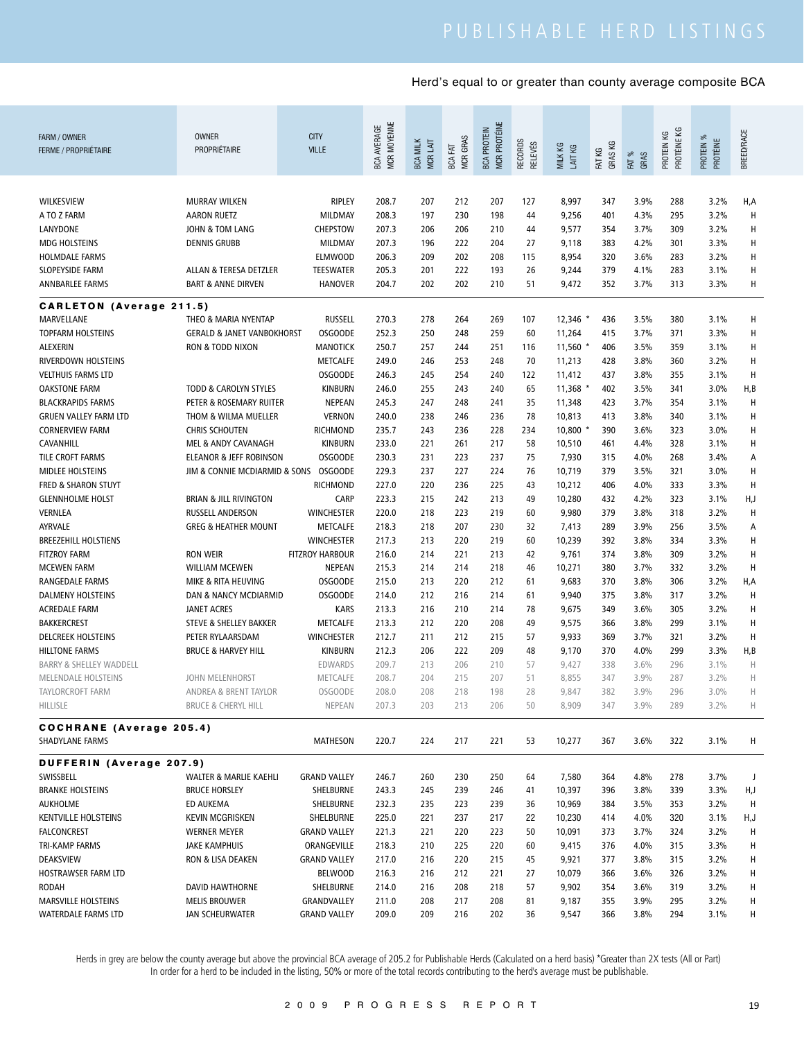# PUBLISHABLE HERD LISTINGS

## Herd's equal to or greater than county average composite BCA

| FARM / OWNER<br>FERME / PROPRIÉTAIRE | OWNER<br>PROPRIÉTAIRE | CITY<br>VILLE | BCA AVERAGE<br>MCR MOYENNE | BCA MILK<br>MCR LAIT | BCA FAT<br>MCR GRAS | BCA PROTEIN<br>MCR PROTÉINE | RECORDS<br>RELEVÉS | MILK KG<br>LAIT KG | FAT KG<br>GRAS KG | FAT %<br>GRAS | PROTEIN KG<br>PROTÉINE KG | PROTEIN %<br>PROTÉINE | BREED/RACE |
|---|---|---|---|---|---|---|---|---|---|---|---|---|---|
| WILKESVIEW | MURRAY WILKEN | RIPLEY | 208.7 | 207 | 212 | 207 | 127 | 8,997 | 347 | 3.9% | 288 | 3.2% | H,A |
| A TO Z FARM | AARON RUETZ | MILDMAY | 208.3 | 197 | 230 | 198 | 44 | 9,256 | 401 | 4.3% | 295 | 3.2% | H |
| LANYDONE | JOHN & TOM LANG | CHEPSTOW | 207.3 | 206 | 206 | 210 | 44 | 9,577 | 354 | 3.7% | 309 | 3.2% | H |
| MDG HOLSTEINS | DENNIS GRUBB | MILDMAY | 207.3 | 196 | 222 | 204 | 27 | 9,118 | 383 | 4.2% | 301 | 3.3% | H |
| HOLMDALE FARMS | | ELMWOOD | 206.3 | 209 | 202 | 208 | 115 | 8,954 | 320 | 3.6% | 283 | 3.2% | H |
| SLOPEYSIDE FARM | ALLAN & TERESA DETZLER | TEESWATER | 205.3 | 201 | 222 | 193 | 26 | 9,244 | 379 | 4.1% | 283 | 3.1% | H |
| ANNBARLEE FARMS | BART & ANNE DIRVEN | HANOVER | 204.7 | 202 | 202 | 210 | 51 | 9,472 | 352 | 3.7% | 313 | 3.3% | H |
| **CARLETON (Average 211.5)** | | | | | | | | | | | | | |
| MARVELLANE | THEO & MARIA NYENTAP | RUSSELL | 270.3 | 278 | 264 | 269 | 107 | 12,346 * | 436 | 3.5% | 380 | 3.1% | H |
| TOPFARM HOLSTEINS | GERALD & JANET VANBOKHORST | OSGOODE | 252.3 | 250 | 248 | 259 | 60 | 11,264 | 415 | 3.7% | 371 | 3.3% | H |
| ALEXERIN | RON & TODD NIXON | MANOTICK | 250.7 | 257 | 244 | 251 | 116 | 11,560 * | 406 | 3.5% | 359 | 3.1% | H |
| RIVERDOWN HOLSTEINS | | METCALFE | 249.0 | 246 | 253 | 248 | 70 | 11,213 | 428 | 3.8% | 360 | 3.2% | H |
| VELTHUIS FARMS LTD | | OSGOODE | 246.3 | 245 | 254 | 240 | 122 | 11,412 | 437 | 3.8% | 355 | 3.1% | H |
| OAKSTONE FARM | TODD & CAROLYN STYLES | KINBURN | 246.0 | 255 | 243 | 240 | 65 | 11,368 * | 402 | 3.5% | 341 | 3.0% | H,B |
| BLACKRAPIDS FARMS | PETER & ROSEMARY RUITER | NEPEAN | 245.3 | 247 | 248 | 241 | 35 | 11,348 | 423 | 3.7% | 354 | 3.1% | H |
| GRUEN VALLEY FARM LTD | THOM & WILMA MUELLER | VERNON | 240.0 | 238 | 246 | 236 | 78 | 10,813 | 413 | 3.8% | 340 | 3.1% | H |
| CORNERVIEW FARM | CHRIS SCHOUTEN | RICHMOND | 235.7 | 243 | 236 | 228 | 234 | 10,800 * | 390 | 3.6% | 323 | 3.0% | H |
| CAVANHILL | MEL & ANDY CAVANAGH | KINBURN | 233.0 | 221 | 261 | 217 | 58 | 10,510 | 461 | 4.4% | 328 | 3.1% | H |
| TILE CROFT FARMS | ELEANOR & JEFF ROBINSON | OSGOODE | 230.3 | 231 | 223 | 237 | 75 | 7,930 | 315 | 4.0% | 268 | 3.4% | A |
| MIDLEE HOLSTEINS | JIM & CONNIE MCDIARMID & SONS | OSGOODE | 229.3 | 237 | 227 | 224 | 76 | 10,719 | 379 | 3.5% | 321 | 3.0% | H |
| FRED & SHARON STUYT | | RICHMOND | 227.0 | 220 | 236 | 225 | 43 | 10,212 | 406 | 4.0% | 333 | 3.3% | H |
| GLENNHOLME HOLST | BRIAN & JILL RIVINGTON | CARP | 223.3 | 215 | 242 | 213 | 49 | 10,280 | 432 | 4.2% | 323 | 3.1% | H,J |
| VERNLEA | RUSSELL ANDERSON | WINCHESTER | 220.0 | 218 | 223 | 219 | 60 | 9,980 | 379 | 3.8% | 318 | 3.2% | H |
| AYRVALE | GREG & HEATHER MOUNT | METCALFE | 218.3 | 218 | 207 | 230 | 32 | 7,413 | 289 | 3.9% | 256 | 3.5% | A |
| BREEZEHILL HOLSTIENS | | WINCHESTER | 217.3 | 213 | 220 | 219 | 60 | 10,239 | 392 | 3.8% | 334 | 3.3% | H |
| FITZROY FARM | RON WEIR | FITZROY HARBOUR | 216.0 | 214 | 221 | 213 | 42 | 9,761 | 374 | 3.8% | 309 | 3.2% | H |
| MCEWEN FARM | WILLIAM MCEWEN | NEPEAN | 215.3 | 214 | 214 | 218 | 46 | 10,271 | 380 | 3.7% | 332 | 3.2% | H |
| RANGEDALE FARMS | MIKE & RITA HEUVING | OSGOODE | 215.0 | 213 | 220 | 212 | 61 | 9,683 | 370 | 3.8% | 306 | 3.2% | H,A |
| DALMENY HOLSTEINS | DAN & NANCY MCDIARMID | OSGOODE | 214.0 | 212 | 216 | 214 | 61 | 9,940 | 375 | 3.8% | 317 | 3.2% | H |
| ACREDALE FARM | JANET ACRES | KARS | 213.3 | 216 | 210 | 214 | 78 | 9,675 | 349 | 3.6% | 305 | 3.2% | H |
| BAKKERCREST | STEVE & SHELLEY BAKKER | METCALFE | 213.3 | 212 | 220 | 208 | 49 | 9,575 | 366 | 3.8% | 299 | 3.1% | H |
| DELCREEK HOLSTEINS | PETER RYLAARSDAM | WINCHESTER | 212.7 | 211 | 212 | 215 | 57 | 9,933 | 369 | 3.7% | 321 | 3.2% | H |
| HILLTONE FARMS | BRUCE & HARVEY HILL | KINBURN | 212.3 | 206 | 222 | 209 | 48 | 9,170 | 370 | 4.0% | 299 | 3.3% | H,B |
| BARRY & SHELLEY WADDELL | | EDWARDS | 209.7 | 213 | 206 | 210 | 57 | 9,427 | 338 | 3.6% | 296 | 3.1% | H |
| MELENDALE HOLSTEINS | JOHN MELENHORST | METCALFE | 208.7 | 204 | 215 | 207 | 51 | 8,855 | 347 | 3.9% | 287 | 3.2% | H |
| TAYLORCROFT FARM | ANDREA & BRENT TAYLOR | OSGOODE | 208.0 | 208 | 218 | 198 | 28 | 9,847 | 382 | 3.9% | 296 | 3.0% | H |
| HILLISLE | BRUCE & CHERYL HILL | NEPEAN | 207.3 | 203 | 213 | 206 | 50 | 8,909 | 347 | 3.9% | 289 | 3.2% | H |
| **COCHRANE (Average 205.4)** | | | | | | | | | | | | | |
| SHADYLANE FARMS | | MATHESON | 220.7 | 224 | 217 | 221 | 53 | 10,277 | 367 | 3.6% | 322 | 3.1% | H |
| **DUFFERIN (Average 207.9)** | | | | | | | | | | | | | |
| SWISSBELL | WALTER & MARLIE KAEHLI | GRAND VALLEY | 246.7 | 260 | 230 | 250 | 64 | 7,580 | 364 | 4.8% | 278 | 3.7% | J |
| BRANKE HOLSTEINS | BRUCE HORSLEY | SHELBURNE | 243.3 | 245 | 239 | 246 | 41 | 10,397 | 396 | 3.8% | 339 | 3.3% | H,J |
| AUKHOLME | ED AUKEMA | SHELBURNE | 232.3 | 235 | 223 | 239 | 36 | 10,969 | 384 | 3.5% | 353 | 3.2% | H |
| KENTVILLE HOLSTEINS | KEVIN MCGRISKEN | SHELBURNE | 225.0 | 221 | 237 | 217 | 22 | 10,230 | 414 | 4.0% | 320 | 3.1% | H,J |
| FALCONCREST | WERNER MEYER | GRAND VALLEY | 221.3 | 221 | 220 | 223 | 50 | 10,091 | 373 | 3.7% | 324 | 3.2% | H |
| TRI-KAMP FARMS | JAKE KAMPHUIS | ORANGEVILLE | 218.3 | 210 | 225 | 220 | 60 | 9,415 | 376 | 4.0% | 315 | 3.3% | H |
| DEAKSVIEW | RON & LISA DEAKEN | GRAND VALLEY | 217.0 | 216 | 220 | 215 | 45 | 9,921 | 377 | 3.8% | 315 | 3.2% | H |
| HOSTRAWSER FARM LTD | | BELWOOD | 216.3 | 216 | 212 | 221 | 27 | 10,079 | 366 | 3.6% | 326 | 3.2% | H |
| RODAH | DAVID HAWTHORNE | SHELBURNE | 214.0 | 216 | 208 | 218 | 57 | 9,902 | 354 | 3.6% | 319 | 3.2% | H |
| MARSVILLE HOLSTEINS | MELIS BROUWER | GRANDVALLEY | 211.0 | 208 | 217 | 208 | 81 | 9,187 | 355 | 3.9% | 295 | 3.2% | H |
| WATERDALE FARMS LTD | JAN SCHEURWATER | GRAND VALLEY | 209.0 | 209 | 216 | 202 | 36 | 9,547 | 366 | 3.8% | 294 | 3.1% | H |

Herds in grey are below the county average but above the provincial BCA average of 205.2 for Publishable Herds (Calculated on a herd basis) *Greater than 2X tests (All or Part)
In order for a herd to be included in the listing, 50% or more of the total records contributing to the herd's average must be publishable.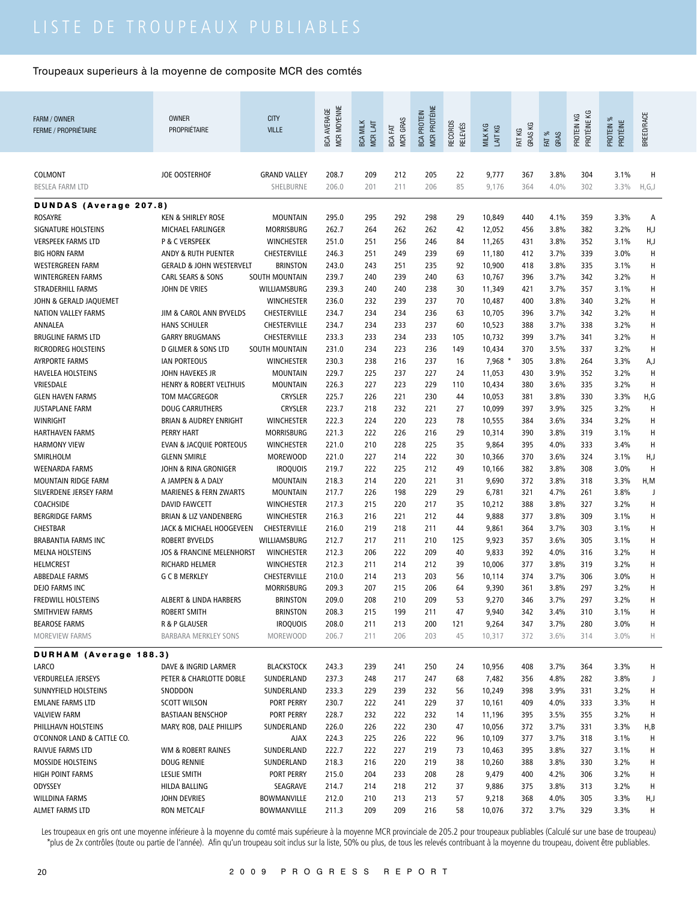# LISTE DE TROUPEAUX PUBLIABLES

Troupeaux superieurs à la moyenne de composite MCR des comtés

| FARM / OWNER FERME / PROPRIÉTAIRE | OWNER PROPRIÉTAIRE | CITY VILLE | BCA AVERAGE MCR MOYENNE | BCA MILK MCR LAIT | BCA FAT MCR GRAS | BCA PROTEIN MCR PROTÉINE | RECORDS RELEVÉS | MILK KG LAIT KG | FAT KG GRAS KG | FAT % GRAS | PROTEIN KG PROTÉINE KG | PROTEIN % PROTÉINE | BREED/RACE |
|---|---|---|---|---|---|---|---|---|---|---|---|---|---|
| COLMONT | JOE OOSTERHOF | GRAND VALLEY | 208.7 | 209 | 212 | 205 | 22 | 9,777 | 367 | 3.8% | 304 | 3.1% | H |
| BESLEA FARM LTD | | SHELBURNE | 206.0 | 201 | 211 | 206 | 85 | 9,176 | 364 | 4.0% | 302 | 3.3% | H,G,J |
| **DUNDAS (Average 207.8)** | | | | | | | | | | | | | |
| ROSAYRE | KEN & SHIRLEY ROSE | MOUNTAIN | 295.0 | 295 | 292 | 298 | 29 | 10,849 | 440 | 4.1% | 359 | 3.3% | A |
| SIGNATURE HOLSTEINS | MICHAEL FARLINGER | MORRISBURG | 262.7 | 264 | 262 | 262 | 42 | 12,052 | 456 | 3.8% | 382 | 3.2% | H,J |
| VERSPEEK FARMS LTD | P & C VERSPEEK | WINCHESTER | 251.0 | 251 | 256 | 246 | 84 | 11,265 | 431 | 3.8% | 352 | 3.1% | H,J |
| BIG HORN FARM | ANDY & RUTH PUENTER | CHESTERVILLE | 246.3 | 251 | 249 | 239 | 69 | 11,180 | 412 | 3.7% | 339 | 3.0% | H |
| WESTERGREEN FARM | GERALD & JOHN WESTERVELT | BRINSTON | 243.0 | 243 | 251 | 235 | 92 | 10,900 | 418 | 3.8% | 335 | 3.1% | H |
| WINTERGREEN FARMS | CARL SEARS & SONS | SOUTH MOUNTAIN | 239.7 | 240 | 239 | 240 | 63 | 10,767 | 396 | 3.7% | 342 | 3.2% | H |
| STRADERHILL FARMS | JOHN DE VRIES | WILLIAMSBURG | 239.3 | 240 | 240 | 238 | 30 | 11,349 | 421 | 3.7% | 357 | 3.1% | H |
| JOHN & GERALD JAQUEMET | | WINCHESTER | 236.0 | 232 | 239 | 237 | 70 | 10,487 | 400 | 3.8% | 340 | 3.2% | H |
| NATION VALLEY FARMS | JIM & CAROL ANN BYVELDS | CHESTERVILLE | 234.7 | 234 | 234 | 236 | 63 | 10,705 | 396 | 3.7% | 342 | 3.2% | H |
| ANNALEA | HANS SCHULER | CHESTERVILLE | 234.7 | 234 | 233 | 237 | 60 | 10,523 | 388 | 3.7% | 338 | 3.2% | H |
| BRUGLINE FARMS LTD | GARRY BRUGMANS | CHESTERVILLE | 233.3 | 233 | 234 | 233 | 105 | 10,732 | 399 | 3.7% | 341 | 3.2% | H |
| RICRODREG HOLSTEINS | D GILMER & SONS LTD | SOUTH MOUNTAIN | 231.0 | 234 | 223 | 236 | 149 | 10,434 | 370 | 3.5% | 337 | 3.2% | H |
| AYRPORTE FARMS | IAN PORTEOUS | WINCHESTER | 230.3 | 238 | 216 | 237 | 16 | 7,968 * | 305 | 3.8% | 264 | 3.3% | A,J |
| HAVELEA HOLSTEINS | JOHN HAVEKES JR | MOUNTAIN | 229.7 | 225 | 237 | 227 | 24 | 11,053 | 430 | 3.9% | 352 | 3.2% | H |
| VRIESDALE | HENRY & ROBERT VELTHUIS | MOUNTAIN | 226.3 | 227 | 223 | 229 | 110 | 10,434 | 380 | 3.6% | 335 | 3.2% | H |
| GLEN HAVEN FARMS | TOM MACGREGOR | CRYSLER | 225.7 | 226 | 221 | 230 | 44 | 10,053 | 381 | 3.8% | 330 | 3.3% | H,G |
| JUSTAPLANE FARM | DOUG CARRUTHERS | CRYSLER | 223.7 | 218 | 232 | 221 | 27 | 10,099 | 397 | 3.9% | 325 | 3.2% | H |
| WINRIGHT | BRIAN & AUDREY ENRIGHT | WINCHESTER | 222.3 | 224 | 220 | 223 | 78 | 10,555 | 384 | 3.6% | 334 | 3.2% | H |
| HARTHAVEN FARMS | PERRY HART | MORRISBURG | 221.3 | 222 | 226 | 216 | 29 | 10,314 | 390 | 3.8% | 319 | 3.1% | H |
| HARMONY VIEW | EVAN & JACQUIE PORTEOUS | WINCHESTER | 221.0 | 210 | 228 | 225 | 35 | 9,864 | 395 | 4.0% | 333 | 3.4% | H |
| SMIRLHOLM | GLENN SMIRLE | MOREWOOD | 221.0 | 227 | 214 | 222 | 30 | 10,366 | 370 | 3.6% | 324 | 3.1% | H,J |
| WEENARDA FARMS | JOHN & RINA GRONIGER | IROQUOIS | 219.7 | 222 | 225 | 212 | 49 | 10,166 | 382 | 3.8% | 308 | 3.0% | H |
| MOUNTAIN RIDGE FARM | A JAMPEN & A DALY | MOUNTAIN | 218.3 | 214 | 220 | 221 | 31 | 9,690 | 372 | 3.8% | 318 | 3.3% | H,M |
| SILVERDENE JERSEY FARM | MARIENES & FERN ZWARTS | MOUNTAIN | 217.7 | 226 | 198 | 229 | 29 | 6,781 | 321 | 4.7% | 261 | 3.8% | J |
| COACHSIDE | DAVID FAWCETT | WINCHESTER | 217.3 | 215 | 220 | 217 | 35 | 10,212 | 388 | 3.8% | 327 | 3.2% | H |
| BERGRIDGE FARMS | BRIAN & LIZ VANDENBERG | WINCHESTER | 216.3 | 216 | 221 | 212 | 44 | 9,888 | 377 | 3.8% | 309 | 3.1% | H |
| CHESTBAR | JACK & MICHAEL HOOGEVEEN | CHESTERVILLE | 216.0 | 219 | 218 | 211 | 44 | 9,861 | 364 | 3.7% | 303 | 3.1% | H |
| BRABANTIA FARMS INC | ROBERT BYVELDS | WILLIAMSBURG | 212.7 | 217 | 211 | 210 | 125 | 9,923 | 357 | 3.6% | 305 | 3.1% | H |
| MELNA HOLSTEINS | JOS & FRANCINE MELENHORST | WINCHESTER | 212.3 | 206 | 222 | 209 | 40 | 9,833 | 392 | 4.0% | 316 | 3.2% | H |
| HELMCREST | RICHARD HELMER | WINCHESTER | 212.3 | 211 | 214 | 212 | 39 | 10,006 | 377 | 3.8% | 319 | 3.2% | H |
| ABBEDALE FARMS | G C B MERKLEY | CHESTERVILLE | 210.0 | 214 | 213 | 203 | 56 | 10,114 | 374 | 3.7% | 306 | 3.0% | H |
| DEJO FARMS INC | | MORRISBURG | 209.3 | 207 | 215 | 206 | 64 | 9,390 | 361 | 3.8% | 297 | 3.2% | H |
| FREDWILL HOLSTEINS | ALBERT & LINDA HARBERS | BRINSTON | 209.0 | 208 | 210 | 209 | 53 | 9,270 | 346 | 3.7% | 297 | 3.2% | H |
| SMITHVIEW FARMS | ROBERT SMITH | BRINSTON | 208.3 | 215 | 199 | 211 | 47 | 9,940 | 342 | 3.4% | 310 | 3.1% | H |
| BEAROSE FARMS | R & P GLAUSER | IROQUOIS | 208.0 | 211 | 213 | 200 | 121 | 9,264 | 347 | 3.7% | 280 | 3.0% | H |
| MOREVIEW FARMS | BARBARA MERKLEY SONS | MOREWOOD | 206.7 | 211 | 206 | 203 | 45 | 10,317 | 372 | 3.6% | 314 | 3.0% | H |
| **DURHAM (Average 188.3)** | | | | | | | | | | | | | |
| LARCO | DAVE & INGRID LARMER | BLACKSTOCK | 243.3 | 239 | 241 | 250 | 24 | 10,956 | 408 | 3.7% | 364 | 3.3% | H |
| VERDURELEA JERSEYS | PETER & CHARLOTTE DOBLE | SUNDERLAND | 237.3 | 248 | 217 | 247 | 68 | 7,482 | 356 | 4.8% | 282 | 3.8% | J |
| SUNNYFIELD HOLSTEINS | SNODDON | SUNDERLAND | 233.3 | 229 | 239 | 232 | 56 | 10,249 | 398 | 3.9% | 331 | 3.2% | H |
| EMLANE FARMS LTD | SCOTT WILSON | PORT PERRY | 230.7 | 222 | 241 | 229 | 37 | 10,161 | 409 | 4.0% | 333 | 3.3% | H |
| VALVIEW FARM | BASTIAAN BENSCHOP | PORT PERRY | 228.7 | 232 | 222 | 232 | 14 | 11,196 | 395 | 3.5% | 355 | 3.2% | H |
| PHILLHAVN HOLSTEINS | MARY, ROB, DALE PHILLIPS | SUNDERLAND | 226.0 | 226 | 222 | 230 | 47 | 10,056 | 372 | 3.7% | 331 | 3.3% | H,B |
| O'CONNOR LAND & CATTLE CO. | | AJAX | 224.3 | 225 | 226 | 222 | 96 | 10,109 | 377 | 3.7% | 318 | 3.1% | H |
| RAIVUE FARMS LTD | WM & ROBERT RAINES | SUNDERLAND | 222.7 | 222 | 227 | 219 | 73 | 10,463 | 395 | 3.8% | 327 | 3.1% | H |
| MOSSIDE HOLSTEINS | DOUG RENNIE | SUNDERLAND | 218.3 | 216 | 220 | 219 | 38 | 10,260 | 388 | 3.8% | 330 | 3.2% | H |
| HIGH POINT FARMS | LESLIE SMITH | PORT PERRY | 215.0 | 204 | 233 | 208 | 28 | 9,479 | 400 | 4.2% | 306 | 3.2% | H |
| ODYSSEY | HILDA BALLING | SEAGRAVE | 214.7 | 214 | 218 | 212 | 37 | 9,886 | 375 | 3.8% | 313 | 3.2% | H |
| WILLDINA FARMS | JOHN DEVRIES | BOWMANVILLE | 212.0 | 210 | 213 | 213 | 57 | 9,218 | 368 | 4.0% | 305 | 3.3% | H,J |
| ALMET FARMS LTD | RON METCALF | BOWMANVILLE | 211.3 | 209 | 209 | 216 | 58 | 10,076 | 372 | 3.7% | 329 | 3.3% | H |

Les troupeaux en gris ont une moyenne inférieure à la moyenne du comté mais supérieure à la moyenne MCR provinciale de 205.2 pour troupeaux publiables (Calculé sur une base de troupeau)
*plus de 2x contrôles (toute ou partie de l'année). Afin qu'un troupeau soit inclus sur la liste, 50% ou plus, de tous les relevés contribuant à la moyenne du troupeau, doivent être publiables.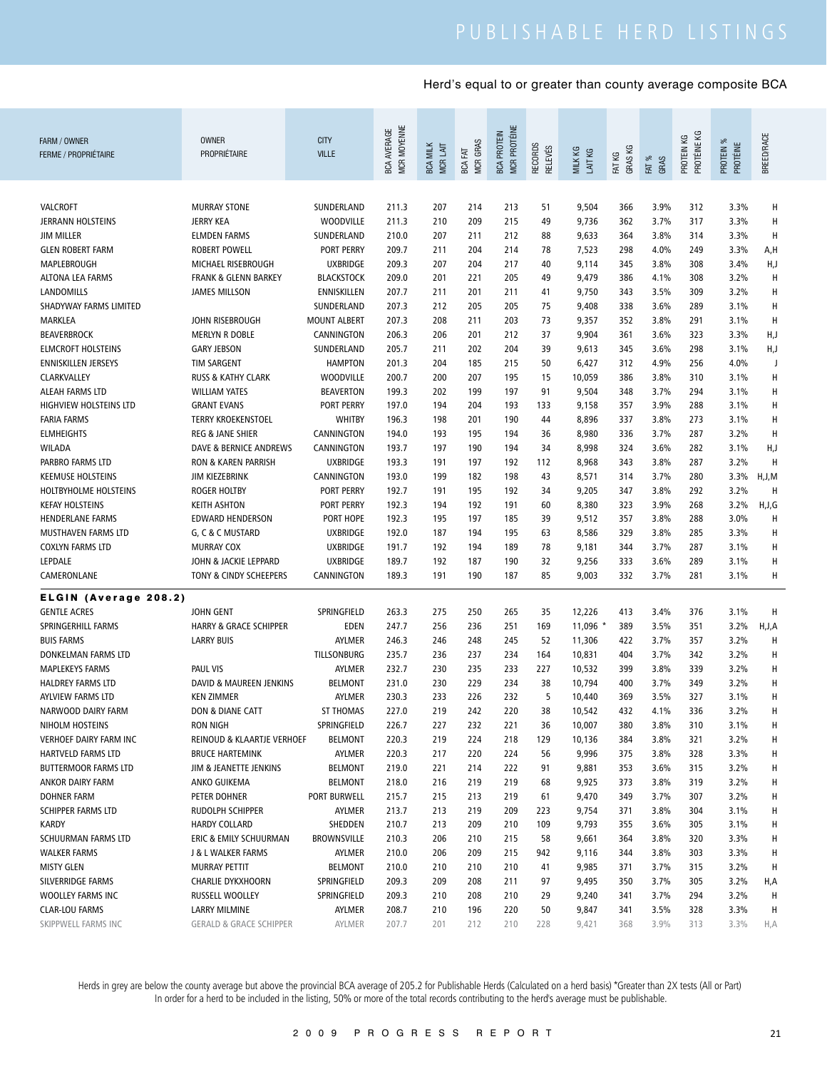# PUBLISHABLE HERD LISTINGS

Herd's equal to or greater than county average composite BCA

| FARM / OWNER FERME / PROPRIÉTAIRE | OWNER PROPRIÉTAIRE | CITY VILLE | BCA AVERAGE MCR MOYENNE | BCA MILK MCR LAIT | BCA FAT MCR GRAS | BCA PROTEIN MCR PROTÉINE | RECORDS RELEVÉS | MILK KG LAIT KG | FAT KG GRAS KG | FAT % GRAS | PROTEIN KG PROTÉINE KG | PROTEIN % PROTÉINE | BREED/RACE |
|---|---|---|---|---|---|---|---|---|---|---|---|---|---|
| VALCROFT | MURRAY STONE | SUNDERLAND | 211.3 | 207 | 214 | 213 | 51 | 9,504 | 366 | 3.9% | 312 | 3.3% | H |
| JERRANN HOLSTEINS | JERRY KEA | WOODVILLE | 211.3 | 210 | 209 | 215 | 49 | 9,736 | 362 | 3.7% | 317 | 3.3% | H |
| JIM MILLER | ELMDEN FARMS | SUNDERLAND | 210.0 | 207 | 211 | 212 | 88 | 9,633 | 364 | 3.8% | 314 | 3.3% | H |
| GLEN ROBERT FARM | ROBERT POWELL | PORT PERRY | 209.7 | 211 | 204 | 214 | 78 | 7,523 | 298 | 4.0% | 249 | 3.3% | A,H |
| MAPLEBROUGH | MICHAEL RISEBROUGH | UXBRIDGE | 209.3 | 207 | 204 | 217 | 40 | 9,114 | 345 | 3.8% | 308 | 3.4% | H,J |
| ALTONA LEA FARMS | FRANK & GLENN BARKEY | BLACKSTOCK | 209.0 | 201 | 221 | 205 | 49 | 9,479 | 386 | 4.1% | 308 | 3.2% | H |
| LANDOMILLS | JAMES MILLSON | ENNISKILLEN | 207.7 | 211 | 201 | 211 | 41 | 9,750 | 343 | 3.5% | 309 | 3.2% | H |
| SHADYWAY FARMS LIMITED | | SUNDERLAND | 207.3 | 212 | 205 | 205 | 75 | 9,408 | 338 | 3.6% | 289 | 3.1% | H |
| MARKLEA | JOHN RISEBROUGH | MOUNT ALBERT | 207.3 | 208 | 211 | 203 | 73 | 9,357 | 352 | 3.8% | 291 | 3.1% | H |
| BEAVERBROCK | MERLYN R DOBLE | CANNINGTON | 206.3 | 206 | 201 | 212 | 37 | 9,904 | 361 | 3.6% | 323 | 3.3% | H,J |
| ELMCROFT HOLSTEINS | GARY JEBSON | SUNDERLAND | 205.7 | 211 | 202 | 204 | 39 | 9,613 | 345 | 3.6% | 298 | 3.1% | H,J |
| ENNISKILLEN JERSEYS | TIM SARGENT | HAMPTON | 201.3 | 204 | 185 | 215 | 50 | 6,427 | 312 | 4.9% | 256 | 4.0% | J |
| CLARKVALLEY | RUSS & KATHY CLARK | WOODVILLE | 200.7 | 200 | 207 | 195 | 15 | 10,059 | 386 | 3.8% | 310 | 3.1% | H |
| ALEAH FARMS LTD | WILLIAM YATES | BEAVERTON | 199.3 | 202 | 199 | 197 | 91 | 9,504 | 348 | 3.7% | 294 | 3.1% | H |
| HIGHVIEW HOLSTEINS LTD | GRANT EVANS | PORT PERRY | 197.0 | 194 | 204 | 193 | 133 | 9,158 | 357 | 3.9% | 288 | 3.1% | H |
| FARIA FARMS | TERRY KROEKENSTOEL | WHITBY | 196.3 | 198 | 201 | 190 | 44 | 8,896 | 337 | 3.8% | 273 | 3.1% | H |
| ELMHEIGHTS | REG & JANE SHIER | CANNINGTON | 194.0 | 193 | 195 | 194 | 36 | 8,980 | 336 | 3.7% | 287 | 3.2% | H |
| WILADA | DAVE & BERNICE ANDREWS | CANNINGTON | 193.7 | 197 | 190 | 194 | 34 | 8,998 | 324 | 3.6% | 282 | 3.1% | H,J |
| PARBRO FARMS LTD | RON & KAREN PARRISH | UXBRIDGE | 193.3 | 191 | 197 | 192 | 112 | 8,968 | 343 | 3.8% | 287 | 3.2% | H |
| KEEMUSE HOLSTEINS | JIM KIEZEBRINK | CANNINGTON | 193.0 | 199 | 182 | 198 | 43 | 8,571 | 314 | 3.7% | 280 | 3.3% | H,J,M |
| HOLTBYHOLME HOLSTEINS | ROGER HOLTBY | PORT PERRY | 192.7 | 191 | 195 | 192 | 34 | 9,205 | 347 | 3.8% | 292 | 3.2% | H |
| KEFAY HOLSTEINS | KEITH ASHTON | PORT PERRY | 192.3 | 194 | 192 | 191 | 60 | 8,380 | 323 | 3.9% | 268 | 3.2% | H,J,G |
| HENDERLANE FARMS | EDWARD HENDERSON | PORT HOPE | 192.3 | 195 | 197 | 185 | 39 | 9,512 | 357 | 3.8% | 288 | 3.0% | H |
| MUSTHAVEN FARMS LTD | G, C & C MUSTARD | UXBRIDGE | 192.0 | 187 | 194 | 195 | 63 | 8,586 | 329 | 3.8% | 285 | 3.3% | H |
| COXLYN FARMS LTD | MURRAY COX | UXBRIDGE | 191.7 | 192 | 194 | 189 | 78 | 9,181 | 344 | 3.7% | 287 | 3.1% | H |
| LEPDALE | JOHN & JACKIE LEPPARD | UXBRIDGE | 189.7 | 192 | 187 | 190 | 32 | 9,256 | 333 | 3.6% | 289 | 3.1% | H |
| CAMERONLANE | TONY & CINDY SCHEEPERS | CANNINGTON | 189.3 | 191 | 190 | 187 | 85 | 9,003 | 332 | 3.7% | 281 | 3.1% | H |
| **ELGIN (Average 208.2)** | | | | | | | | | | | | | |
| GENTLE ACRES | JOHN GENT | SPRINGFIELD | 263.3 | 275 | 250 | 265 | 35 | 12,226 | 413 | 3.4% | 376 | 3.1% | H |
| SPRINGERHILL FARMS | HARRY & GRACE SCHIPPER | EDEN | 247.7 | 256 | 236 | 251 | 169 | 11,096 * | 389 | 3.5% | 351 | 3.2% | H,J,A |
| BUIS FARMS | LARRY BUIS | AYLMER | 246.3 | 246 | 248 | 245 | 52 | 11,306 | 422 | 3.7% | 357 | 3.2% | H |
| DONKELMAN FARMS LTD | | TILLSONBURG | 235.7 | 236 | 237 | 234 | 164 | 10,831 | 404 | 3.7% | 342 | 3.2% | H |
| MAPLEKEYS FARMS | PAUL VIS | AYLMER | 232.7 | 230 | 235 | 233 | 227 | 10,532 | 399 | 3.8% | 339 | 3.2% | H |
| HALDREY FARMS LTD | DAVID & MAUREEN JENKINS | BELMONT | 231.0 | 230 | 229 | 234 | 38 | 10,794 | 400 | 3.7% | 349 | 3.2% | H |
| AYLVIEW FARMS LTD | KEN ZIMMER | AYLMER | 230.3 | 233 | 226 | 232 | 5 | 10,440 | 369 | 3.5% | 327 | 3.1% | H |
| NARWOOD DAIRY FARM | DON & DIANE CATT | ST THOMAS | 227.0 | 219 | 242 | 220 | 38 | 10,542 | 432 | 4.1% | 336 | 3.2% | H |
| NIHOLM HOSTEINS | RON NIGH | SPRINGFIELD | 226.7 | 227 | 232 | 221 | 36 | 10,007 | 380 | 3.8% | 310 | 3.1% | H |
| VERHOEF DAIRY FARM INC | REINOUD & KLAARTJE VERHOEF | BELMONT | 220.3 | 219 | 224 | 218 | 129 | 10,136 | 384 | 3.8% | 321 | 3.2% | H |
| HARTVELD FARMS LTD | BRUCE HARTEMINK | AYLMER | 220.3 | 217 | 220 | 224 | 56 | 9,996 | 375 | 3.8% | 328 | 3.3% | H |
| BUTTERMOOR FARMS LTD | JIM & JEANETTE JENKINS | BELMONT | 219.0 | 221 | 214 | 222 | 91 | 9,881 | 353 | 3.6% | 315 | 3.2% | H |
| ANKOR DAIRY FARM | ANKO GUIKEMA | BELMONT | 218.0 | 216 | 219 | 219 | 68 | 9,925 | 373 | 3.8% | 319 | 3.2% | H |
| DOHNER FARM | PETER DOHNER | PORT BURWELL | 215.7 | 215 | 213 | 219 | 61 | 9,470 | 349 | 3.7% | 307 | 3.2% | H |
| SCHIPPER FARMS LTD | RUDOLPH SCHIPPER | AYLMER | 213.7 | 213 | 219 | 209 | 223 | 9,754 | 371 | 3.8% | 304 | 3.1% | H |
| KARDY | HARDY COLLARD | SHEDDEN | 210.7 | 213 | 209 | 210 | 109 | 9,793 | 355 | 3.6% | 305 | 3.1% | H |
| SCHUURMAN FARMS LTD | ERIC & EMILY SCHUURMAN | BROWNSVILLE | 210.3 | 206 | 210 | 215 | 58 | 9,661 | 364 | 3.8% | 320 | 3.3% | H |
| WALKER FARMS | J & L WALKER FARMS | AYLMER | 210.0 | 206 | 209 | 215 | 942 | 9,116 | 344 | 3.8% | 303 | 3.3% | H |
| MISTY GLEN | MURRAY PETTIT | BELMONT | 210.0 | 210 | 210 | 210 | 41 | 9,985 | 371 | 3.7% | 315 | 3.2% | H |
| SILVERRIDGE FARMS | CHARLIE DYKXHOORN | SPRINGFIELD | 209.3 | 209 | 208 | 211 | 97 | 9,495 | 350 | 3.7% | 305 | 3.2% | H,A |
| WOOLLEY FARMS INC | RUSSELL WOOLLEY | SPRINGFIELD | 209.3 | 210 | 208 | 210 | 29 | 9,240 | 341 | 3.7% | 294 | 3.2% | H |
| CLAR-LOU FARMS | LARRY MILMINE | AYLMER | 208.7 | 210 | 196 | 220 | 50 | 9,847 | 341 | 3.5% | 328 | 3.3% | H |
| SKIPPWELL FARMS INC | GERALD & GRACE SCHIPPER | AYLMER | 207.7 | 201 | 212 | 210 | 228 | 9,421 | 368 | 3.9% | 313 | 3.3% | H,A |

Herds in grey are below the county average but above the provincial BCA average of 205.2 for Publishable Herds (Calculated on a herd basis) *Greater than 2X tests (All or Part)
In order for a herd to be included in the listing, 50% or more of the total records contributing to the herd's average must be publishable.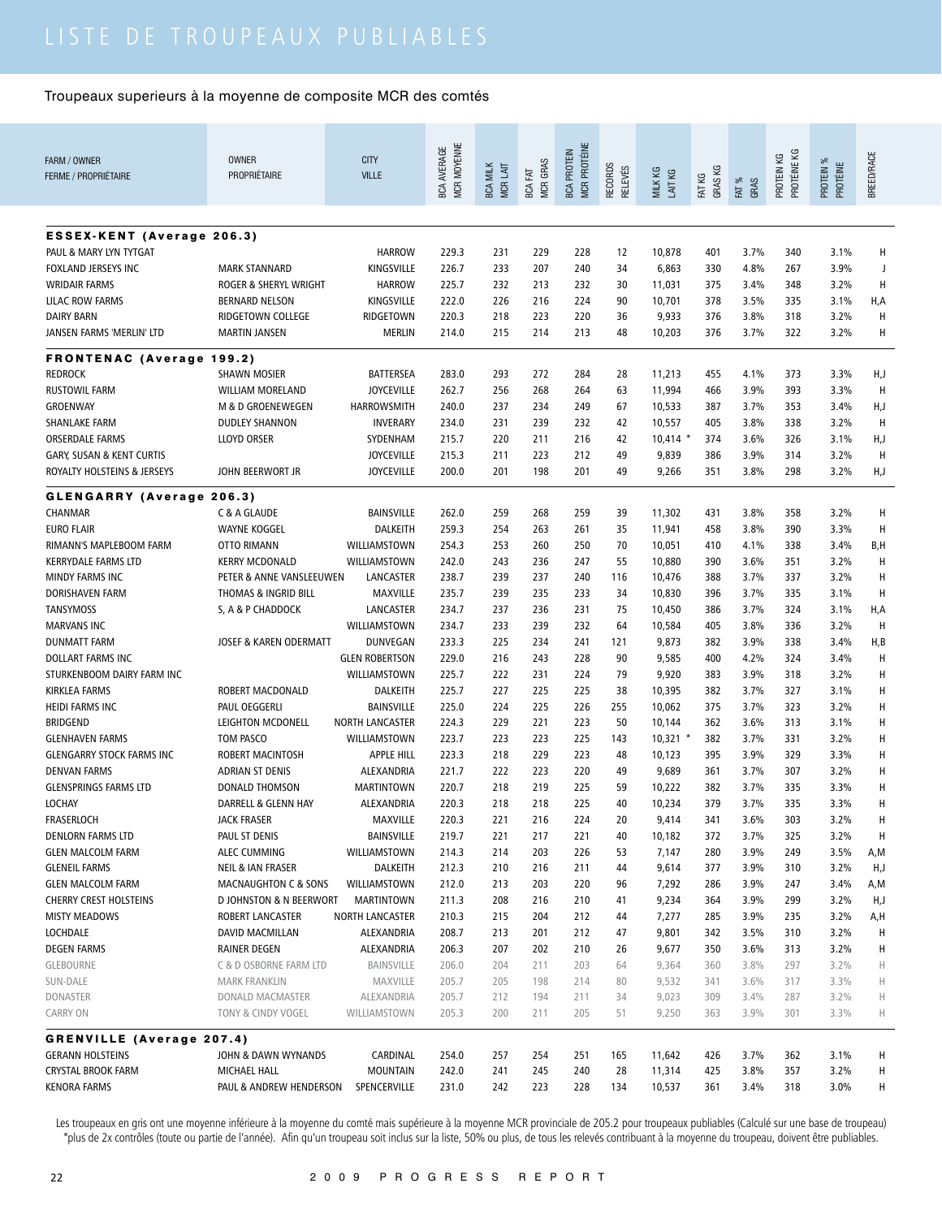# LISTE DE TROUPEAUX PUBLIABLES

Troupeaux superieurs à la moyenne de composite MCR des comtés

| FARM / OWNER<br>FERME / PROPRIÉTAIRE | OWNER<br>PROPRIÉTAIRE | CITY<br>VILLE | BCA AVERAGE<br>MCR MOYENNE | BCA MILK<br>MCR LAIT | BCA FAT<br>MCR GRAS | BCA PROTEIN<br>MCR PROTÉINE | RECORDS<br>RELEVÉS | MILK KG<br>LAIT KG | FAT KG<br>GRAS KG | FAT %<br>GRAS | PROTEIN KG<br>PROTÉINE KG | PROTEIN %<br>PROTÉINE | BREED/RACE |
|---|---|---|---|---|---|---|---|---|---|---|---|---|---|
| **ESSEX-KENT (Average 206.3)** | | | | | | | | | | | | | |
| PAUL & MARY LYN TYTGAT | | HARROW | 229.3 | 231 | 229 | 228 | 12 | 10,878 | 401 | 3.7% | 340 | 3.1% | H |
| FOXLAND JERSEYS INC | MARK STANNARD | KINGSVILLE | 226.7 | 233 | 207 | 240 | 34 | 6,863 | 330 | 4.8% | 267 | 3.9% | J |
| WRIDAIR FARMS | ROGER & SHERYL WRIGHT | HARROW | 225.7 | 232 | 213 | 232 | 30 | 11,031 | 375 | 3.4% | 348 | 3.2% | H |
| LILAC ROW FARMS | BERNARD NELSON | KINGSVILLE | 222.0 | 226 | 216 | 224 | 90 | 10,701 | 378 | 3.5% | 335 | 3.1% | H,A |
| DAIRY BARN | RIDGETOWN COLLEGE | RIDGETOWN | 220.3 | 218 | 223 | 220 | 36 | 9,933 | 376 | 3.8% | 318 | 3.2% | H |
| JANSEN FARMS 'MERLIN' LTD | MARTIN JANSEN | MERLIN | 214.0 | 215 | 214 | 213 | 48 | 10,203 | 376 | 3.7% | 322 | 3.2% | H |
| **FRONTENAC (Average 199.2)** | | | | | | | | | | | | | |
| REDROCK | SHAWN MOSIER | BATTERSEA | 283.0 | 293 | 272 | 284 | 28 | 11,213 | 455 | 4.1% | 373 | 3.3% | H,J |
| RUSTOWIL FARM | WILLIAM MORELAND | JOYCEVILLE | 262.7 | 256 | 268 | 264 | 63 | 11,994 | 466 | 3.9% | 393 | 3.3% | H |
| GROENWAY | M & D GROENEWEGEN | HARROWSMITH | 240.0 | 237 | 234 | 249 | 67 | 10,533 | 387 | 3.7% | 353 | 3.4% | H,J |
| SHANLAKE FARM | DUDLEY SHANNON | INVERARY | 234.0 | 231 | 239 | 232 | 42 | 10,557 | 405 | 3.8% | 338 | 3.2% | H |
| ORSERDALE FARMS | LLOYD ORSER | SYDENHAM | 215.7 | 220 | 211 | 216 | 42 | 10,414 * | 374 | 3.6% | 326 | 3.1% | H,J |
| GARY, SUSAN & KENT CURTIS | | JOYCEVILLE | 215.3 | 211 | 223 | 212 | 49 | 9,839 | 386 | 3.9% | 314 | 3.2% | H |
| ROYALTY HOLSTEINS & JERSEYS | JOHN BEERWORT JR | JOYCEVILLE | 200.0 | 201 | 198 | 201 | 49 | 9,266 | 351 | 3.8% | 298 | 3.2% | H,J |
| **GLENGARRY (Average 206.3)** | | | | | | | | | | | | | |
| CHANMAR | C & A GLAUDE | BAINSVILLE | 262.0 | 259 | 268 | 259 | 39 | 11,302 | 431 | 3.8% | 358 | 3.2% | H |
| EURO FLAIR | WAYNE KOGGEL | DALKEITH | 259.3 | 254 | 263 | 261 | 35 | 11,941 | 458 | 3.8% | 390 | 3.3% | H |
| RIMANN'S MAPLEBOOM FARM | OTTO RIMANN | WILLIAMSTOWN | 254.3 | 253 | 260 | 250 | 70 | 10,051 | 410 | 4.1% | 338 | 3.4% | B,H |
| KERRYDALE FARMS LTD | KERRY MCDONALD | WILLIAMSTOWN | 242.0 | 243 | 236 | 247 | 55 | 10,880 | 390 | 3.6% | 351 | 3.2% | H |
| MINDY FARMS INC | PETER & ANNE VANSLEEUWEN | LANCASTER | 238.7 | 239 | 237 | 240 | 116 | 10,476 | 388 | 3.7% | 337 | 3.2% | H |
| DORISHAVEN FARM | THOMAS & INGRID BILL | MAXVILLE | 235.7 | 239 | 235 | 233 | 34 | 10,830 | 396 | 3.7% | 335 | 3.1% | H |
| TANSYMOSS | S, A & P CHADDOCK | LANCASTER | 234.7 | 237 | 236 | 231 | 75 | 10,450 | 386 | 3.7% | 324 | 3.1% | H,A |
| MARVANS INC | | WILLIAMSTOWN | 234.7 | 233 | 239 | 232 | 64 | 10,584 | 405 | 3.8% | 336 | 3.2% | H |
| DUNMATT FARM | JOSEF & KAREN ODERMATT | DUNVEGAN | 233.3 | 225 | 234 | 241 | 121 | 9,873 | 382 | 3.9% | 338 | 3.4% | H,B |
| DOLLART FARMS INC | | GLEN ROBERTSON | 229.0 | 216 | 243 | 228 | 90 | 9,585 | 400 | 4.2% | 324 | 3.4% | H |
| STURKENBOOM DAIRY FARM INC | | WILLIAMSTOWN | 225.7 | 222 | 231 | 224 | 79 | 9,920 | 383 | 3.9% | 318 | 3.2% | H |
| KIRKLEA FARMS | ROBERT MACDONALD | DALKEITH | 225.7 | 227 | 225 | 225 | 38 | 10,395 | 382 | 3.7% | 327 | 3.1% | H |
| HEIDI FARMS INC | PAUL OEGGERLI | BAINSVILLE | 225.0 | 224 | 225 | 226 | 255 | 10,062 | 375 | 3.7% | 323 | 3.2% | H |
| BRIDGEND | LEIGHTON MCDONELL | NORTH LANCASTER | 224.3 | 229 | 221 | 223 | 50 | 10,144 | 362 | 3.6% | 313 | 3.1% | H |
| GLENHAVEN FARMS | TOM PASCO | WILLIAMSTOWN | 223.7 | 223 | 223 | 225 | 143 | 10,321 * | 382 | 3.7% | 331 | 3.2% | H |
| GLENGARRY STOCK FARMS INC | ROBERT MACINTOSH | APPLE HILL | 223.3 | 218 | 229 | 223 | 48 | 10,123 | 395 | 3.9% | 329 | 3.3% | H |
| DENVAN FARMS | ADRIAN ST DENIS | ALEXANDRIA | 221.7 | 222 | 223 | 220 | 49 | 9,689 | 361 | 3.7% | 307 | 3.2% | H |
| GLENSPRINGS FARMS LTD | DONALD THOMSON | MARTINTOWN | 220.7 | 218 | 219 | 225 | 59 | 10,222 | 382 | 3.7% | 335 | 3.3% | H |
| LOCHAY | DARRELL & GLENN HAY | ALEXANDRIA | 220.3 | 218 | 218 | 225 | 40 | 10,234 | 379 | 3.7% | 335 | 3.3% | H |
| FRASERLOCH | JACK FRASER | MAXVILLE | 220.3 | 221 | 216 | 224 | 20 | 9,414 | 341 | 3.6% | 303 | 3.2% | H |
| DENLORN FARMS LTD | PAUL ST DENIS | BAINSVILLE | 219.7 | 221 | 217 | 221 | 40 | 10,182 | 372 | 3.7% | 325 | 3.2% | H |
| GLEN MALCOLM FARM | ALEC CUMMING | WILLIAMSTOWN | 214.3 | 214 | 203 | 226 | 53 | 7,147 | 280 | 3.9% | 249 | 3.5% | A,M |
| GLENEIL FARMS | NEIL & IAN FRASER | DALKEITH | 212.3 | 210 | 216 | 211 | 44 | 9,614 | 377 | 3.9% | 310 | 3.2% | H,J |
| GLEN MALCOLM FARM | MACNAUGHTON C & SONS | WILLIAMSTOWN | 212.0 | 213 | 203 | 220 | 96 | 7,292 | 286 | 3.9% | 247 | 3.4% | A,M |
| CHERRY CREST HOLSTEINS | D JOHNSTON & N BEERWORT | MARTINTOWN | 211.3 | 208 | 216 | 210 | 41 | 9,234 | 364 | 3.9% | 299 | 3.2% | H,J |
| MISTY MEADOWS | ROBERT LANCASTER | NORTH LANCASTER | 210.3 | 215 | 204 | 212 | 44 | 7,277 | 285 | 3.9% | 235 | 3.2% | A,H |
| LOCHDALE | DAVID MACMILLAN | ALEXANDRIA | 208.7 | 213 | 201 | 212 | 47 | 9,801 | 342 | 3.5% | 310 | 3.2% | H |
| DEGEN FARMS | RAINER DEGEN | ALEXANDRIA | 206.3 | 207 | 202 | 210 | 26 | 9,677 | 350 | 3.6% | 313 | 3.2% | H |
| GLEBOURNE | C & D OSBORNE FARM LTD | BAINSVILLE | 206.0 | 204 | 211 | 203 | 64 | 9,364 | 360 | 3.8% | 297 | 3.2% | H |
| SUN-DALE | MARK FRANKLIN | MAXVILLE | 205.7 | 205 | 198 | 214 | 80 | 9,532 | 341 | 3.6% | 317 | 3.3% | H |
| DONASTER | DONALD MACMASTER | ALEXANDRIA | 205.7 | 212 | 194 | 211 | 34 | 9,023 | 309 | 3.4% | 287 | 3.2% | H |
| CARRY ON | TONY & CINDY VOGEL | WILLIAMSTOWN | 205.3 | 200 | 211 | 205 | 51 | 9,250 | 363 | 3.9% | 301 | 3.3% | H |
| **GRENVILLE (Average 207.4)** | | | | | | | | | | | | | |
| GERANN HOLSTEINS | JOHN & DAWN WYNANDS | CARDINAL | 254.0 | 257 | 254 | 251 | 165 | 11,642 | 426 | 3.7% | 362 | 3.1% | H |
| CRYSTAL BROOK FARM | MICHAEL HALL | MOUNTAIN | 242.0 | 241 | 245 | 240 | 28 | 11,314 | 425 | 3.8% | 357 | 3.2% | H |
| KENORA FARMS | PAUL & ANDREW HENDERSON | SPENCERVILLE | 231.0 | 242 | 223 | 228 | 134 | 10,537 | 361 | 3.4% | 318 | 3.0% | H |

Les troupeaux en gris ont une moyenne inférieure à la moyenne du comté mais supérieure à la moyenne MCR provinciale de 205.2 pour troupeaux publiables (Calculé sur une base de troupeau)
*plus de 2x contrôles (toute ou partie de l'année). Afin qu'un troupeau soit inclus sur la liste, 50% ou plus, de tous les relevés contribuant à la moyenne du troupeau, doivent être publiables.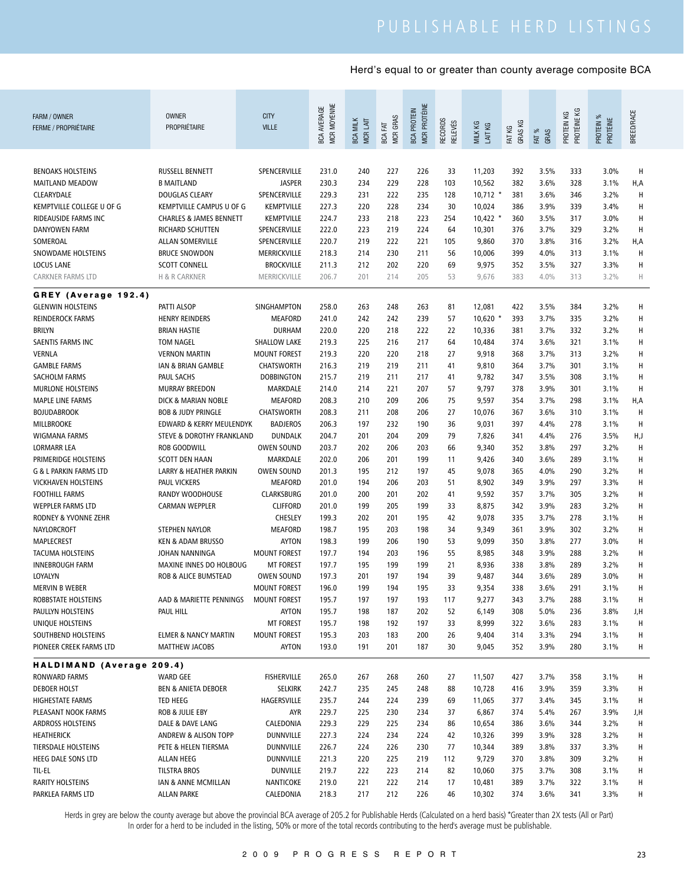# PUBLISHABLE HERD LISTINGS

Herd's equal to or greater than county average composite BCA

| FARM / OWNER FERME / PROPRIÉTAIRE | OWNER PROPRIÉTAIRE | CITY VILLE | BCA AVERAGE MCR MOYENNE | BCA MILK MCR LAIT | BCA FAT MCR GRAS | BCA PROTEIN MCR PROTÉINE | RECORDS RELEVÉS | MILK KG LAIT KG | FAT KG GRAS KG | FAT % GRAS | PROTEIN KG PROTÉINE KG | PROTEIN % PROTÉINE | BREED/RACE |
|---|---|---|---|---|---|---|---|---|---|---|---|---|---|
| BENOAKS HOLSTEINS | RUSSELL BENNETT | SPENCERVILLE | 231.0 | 240 | 227 | 226 | 33 | 11,203 | 392 | 3.5% | 333 | 3.0% | H |
| MAITLAND MEADOW | B MAITLAND | JASPER | 230.3 | 234 | 229 | 228 | 103 | 10,562 | 382 | 3.6% | 328 | 3.1% | H,A |
| CLEARYDALE | DOUGLAS CLEARY | SPENCERVILLE | 229.3 | 231 | 222 | 235 | 128 | 10,712 * | 381 | 3.6% | 346 | 3.2% | H |
| KEMPTVILLE COLLEGE U OF G | KEMPTVILLE CAMPUS U OF G | KEMPTVILLE | 227.3 | 220 | 228 | 234 | 30 | 10,024 | 386 | 3.9% | 339 | 3.4% | H |
| RIDEAUSIDE FARMS INC | CHARLES & JAMES BENNETT | KEMPTVILLE | 224.7 | 233 | 218 | 223 | 254 | 10,422 * | 360 | 3.5% | 317 | 3.0% | H |
| DANYOWEN FARM | RICHARD SCHUTTEN | SPENCERVILLE | 222.0 | 223 | 219 | 224 | 64 | 10,301 | 376 | 3.7% | 329 | 3.2% | H |
| SOMEROAL | ALLAN SOMERVILLE | SPENCERVILLE | 220.7 | 219 | 222 | 221 | 105 | 9,860 | 370 | 3.8% | 316 | 3.2% | H,A |
| SNOWDAME HOLSTEINS | BRUCE SNOWDON | MERRICKVILLE | 218.3 | 214 | 230 | 211 | 56 | 10,006 | 399 | 4.0% | 313 | 3.1% | H |
| LOCUS LANE | SCOTT CONNELL | BROCKVILLE | 211.3 | 212 | 202 | 220 | 69 | 9,975 | 352 | 3.5% | 327 | 3.3% | H |
| CARKNER FARMS LTD | H & R CARKNER | MERRICKVILLE | 206.7 | 201 | 214 | 205 | 53 | 9,676 | 383 | 4.0% | 313 | 3.2% | H |
| **GREY (Average 192.4)** | | | | | | | | | | | | | |
| GLENWIN HOLSTEINS | PATTI ALSOP | SINGHAMPTON | 258.0 | 263 | 248 | 263 | 81 | 12,081 | 422 | 3.5% | 384 | 3.2% | H |
| REINDEROCK FARMS | HENRY REINDERS | MEAFORD | 241.0 | 242 | 242 | 239 | 57 | 10,620 * | 393 | 3.7% | 335 | 3.2% | H |
| BRILYN | BRIAN HASTIE | DURHAM | 220.0 | 220 | 218 | 222 | 22 | 10,336 | 381 | 3.7% | 332 | 3.2% | H |
| SAENTIS FARMS INC | TOM NAGEL | SHALLOW LAKE | 219.3 | 225 | 216 | 217 | 64 | 10,484 | 374 | 3.6% | 321 | 3.1% | H |
| VERNLA | VERNON MARTIN | MOUNT FOREST | 219.3 | 220 | 220 | 218 | 27 | 9,918 | 368 | 3.7% | 313 | 3.2% | H |
| GAMBLE FARMS | IAN & BRIAN GAMBLE | CHATSWORTH | 216.3 | 219 | 219 | 211 | 41 | 9,810 | 364 | 3.7% | 301 | 3.1% | H |
| SACHOLM FARMS | PAUL SACHS | DOBBINGTON | 215.7 | 219 | 211 | 217 | 41 | 9,782 | 347 | 3.5% | 308 | 3.1% | H |
| MURLONE HOLSTEINS | MURRAY BREEDON | MARKDALE | 214.0 | 214 | 221 | 207 | 57 | 9,797 | 378 | 3.9% | 301 | 3.1% | H |
| MAPLE LINE FARMS | DICK & MARIAN NOBLE | MEAFORD | 208.3 | 210 | 209 | 206 | 75 | 9,597 | 354 | 3.7% | 298 | 3.1% | H,A |
| BOJUDABROOK | BOB & JUDY PRINGLE | CHATSWORTH | 208.3 | 211 | 208 | 206 | 27 | 10,076 | 367 | 3.6% | 310 | 3.1% | H |
| MILLBROOKE | EDWARD & KERRY MEULENDYK | BADJEROS | 206.3 | 197 | 232 | 190 | 36 | 9,031 | 397 | 4.4% | 278 | 3.1% | H |
| WIGMANA FARMS | STEVE & DOROTHY FRANKLAND | DUNDALK | 204.7 | 201 | 204 | 209 | 79 | 7,826 | 341 | 4.4% | 276 | 3.5% | H,J |
| LORMARR LEA | ROB GOODWILL | OWEN SOUND | 203.7 | 202 | 206 | 203 | 66 | 9,340 | 352 | 3.8% | 297 | 3.2% | H |
| PRIMERIDGE HOLSTEINS | SCOTT DEN HAAN | MARKDALE | 202.0 | 206 | 201 | 199 | 11 | 9,426 | 340 | 3.6% | 289 | 3.1% | H |
| G & L PARKIN FARMS LTD | LARRY & HEATHER PARKIN | OWEN SOUND | 201.3 | 195 | 212 | 197 | 45 | 9,078 | 365 | 4.0% | 290 | 3.2% | H |
| VICKHAVEN HOLSTEINS | PAUL VICKERS | MEAFORD | 201.0 | 194 | 206 | 203 | 51 | 8,902 | 349 | 3.9% | 297 | 3.3% | H |
| FOOTHILL FARMS | RANDY WOODHOUSE | CLARKSBURG | 201.0 | 200 | 201 | 202 | 41 | 9,592 | 357 | 3.7% | 305 | 3.2% | H |
| WEPPLER FARMS LTD | CARMAN WEPPLER | CLIFFORD | 201.0 | 199 | 205 | 199 | 33 | 8,875 | 342 | 3.9% | 283 | 3.2% | H |
| RODNEY & YVONNE ZEHR | | CHESLEY | 199.3 | 202 | 201 | 195 | 42 | 9,078 | 335 | 3.7% | 278 | 3.1% | H |
| NAYLORCROFT | STEPHEN NAYLOR | MEAFORD | 198.7 | 195 | 203 | 198 | 34 | 9,349 | 361 | 3.9% | 302 | 3.2% | H |
| MAPLECREST | KEN & ADAM BRUSSO | AYTON | 198.3 | 199 | 206 | 190 | 53 | 9,099 | 350 | 3.8% | 277 | 3.0% | H |
| TACUMA HOLSTEINS | JOHAN NANNINGA | MOUNT FOREST | 197.7 | 194 | 203 | 196 | 55 | 8,985 | 348 | 3.9% | 288 | 3.2% | H |
| INNEBROUGH FARM | MAXINE INNES DO HOLBOUG | MT FOREST | 197.7 | 195 | 199 | 199 | 21 | 8,936 | 338 | 3.8% | 289 | 3.2% | H |
| LOYALYN | ROB & ALICE BUMSTEAD | OWEN SOUND | 197.3 | 201 | 197 | 194 | 39 | 9,487 | 344 | 3.6% | 289 | 3.0% | H |
| MERVIN B WEBER | | MOUNT FOREST | 196.0 | 199 | 194 | 195 | 33 | 9,354 | 338 | 3.6% | 291 | 3.1% | H |
| ROBBSTATE HOLSTEINS | AAD & MARIETTE PENNINGS | MOUNT FOREST | 195.7 | 197 | 197 | 193 | 117 | 9,277 | 343 | 3.7% | 288 | 3.1% | H |
| PAULLYN HOLSTEINS | PAUL HILL | AYTON | 195.7 | 198 | 187 | 202 | 52 | 6,149 | 308 | 5.0% | 236 | 3.8% | J,H |
| UNIQUE HOLSTEINS | | MT FOREST | 195.7 | 198 | 192 | 197 | 33 | 8,999 | 322 | 3.6% | 283 | 3.1% | H |
| SOUTHBEND HOLSTEINS | ELMER & NANCY MARTIN | MOUNT FOREST | 195.3 | 203 | 183 | 200 | 26 | 9,404 | 314 | 3.3% | 294 | 3.1% | H |
| PIONEER CREEK FARMS LTD | MATTHEW JACOBS | AYTON | 193.0 | 191 | 201 | 187 | 30 | 9,045 | 352 | 3.9% | 280 | 3.1% | H |
| **HALDIMAND (Average 209.4)** | | | | | | | | | | | | | |
| RONWARD FARMS | WARD GEE | FISHERVILLE | 265.0 | 267 | 268 | 260 | 27 | 11,507 | 427 | 3.7% | 358 | 3.1% | H |
| DEBOER HOLST | BEN & ANIETA DEBOER | SELKIRK | 242.7 | 235 | 245 | 248 | 88 | 10,728 | 416 | 3.9% | 359 | 3.3% | H |
| HIGHESTATE FARMS | TED HEEG | HAGERSVILLE | 235.7 | 244 | 224 | 239 | 69 | 11,065 | 377 | 3.4% | 345 | 3.1% | H |
| PLEASANT NOOK FARMS | ROB & JULIE EBY | AYR | 229.7 | 225 | 230 | 234 | 37 | 6,867 | 374 | 5.4% | 267 | 3.9% | J,H |
| ARDROSS HOLSTEINS | DALE & DAVE LANG | CALEDONIA | 229.3 | 229 | 225 | 234 | 86 | 10,654 | 386 | 3.6% | 344 | 3.2% | H |
| HEATHERICK | ANDREW & ALISON TOPP | DUNNVILLE | 227.3 | 224 | 234 | 224 | 42 | 10,326 | 399 | 3.9% | 328 | 3.2% | H |
| TIERSDALE HOLSTEINS | PETE & HELEN TIERSMA | DUNNVILLE | 226.7 | 224 | 226 | 230 | 77 | 10,344 | 389 | 3.8% | 337 | 3.3% | H |
| HEEG DALE SONS LTD | ALLAN HEEG | DUNNVILLE | 221.3 | 220 | 225 | 219 | 112 | 9,729 | 370 | 3.8% | 309 | 3.2% | H |
| TIL-EL | TILSTRA BROS | DUNVILLE | 219.7 | 222 | 223 | 214 | 82 | 10,060 | 375 | 3.7% | 308 | 3.1% | H |
| RARITY HOLSTEINS | IAN & ANNE MCMILLAN | NANTICOKE | 219.0 | 221 | 222 | 214 | 17 | 10,481 | 389 | 3.7% | 322 | 3.1% | H |
| PARKLEA FARMS LTD | ALLAN PARKE | CALEDONIA | 218.3 | 217 | 212 | 226 | 46 | 10,302 | 374 | 3.6% | 341 | 3.3% | H |

Herds in grey are below the county average but above the provincial BCA average of 205.2 for Publishable Herds (Calculated on a herd basis) *Greater than 2X tests (All or Part)
In order for a herd to be included in the listing, 50% or more of the total records contributing to the herd's average must be publishable.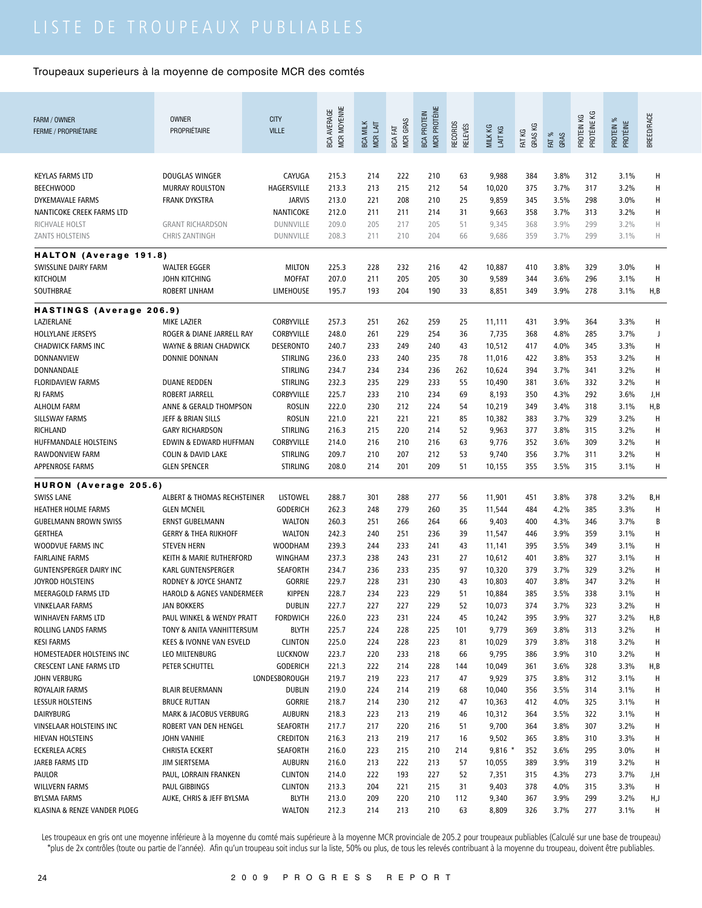# LISTE DE TROUPEAUX PUBLIABLES

Troupeaux superieurs à la moyenne de composite MCR des comtés

| FARM / OWNER<br>FERME / PROPRIÉTAIRE | OWNER<br>PROPRIÉTAIRE | CITY<br>VILLE | BCA AVERAGE<br>MCR MOYENNE | BCA MILK<br>MCR LAIT | BCA FAT<br>MCR GRAS | BCA PROTEIN<br>MCR PROTÉINE | RECORDS<br>RELEVÉS | MILK KG<br>LAIT KG | FAT KG<br>GRAS KG | FAT %<br>GRAS | PROTEIN KG<br>PROTÉINE KG | PROTEIN %<br>PROTÉINE | BREED/RACE |
|---|---|---|---|---|---|---|---|---|---|---|---|---|---|
| KEYLAS FARMS LTD | DOUGLAS WINGER | CAYUGA | 215.3 | 214 | 222 | 210 | 63 | 9,988 | 384 | 3.8% | 312 | 3.1% | H |
| BEECHWOOD | MURRAY ROULSTON | HAGERSVILLE | 213.3 | 213 | 215 | 212 | 54 | 10,020 | 375 | 3.7% | 317 | 3.2% | H |
| DYKEMAVALE FARMS | FRANK DYKSTRA | JARVIS | 213.0 | 221 | 208 | 210 | 25 | 9,859 | 345 | 3.5% | 298 | 3.0% | H |
| NANTICOKE CREEK FARMS LTD | | NANTICOKE | 212.0 | 211 | 211 | 214 | 31 | 9,663 | 358 | 3.7% | 313 | 3.2% | H |
| RICHVALE HOLST | GRANT RICHARDSON | DUNNVILLE | 209.0 | 205 | 217 | 205 | 51 | 9,345 | 368 | 3.9% | 299 | 3.2% | H |
| ZANTS HOLSTEINS | CHRIS ZANTINGH | DUNNVILLE | 208.3 | 211 | 210 | 204 | 66 | 9,686 | 359 | 3.7% | 299 | 3.1% | H |
| **HALTON (Average 191.8)** | | | | | | | | | | | | | |
| SWISSLINE DAIRY FARM | WALTER EGGER | MILTON | 225.3 | 228 | 232 | 216 | 42 | 10,887 | 410 | 3.8% | 329 | 3.0% | H |
| KITCHOLM | JOHN KITCHING | MOFFAT | 207.0 | 211 | 205 | 205 | 30 | 9,589 | 344 | 3.6% | 296 | 3.1% | H |
| SOUTHBRAE | ROBERT LINHAM | LIMEHOUSE | 195.7 | 193 | 204 | 190 | 33 | 8,851 | 349 | 3.9% | 278 | 3.1% | H,B |
| **HASTINGS (Average 206.9)** | | | | | | | | | | | | | |
| LAZIERLANE | MIKE LAZIER | CORBYVILLE | 257.3 | 251 | 262 | 259 | 25 | 11,111 | 431 | 3.9% | 364 | 3.3% | H |
| HOLLYLANE JERSEYS | ROGER & DIANE JARRELL RAY | CORBYVILLE | 248.0 | 261 | 229 | 254 | 36 | 7,735 | 368 | 4.8% | 285 | 3.7% | J |
| CHADWICK FARMS INC | WAYNE & BRIAN CHADWICK | DESERONTO | 240.7 | 233 | 249 | 240 | 43 | 10,512 | 417 | 4.0% | 345 | 3.3% | H |
| DONNANVIEW | DONNIE DONNAN | STIRLING | 236.0 | 233 | 240 | 235 | 78 | 11,016 | 422 | 3.8% | 353 | 3.2% | H |
| DONNANDALE | | STIRLING | 234.7 | 234 | 234 | 236 | 262 | 10,624 | 394 | 3.7% | 341 | 3.2% | H |
| FLORIDAVIEW FARMS | DUANE REDDEN | STIRLING | 232.3 | 235 | 229 | 233 | 55 | 10,490 | 381 | 3.6% | 332 | 3.2% | H |
| RJ FARMS | ROBERT JARRELL | CORBYVILLE | 225.7 | 233 | 210 | 234 | 69 | 8,193 | 350 | 4.3% | 292 | 3.6% | J,H |
| ALHOLM FARM | ANNE & GERALD THOMPSON | ROSLIN | 222.0 | 230 | 212 | 224 | 54 | 10,219 | 349 | 3.4% | 318 | 3.1% | H,B |
| SILLSWAY FARMS | JEFF & BRIAN SILLS | ROSLIN | 221.0 | 221 | 221 | 221 | 85 | 10,382 | 383 | 3.7% | 329 | 3.2% | H |
| RICHLAND | GARY RICHARDSON | STIRLING | 216.3 | 215 | 220 | 214 | 52 | 9,963 | 377 | 3.8% | 315 | 3.2% | H |
| HUFFMANDALE HOLSTEINS | EDWIN & EDWARD HUFFMAN | CORBYVILLE | 214.0 | 216 | 210 | 216 | 63 | 9,776 | 352 | 3.6% | 309 | 3.2% | H |
| RAWDONVIEW FARM | COLIN & DAVID LAKE | STIRLING | 209.7 | 210 | 207 | 212 | 53 | 9,740 | 356 | 3.7% | 311 | 3.2% | H |
| APPENROSE FARMS | GLEN SPENCER | STIRLING | 208.0 | 214 | 201 | 209 | 51 | 10,155 | 355 | 3.5% | 315 | 3.1% | H |
| **HURON (Average 205.6)** | | | | | | | | | | | | | |
| SWISS LANE | ALBERT & THOMAS RECHSTEINER | LISTOWEL | 288.7 | 301 | 288 | 277 | 56 | 11,901 | 451 | 3.8% | 378 | 3.2% | B,H |
| HEATHER HOLME FARMS | GLEN MCNEIL | GODERICH | 262.3 | 248 | 279 | 260 | 35 | 11,544 | 484 | 4.2% | 385 | 3.3% | H |
| GUBELMANN BROWN SWISS | ERNST GUBELMANN | WALTON | 260.3 | 251 | 266 | 264 | 66 | 9,403 | 400 | 4.3% | 346 | 3.7% | B |
| GERTHEA | GERRY & THEA RIJKHOFF | WALTON | 242.3 | 240 | 251 | 236 | 39 | 11,547 | 446 | 3.9% | 359 | 3.1% | H |
| WOODVUE FARMS INC | STEVEN HERN | WOODHAM | 239.3 | 244 | 233 | 241 | 43 | 11,141 | 395 | 3.5% | 349 | 3.1% | H |
| FAIRLAINE FARMS | KEITH & MARIE RUTHERFORD | WINGHAM | 237.3 | 238 | 243 | 231 | 27 | 10,612 | 401 | 3.8% | 327 | 3.1% | H |
| GUNTENSPERGER DAIRY INC | KARL GUNTENSPERGER | SEAFORTH | 234.7 | 236 | 233 | 235 | 97 | 10,320 | 379 | 3.7% | 329 | 3.2% | H |
| JOYROD HOLSTEINS | RODNEY & JOYCE SHANTZ | GORRIE | 229.7 | 228 | 231 | 230 | 43 | 10,803 | 407 | 3.8% | 347 | 3.2% | H |
| MEERAGOLD FARMS LTD | HAROLD & AGNES VANDERMEER | KIPPEN | 228.7 | 234 | 223 | 229 | 51 | 10,884 | 385 | 3.5% | 338 | 3.1% | H |
| VINKELAAR FARMS | JAN BOKKERS | DUBLIN | 227.7 | 227 | 227 | 229 | 52 | 10,073 | 374 | 3.7% | 323 | 3.2% | H |
| WINHAVEN FARMS LTD | PAUL WINKEL & WENDY PRATT | FORDWICH | 226.0 | 223 | 231 | 224 | 45 | 10,242 | 395 | 3.9% | 327 | 3.2% | H,B |
| ROLLING LANDS FARMS | TONY & ANITA VANHITTERSUM | BLYTH | 225.7 | 224 | 228 | 225 | 101 | 9,779 | 369 | 3.8% | 313 | 3.2% | H |
| KESI FARMS | KEES & IVONNE VAN ESVELD | CLINTON | 225.0 | 224 | 228 | 223 | 81 | 10,029 | 379 | 3.8% | 318 | 3.2% | H |
| HOMESTEADER HOLSTEINS INC | LEO MILTENBURG | LUCKNOW | 223.7 | 220 | 233 | 218 | 66 | 9,795 | 386 | 3.9% | 310 | 3.2% | H |
| CRESCENT LANE FARMS LTD | PETER SCHUTTEL | GODERICH | 221.3 | 222 | 214 | 228 | 144 | 10,049 | 361 | 3.6% | 328 | 3.3% | H,B |
| JOHN VERBURG | | LONDESBOROUGH | 219.7 | 219 | 223 | 217 | 47 | 9,929 | 375 | 3.8% | 312 | 3.1% | H |
| ROYALAIR FARMS | BLAIR BEUERMANN | DUBLIN | 219.0 | 224 | 214 | 219 | 68 | 10,040 | 356 | 3.5% | 314 | 3.1% | H |
| LESSUR HOLSTEINS | BRUCE RUTTAN | GORRIE | 218.7 | 214 | 230 | 212 | 47 | 10,363 | 412 | 4.0% | 325 | 3.1% | H |
| DAIRYBURG | MARK & JACOBUS VERBURG | AUBURN | 218.3 | 223 | 213 | 219 | 46 | 10,312 | 364 | 3.5% | 322 | 3.1% | H |
| VINSELAAR HOLSTEINS INC | ROBERT VAN DEN HENGEL | SEAFORTH | 217.7 | 217 | 220 | 216 | 51 | 9,700 | 364 | 3.8% | 307 | 3.2% | H |
| HIEVAN HOLSTEINS | JOHN VANHIE | CREDITON | 216.3 | 213 | 219 | 217 | 16 | 9,502 | 365 | 3.8% | 310 | 3.3% | H |
| ECKERLEA ACRES | CHRISTA ECKERT | SEAFORTH | 216.0 | 223 | 215 | 210 | 214 | 9,816 * | 352 | 3.6% | 295 | 3.0% | H |
| JAREB FARMS LTD | JIM SIERTSEMA | AUBURN | 216.0 | 213 | 222 | 213 | 57 | 10,055 | 389 | 3.9% | 319 | 3.2% | H |
| PAULOR | PAUL, LORRAIN FRANKEN | CLINTON | 214.0 | 222 | 193 | 227 | 52 | 7,351 | 315 | 4.3% | 273 | 3.7% | J,H |
| WILLVERN FARMS | PAUL GIBBINGS | CLINTON | 213.3 | 204 | 221 | 215 | 31 | 9,403 | 378 | 4.0% | 315 | 3.3% | H |
| BYLSMA FARMS | AUKE, CHRIS & JEFF BYLSMA | BLYTH | 213.0 | 209 | 220 | 210 | 112 | 9,340 | 367 | 3.9% | 299 | 3.2% | H,J |
| KLASINA & RENZE VANDER PLOEG | | WALTON | 212.3 | 214 | 213 | 210 | 63 | 8,809 | 326 | 3.7% | 277 | 3.1% | H |

Les troupeaux en gris ont une moyenne inférieure à la moyenne du comté mais supérieure à la moyenne MCR provinciale de 205.2 pour troupeaux publiables (Calculé sur une base de troupeau)
*plus de 2x contrôles (toute ou partie de l'année). Afin qu'un troupeau soit inclus sur la liste, 50% ou plus, de tous les relevés contribuant à la moyenne du troupeau, doivent être publiables.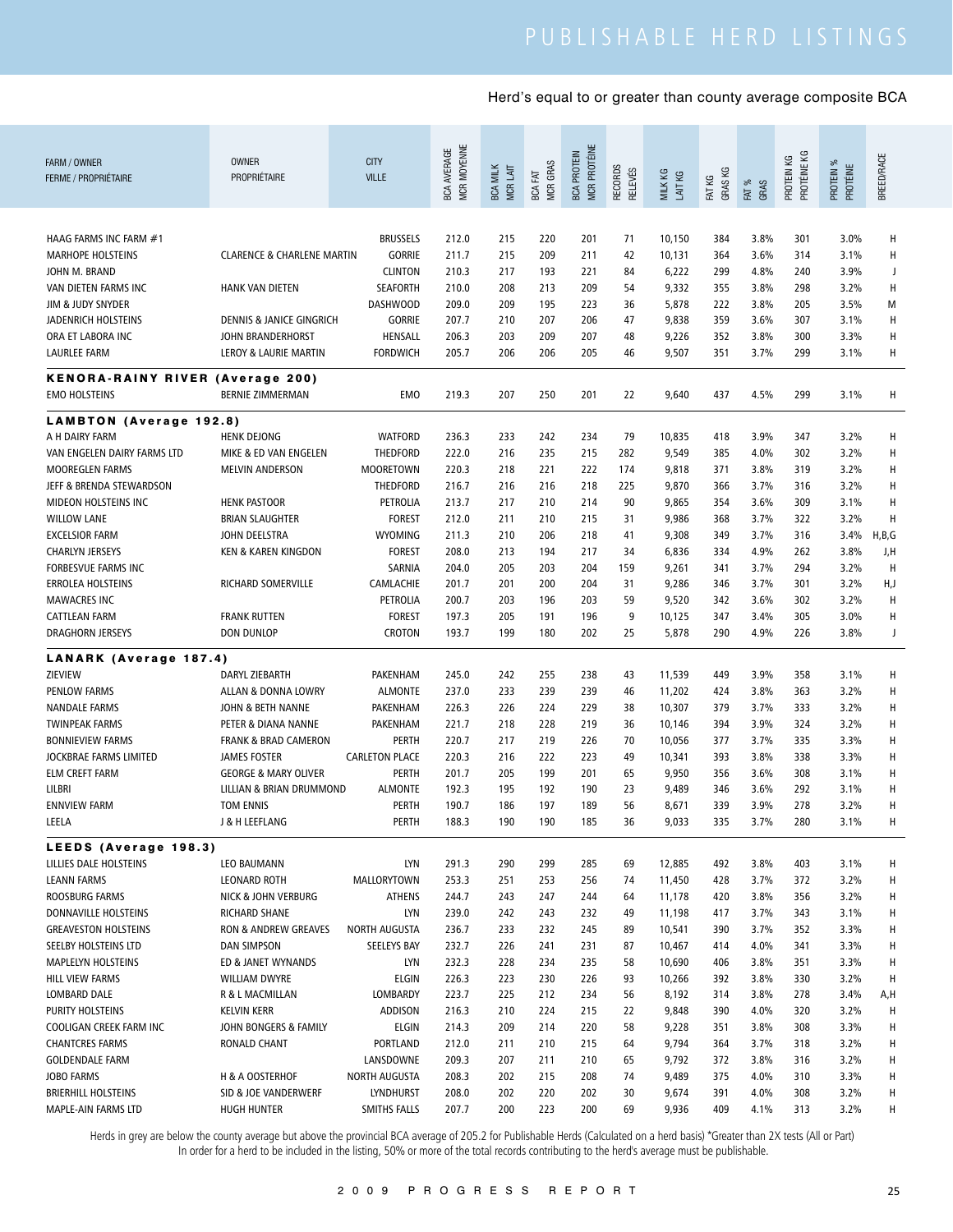Herd's equal to or greater than county average composite BCA

| FARM / OWNER FERME / PROPRIÉTAIRE | OWNER PROPRIÉTAIRE | CITY VILLE | BCA AVERAGE MCR MOYENNE | BCA MILK MCR LAIT | BCA FAT MCR GRAS | BCA PROTEIN MCR PROTÉINE | RECORDS RELEVÉS | MILK KG LAIT KG | FAT KG GRAS KG | FAT % GRAS | PROTEIN KG PROTÉINE KG | PROTEIN % PROTÉINE | BREED/RACE |
|---|---|---|---|---|---|---|---|---|---|---|---|---|---|
| HAAG FARMS INC FARM #1 | | BRUSSELS | 212.0 | 215 | 220 | 201 | 71 | 10,150 | 384 | 3.8% | 301 | 3.0% | H |
| MARHOPE HOLSTEINS | CLARENCE & CHARLENE MARTIN | GORRIE | 211.7 | 215 | 209 | 211 | 42 | 10,131 | 364 | 3.6% | 314 | 3.1% | H |
| JOHN M. BRAND | | CLINTON | 210.3 | 217 | 193 | 221 | 84 | 6,222 | 299 | 4.8% | 240 | 3.9% | J |
| VAN DIETEN FARMS INC | HANK VAN DIETEN | SEAFORTH | 210.0 | 208 | 213 | 209 | 54 | 9,332 | 355 | 3.8% | 298 | 3.2% | H |
| JIM & JUDY SNYDER | | DASHWOOD | 209.0 | 209 | 195 | 223 | 36 | 5,878 | 222 | 3.8% | 205 | 3.5% | M |
| JADENRICH HOLSTEINS | DENNIS & JANICE GINGRICH | GORRIE | 207.7 | 210 | 207 | 206 | 47 | 9,838 | 359 | 3.6% | 307 | 3.1% | H |
| ORA ET LABORA INC | JOHN BRANDERHORST | HENSALL | 206.3 | 203 | 209 | 207 | 48 | 9,226 | 352 | 3.8% | 300 | 3.3% | H |
| LAURLEE FARM | LEROY & LAURIE MARTIN | FORDWICH | 205.7 | 206 | 206 | 205 | 46 | 9,507 | 351 | 3.7% | 299 | 3.1% | H |
| **KENORA-RAINY RIVER (Average 200)** | | | | | | | | | | | | | |
| EMO HOLSTEINS | BERNIE ZIMMERMAN | EMO | 219.3 | 207 | 250 | 201 | 22 | 9,640 | 437 | 4.5% | 299 | 3.1% | H |
| **LAMBTON (Average 192.8)** | | | | | | | | | | | | | |
| A H DAIRY FARM | HENK DEJONG | WATFORD | 236.3 | 233 | 242 | 234 | 79 | 10,835 | 418 | 3.9% | 347 | 3.2% | H |
| VAN ENGELEN DAIRY FARMS LTD | MIKE & ED VAN ENGELEN | THEDFORD | 222.0 | 216 | 235 | 215 | 282 | 9,549 | 385 | 4.0% | 302 | 3.2% | H |
| MOOREGLEN FARMS | MELVIN ANDERSON | MOORETOWN | 220.3 | 218 | 221 | 222 | 174 | 9,818 | 371 | 3.8% | 319 | 3.2% | H |
| JEFF & BRENDA STEWARDSON | | THEDFORD | 216.7 | 216 | 216 | 218 | 225 | 9,870 | 366 | 3.7% | 316 | 3.2% | H |
| MIDEON HOLSTEINS INC | HENK PASTOOR | PETROLIA | 213.7 | 217 | 210 | 214 | 90 | 9,865 | 354 | 3.6% | 309 | 3.1% | H |
| WILLOW LANE | BRIAN SLAUGHTER | FOREST | 212.0 | 211 | 210 | 215 | 31 | 9,986 | 368 | 3.7% | 322 | 3.2% | H |
| EXCELSIOR FARM | JOHN DEELSTRA | WYOMING | 211.3 | 210 | 206 | 218 | 41 | 9,308 | 349 | 3.7% | 316 | 3.4% | H,B,G |
| CHARLYN JERSEYS | KEN & KAREN KINGDON | FOREST | 208.0 | 213 | 194 | 217 | 34 | 6,836 | 334 | 4.9% | 262 | 3.8% | J,H |
| FORBESVUE FARMS INC | | SARNIA | 204.0 | 205 | 203 | 204 | 159 | 9,261 | 341 | 3.7% | 294 | 3.2% | H |
| ERROLEA HOLSTEINS | RICHARD SOMERVILLE | CAMLACHIE | 201.7 | 201 | 200 | 204 | 31 | 9,286 | 346 | 3.7% | 301 | 3.2% | H,J |
| MAWACRES INC | | PETROLIA | 200.7 | 203 | 196 | 203 | 59 | 9,520 | 342 | 3.6% | 302 | 3.2% | H |
| CATTLEAN FARM | FRANK RUTTEN | FOREST | 197.3 | 205 | 191 | 196 | 9 | 10,125 | 347 | 3.4% | 305 | 3.0% | H |
| DRAGHORN JERSEYS | DON DUNLOP | CROTON | 193.7 | 199 | 180 | 202 | 25 | 5,878 | 290 | 4.9% | 226 | 3.8% | J |
| **LANARK (Average 187.4)** | | | | | | | | | | | | | |
| ZIEVIEW | DARYL ZIEBARTH | PAKENHAM | 245.0 | 242 | 255 | 238 | 43 | 11,539 | 449 | 3.9% | 358 | 3.1% | H |
| PENLOW FARMS | ALLAN & DONNA LOWRY | ALMONTE | 237.0 | 233 | 239 | 239 | 46 | 11,202 | 424 | 3.8% | 363 | 3.2% | H |
| NANDALE FARMS | JOHN & BETH NANNE | PAKENHAM | 226.3 | 226 | 224 | 229 | 38 | 10,307 | 379 | 3.7% | 333 | 3.2% | H |
| TWINPEAK FARMS | PETER & DIANA NANNE | PAKENHAM | 221.7 | 218 | 228 | 219 | 36 | 10,146 | 394 | 3.9% | 324 | 3.2% | H |
| BONNIEVIEW FARMS | FRANK & BRAD CAMERON | PERTH | 220.7 | 217 | 219 | 226 | 70 | 10,056 | 377 | 3.7% | 335 | 3.3% | H |
| JOCKBRAE FARMS LIMITED | JAMES FOSTER | CARLETON PLACE | 220.3 | 216 | 222 | 223 | 49 | 10,341 | 393 | 3.8% | 338 | 3.3% | H |
| ELM CREFT FARM | GEORGE & MARY OLIVER | PERTH | 201.7 | 205 | 199 | 201 | 65 | 9,950 | 356 | 3.6% | 308 | 3.1% | H |
| LILBRI | LILLIAN & BRIAN DRUMMOND | ALMONTE | 192.3 | 195 | 192 | 190 | 23 | 9,489 | 346 | 3.6% | 292 | 3.1% | H |
| ENNVIEW FARM | TOM ENNIS | PERTH | 190.7 | 186 | 197 | 189 | 56 | 8,671 | 339 | 3.9% | 278 | 3.2% | H |
| LEELA | J & H LEEFLANG | PERTH | 188.3 | 190 | 190 | 185 | 36 | 9,033 | 335 | 3.7% | 280 | 3.1% | H |
| **LEEDS (Average 198.3)** | | | | | | | | | | | | | |
| LILLIES DALE HOLSTEINS | LEO BAUMANN | LYN | 291.3 | 290 | 299 | 285 | 69 | 12,885 | 492 | 3.8% | 403 | 3.1% | H |
| LEANN FARMS | LEONARD ROTH | MALLORYTOWN | 253.3 | 251 | 253 | 256 | 74 | 11,450 | 428 | 3.7% | 372 | 3.2% | H |
| ROOSBURG FARMS | NICK & JOHN VERBURG | ATHENS | 244.7 | 243 | 247 | 244 | 64 | 11,178 | 420 | 3.8% | 356 | 3.2% | H |
| DONNAVILLE HOLSTEINS | RICHARD SHANE | LYN | 239.0 | 242 | 243 | 232 | 49 | 11,198 | 417 | 3.7% | 343 | 3.1% | H |
| GREAVESTON HOLSTEINS | RON & ANDREW GREAVES | NORTH AUGUSTA | 236.7 | 233 | 232 | 245 | 89 | 10,541 | 390 | 3.7% | 352 | 3.3% | H |
| SEELBY HOLSTEINS LTD | DAN SIMPSON | SEELEYS BAY | 232.7 | 226 | 241 | 231 | 87 | 10,467 | 414 | 4.0% | 341 | 3.3% | H |
| MAPLELYN HOLSTEINS | ED & JANET WYNANDS | LYN | 232.3 | 228 | 234 | 235 | 58 | 10,690 | 406 | 3.8% | 351 | 3.3% | H |
| HILL VIEW FARMS | WILLIAM DWYRE | ELGIN | 226.3 | 223 | 230 | 226 | 93 | 10,266 | 392 | 3.8% | 330 | 3.2% | H |
| LOMBARD DALE | R & L MACMILLAN | LOMBARDY | 223.7 | 225 | 212 | 234 | 56 | 8,192 | 314 | 3.8% | 278 | 3.4% | A,H |
| PURITY HOLSTEINS | KELVIN KERR | ADDISON | 216.3 | 210 | 224 | 215 | 22 | 9,848 | 390 | 4.0% | 320 | 3.2% | H |
| COOLIGAN CREEK FARM INC | JOHN BONGERS & FAMILY | ELGIN | 214.3 | 209 | 214 | 220 | 58 | 9,228 | 351 | 3.8% | 308 | 3.3% | H |
| CHANTCRES FARMS | RONALD CHANT | PORTLAND | 212.0 | 211 | 210 | 215 | 64 | 9,794 | 364 | 3.7% | 318 | 3.2% | H |
| GOLDENDALE FARM | | LANSDOWNE | 209.3 | 207 | 211 | 210 | 65 | 9,792 | 372 | 3.8% | 316 | 3.2% | H |
| JOBO FARMS | H & A OOSTERHOF | NORTH AUGUSTA | 208.3 | 202 | 215 | 208 | 74 | 9,489 | 375 | 4.0% | 310 | 3.3% | H |
| BRIERHILL HOLSTEINS | SID & JOE VANDERWERF | LYNDHURST | 208.0 | 202 | 220 | 202 | 30 | 9,674 | 391 | 4.0% | 308 | 3.2% | H |
| MAPLE-AIN FARMS LTD | HUGH HUNTER | SMITHS FALLS | 207.7 | 200 | 223 | 200 | 69 | 9,936 | 409 | 4.1% | 313 | 3.2% | H |

Herds in grey are below the county average but above the provincial BCA average of 205.2 for Publishable Herds (Calculated on a herd basis) *Greater than 2X tests (All or Part)
In order for a herd to be included in the listing, 50% or more of the total records contributing to the herd's average must be publishable.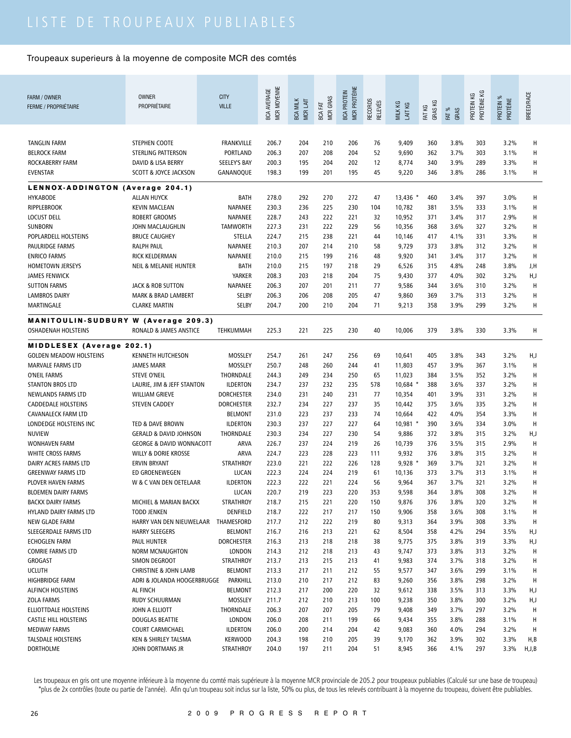# LISTE DE TROUPEAUX PUBLIABLES

Troupeaux superieurs à la moyenne de composite MCR des comtés

| FARM / OWNER FERME / PROPRIÉTAIRE | OWNER PROPRIÉTAIRE | CITY VILLE | BCA AVERAGE MCR MOYENNE | BCA MILK MCR LAIT | BCA FAT MCR GRAS | BCA PROTEIN MCR PROTÉINE | RECORDS RELEVÉS | MILK KG LAIT KG | FAT KG GRAS KG | FAT % GRAS | PROTEIN KG PROTÉINE KG | PROTEIN % PROTÉINE | BREED/RACE |
|---|---|---|---|---|---|---|---|---|---|---|---|---|---|
| TANGLIN FARM | STEPHEN COOTE | FRANKVILLE | 206.7 | 204 | 210 | 206 | 76 | 9,409 | 360 | 3.8% | 303 | 3.2% | H |
| BELROCK FARM | STERLING PATTERSON | PORTLAND | 206.3 | 207 | 208 | 204 | 52 | 9,690 | 362 | 3.7% | 303 | 3.1% | H |
| ROCKABERRY FARM | DAVID & LISA BERRY | SEELEY'S BAY | 200.3 | 195 | 204 | 202 | 12 | 8,774 | 340 | 3.9% | 289 | 3.3% | H |
| EVENSTAR | SCOTT & JOYCE JACKSON | GANANOQUE | 198.3 | 199 | 201 | 195 | 45 | 9,220 | 346 | 3.8% | 286 | 3.1% | H |
| **LENNOX-ADDINGTON (Average 204.1)** | | | | | | | | | | | | | |
| HYKABODE | ALLAN HUYCK | BATH | 278.0 | 292 | 270 | 272 | 47 | 13,436 * | 460 | 3.4% | 397 | 3.0% | H |
| RIPPLEBROOK | KEVIN MACLEAN | NAPANEE | 230.3 | 236 | 225 | 230 | 104 | 10,782 | 381 | 3.5% | 333 | 3.1% | H |
| LOCUST DELL | ROBERT GROOMS | NAPANEE | 228.7 | 243 | 222 | 221 | 32 | 10,952 | 371 | 3.4% | 317 | 2.9% | H |
| SUNBORN | JOHN MACLAUGHLIN | TAMWORTH | 227.3 | 231 | 222 | 229 | 56 | 10,356 | 368 | 3.6% | 327 | 3.2% | H |
| POPLARDELL HOLSTEINS | BRUCE CAUGHEY | STELLA | 224.7 | 215 | 238 | 221 | 44 | 10,146 | 417 | 4.1% | 331 | 3.3% | H |
| PAULRIDGE FARMS | RALPH PAUL | NAPANEE | 210.3 | 207 | 214 | 210 | 58 | 9,729 | 373 | 3.8% | 312 | 3.2% | H |
| ENRICO FARMS | RICK KELDERMAN | NAPANEE | 210.0 | 215 | 199 | 216 | 48 | 9,920 | 341 | 3.4% | 317 | 3.2% | H |
| HOMETOWN JERSEYS | NEIL & MELANIE HUNTER | BATH | 210.0 | 215 | 197 | 218 | 29 | 6,526 | 315 | 4.8% | 248 | 3.8% | J,H |
| JAMES FENWICK | | YARKER | 208.3 | 203 | 218 | 204 | 75 | 9,430 | 377 | 4.0% | 302 | 3.2% | H,J |
| SUTTON FARMS | JACK & ROB SUTTON | NAPANEE | 206.3 | 207 | 201 | 211 | 77 | 9,586 | 344 | 3.6% | 310 | 3.2% | H |
| LAMBROS DAIRY | MARK & BRAD LAMBERT | SELBY | 206.3 | 206 | 208 | 205 | 47 | 9,860 | 369 | 3.7% | 313 | 3.2% | H |
| MARTINGALE | CLARKE MARTIN | SELBY | 204.7 | 200 | 210 | 204 | 71 | 9,213 | 358 | 3.9% | 299 | 3.2% | H |
| **MANITOULIN-SUDBURY W (Average 209.3)** | | | | | | | | | | | | | |
| OSHADENAH HOLSTEINS | RONALD & JAMES ANSTICE | TEHKUMMAH | 225.3 | 221 | 225 | 230 | 40 | 10,006 | 379 | 3.8% | 330 | 3.3% | H |
| **MIDDLESEX (Average 202.1)** | | | | | | | | | | | | | |
| GOLDEN MEADOW HOLSTEINS | KENNETH HUTCHESON | MOSSLEY | 254.7 | 261 | 247 | 256 | 69 | 10,641 | 405 | 3.8% | 343 | 3.2% | H,J |
| MARVALE FARMS LTD | JAMES MARR | MOSSLEY | 250.7 | 248 | 260 | 244 | 41 | 11,803 | 457 | 3.9% | 367 | 3.1% | H |
| O'NEIL FARMS | STEVE O'NEIL | THORNDALE | 244.3 | 249 | 234 | 250 | 65 | 11,023 | 384 | 3.5% | 352 | 3.2% | H |
| STANTON BROS LTD | LAURIE, JIM & JEFF STANTON | ILDERTON | 234.7 | 237 | 232 | 235 | 578 | 10,684 * | 388 | 3.6% | 337 | 3.2% | H |
| NEWLANDS FARMS LTD | WILLIAM GRIEVE | DORCHESTER | 234.0 | 231 | 240 | 231 | 77 | 10,354 | 401 | 3.9% | 331 | 3.2% | H |
| CADDEDALE HOLSTEINS | STEVEN CADDEY | DORCHESTER | 232.7 | 234 | 227 | 237 | 35 | 10,442 | 375 | 3.6% | 335 | 3.2% | H |
| CAVANALECK FARM LTD | | BELMONT | 231.0 | 223 | 237 | 233 | 74 | 10,664 | 422 | 4.0% | 354 | 3.3% | H |
| LONDEDGE HOLSTEINS INC | TED & DAVE BROWN | ILDERTON | 230.3 | 237 | 227 | 227 | 64 | 10,981 * | 390 | 3.6% | 334 | 3.0% | H |
| NUVIEW | GERALD & DAVID JOHNSON | THORNDALE | 230.3 | 234 | 227 | 230 | 54 | 9,886 | 372 | 3.8% | 315 | 3.2% | H,J |
| WONHAVEN FARM | GEORGE & DAVID WONNACOTT | ARVA | 226.7 | 237 | 224 | 219 | 26 | 10,739 | 376 | 3.5% | 315 | 2.9% | H |
| WHITE CROSS FARMS | WILLY & DORIE KROSSE | ARVA | 224.7 | 223 | 228 | 223 | 111 | 9,932 | 376 | 3.8% | 315 | 3.2% | H |
| DAIRY ACRES FARMS LTD | ERVIN BRYANT | STRATHROY | 223.0 | 221 | 222 | 226 | 128 | 9,928 * | 369 | 3.7% | 321 | 3.2% | H |
| GREENWAY FARMS LTD | ED GROENEWEGEN | LUCAN | 222.3 | 224 | 224 | 219 | 61 | 10,136 | 373 | 3.7% | 313 | 3.1% | H |
| PLOVER HAVEN FARMS | W & C VAN DEN OETELAAR | ILDERTON | 222.3 | 222 | 221 | 224 | 56 | 9,964 | 367 | 3.7% | 321 | 3.2% | H |
| BLOEMEN DAIRY FARMS | | LUCAN | 220.7 | 219 | 223 | 220 | 353 | 9,598 | 364 | 3.8% | 308 | 3.2% | H |
| BACKX DAIRY FARMS | MICHIEL & MARIAN BACKX | STRATHROY | 218.7 | 215 | 221 | 220 | 150 | 9,876 | 376 | 3.8% | 320 | 3.2% | H |
| HYLAND DAIRY FARMS LTD | TODD JENKEN | DENFIELD | 218.7 | 222 | 217 | 217 | 150 | 9,906 | 358 | 3.6% | 308 | 3.1% | H |
| NEW GLADE FARM | HARRY VAN DEN NIEUWELAAR | THAMESFORD | 217.7 | 212 | 222 | 219 | 80 | 9,313 | 364 | 3.9% | 308 | 3.3% | H |
| SLEEGERDALE FARMS LTD | HARRY SLEEGERS | BELMONT | 216.7 | 216 | 213 | 221 | 62 | 8,504 | 358 | 4.2% | 294 | 3.5% | H,J |
| ECHOGLEN FARM | PAUL HUNTER | DORCHESTER | 216.3 | 213 | 218 | 218 | 38 | 9,775 | 375 | 3.8% | 319 | 3.3% | H,J |
| COMRIE FARMS LTD | NORM MCNAUGHTON | LONDON | 214.3 | 212 | 218 | 213 | 43 | 9,747 | 373 | 3.8% | 313 | 3.2% | H |
| GROGAST | SIMON DEGROOT | STRATHROY | 213.7 | 213 | 215 | 213 | 41 | 9,983 | 374 | 3.7% | 318 | 3.2% | H |
| UCLUTH | CHRISTINE & JOHN LAMB | BELMONT | 213.3 | 217 | 211 | 212 | 55 | 9,577 | 347 | 3.6% | 299 | 3.1% | H |
| HIGHBRIDGE FARM | ADRI & JOLANDA HOOGERBRUGGE | PARKHILL | 213.0 | 210 | 217 | 212 | 83 | 9,260 | 356 | 3.8% | 298 | 3.2% | H |
| ALFINCH HOLSTEINS | AL FINCH | BELMONT | 212.3 | 217 | 200 | 220 | 32 | 9,612 | 338 | 3.5% | 313 | 3.3% | H,J |
| ZOLA FARMS | RUDY SCHUURMAN | MOSSLEY | 211.7 | 212 | 210 | 213 | 100 | 9,238 | 350 | 3.8% | 300 | 3.2% | H,J |
| ELLIOTTDALE HOLSTEINS | JOHN A ELLIOTT | THORNDALE | 206.3 | 207 | 207 | 205 | 79 | 9,408 | 349 | 3.7% | 297 | 3.2% | H |
| CASTLE HILL HOLSTEINS | DOUGLAS BEATTIE | LONDON | 206.0 | 208 | 211 | 199 | 66 | 9,434 | 355 | 3.8% | 288 | 3.1% | H |
| MEDWAY FARMS | COURT CARMICHAEL | ILDERTON | 206.0 | 200 | 214 | 204 | 42 | 9,083 | 360 | 4.0% | 294 | 3.2% | H |
| TALSDALE HOLSTEINS | KEN & SHIRLEY TALSMA | KERWOOD | 204.3 | 198 | 210 | 205 | 39 | 9,170 | 362 | 3.9% | 302 | 3.3% | H,B |
| DORTHOLME | JOHN DORTMANS JR | STRATHROY | 204.0 | 197 | 211 | 204 | 51 | 8,945 | 366 | 4.1% | 297 | 3.3% | H,J,B |

Les troupeaux en gris ont une moyenne inférieure à la moyenne du comté mais supérieure à la moyenne MCR provinciale de 205.2 pour troupeaux publiables (Calculé sur une base de troupeau)
*plus de 2x contrôles (toute ou partie de l'année). Afin qu'un troupeau soit inclus sur la liste, 50% ou plus, de tous les relevés contribuant à la moyenne du troupeau, doivent être publiables.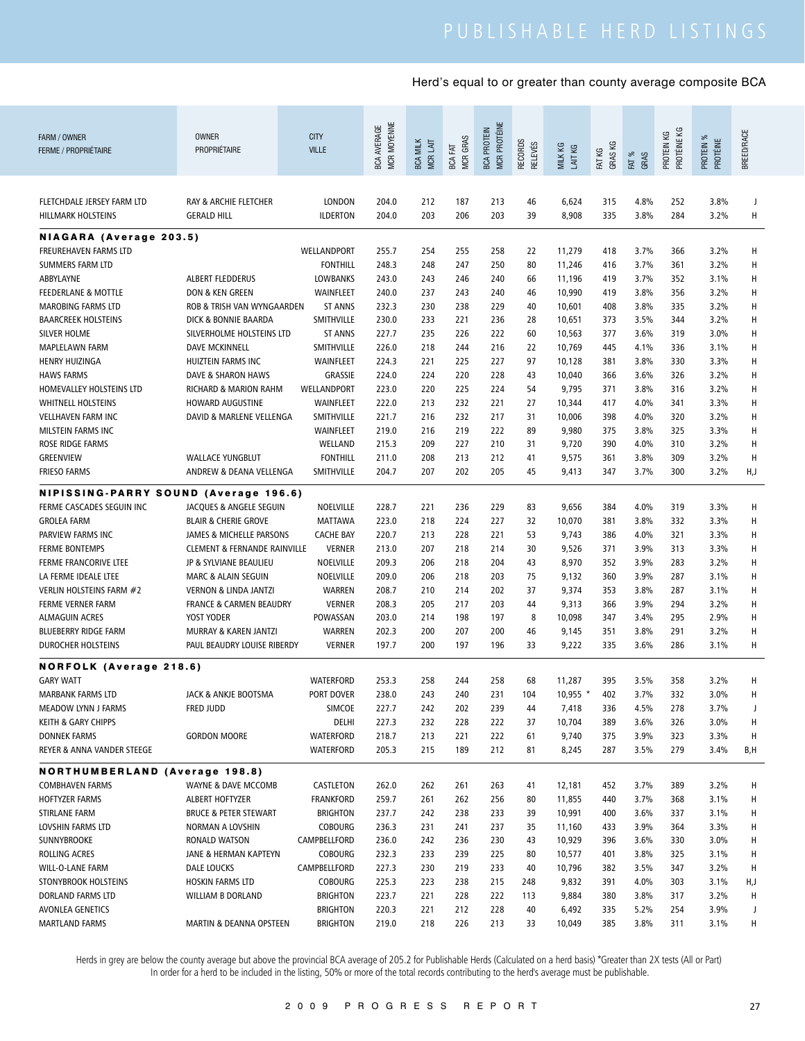# PUBLISHABLE HERD LISTINGS

Herd's equal to or greater than county average composite BCA

| FARM / OWNER FERME / PROPRIÉTAIRE | OWNER PROPRIÉTAIRE | CITY VILLE | BCA AVERAGE MCR MOYENNE | BCA MILK MCR LAIT | BCA FAT MCR GRAS | BCA PROTEIN MCR PROTÉINE | RECORDS RELEVÉS | MILK KG LAIT KG | FAT KG GRAS KG | FAT % GRAS | PROTEIN KG PROTÉINE KG | PROTEIN % PROTÉINE | BREED/RACE |
|---|---|---|---|---|---|---|---|---|---|---|---|---|---|
| FLETCHDALE JERSEY FARM LTD | RAY & ARCHIE FLETCHER | LONDON | 204.0 | 212 | 187 | 213 | 46 | 6,624 | 315 | 4.8% | 252 | 3.8% | J |
| HILLMARK HOLSTEINS | GERALD HILL | ILDERTON | 204.0 | 203 | 206 | 203 | 39 | 8,908 | 335 | 3.8% | 284 | 3.2% | H |
| **NIAGARA (Average 203.5)** | | | | | | | | | | | | | |
| FREUREHAVEN FARMS LTD | | WELLANDPORT | 255.7 | 254 | 255 | 258 | 22 | 11,279 | 418 | 3.7% | 366 | 3.2% | H |
| SUMMERS FARM LTD | | FONTHILL | 248.3 | 248 | 247 | 250 | 80 | 11,246 | 416 | 3.7% | 361 | 3.2% | H |
| ABBYLAYNE | ALBERT FLEDDERUS | LOWBANKS | 243.0 | 243 | 246 | 240 | 66 | 11,196 | 419 | 3.7% | 352 | 3.1% | H |
| FEEDERLANE & MOTTLE | DON & KEN GREEN | WAINFLEET | 240.0 | 237 | 243 | 240 | 46 | 10,990 | 419 | 3.8% | 356 | 3.2% | H |
| MAROBING FARMS LTD | ROB & TRISH VAN WYNGAARDEN | ST ANNS | 232.3 | 230 | 238 | 229 | 40 | 10,601 | 408 | 3.8% | 335 | 3.2% | H |
| BAARCREEK HOLSTEINS | DICK & BONNIE BAARDA | SMITHVILLE | 230.0 | 233 | 221 | 236 | 28 | 10,651 | 373 | 3.5% | 344 | 3.2% | H |
| SILVER HOLME | SILVERHOLME HOLSTEINS LTD | ST ANNS | 227.7 | 235 | 226 | 222 | 60 | 10,563 | 377 | 3.6% | 319 | 3.0% | H |
| MAPLELAWN FARM | DAVE MCKINNELL | SMITHVILLE | 226.0 | 218 | 244 | 216 | 22 | 10,769 | 445 | 4.1% | 336 | 3.1% | H |
| HENRY HUIZINGA | HUIZTEIN FARMS INC | WAINFLEET | 224.3 | 221 | 225 | 227 | 97 | 10,128 | 381 | 3.8% | 330 | 3.3% | H |
| HAWS FARMS | DAVE & SHARON HAWS | GRASSIE | 224.0 | 224 | 220 | 228 | 43 | 10,040 | 366 | 3.6% | 326 | 3.2% | H |
| HOMEVALLEY HOLSTEINS LTD | RICHARD & MARION RAHM | WELLANDPORT | 223.0 | 220 | 225 | 224 | 54 | 9,795 | 371 | 3.8% | 316 | 3.2% | H |
| WHITNELL HOLSTEINS | HOWARD AUGUSTINE | WAINFLEET | 222.0 | 213 | 232 | 221 | 27 | 10,344 | 417 | 4.0% | 341 | 3.3% | H |
| VELLHAVEN FARM INC | DAVID & MARLENE VELLENGA | SMITHVILLE | 221.7 | 216 | 232 | 217 | 31 | 10,006 | 398 | 4.0% | 320 | 3.2% | H |
| MILSTEIN FARMS INC | | WAINFLEET | 219.0 | 216 | 219 | 222 | 89 | 9,980 | 375 | 3.8% | 325 | 3.3% | H |
| ROSE RIDGE FARMS | | WELLAND | 215.3 | 209 | 227 | 210 | 31 | 9,720 | 390 | 4.0% | 310 | 3.2% | H |
| GREENVIEW | WALLACE YUNGBLUT | FONTHILL | 211.0 | 208 | 213 | 212 | 41 | 9,575 | 361 | 3.8% | 309 | 3.2% | H |
| FRIESO FARMS | ANDREW & DEANA VELLENGA | SMITHVILLE | 204.7 | 207 | 202 | 205 | 45 | 9,413 | 347 | 3.7% | 300 | 3.2% | H,J |
| **NIPISSING-PARRY SOUND (Average 196.6)** | | | | | | | | | | | | | |
| FERME CASCADES SEGUIN INC | JACQUES & ANGELE SEGUIN | NOELVILLE | 228.7 | 221 | 236 | 229 | 83 | 9,656 | 384 | 4.0% | 319 | 3.3% | H |
| GROLEA FARM | BLAIR & CHERIE GROVE | MATTAWA | 223.0 | 218 | 224 | 227 | 32 | 10,070 | 381 | 3.8% | 332 | 3.3% | H |
| PARVIEW FARMS INC | JAMES & MICHELLE PARSONS | CACHE BAY | 220.7 | 213 | 228 | 221 | 53 | 9,743 | 386 | 4.0% | 321 | 3.3% | H |
| FERME BONTEMPS | CLEMENT & FERNANDE RAINVILLE | VERNER | 213.0 | 207 | 218 | 214 | 30 | 9,526 | 371 | 3.9% | 313 | 3.3% | H |
| FERME FRANCORIVE LTEE | JP & SYLVIANE BEAULIEU | NOELVILLE | 209.3 | 206 | 218 | 204 | 43 | 8,970 | 352 | 3.9% | 283 | 3.2% | H |
| LA FERME IDEALE LTEE | MARC & ALAIN SEGUIN | NOELVILLE | 209.0 | 206 | 218 | 203 | 75 | 9,132 | 360 | 3.9% | 287 | 3.1% | H |
| VERLIN HOLSTEINS FARM #2 | VERNON & LINDA JANTZI | WARREN | 208.7 | 210 | 214 | 202 | 37 | 9,374 | 353 | 3.8% | 287 | 3.1% | H |
| FERME VERNER FARM | FRANCE & CARMEN BEAUDRY | VERNER | 208.3 | 205 | 217 | 203 | 44 | 9,313 | 366 | 3.9% | 294 | 3.2% | H |
| ALMAGUIN ACRES | YOST YODER | POWASSAN | 203.0 | 214 | 198 | 197 | 8 | 10,098 | 347 | 3.4% | 295 | 2.9% | H |
| BLUEBERRY RIDGE FARM | MURRAY & KAREN JANTZI | WARREN | 202.3 | 200 | 207 | 200 | 46 | 9,145 | 351 | 3.8% | 291 | 3.2% | H |
| DUROCHER HOLSTEINS | PAUL BEAUDRY LOUISE RIBERDY | VERNER | 197.7 | 200 | 197 | 196 | 33 | 9,222 | 335 | 3.6% | 286 | 3.1% | H |
| **NORFOLK (Average 218.6)** | | | | | | | | | | | | | |
| GARY WATT | | WATERFORD | 253.3 | 258 | 244 | 258 | 68 | 11,287 | 395 | 3.5% | 358 | 3.2% | H |
| MARBANK FARMS LTD | JACK & ANKJE BOOTSMA | PORT DOVER | 238.0 | 243 | 240 | 231 | 104 | 10,955 * | 402 | 3.7% | 332 | 3.0% | H |
| MEADOW LYNN J FARMS | FRED JUDD | SIMCOE | 227.7 | 242 | 202 | 239 | 44 | 7,418 | 336 | 4.5% | 278 | 3.7% | J |
| KEITH & GARY CHIPPS | | DELHI | 227.3 | 232 | 228 | 222 | 37 | 10,704 | 389 | 3.6% | 326 | 3.0% | H |
| DONNEK FARMS | GORDON MOORE | WATERFORD | 218.7 | 213 | 221 | 222 | 61 | 9,740 | 375 | 3.9% | 323 | 3.3% | H |
| REYER & ANNA VANDER STEEGE | | WATERFORD | 205.3 | 215 | 189 | 212 | 81 | 8,245 | 287 | 3.5% | 279 | 3.4% | B,H |
| **NORTHUMBERLAND (Average 198.8)** | | | | | | | | | | | | | |
| COMBHAVEN FARMS | WAYNE & DAVE MCCOMB | CASTLETON | 262.0 | 262 | 261 | 263 | 41 | 12,181 | 452 | 3.7% | 389 | 3.2% | H |
| HOFTYZER FARMS | ALBERT HOFTYZER | FRANKFORD | 259.7 | 261 | 262 | 256 | 80 | 11,855 | 440 | 3.7% | 368 | 3.1% | H |
| STIRLANE FARM | BRUCE & PETER STEWART | BRIGHTON | 237.7 | 242 | 238 | 233 | 39 | 10,991 | 400 | 3.6% | 337 | 3.1% | H |
| LOVSHIN FARMS LTD | NORMAN A LOVSHIN | COBOURG | 236.3 | 231 | 241 | 237 | 35 | 11,160 | 433 | 3.9% | 364 | 3.3% | H |
| SUNNYBROOKE | RONALD WATSON | CAMPBELLFORD | 236.0 | 242 | 236 | 230 | 43 | 10,929 | 396 | 3.6% | 330 | 3.0% | H |
| ROLLING ACRES | JANE & HERMAN KAPTEYN | COBOURG | 232.3 | 233 | 239 | 225 | 80 | 10,577 | 401 | 3.8% | 325 | 3.1% | H |
| WILL-O-LANE FARM | DALE LOUCKS | CAMPBELLFORD | 227.3 | 230 | 219 | 233 | 40 | 10,796 | 382 | 3.5% | 347 | 3.2% | H |
| STONYBROOK HOLSTEINS | HOSKIN FARMS LTD | COBOURG | 225.3 | 223 | 238 | 215 | 248 | 9,832 | 391 | 4.0% | 303 | 3.1% | H,J |
| DORLAND FARMS LTD | WILLIAM B DORLAND | BRIGHTON | 223.7 | 221 | 228 | 222 | 113 | 9,884 | 380 | 3.8% | 317 | 3.2% | H |
| AVONLEA GENETICS | | BRIGHTON | 220.3 | 221 | 212 | 228 | 40 | 6,492 | 335 | 5.2% | 254 | 3.9% | J |
| MARTLAND FARMS | MARTIN & DEANNA OPSTEEN | BRIGHTON | 219.0 | 218 | 226 | 213 | 33 | 10,049 | 385 | 3.8% | 311 | 3.1% | H |

Herds in grey are below the county average but above the provincial BCA average of 205.2 for Publishable Herds (Calculated on a herd basis) *Greater than 2X tests (All or Part)
In order for a herd to be included in the listing, 50% or more of the total records contributing to the herd's average must be publishable.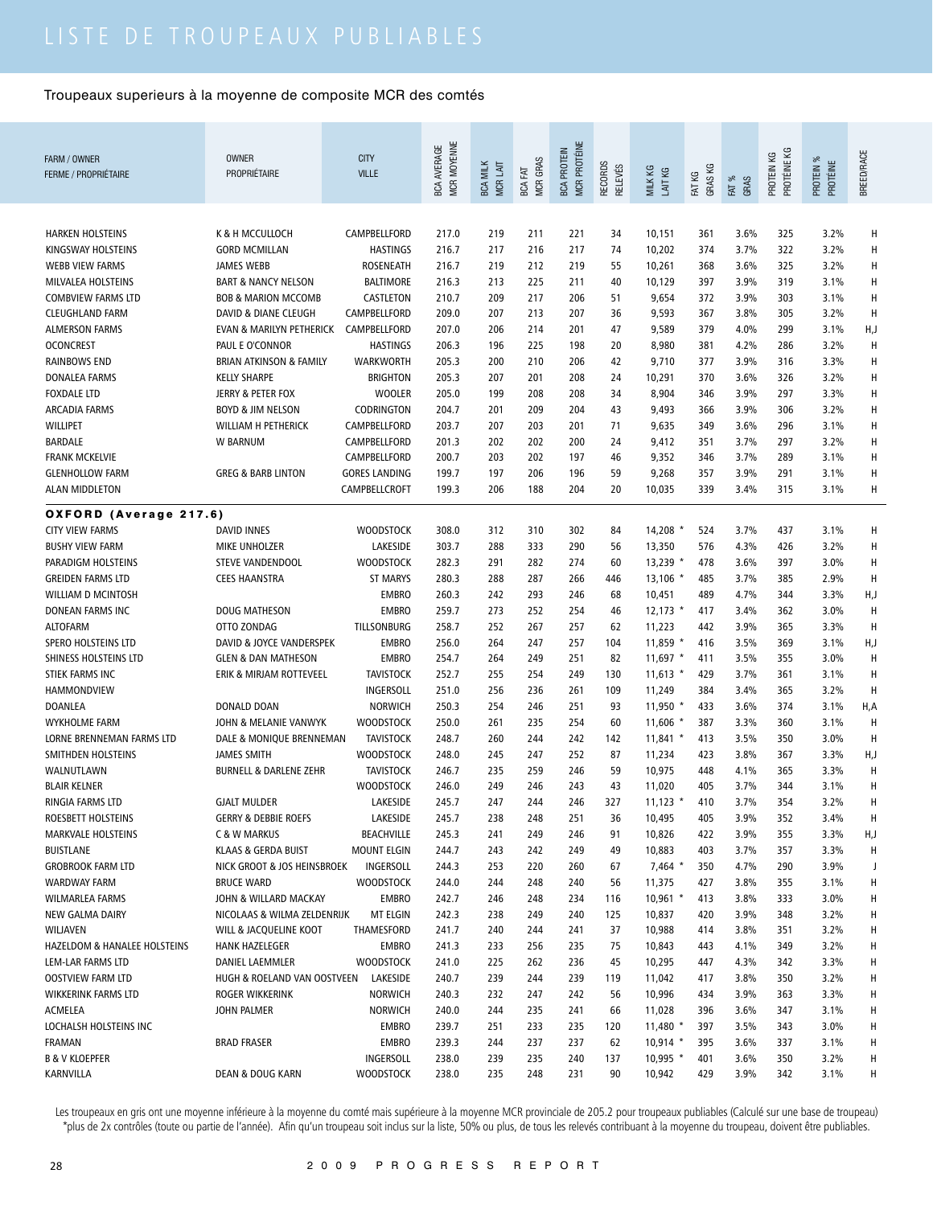# LISTE DE TROUPEAUX PUBLIABLES

Troupeaux superieurs à la moyenne de composite MCR des comtés

| FARM / OWNER FERME / PROPRIÉTAIRE | OWNER PROPRIÉTAIRE | CITY VILLE | BCA AVERAGE MCR MOYENNE | BCA MILK MCR LAIT | BCA FAT MCR GRAS | BCA PROTEIN MCR PROTÉINE | RECORDS RELEVÉS | MILK KG LAIT KG | FAT KG GRAS KG | FAT % GRAS | PROTEIN KG PROTÉINE KG | PROTEIN % PROTÉINE | BREED/RACE |
|---|---|---|---|---|---|---|---|---|---|---|---|---|---|
| HARKEN HOLSTEINS | K & H MCCULLOCH | CAMPBELLFORD | 217.0 | 219 | 211 | 221 | 34 | 10,151 | 361 | 3.6% | 325 | 3.2% | H |
| KINGSWAY HOLSTEINS | GORD MCMILLAN | HASTINGS | 216.7 | 217 | 216 | 217 | 74 | 10,202 | 374 | 3.7% | 322 | 3.2% | H |
| WEBB VIEW FARMS | JAMES WEBB | ROSENEATH | 216.7 | 219 | 212 | 219 | 55 | 10,261 | 368 | 3.6% | 325 | 3.2% | H |
| MILVALEA HOLSTEINS | BART & NANCY NELSON | BALTIMORE | 216.3 | 213 | 225 | 211 | 40 | 10,129 | 397 | 3.9% | 319 | 3.1% | H |
| COMBVIEW FARMS LTD | BOB & MARION MCCOMB | CASTLETON | 210.7 | 209 | 217 | 206 | 51 | 9,654 | 372 | 3.9% | 303 | 3.1% | H |
| CLEUGHLAND FARM | DAVID & DIANE CLEUGH | CAMPBELLFORD | 209.0 | 207 | 213 | 207 | 36 | 9,593 | 367 | 3.8% | 305 | 3.2% | H |
| ALMERSON FARMS | EVAN & MARILYN PETHERICK | CAMPBELLFORD | 207.0 | 206 | 214 | 201 | 47 | 9,589 | 379 | 4.0% | 299 | 3.1% | H,J |
| OCONCREST | PAUL E O'CONNOR | HASTINGS | 206.3 | 196 | 225 | 198 | 20 | 8,980 | 381 | 4.2% | 286 | 3.2% | H |
| RAINBOWS END | BRIAN ATKINSON & FAMILY | WARKWORTH | 205.3 | 200 | 210 | 206 | 42 | 9,710 | 377 | 3.9% | 316 | 3.3% | H |
| DONALEA FARMS | KELLY SHARPE | BRIGHTON | 205.3 | 207 | 201 | 208 | 24 | 10,291 | 370 | 3.6% | 326 | 3.2% | H |
| FOXDALE LTD | JERRY & PETER FOX | WOOLER | 205.0 | 199 | 208 | 208 | 34 | 8,904 | 346 | 3.9% | 297 | 3.3% | H |
| ARCADIA FARMS | BOYD & JIM NELSON | CODRINGTON | 204.7 | 201 | 209 | 204 | 43 | 9,493 | 366 | 3.9% | 306 | 3.2% | H |
| WILLIPET | WILLIAM H PETHERICK | CAMPBELLFORD | 203.7 | 207 | 203 | 201 | 71 | 9,635 | 349 | 3.6% | 296 | 3.1% | H |
| BARDALE | W BARNUM | CAMPBELLFORD | 201.3 | 202 | 202 | 200 | 24 | 9,412 | 351 | 3.7% | 297 | 3.2% | H |
| FRANK MCKELVIE | | CAMPBELLFORD | 200.7 | 203 | 202 | 197 | 46 | 9,352 | 346 | 3.7% | 289 | 3.1% | H |
| GLENHOLLOW FARM | GREG & BARB LINTON | GORES LANDING | 199.7 | 197 | 206 | 196 | 59 | 9,268 | 357 | 3.9% | 291 | 3.1% | H |
| ALAN MIDDLETON | | CAMPBELLCROFT | 199.3 | 206 | 188 | 204 | 20 | 10,035 | 339 | 3.4% | 315 | 3.1% | H |
| **OXFORD (Average 217.6)** | | | | | | | | | | | | | |
| CITY VIEW FARMS | DAVID INNES | WOODSTOCK | 308.0 | 312 | 310 | 302 | 84 | 14,208 * | 524 | 3.7% | 437 | 3.1% | H |
| BUSHY VIEW FARM | MIKE UNHOLZER | LAKESIDE | 303.7 | 288 | 333 | 290 | 56 | 13,350 | 576 | 4.3% | 426 | 3.2% | H |
| PARADIGM HOLSTEINS | STEVE VANDENDOOL | WOODSTOCK | 282.3 | 291 | 282 | 274 | 60 | 13,239 * | 478 | 3.6% | 397 | 3.0% | H |
| GREIDEN FARMS LTD | CEES HAANSTRA | ST MARYS | 280.3 | 288 | 287 | 266 | 446 | 13,106 * | 485 | 3.7% | 385 | 2.9% | H |
| WILLIAM D MCINTOSH | | EMBRO | 260.3 | 242 | 293 | 246 | 68 | 10,451 | 489 | 4.7% | 344 | 3.3% | H,J |
| DONEAN FARMS INC | DOUG MATHESON | EMBRO | 259.7 | 273 | 252 | 254 | 46 | 12,173 * | 417 | 3.4% | 362 | 3.0% | H |
| ALTOFARM | OTTO ZONDAG | TILLSONBURG | 258.7 | 252 | 267 | 257 | 62 | 11,223 | 442 | 3.9% | 365 | 3.3% | H |
| SPERO HOLSTEINS LTD | DAVID & JOYCE VANDERSPEK | EMBRO | 256.0 | 264 | 247 | 257 | 104 | 11,859 * | 416 | 3.5% | 369 | 3.1% | H,J |
| SHINESS HOLSTEINS LTD | GLEN & DAN MATHESON | EMBRO | 254.7 | 264 | 249 | 251 | 82 | 11,697 * | 411 | 3.5% | 355 | 3.0% | H |
| STIEK FARMS INC | ERIK & MIRJAM ROTTEVEEL | TAVISTOCK | 252.7 | 255 | 254 | 249 | 130 | 11,613 * | 429 | 3.7% | 361 | 3.1% | H |
| HAMMONDVIEW | | INGERSOLL | 251.0 | 256 | 236 | 261 | 109 | 11,249 | 384 | 3.4% | 365 | 3.2% | H |
| DOANLEA | DONALD DOAN | NORWICH | 250.3 | 254 | 246 | 251 | 93 | 11,950 * | 433 | 3.6% | 374 | 3.1% | H,A |
| WYKHOLME FARM | JOHN & MELANIE VANWYK | WOODSTOCK | 250.0 | 261 | 235 | 254 | 60 | 11,606 * | 387 | 3.3% | 360 | 3.1% | H |
| LORNE BRENNEMAN FARMS LTD | DALE & MONIQUE BRENNEMAN | TAVISTOCK | 248.7 | 260 | 244 | 242 | 142 | 11,841 * | 413 | 3.5% | 350 | 3.0% | H |
| SMITHDEN HOLSTEINS | JAMES SMITH | WOODSTOCK | 248.0 | 245 | 247 | 252 | 87 | 11,234 | 423 | 3.8% | 367 | 3.3% | H,J |
| WALNUTLAWN | BURNELL & DARLENE ZEHR | TAVISTOCK | 246.7 | 235 | 259 | 246 | 59 | 10,975 | 448 | 4.1% | 365 | 3.3% | H |
| BLAIR KELNER | | WOODSTOCK | 246.0 | 249 | 246 | 243 | 43 | 11,020 | 405 | 3.7% | 344 | 3.1% | H |
| RINGIA FARMS LTD | GJALT MULDER | LAKESIDE | 245.7 | 247 | 244 | 246 | 327 | 11,123 * | 410 | 3.7% | 354 | 3.2% | H |
| ROESBETT HOLSTEINS | GERRY & DEBBIE ROEFS | LAKESIDE | 245.7 | 238 | 248 | 251 | 36 | 10,495 | 405 | 3.9% | 352 | 3.4% | H |
| MARKVALE HOLSTEINS | C & W MARKUS | BEACHVILLE | 245.3 | 241 | 249 | 246 | 91 | 10,826 | 422 | 3.9% | 355 | 3.3% | H,J |
| BUISTLANE | KLAAS & GERDA BUIST | MOUNT ELGIN | 244.7 | 243 | 242 | 249 | 49 | 10,883 | 403 | 3.7% | 357 | 3.3% | H |
| GROBROOK FARM LTD | NICK GROOT & JOS HEINSBROEK | INGERSOLL | 244.3 | 253 | 220 | 260 | 67 | 7,464 * | 350 | 4.7% | 290 | 3.9% | J |
| WARDWAY FARM | BRUCE WARD | WOODSTOCK | 244.0 | 244 | 248 | 240 | 56 | 11,375 | 427 | 3.8% | 355 | 3.1% | H |
| WILMARLEA FARMS | JOHN & WILLARD MACKAY | EMBRO | 242.7 | 246 | 248 | 234 | 116 | 10,961 * | 413 | 3.8% | 333 | 3.0% | H |
| NEW GALMA DAIRY | NICOLAAS & WILMA ZELDENRIJK | MT ELGIN | 242.3 | 238 | 249 | 240 | 125 | 10,837 | 420 | 3.9% | 348 | 3.2% | H |
| WILJAVEN | WILL & JACQUELINE KOOT | THAMESFORD | 241.7 | 240 | 244 | 241 | 37 | 10,988 | 414 | 3.8% | 351 | 3.2% | H |
| HAZELDOM & HANALEE HOLSTEINS | HANK HAZELEGER | EMBRO | 241.3 | 233 | 256 | 235 | 75 | 10,843 | 443 | 4.1% | 349 | 3.2% | H |
| LEM-LAR FARMS LTD | DANIEL LAEMMLER | WOODSTOCK | 241.0 | 225 | 262 | 236 | 45 | 10,295 | 447 | 4.3% | 342 | 3.3% | H |
| OOSTVIEW FARM LTD | HUGH & ROELAND VAN OOSTVEEN | LAKESIDE | 240.7 | 239 | 244 | 239 | 119 | 11,042 | 417 | 3.8% | 350 | 3.2% | H |
| WIKKERINK FARMS LTD | ROGER WIKKERINK | NORWICH | 240.3 | 232 | 247 | 242 | 56 | 10,996 | 434 | 3.9% | 363 | 3.3% | H |
| ACMELEA | JOHN PALMER | NORWICH | 240.0 | 244 | 235 | 241 | 66 | 11,028 | 396 | 3.6% | 347 | 3.1% | H |
| LOCHALSH HOLSTEINS INC | | EMBRO | 239.7 | 251 | 233 | 235 | 120 | 11,480 * | 397 | 3.5% | 343 | 3.0% | H |
| FRAMAN | BRAD FRASER | EMBRO | 239.3 | 244 | 237 | 237 | 62 | 10,914 * | 395 | 3.6% | 337 | 3.1% | H |
| B & V KLOEPFER | | INGERSOLL | 238.0 | 239 | 235 | 240 | 137 | 10,995 * | 401 | 3.6% | 350 | 3.2% | H |
| KARNVILLA | DEAN & DOUG KARN | WOODSTOCK | 238.0 | 235 | 248 | 231 | 90 | 10,942 | 429 | 3.9% | 342 | 3.1% | H |

Les troupeaux en gris ont une moyenne inférieure à la moyenne du comté mais supérieure à la moyenne MCR provinciale de 205.2 pour troupeaux publiables (Calculé sur une base de troupeau)
*plus de 2x contrôles (toute ou partie de l'année). Afin qu'un troupeau soit inclus sur la liste, 50% ou plus, de tous les relevés contribuant à la moyenne du troupeau, doivent être publiables.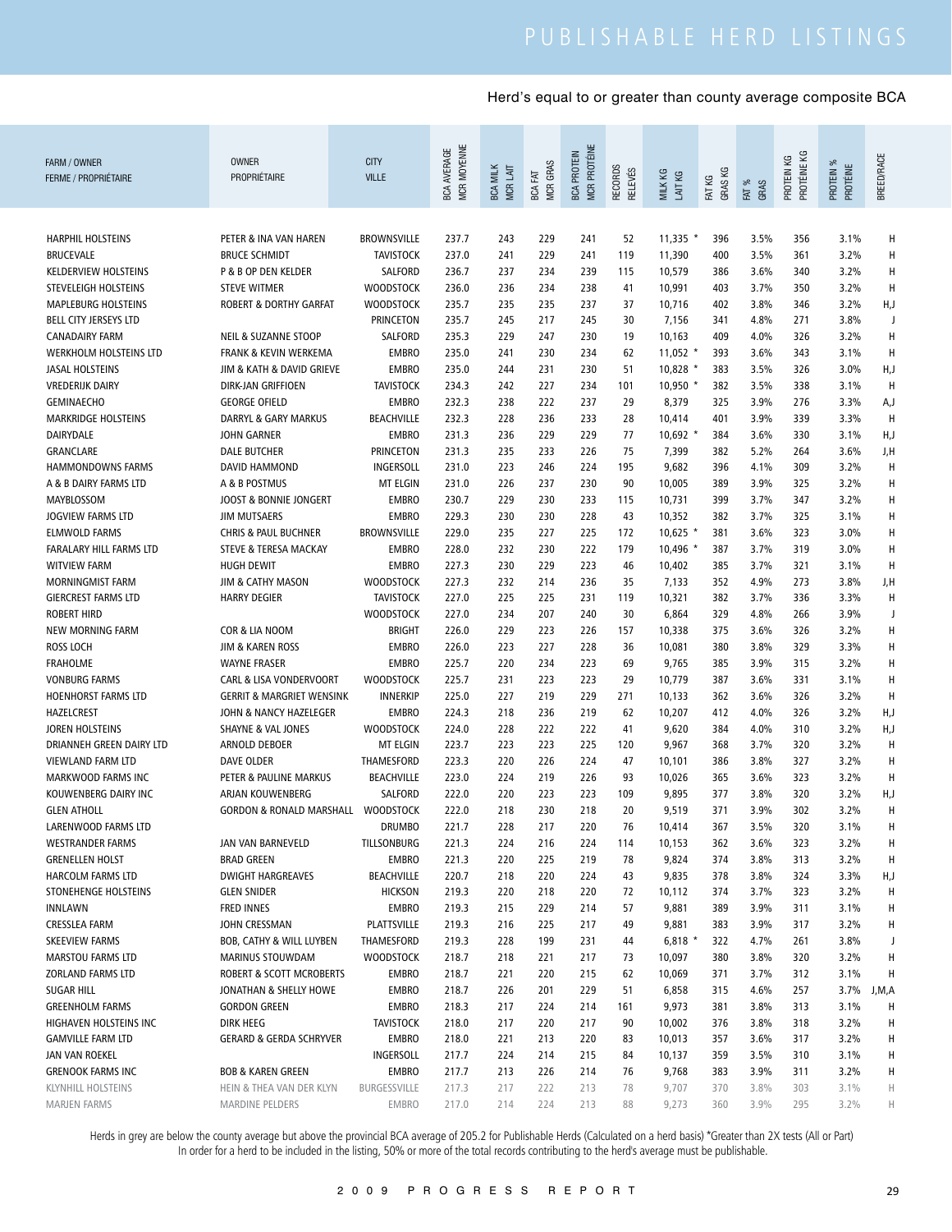# PUBLISHABLE HERD LISTINGS

Herd's equal to or greater than county average composite BCA

| FARM / OWNER FERME / PROPRIÉTAIRE | OWNER PROPRIÉTAIRE | CITY VILLE | BCA AVERAGE MCR MOYENNE | BCA MILK MCR LAIT | BCA FAT MCR GRAS | BCA PROTEIN MCR PROTÉINE | RECORDS RELEVÉS | MILK KG LAIT KG | FAT KG GRAS KG | FAT % GRAS | PROTEIN KG PROTÉINE KG | PROTEIN % PROTÉINE | BREED/RACE |
|---|---|---|---|---|---|---|---|---|---|---|---|---|---|
| HARPHIL HOLSTEINS | PETER & INA VAN HAREN | BROWNSVILLE | 237.7 | 243 | 229 | 241 | 52 | 11,335 * | 396 | 3.5% | 356 | 3.1% | H |
| BRUCEVALE | BRUCE SCHMIDT | TAVISTOCK | 237.0 | 241 | 229 | 241 | 119 | 11,390 | 400 | 3.5% | 361 | 3.2% | H |
| KELDERVIEW HOLSTEINS | P & B OP DEN KELDER | SALFORD | 236.7 | 237 | 234 | 239 | 115 | 10,579 | 386 | 3.6% | 340 | 3.2% | H |
| STEVELEIGH HOLSTEINS | STEVE WITMER | WOODSTOCK | 236.0 | 236 | 234 | 238 | 41 | 10,991 | 403 | 3.7% | 350 | 3.2% | H |
| MAPLEBURG HOLSTEINS | ROBERT & DORTHY GARFAT | WOODSTOCK | 235.7 | 235 | 235 | 237 | 37 | 10,716 | 402 | 3.8% | 346 | 3.2% | H,J |
| BELL CITY JERSEYS LTD | | PRINCETON | 235.7 | 245 | 217 | 245 | 30 | 7,156 | 341 | 4.8% | 271 | 3.8% | J |
| CANADAIRY FARM | NEIL & SUZANNE STOOP | SALFORD | 235.3 | 229 | 247 | 230 | 19 | 10,163 | 409 | 4.0% | 326 | 3.2% | H |
| WERKHOLM HOLSTEINS LTD | FRANK & KEVIN WERKEMA | EMBRO | 235.0 | 241 | 230 | 234 | 62 | 11,052 * | 393 | 3.6% | 343 | 3.1% | H |
| JASAL HOLSTEINS | JIM & KATH & DAVID GRIEVE | EMBRO | 235.0 | 244 | 231 | 230 | 51 | 10,828 * | 383 | 3.5% | 326 | 3.0% | H,J |
| VREDERIJK DAIRY | DIRK-JAN GRIFFIOEN | TAVISTOCK | 234.3 | 242 | 227 | 234 | 101 | 10,950 * | 382 | 3.5% | 338 | 3.1% | H |
| GEMINAECHO | GEORGE OFIELD | EMBRO | 232.3 | 238 | 222 | 237 | 29 | 8,379 | 325 | 3.9% | 276 | 3.3% | A,J |
| MARKRIDGE HOLSTEINS | DARRYL & GARY MARKUS | BEACHVILLE | 232.3 | 228 | 236 | 233 | 28 | 10,414 | 401 | 3.9% | 339 | 3.3% | H |
| DAIRYDALE | JOHN GARNER | EMBRO | 231.3 | 236 | 229 | 229 | 77 | 10,692 * | 384 | 3.6% | 330 | 3.1% | H,J |
| GRANCLARE | DALE BUTCHER | PRINCETON | 231.3 | 235 | 233 | 226 | 75 | 7,399 | 382 | 5.2% | 264 | 3.6% | J,H |
| HAMMONDOWNS FARMS | DAVID HAMMOND | INGERSOLL | 231.0 | 223 | 246 | 224 | 195 | 9,682 | 396 | 4.1% | 309 | 3.2% | H |
| A & B DAIRY FARMS LTD | A & B POSTMUS | MT ELGIN | 231.0 | 226 | 237 | 230 | 90 | 10,005 | 389 | 3.9% | 325 | 3.2% | H |
| MAYBLOSSOM | JOOST & BONNIE JONGERT | EMBRO | 230.7 | 229 | 230 | 233 | 115 | 10,731 | 399 | 3.7% | 347 | 3.2% | H |
| JOGVIEW FARMS LTD | JIM MUTSAERS | EMBRO | 229.3 | 230 | 230 | 228 | 43 | 10,352 | 382 | 3.7% | 325 | 3.1% | H |
| ELMWOLD FARMS | CHRIS & PAUL BUCHNER | BROWNSVILLE | 229.0 | 235 | 227 | 225 | 172 | 10,625 * | 381 | 3.6% | 323 | 3.0% | H |
| FARALARY HILL FARMS LTD | STEVE & TERESA MACKAY | EMBRO | 228.0 | 232 | 230 | 222 | 179 | 10,496 * | 387 | 3.7% | 319 | 3.0% | H |
| WITVIEW FARM | HUGH DEWIT | EMBRO | 227.3 | 230 | 229 | 223 | 46 | 10,402 | 385 | 3.7% | 321 | 3.1% | H |
| MORNINGMIST FARM | JIM & CATHY MASON | WOODSTOCK | 227.3 | 232 | 214 | 236 | 35 | 7,133 | 352 | 4.9% | 273 | 3.8% | J,H |
| GIERCREST FARMS LTD | HARRY DEGIER | TAVISTOCK | 227.0 | 225 | 225 | 231 | 119 | 10,321 | 382 | 3.7% | 336 | 3.3% | H |
| ROBERT HIRD | | WOODSTOCK | 227.0 | 234 | 207 | 240 | 30 | 6,864 | 329 | 4.8% | 266 | 3.9% | J |
| NEW MORNING FARM | COR & LIA NOOM | BRIGHT | 226.0 | 229 | 223 | 226 | 157 | 10,338 | 375 | 3.6% | 326 | 3.2% | H |
| ROSS LOCH | JIM & KAREN ROSS | EMBRO | 226.0 | 223 | 227 | 228 | 36 | 10,081 | 380 | 3.8% | 329 | 3.3% | H |
| FRAHOLME | WAYNE FRASER | EMBRO | 225.7 | 220 | 234 | 223 | 69 | 9,765 | 385 | 3.9% | 315 | 3.2% | H |
| VONBURG FARMS | CARL & LISA VONDERVOORT | WOODSTOCK | 225.7 | 231 | 223 | 223 | 29 | 10,779 | 387 | 3.6% | 331 | 3.1% | H |
| HOENHORST FARMS LTD | GERRIT & MARGRIET WENSINK | INNERKIP | 225.0 | 227 | 219 | 229 | 271 | 10,133 | 362 | 3.6% | 326 | 3.2% | H |
| HAZELCREST | JOHN & NANCY HAZELEGER | EMBRO | 224.3 | 218 | 236 | 219 | 62 | 10,207 | 412 | 4.0% | 326 | 3.2% | H,J |
| JOREN HOLSTEINS | SHAYNE & VAL JONES | WOODSTOCK | 224.0 | 228 | 222 | 222 | 41 | 9,620 | 384 | 4.0% | 310 | 3.2% | H,J |
| DRIANNEH GREEN DAIRY LTD | ARNOLD DEBOER | MT ELGIN | 223.7 | 223 | 223 | 225 | 120 | 9,967 | 368 | 3.7% | 320 | 3.2% | H |
| VIEWLAND FARM LTD | DAVE OLDER | THAMESFORD | 223.3 | 220 | 226 | 224 | 47 | 10,101 | 386 | 3.8% | 327 | 3.2% | H |
| MARKWOOD FARMS INC | PETER & PAULINE MARKUS | BEACHVILLE | 223.0 | 224 | 219 | 226 | 93 | 10,026 | 365 | 3.6% | 323 | 3.2% | H |
| KOUWENBERG DAIRY INC | ARJAN KOUWENBERG | SALFORD | 222.0 | 220 | 223 | 223 | 109 | 9,895 | 377 | 3.8% | 320 | 3.2% | H,J |
| GLEN ATHOLL | GORDON & RONALD MARSHALL | WOODSTOCK | 222.0 | 218 | 230 | 218 | 20 | 9,519 | 371 | 3.9% | 302 | 3.2% | H |
| LARENWOOD FARMS LTD | | DRUMBO | 221.7 | 228 | 217 | 220 | 76 | 10,414 | 367 | 3.5% | 320 | 3.1% | H |
| WESTRANDER FARMS | JAN VAN BARNEVELD | TILLSONBURG | 221.3 | 224 | 216 | 224 | 114 | 10,153 | 362 | 3.6% | 323 | 3.2% | H |
| GRENELLEN HOLST | BRAD GREEN | EMBRO | 221.3 | 220 | 225 | 219 | 78 | 9,824 | 374 | 3.8% | 313 | 3.2% | H |
| HARCOLM FARMS LTD | DWIGHT HARGREAVES | BEACHVILLE | 220.7 | 218 | 220 | 224 | 43 | 9,835 | 378 | 3.8% | 324 | 3.3% | H,J |
| STONEHENGE HOLSTEINS | GLEN SNIDER | HICKSON | 219.3 | 220 | 218 | 220 | 72 | 10,112 | 374 | 3.7% | 323 | 3.2% | H |
| INNLAWN | FRED INNES | EMBRO | 219.3 | 215 | 229 | 214 | 57 | 9,881 | 389 | 3.9% | 311 | 3.1% | H |
| CRESSLEA FARM | JOHN CRESSMAN | PLATTSVILLE | 219.3 | 216 | 225 | 217 | 49 | 9,881 | 383 | 3.9% | 317 | 3.2% | H |
| SKEEVIEW FARMS | BOB, CATHY & WILL LUYBEN | THAMESFORD | 219.3 | 228 | 199 | 231 | 44 | 6,818 * | 322 | 4.7% | 261 | 3.8% | J |
| MARSTOU FARMS LTD | MARINUS STOUWDAM | WOODSTOCK | 218.7 | 218 | 221 | 217 | 73 | 10,097 | 380 | 3.8% | 320 | 3.2% | H |
| ZORLAND FARMS LTD | ROBERT & SCOTT MCROBERTS | EMBRO | 218.7 | 221 | 220 | 215 | 62 | 10,069 | 371 | 3.7% | 312 | 3.1% | H |
| SUGAR HILL | JONATHAN & SHELLY HOWE | EMBRO | 218.7 | 226 | 201 | 229 | 51 | 6,858 | 315 | 4.6% | 257 | 3.7% | J,M,A |
| GREENHOLM FARMS | GORDON GREEN | EMBRO | 218.3 | 217 | 224 | 214 | 161 | 9,973 | 381 | 3.8% | 313 | 3.1% | H |
| HIGHAVEN HOLSTEINS INC | DIRK HEEG | TAVISTOCK | 218.0 | 217 | 220 | 217 | 90 | 10,002 | 376 | 3.8% | 318 | 3.2% | H |
| GAMVILLE FARM LTD | GERARD & GERDA SCHRYVER | EMBRO | 218.0 | 221 | 213 | 220 | 83 | 10,013 | 357 | 3.6% | 317 | 3.2% | H |
| JAN VAN ROEKEL | | INGERSOLL | 217.7 | 224 | 214 | 215 | 84 | 10,137 | 359 | 3.5% | 310 | 3.1% | H |
| GRENOOK FARMS INC | BOB & KAREN GREEN | EMBRO | 217.7 | 213 | 226 | 214 | 76 | 9,768 | 383 | 3.9% | 311 | 3.2% | H |
| KLYNHILL HOLSTEINS | HEIN & THEA VAN DER KLYN | BURGESSVILLE | 217.3 | 217 | 222 | 213 | 78 | 9,707 | 370 | 3.8% | 303 | 3.1% | H |
| MARJEN FARMS | MARDINE PELDERS | EMBRO | 217.0 | 214 | 224 | 213 | 88 | 9,273 | 360 | 3.9% | 295 | 3.2% | H |

Herds in grey are below the county average but above the provincial BCA average of 205.2 for Publishable Herds (Calculated on a herd basis) *Greater than 2X tests (All or Part)
In order for a herd to be included in the listing, 50% or more of the total records contributing to the herd's average must be publishable.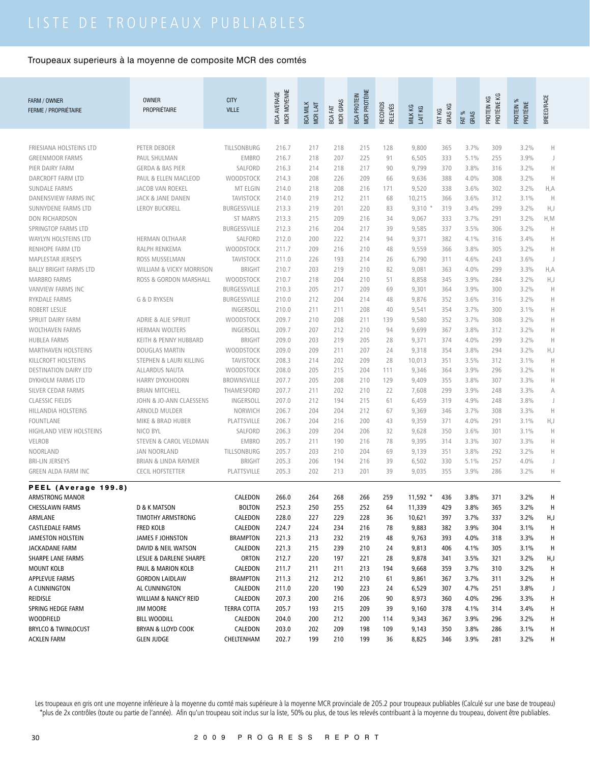# LISTE DE TROUPEAUX PUBLIABLES

Troupeaux superieurs à la moyenne de composite MCR des comtés

| FARM / OWNER FERME / PROPRIÉTAIRE | OWNER PROPRIÉTAIRE | CITY VILLE | BCA AVERAGE MCR MOYENNE | BCA MILK MCR LAIT | BCA FAT MCR GRAS | BCA PROTEIN MCR PROTÉINE | RECORDS RELEVÉS | MILK KG LAIT KG | FAT KG GRAS KG | FAT % GRAS | PROTEIN KG PROTÉINE KG | PROTEIN % PROTÉINE | BREED/RACE |
|---|---|---|---|---|---|---|---|---|---|---|---|---|---|
| FRIESIANA HOLSTEINS LTD | PETER DEBOER | TILLSONBURG | 216.7 | 217 | 218 | 215 | 128 | 9,800 | 365 | 3.7% | 309 | 3.2% | H |
| GREENMOOR FARMS | PAUL SHULMAN | EMBRO | 216.7 | 218 | 207 | 225 | 91 | 6,505 | 333 | 5.1% | 255 | 3.9% | J |
| PIER DAIRY FARM | GERDA & BAS PIER | SALFORD | 216.3 | 214 | 218 | 217 | 90 | 9,799 | 370 | 3.8% | 316 | 3.2% | H |
| DARCROFT FARM LTD | PAUL & ELLEN MACLEOD | WOODSTOCK | 214.3 | 208 | 226 | 209 | 66 | 9,636 | 388 | 4.0% | 308 | 3.2% | H |
| SUNDALE FARMS | JACOB VAN ROEKEL | MT ELGIN | 214.0 | 218 | 208 | 216 | 171 | 9,520 | 338 | 3.6% | 302 | 3.2% | H,A |
| DANENSVIEW FARMS INC | JACK & JANE DANEN | TAVISTOCK | 214.0 | 219 | 212 | 211 | 68 | 10,215 | 366 | 3.6% | 312 | 3.1% | H |
| SUNNYDENE FARMS LTD | LEROY BUCKRELL | BURGESSVILLE | 213.3 | 219 | 201 | 220 | 83 | 9,310 * | 319 | 3.4% | 299 | 3.2% | H,J |
| DON RICHARDSON | | ST MARYS | 213.3 | 215 | 209 | 216 | 34 | 9,067 | 333 | 3.7% | 291 | 3.2% | H,M |
| SPRINGTOP FARMS LTD | | BURGESSVILLE | 212.3 | 216 | 204 | 217 | 39 | 9,585 | 337 | 3.5% | 306 | 3.2% | H |
| WAYLYN HOLSTEINS LTD | HERMAN OLTHAAR | SALFORD | 212.0 | 200 | 222 | 214 | 94 | 9,371 | 382 | 4.1% | 316 | 3.4% | H |
| RENHOPE FARM LTD | RALPH RENKEMA | WOODSTOCK | 211.7 | 209 | 216 | 210 | 48 | 9,559 | 366 | 3.8% | 305 | 3.2% | H |
| MAPLESTAR JERSEYS | ROSS MUSSELMAN | TAVISTOCK | 211.0 | 226 | 193 | 214 | 26 | 6,790 | 311 | 4.6% | 243 | 3.6% | J |
| BALLY BRIGHT FARMS LTD | WILLIAM & VICKY MORRISON | BRIGHT | 210.7 | 203 | 219 | 210 | 82 | 9,081 | 363 | 4.0% | 299 | 3.3% | H,A |
| MARBRO FARMS | ROSS & GORDON MARSHALL | WOODSTOCK | 210.7 | 218 | 204 | 210 | 51 | 8,858 | 345 | 3.9% | 284 | 3.2% | H,J |
| VANVIEW FARMS INC | | BURGESSVILLE | 210.3 | 205 | 217 | 209 | 69 | 9,301 | 364 | 3.9% | 300 | 3.2% | H |
| RYKDALE FARMS | G & D RYKSEN | BURGESSVILLE | 210.0 | 212 | 204 | 214 | 48 | 9,876 | 352 | 3.6% | 316 | 3.2% | H |
| ROBERT LESLIE | | INGERSOLL | 210.0 | 211 | 211 | 208 | 40 | 9,541 | 354 | 3.7% | 300 | 3.1% | H |
| SPRUIT DAIRY FARM | ADRIE & ALIE SPRUIT | WOODSTOCK | 209.7 | 210 | 208 | 211 | 139 | 9,580 | 352 | 3.7% | 308 | 3.2% | H |
| WOLTHAVEN FARMS | HERMAN WOLTERS | INGERSOLL | 209.7 | 207 | 212 | 210 | 94 | 9,699 | 367 | 3.8% | 312 | 3.2% | H |
| HUBLEA FARMS | KEITH & PENNY HUBBARD | BRIGHT | 209.0 | 203 | 219 | 205 | 28 | 9,371 | 374 | 4.0% | 299 | 3.2% | H |
| MARTHAVEN HOLSTEINS | DOUGLAS MARTIN | WOODSTOCK | 209.0 | 209 | 211 | 207 | 24 | 9,318 | 354 | 3.8% | 294 | 3.2% | H,J |
| KILLCROFT HOLSTEINS | STEPHEN & LAURI KILLING | TAVISTOCK | 208.3 | 214 | 202 | 209 | 28 | 10,013 | 351 | 3.5% | 312 | 3.1% | H |
| DESTINATION DAIRY LTD | ALLARDUS NAUTA | WOODSTOCK | 208.0 | 205 | 215 | 204 | 111 | 9,346 | 364 | 3.9% | 296 | 3.2% | H |
| DYKHOLM FARMS LTD | HARRY DYKXHOORN | BROWNSVILLE | 207.7 | 205 | 208 | 210 | 129 | 9,409 | 355 | 3.8% | 307 | 3.3% | H |
| SILVER CEDAR FARMS | BRIAN MITCHELL | THAMESFORD | 207.7 | 211 | 202 | 210 | 22 | 7,608 | 299 | 3.9% | 248 | 3.3% | A |
| CLASSIC FIELDS | JOHN & JO-ANN CLAESSENS | INGERSOLL | 207.0 | 212 | 194 | 215 | 61 | 6,459 | 319 | 4.9% | 248 | 3.8% | J |
| HILLANDIA HOLSTEINS | ARNOLD MULDER | NORWICH | 206.7 | 204 | 204 | 212 | 67 | 9,369 | 346 | 3.7% | 308 | 3.3% | H |
| FOUNTLANE | MIKE & BRAD HUBER | PLATTSVILLE | 206.7 | 204 | 216 | 200 | 43 | 9,359 | 371 | 4.0% | 291 | 3.1% | H,J |
| HIGHLAND VIEW HOLSTEINS | NICO BYL | SALFORD | 206.3 | 209 | 204 | 206 | 32 | 9,628 | 350 | 3.6% | 301 | 3.1% | H |
| VELROB | STEVEN & CAROL VELDMAN | EMBRO | 205.7 | 211 | 190 | 216 | 78 | 9,395 | 314 | 3.3% | 307 | 3.3% | H |
| NOORLAND | JAN NOORLAND | TILLSONBURG | 205.7 | 203 | 210 | 204 | 69 | 9,139 | 351 | 3.8% | 292 | 3.2% | H |
| BRI-LIN JERSEYS | BRIAN & LINDA RAYMER | BRIGHT | 205.3 | 206 | 194 | 216 | 39 | 6,502 | 330 | 5.1% | 257 | 4.0% | J |
| GREEN ALDA FARM INC | CECIL HOFSTETTER | PLATTSVILLE | 205.3 | 202 | 213 | 201 | 39 | 9,035 | 355 | 3.9% | 286 | 3.2% | H |
| **PEEL (Average 199.8)** | | | | | | | | | | | | | |
| ARMSTRONG MANOR | | CALEDON | 266.0 | 264 | 268 | 266 | 259 | 11,592 * | 436 | 3.8% | 371 | 3.2% | H |
| CHESSLAWN FARMS | D & K MATSON | BOLTON | 252.3 | 250 | 255 | 252 | 64 | 11,339 | 429 | 3.8% | 365 | 3.2% | H |
| ARMLANE | TIMOTHY ARMSTRONG | CALEDON | 228.0 | 227 | 229 | 228 | 36 | 10,621 | 397 | 3.7% | 337 | 3.2% | H,J |
| CASTLEDALE FARMS | FRED KOLB | CALEDON | 224.7 | 224 | 234 | 216 | 78 | 9,883 | 382 | 3.9% | 304 | 3.1% | H |
| JAMESTON HOLSTEIN | JAMES F JOHNSTON | BRAMPTON | 221.3 | 213 | 232 | 219 | 48 | 9,763 | 393 | 4.0% | 318 | 3.3% | H |
| JACKADANE FARM | DAVID & NEIL WATSON | CALEDON | 221.3 | 215 | 239 | 210 | 24 | 9,813 | 406 | 4.1% | 305 | 3.1% | H |
| SHARPE LANE FARMS | LESLIE & DARLENE SHARPE | ORTON | 212.7 | 220 | 197 | 221 | 28 | 9,878 | 341 | 3.5% | 321 | 3.2% | H,J |
| MOUNT KOLB | PAUL & MARION KOLB | CALEDON | 211.7 | 211 | 211 | 213 | 194 | 9,668 | 359 | 3.7% | 310 | 3.2% | H |
| APPLEVUE FARMS | GORDON LAIDLAW | BRAMPTON | 211.3 | 212 | 212 | 210 | 61 | 9,861 | 367 | 3.7% | 311 | 3.2% | H |
| A CUNNINGTON | AL CUNNINGTON | CALEDON | 211.0 | 220 | 190 | 223 | 24 | 6,529 | 307 | 4.7% | 251 | 3.8% | J |
| REIDISLE | WILLIAM & NANCY REID | CALEDON | 207.3 | 200 | 216 | 206 | 90 | 8,973 | 360 | 4.0% | 296 | 3.3% | H |
| SPRING HEDGE FARM | JIM MOORE | TERRA COTTA | 205.7 | 193 | 215 | 209 | 39 | 9,160 | 378 | 4.1% | 314 | 3.4% | H |
| WOODFIELD | BILL WOODILL | CALEDON | 204.0 | 200 | 212 | 200 | 114 | 9,343 | 367 | 3.9% | 296 | 3.2% | H |
| BRYLCO & TWINLOCUST | BRYAN & LLOYD COOK | CALEDON | 203.0 | 202 | 209 | 198 | 109 | 9,143 | 350 | 3.8% | 286 | 3.1% | H |
| ACKLEN FARM | GLEN JUDGE | CHELTENHAM | 202.7 | 199 | 210 | 199 | 36 | 8,825 | 346 | 3.9% | 281 | 3.2% | H |

Les troupeaux en gris ont une moyenne inférieure à la moyenne du comté mais supérieure à la moyenne MCR provinciale de 205.2 pour troupeaux publiables (Calculé sur une base de troupeau)
*plus de 2x contrôles (toute ou partie de l'année). Afin qu'un troupeau soit inclus sur la liste, 50% ou plus, de tous les relevés contribuant à la moyenne du troupeau, doivent être publiables.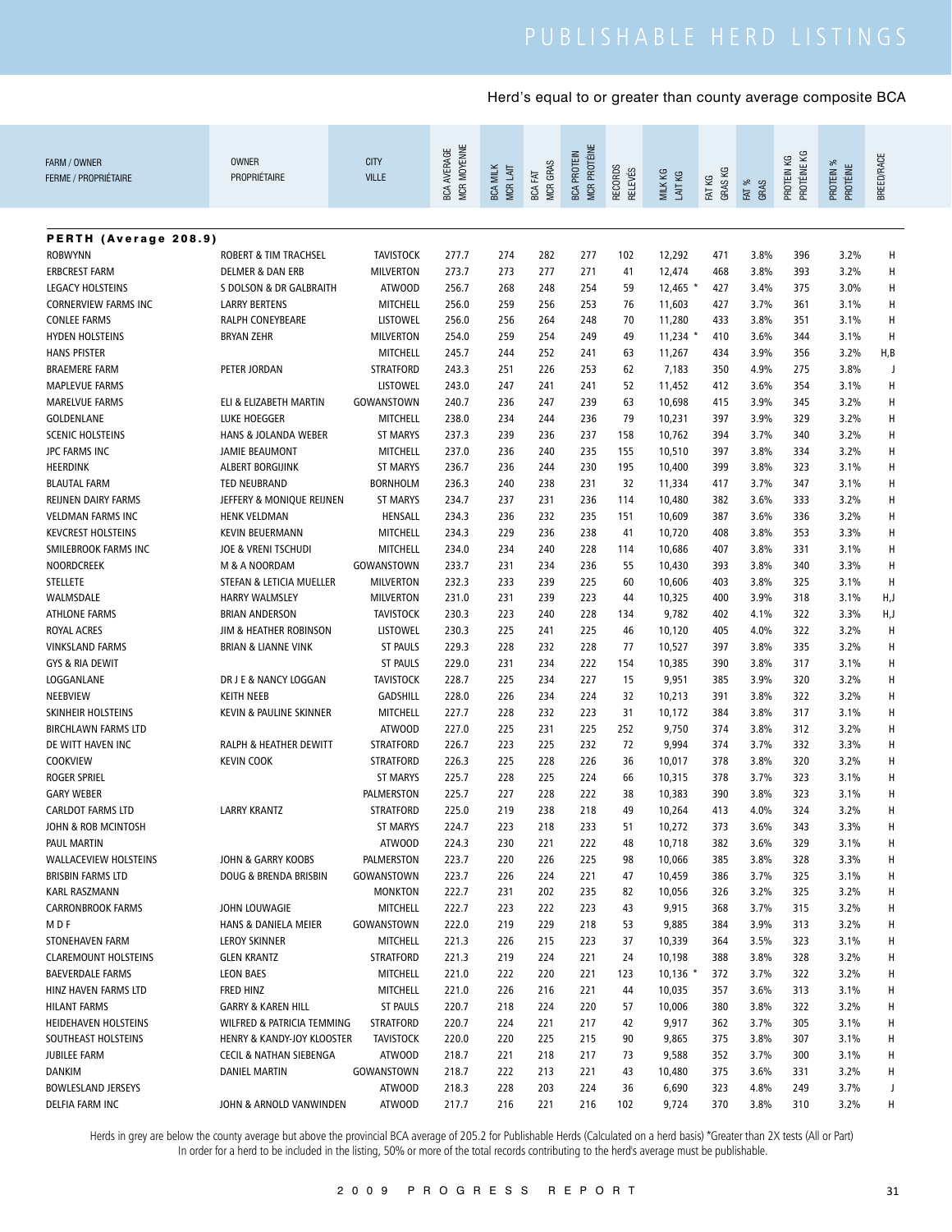# PUBLISHABLE HERD LISTINGS

Herd's equal to or greater than county average composite BCA

| FARM / OWNER FERME / PROPRIÉTAIRE | OWNER PROPRIÉTAIRE | CITY VILLE | BCA AVERAGE MCR MOYENNE | BCA MILK MCR LAIT | BCA FAT MCR GRAS | BCA PROTEIN MCR PROTÉINE | RECORDS RELEVÉS | MILK KG LAIT KG | FAT KG GRAS KG | FAT % GRAS | PROTEIN KG PROTÉINE KG | PROTEIN % PROTÉINE | BREED/RACE |
|---|---|---|---|---|---|---|---|---|---|---|---|---|---|
| **PERTH (Average 208.9)** | | | | | | | | | | | | | |
| ROBWYNN | ROBERT & TIM TRACHSEL | TAVISTOCK | 277.7 | 274 | 282 | 277 | 102 | 12,292 | 471 | 3.8% | 396 | 3.2% | H |
| ERBCREST FARM | DELMER & DAN ERB | MILVERTON | 273.7 | 273 | 277 | 271 | 41 | 12,474 | 468 | 3.8% | 393 | 3.2% | H |
| LEGACY HOLSTEINS | S DOLSON & DR GALBRAITH | ATWOOD | 256.7 | 268 | 248 | 254 | 59 | 12,465 * | 427 | 3.4% | 375 | 3.0% | H |
| CORNERVIEW FARMS INC | LARRY BERTENS | MITCHELL | 256.0 | 259 | 256 | 253 | 76 | 11,603 | 427 | 3.7% | 361 | 3.1% | H |
| CONLEE FARMS | RALPH CONEYBEARE | LISTOWEL | 256.0 | 256 | 264 | 248 | 70 | 11,280 | 433 | 3.8% | 351 | 3.1% | H |
| HYDEN HOLSTEINS | BRYAN ZEHR | MILVERTON | 254.0 | 259 | 254 | 249 | 49 | 11,234 * | 410 | 3.6% | 344 | 3.1% | H |
| HANS PFISTER | | MITCHELL | 245.7 | 244 | 252 | 241 | 63 | 11,267 | 434 | 3.9% | 356 | 3.2% | H,B |
| BRAEMERE FARM | PETER JORDAN | STRATFORD | 243.3 | 251 | 226 | 253 | 62 | 7,183 | 350 | 4.9% | 275 | 3.8% | J |
| MAPLEVUE FARMS | | LISTOWEL | 243.0 | 247 | 241 | 241 | 52 | 11,452 | 412 | 3.6% | 354 | 3.1% | H |
| MARELVUE FARMS | ELI & ELIZABETH MARTIN | GOWANSTOWN | 240.7 | 236 | 247 | 239 | 63 | 10,698 | 415 | 3.9% | 345 | 3.2% | H |
| GOLDENLANE | LUKE HOEGGER | MITCHELL | 238.0 | 234 | 244 | 236 | 79 | 10,231 | 397 | 3.9% | 329 | 3.2% | H |
| SCENIC HOLSTEINS | HANS & JOLANDA WEBER | ST MARYS | 237.3 | 239 | 236 | 237 | 158 | 10,762 | 394 | 3.7% | 340 | 3.2% | H |
| JPC FARMS INC | JAMIE BEAUMONT | MITCHELL | 237.0 | 236 | 240 | 235 | 155 | 10,510 | 397 | 3.8% | 334 | 3.2% | H |
| HEERDINK | ALBERT BORGIJINK | ST MARYS | 236.7 | 236 | 244 | 230 | 195 | 10,400 | 399 | 3.8% | 323 | 3.1% | H |
| BLAUTAL FARM | TED NEUBRAND | BORNHOLM | 236.3 | 240 | 238 | 231 | 32 | 11,334 | 417 | 3.7% | 347 | 3.1% | H |
| REIJNEN DAIRY FARMS | JEFFERY & MONIQUE REIJNEN | ST MARYS | 234.7 | 237 | 231 | 236 | 114 | 10,480 | 382 | 3.6% | 333 | 3.2% | H |
| VELDMAN FARMS INC | HENK VELDMAN | HENSALL | 234.3 | 236 | 232 | 235 | 151 | 10,609 | 387 | 3.6% | 336 | 3.2% | H |
| KEVCREST HOLSTEINS | KEVIN BEUERMANN | MITCHELL | 234.3 | 229 | 236 | 238 | 41 | 10,720 | 408 | 3.8% | 353 | 3.3% | H |
| SMILEBROOK FARMS INC | JOE & VRENI TSCHUDI | MITCHELL | 234.0 | 234 | 240 | 228 | 114 | 10,686 | 407 | 3.8% | 331 | 3.1% | H |
| NOORDCREEK | M & A NOORDAM | GOWANSTOWN | 233.7 | 231 | 234 | 236 | 55 | 10,430 | 393 | 3.8% | 340 | 3.3% | H |
| STELLETE | STEFAN & LETICIA MUELLER | MILVERTON | 232.3 | 233 | 239 | 225 | 60 | 10,606 | 403 | 3.8% | 325 | 3.1% | H |
| WALMSDALE | HARRY WALMSLEY | MILVERTON | 231.0 | 231 | 239 | 223 | 44 | 10,325 | 400 | 3.9% | 318 | 3.1% | H,J |
| ATHLONE FARMS | BRIAN ANDERSON | TAVISTOCK | 230.3 | 223 | 240 | 228 | 134 | 9,782 | 402 | 4.1% | 322 | 3.3% | H,J |
| ROYAL ACRES | JIM & HEATHER ROBINSON | LISTOWEL | 230.3 | 225 | 241 | 225 | 46 | 10,120 | 405 | 4.0% | 322 | 3.2% | H |
| VINKSLAND FARMS | BRIAN & LIANNE VINK | ST PAULS | 229.3 | 228 | 232 | 228 | 77 | 10,527 | 397 | 3.8% | 335 | 3.2% | H |
| GYS & RIA DEWIT | | ST PAULS | 229.0 | 231 | 234 | 222 | 154 | 10,385 | 390 | 3.8% | 317 | 3.1% | H |
| LOGGANLANE | DR J E & NANCY LOGGAN | TAVISTOCK | 228.7 | 225 | 234 | 227 | 15 | 9,951 | 385 | 3.9% | 320 | 3.2% | H |
| NEEBVIEW | KEITH NEEB | GADSHILL | 228.0 | 226 | 234 | 224 | 32 | 10,213 | 391 | 3.8% | 322 | 3.2% | H |
| SKINHEIR HOLSTEINS | KEVIN & PAULINE SKINNER | MITCHELL | 227.7 | 228 | 232 | 223 | 31 | 10,172 | 384 | 3.8% | 317 | 3.1% | H |
| BIRCHLAWN FARMS LTD | | ATWOOD | 227.0 | 225 | 231 | 225 | 252 | 9,750 | 374 | 3.8% | 312 | 3.2% | H |
| DE WITT HAVEN INC | RALPH & HEATHER DEWITT | STRATFORD | 226.7 | 223 | 225 | 232 | 72 | 9,994 | 374 | 3.7% | 332 | 3.3% | H |
| COOKVIEW | KEVIN COOK | STRATFORD | 226.3 | 225 | 228 | 226 | 36 | 10,017 | 378 | 3.8% | 320 | 3.2% | H |
| ROGER SPRIEL | | ST MARYS | 225.7 | 228 | 225 | 224 | 66 | 10,315 | 378 | 3.7% | 323 | 3.1% | H |
| GARY WEBER | | PALMERSTON | 225.7 | 227 | 228 | 222 | 38 | 10,383 | 390 | 3.8% | 323 | 3.1% | H |
| CARLDOT FARMS LTD | LARRY KRANTZ | STRATFORD | 225.0 | 219 | 238 | 218 | 49 | 10,264 | 413 | 4.0% | 324 | 3.2% | H |
| JOHN & ROB MCINTOSH | | ST MARYS | 224.7 | 223 | 218 | 233 | 51 | 10,272 | 373 | 3.6% | 343 | 3.3% | H |
| PAUL MARTIN | | ATWOOD | 224.3 | 230 | 221 | 222 | 48 | 10,718 | 382 | 3.6% | 329 | 3.1% | H |
| WALLACEVIEW HOLSTEINS | JOHN & GARRY KOOBS | PALMERSTON | 223.7 | 220 | 226 | 225 | 98 | 10,066 | 385 | 3.8% | 328 | 3.3% | H |
| BRISBIN FARMS LTD | DOUG & BRENDA BRISBIN | GOWANSTOWN | 223.7 | 226 | 224 | 221 | 47 | 10,459 | 386 | 3.7% | 325 | 3.1% | H |
| KARL RASZMANN | | MONKTON | 222.7 | 231 | 202 | 235 | 82 | 10,056 | 326 | 3.2% | 325 | 3.2% | H |
| CARRONBROOK FARMS | JOHN LOUWAGIE | MITCHELL | 222.7 | 223 | 222 | 223 | 43 | 9,915 | 368 | 3.7% | 315 | 3.2% | H |
| M D F | HANS & DANIELA MEIER | GOWANSTOWN | 222.0 | 219 | 229 | 218 | 53 | 9,885 | 384 | 3.9% | 313 | 3.2% | H |
| STONEHAVEN FARM | LEROY SKINNER | MITCHELL | 221.3 | 226 | 215 | 223 | 37 | 10,339 | 364 | 3.5% | 323 | 3.1% | H |
| CLAREMOUNT HOLSTEINS | GLEN KRANTZ | STRATFORD | 221.3 | 219 | 224 | 221 | 24 | 10,198 | 388 | 3.8% | 328 | 3.2% | H |
| BAEVERDALE FARMS | LEON BAES | MITCHELL | 221.0 | 222 | 220 | 221 | 123 | 10,136 * | 372 | 3.7% | 322 | 3.2% | H |
| HINZ HAVEN FARMS LTD | FRED HINZ | MITCHELL | 221.0 | 226 | 216 | 221 | 44 | 10,035 | 357 | 3.6% | 313 | 3.1% | H |
| HILANT FARMS | GARRY & KAREN HILL | ST PAULS | 220.7 | 218 | 224 | 220 | 57 | 10,006 | 380 | 3.8% | 322 | 3.2% | H |
| HEIDEHAVEN HOLSTEINS | WILFRED & PATRICIA TEMMING | STRATFORD | 220.7 | 224 | 221 | 217 | 42 | 9,917 | 362 | 3.7% | 305 | 3.1% | H |
| SOUTHEAST HOLSTEINS | HENRY & KANDY-JOY KLOOSTER | TAVISTOCK | 220.0 | 220 | 225 | 215 | 90 | 9,865 | 375 | 3.8% | 307 | 3.1% | H |
| JUBILEE FARM | CECIL & NATHAN SIEBENGA | ATWOOD | 218.7 | 221 | 218 | 217 | 73 | 9,588 | 352 | 3.7% | 300 | 3.1% | H |
| DANKIM | DANIEL MARTIN | GOWANSTOWN | 218.7 | 222 | 213 | 221 | 43 | 10,480 | 375 | 3.6% | 331 | 3.2% | H |
| BOWLESLAND JERSEYS | | ATWOOD | 218.3 | 228 | 203 | 224 | 36 | 6,690 | 323 | 4.8% | 249 | 3.7% | J |
| DELFIA FARM INC | JOHN & ARNOLD VANWINDEN | ATWOOD | 217.7 | 216 | 221 | 216 | 102 | 9,724 | 370 | 3.8% | 310 | 3.2% | H |

Herds in grey are below the county average but above the provincial BCA average of 205.2 for Publishable Herds (Calculated on a herd basis) *Greater than 2X tests (All or Part)
In order for a herd to be included in the listing, 50% or more of the total records contributing to the herd's average must be publishable.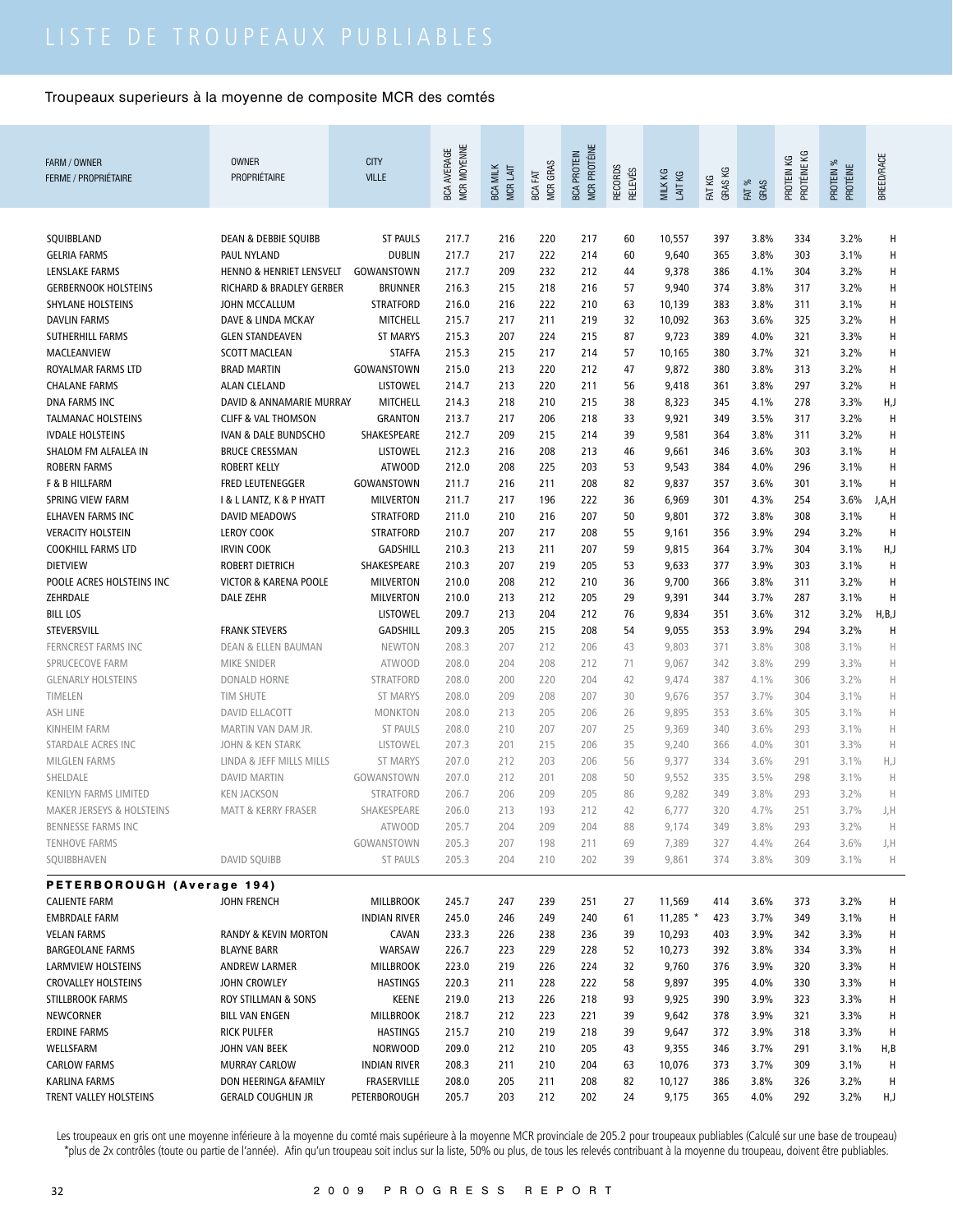# LISTE DE TROUPEAUX PUBLIABLES

Troupeaux superieurs à la moyenne de composite MCR des comtés

| FARM / OWNER FERME / PROPRIÉTAIRE | OWNER PROPRIÉTAIRE | CITY VILLE | BCA AVERAGE MCR MOYENNE | BCA MILK MCR LAIT | BCA FAT MCR GRAS | BCA PROTEIN MCR PROTÉINE | RECORDS RELEVÉS | MILK KG LAIT KG | FAT KG GRAS KG | FAT % GRAS | PROTEIN KG PROTÉINE KG | PROTEIN % PROTÉINE | BREED/RACE |
|---|---|---|---|---|---|---|---|---|---|---|---|---|---|
| SQUIBBLAND | DEAN & DEBBIE SQUIBB | ST PAULS | 217.7 | 216 | 220 | 217 | 60 | 10,557 | 397 | 3.8% | 334 | 3.2% | H |
| GELRIA FARMS | PAUL NYLAND | DUBLIN | 217.7 | 217 | 222 | 214 | 60 | 9,640 | 365 | 3.8% | 303 | 3.1% | H |
| LENSLAKE FARMS | HENNO & HENRIET LENSVELT | GOWANSTOWN | 217.7 | 209 | 232 | 212 | 44 | 9,378 | 386 | 4.1% | 304 | 3.2% | H |
| GERBERNOOK HOLSTEINS | RICHARD & BRADLEY GERBER | BRUNNER | 216.3 | 215 | 218 | 216 | 57 | 9,940 | 374 | 3.8% | 317 | 3.2% | H |
| SHYLANE HOLSTEINS | JOHN MCCALLUM | STRATFORD | 216.0 | 216 | 222 | 210 | 63 | 10,139 | 383 | 3.8% | 311 | 3.1% | H |
| DAVLIN FARMS | DAVE & LINDA MCKAY | MITCHELL | 215.7 | 217 | 211 | 219 | 32 | 10,092 | 363 | 3.6% | 325 | 3.2% | H |
| SUTHERHILL FARMS | GLEN STANDEAVEN | ST MARYS | 215.3 | 207 | 224 | 215 | 87 | 9,723 | 389 | 4.0% | 321 | 3.3% | H |
| MACLEANVIEW | SCOTT MACLEAN | STAFFA | 215.3 | 215 | 217 | 214 | 57 | 10,165 | 380 | 3.7% | 321 | 3.2% | H |
| ROYALMAR FARMS LTD | BRAD MARTIN | GOWANSTOWN | 215.0 | 213 | 220 | 212 | 47 | 9,872 | 380 | 3.8% | 313 | 3.2% | H |
| CHALANE FARMS | ALAN CLELAND | LISTOWEL | 214.7 | 213 | 220 | 211 | 56 | 9,418 | 361 | 3.8% | 297 | 3.2% | H |
| DNA FARMS INC | DAVID & ANNAMARIE MURRAY | MITCHELL | 214.3 | 218 | 210 | 215 | 38 | 8,323 | 345 | 4.1% | 278 | 3.3% | H,J |
| TALMANAC HOLSTEINS | CLIFF & VAL THOMSON | GRANTON | 213.7 | 217 | 206 | 218 | 33 | 9,921 | 349 | 3.5% | 317 | 3.2% | H |
| IVDALE HOLSTEINS | IVAN & DALE BUNDSCHO | SHAKESPEARE | 212.7 | 209 | 215 | 214 | 39 | 9,581 | 364 | 3.8% | 311 | 3.2% | H |
| SHALOM FM ALFALEA IN | BRUCE CRESSMAN | LISTOWEL | 212.3 | 216 | 208 | 213 | 46 | 9,661 | 346 | 3.6% | 303 | 3.1% | H |
| ROBERN FARMS | ROBERT KELLY | ATWOOD | 212.0 | 208 | 225 | 203 | 53 | 9,543 | 384 | 4.0% | 296 | 3.1% | H |
| F & B HILLFARM | FRED LEUTENEGGER | GOWANSTOWN | 211.7 | 216 | 211 | 208 | 82 | 9,837 | 357 | 3.6% | 301 | 3.1% | H |
| SPRING VIEW FARM | I & L LANTZ, K & P HYATT | MILVERTON | 211.7 | 217 | 196 | 222 | 36 | 6,969 | 301 | 4.3% | 254 | 3.6% | J,A,H |
| ELHAVEN FARMS INC | DAVID MEADOWS | STRATFORD | 211.0 | 210 | 216 | 207 | 50 | 9,801 | 372 | 3.8% | 308 | 3.1% | H |
| VERACITY HOLSTEIN | LEROY COOK | STRATFORD | 210.7 | 207 | 217 | 208 | 55 | 9,161 | 356 | 3.9% | 294 | 3.2% | H |
| COOKHILL FARMS LTD | IRVIN COOK | GADSHILL | 210.3 | 213 | 211 | 207 | 59 | 9,815 | 364 | 3.7% | 304 | 3.1% | H,J |
| DIETVIEW | ROBERT DIETRICH | SHAKESPEARE | 210.3 | 207 | 219 | 205 | 53 | 9,633 | 377 | 3.9% | 303 | 3.1% | H |
| POOLE ACRES HOLSTEINS INC | VICTOR & KARENA POOLE | MILVERTON | 210.0 | 208 | 212 | 210 | 36 | 9,700 | 366 | 3.8% | 311 | 3.2% | H |
| ZEHRDALE | DALE ZEHR | MILVERTON | 210.0 | 213 | 212 | 205 | 29 | 9,391 | 344 | 3.7% | 287 | 3.1% | H |
| BILL LOS | | LISTOWEL | 209.7 | 213 | 204 | 212 | 76 | 9,834 | 351 | 3.6% | 312 | 3.2% | H,B,J |
| STEVERSVILL | FRANK STEVERS | GADSHILL | 209.3 | 205 | 215 | 208 | 54 | 9,055 | 353 | 3.9% | 294 | 3.2% | H |
| FERNCREST FARMS INC | DEAN & ELLEN BAUMAN | NEWTON | 208.3 | 207 | 212 | 206 | 43 | 9,803 | 371 | 3.8% | 308 | 3.1% | H |
| SPRUCECOVE FARM | MIKE SNIDER | ATWOOD | 208.0 | 204 | 208 | 212 | 71 | 9,067 | 342 | 3.8% | 299 | 3.3% | H |
| GLENARLY HOLSTEINS | DONALD HORNE | STRATFORD | 208.0 | 200 | 220 | 204 | 42 | 9,474 | 387 | 4.1% | 306 | 3.2% | H |
| TIMELEN | TIM SHUTE | ST MARYS | 208.0 | 209 | 208 | 207 | 30 | 9,676 | 357 | 3.7% | 304 | 3.1% | H |
| ASH LINE | DAVID ELLACOTT | MONKTON | 208.0 | 213 | 205 | 206 | 26 | 9,895 | 353 | 3.6% | 305 | 3.1% | H |
| KINHEIM FARM | MARTIN VAN DAM JR. | ST PAULS | 208.0 | 210 | 207 | 207 | 25 | 9,369 | 340 | 3.6% | 293 | 3.1% | H |
| STARDALE ACRES INC | JOHN & KEN STARK | LISTOWEL | 207.3 | 201 | 215 | 206 | 35 | 9,240 | 366 | 4.0% | 301 | 3.3% | H |
| MILGLEN FARMS | LINDA & JEFF MILLS MILLS | ST MARYS | 207.0 | 212 | 203 | 206 | 56 | 9,377 | 334 | 3.6% | 291 | 3.1% | H,J |
| SHELDALE | DAVID MARTIN | GOWANSTOWN | 207.0 | 212 | 201 | 208 | 50 | 9,552 | 335 | 3.5% | 298 | 3.1% | H |
| KENILYN FARMS LIMITED | KEN JACKSON | STRATFORD | 206.7 | 206 | 209 | 205 | 86 | 9,282 | 349 | 3.8% | 293 | 3.2% | H |
| MAKER JERSEYS & HOLSTEINS | MATT & KERRY FRASER | SHAKESPEARE | 206.0 | 213 | 193 | 212 | 42 | 6,777 | 320 | 4.7% | 251 | 3.7% | J,H |
| BENNESSE FARMS INC | | ATWOOD | 205.7 | 204 | 209 | 204 | 88 | 9,174 | 349 | 3.8% | 293 | 3.2% | H |
| TENHOVE FARMS | | GOWANSTOWN | 205.3 | 207 | 198 | 211 | 69 | 7,389 | 327 | 4.4% | 264 | 3.6% | J,H |
| SQUIBBHAVEN | DAVID SQUIBB | ST PAULS | 205.3 | 204 | 210 | 202 | 39 | 9,861 | 374 | 3.8% | 309 | 3.1% | H |
| **PETERBOROUGH (Average 194)** | | | | | | | | | | | | | |
| CALIENTE FARM | JOHN FRENCH | MILLBROOK | 245.7 | 247 | 239 | 251 | 27 | 11,569 | 414 | 3.6% | 373 | 3.2% | H |
| EMBRDALE FARM | | INDIAN RIVER | 245.0 | 246 | 249 | 240 | 61 | 11,285 * | 423 | 3.7% | 349 | 3.1% | H |
| VELAN FARMS | RANDY & KEVIN MORTON | CAVAN | 233.3 | 226 | 238 | 236 | 39 | 10,293 | 403 | 3.9% | 342 | 3.3% | H |
| BARGEOLANE FARMS | BLAYNE BARR | WARSAW | 226.7 | 223 | 229 | 228 | 52 | 10,273 | 392 | 3.8% | 334 | 3.3% | H |
| LARMVIEW HOLSTEINS | ANDREW LARMER | MILLBROOK | 223.0 | 219 | 226 | 224 | 32 | 9,760 | 376 | 3.9% | 320 | 3.3% | H |
| CROVALLEY HOLSTEINS | JOHN CROWLEY | HASTINGS | 220.3 | 211 | 228 | 222 | 58 | 9,897 | 395 | 4.0% | 330 | 3.3% | H |
| STILLBROOK FARMS | ROY STILLMAN & SONS | KEENE | 219.0 | 213 | 226 | 218 | 93 | 9,925 | 390 | 3.9% | 323 | 3.3% | H |
| NEWCORNER | BILL VAN ENGEN | MILLBROOK | 218.7 | 212 | 223 | 221 | 39 | 9,642 | 378 | 3.9% | 321 | 3.3% | H |
| ERDINE FARMS | RICK PULFER | HASTINGS | 215.7 | 210 | 219 | 218 | 39 | 9,647 | 372 | 3.9% | 318 | 3.3% | H |
| WELLSFARM | JOHN VAN BEEK | NORWOOD | 209.0 | 212 | 210 | 205 | 43 | 9,355 | 346 | 3.7% | 291 | 3.1% | H,B |
| CARLOW FARMS | MURRAY CARLOW | INDIAN RIVER | 208.3 | 211 | 210 | 204 | 63 | 10,076 | 373 | 3.7% | 309 | 3.1% | H |
| KARLINA FARMS | DON HEERINGA &FAMILY | FRASERVILLE | 208.0 | 205 | 211 | 208 | 82 | 10,127 | 386 | 3.8% | 326 | 3.2% | H |
| TRENT VALLEY HOLSTEINS | GERALD COUGHLIN JR | PETERBOROUGH | 205.7 | 203 | 212 | 202 | 24 | 9,175 | 365 | 4.0% | 292 | 3.2% | H,J |

Les troupeaux en gris ont une moyenne inférieure à la moyenne du comté mais supérieure à la moyenne MCR provinciale de 205.2 pour troupeaux publiables (Calculé sur une base de troupeau)
*plus de 2x contrôles (toute ou partie de l'année). Afin qu'un troupeau soit inclus sur la liste, 50% ou plus, de tous les relevés contribuant à la moyenne du troupeau, doivent être publiables.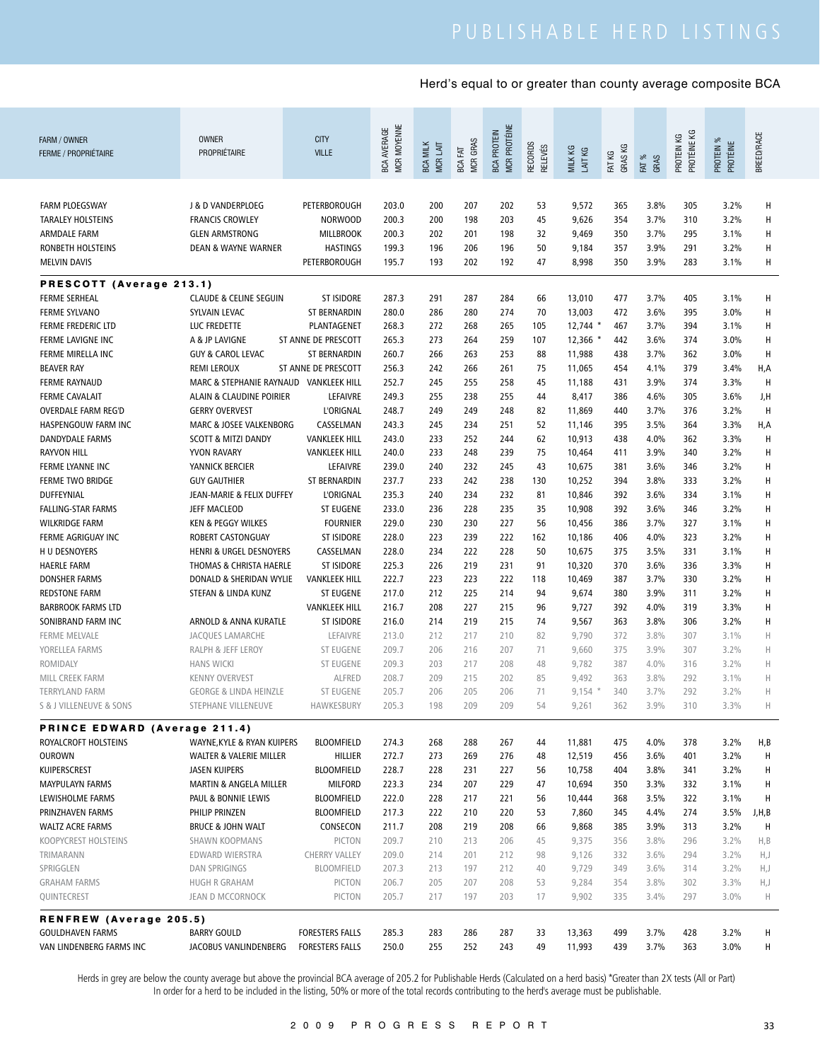# PUBLISHABLE HERD LISTINGS

Herd's equal to or greater than county average composite BCA

| FARM / OWNER FERME / PROPRIÉTAIRE | OWNER PROPRIÉTAIRE | CITY VILLE | BCA AVERAGE MCR MOYENNE | BCA MILK MCR LAIT | BCA FAT MCR GRAS | BCA PROTEIN MCR PROTÉINE | RECORDS RELEVÉS | MILK KG LAIT KG | FAT KG GRAS KG | FAT % GRAS | PROTEIN KG PROTÉINE KG | PROTEIN % PROTÉINE | BREED/RACE |
|---|---|---|---|---|---|---|---|---|---|---|---|---|---|
| FARM PLOEGSWAY | J & D VANDERPLOEG | PETERBOROUGH | 203.0 | 200 | 207 | 202 | 53 | 9,572 | 365 | 3.8% | 305 | 3.2% | H |
| TARALEY HOLSTEINS | FRANCIS CROWLEY | NORWOOD | 200.3 | 200 | 198 | 203 | 45 | 9,626 | 354 | 3.7% | 310 | 3.2% | H |
| ARMDALE FARM | GLEN ARMSTRONG | MILLBROOK | 200.3 | 202 | 201 | 198 | 32 | 9,469 | 350 | 3.7% | 295 | 3.1% | H |
| RONBETH HOLSTEINS | DEAN & WAYNE WARNER | HASTINGS | 199.3 | 196 | 206 | 196 | 50 | 9,184 | 357 | 3.9% | 291 | 3.2% | H |
| MELVIN DAVIS | | PETERBOROUGH | 195.7 | 193 | 202 | 192 | 47 | 8,998 | 350 | 3.9% | 283 | 3.1% | H |
| **PRESCOTT (Average 213.1)** | | | | | | | | | | | | | |
| FERME SERHEAL | CLAUDE & CELINE SEGUIN | ST ISIDORE | 287.3 | 291 | 287 | 284 | 66 | 13,010 | 477 | 3.7% | 405 | 3.1% | H |
| FERME SYLVANO | SYLVAIN LEVAC | ST BERNARDIN | 280.0 | 286 | 280 | 274 | 70 | 13,003 | 472 | 3.6% | 395 | 3.0% | H |
| FERME FREDERIC LTD | LUC FREDETTE | PLANTAGENET | 268.3 | 272 | 268 | 265 | 105 | 12,744 * | 467 | 3.7% | 394 | 3.1% | H |
| FERME LAVIGNE INC | A & JP LAVIGNE | ST ANNE DE PRESCOTT | 265.3 | 273 | 264 | 259 | 107 | 12,366 * | 442 | 3.6% | 374 | 3.0% | H |
| FERME MIRELLA INC | GUY & CAROL LEVAC | ST BERNARDIN | 260.7 | 266 | 263 | 253 | 88 | 11,988 | 438 | 3.7% | 362 | 3.0% | H |
| BEAVER RAY | REMI LEROUX | ST ANNE DE PRESCOTT | 256.3 | 242 | 266 | 261 | 75 | 11,065 | 454 | 4.1% | 379 | 3.4% | H,A |
| FERME RAYNAUD | MARC & STEPHANIE RAYNAUD | VANKLEEK HILL | 252.7 | 245 | 255 | 258 | 45 | 11,188 | 431 | 3.9% | 374 | 3.3% | H |
| FERME CAVALAIT | ALAIN & CLAUDINE POIRIER | LEFAIVRE | 249.3 | 255 | 238 | 255 | 44 | 8,417 | 386 | 4.6% | 305 | 3.6% | J,H |
| OVERDALE FARM REG'D | GERRY OVERVEST | L'ORIGNAL | 248.7 | 249 | 249 | 248 | 82 | 11,869 | 440 | 3.7% | 376 | 3.2% | H |
| HASPENGOUW FARM INC | MARC & JOSEE VALKENBORG | CASSELMAN | 243.3 | 245 | 234 | 251 | 52 | 11,146 | 395 | 3.5% | 364 | 3.3% | H,A |
| DANDYDALE FARMS | SCOTT & MITZI DANDY | VANKLEEK HILL | 243.0 | 233 | 252 | 244 | 62 | 10,913 | 438 | 4.0% | 362 | 3.3% | H |
| RAYVON HILL | YVON RAVARY | VANKLEEK HILL | 240.0 | 233 | 248 | 239 | 75 | 10,464 | 411 | 3.9% | 340 | 3.2% | H |
| FERME LYANNE INC | YANNICK BERCIER | LEFAIVRE | 239.0 | 240 | 232 | 245 | 43 | 10,675 | 381 | 3.6% | 346 | 3.2% | H |
| FERME TWO BRIDGE | GUY GAUTHIER | ST BERNARDIN | 237.7 | 233 | 242 | 238 | 130 | 10,252 | 394 | 3.8% | 333 | 3.2% | H |
| DUFFEYNIAL | JEAN-MARIE & FELIX DUFFEY | L'ORIGNAL | 235.3 | 240 | 234 | 232 | 81 | 10,846 | 392 | 3.6% | 334 | 3.1% | H |
| FALLING-STAR FARMS | JEFF MACLEOD | ST EUGENE | 233.0 | 236 | 228 | 235 | 35 | 10,908 | 392 | 3.6% | 346 | 3.2% | H |
| WILKRIDGE FARM | KEN & PEGGY WILKES | FOURNIER | 229.0 | 230 | 230 | 227 | 56 | 10,456 | 386 | 3.7% | 327 | 3.1% | H |
| FERME AGRIGUAY INC | ROBERT CASTONGUAY | ST ISIDORE | 228.0 | 223 | 239 | 222 | 162 | 10,186 | 406 | 4.0% | 323 | 3.2% | H |
| H U DESNOYERS | HENRI & URGEL DESNOYERS | CASSELMAN | 228.0 | 234 | 222 | 228 | 50 | 10,675 | 375 | 3.5% | 331 | 3.1% | H |
| HAERLE FARM | THOMAS & CHRISTA HAERLE | ST ISIDORE | 225.3 | 226 | 219 | 231 | 91 | 10,320 | 370 | 3.6% | 336 | 3.3% | H |
| DONSHER FARMS | DONALD & SHERIDAN WYLIE | VANKLEEK HILL | 222.7 | 223 | 223 | 222 | 118 | 10,469 | 387 | 3.7% | 330 | 3.2% | H |
| REDSTONE FARM | STEFAN & LINDA KUNZ | ST EUGENE | 217.0 | 212 | 225 | 214 | 94 | 9,674 | 380 | 3.9% | 311 | 3.2% | H |
| BARBROOK FARMS LTD | | VANKLEEK HILL | 216.7 | 208 | 227 | 215 | 96 | 9,727 | 392 | 4.0% | 319 | 3.3% | H |
| SONIBRAND FARM INC | ARNOLD & ANNA KURATLE | ST ISIDORE | 216.0 | 214 | 219 | 215 | 74 | 9,567 | 363 | 3.8% | 306 | 3.2% | H |
| FERME MELVALE | JACQUES LAMARCHE | LEFAIVRE | 213.0 | 212 | 217 | 210 | 82 | 9,790 | 372 | 3.8% | 307 | 3.1% | H |
| YORELLEA FARMS | RALPH & JEFF LEROY | ST EUGENE | 209.7 | 206 | 216 | 207 | 71 | 9,660 | 375 | 3.9% | 307 | 3.2% | H |
| ROMIDALY | HANS WICKI | ST EUGENE | 209.3 | 203 | 217 | 208 | 48 | 9,782 | 387 | 4.0% | 316 | 3.2% | H |
| MILL CREEK FARM | KENNY OVERVEST | ALFRED | 208.7 | 209 | 215 | 202 | 85 | 9,492 | 363 | 3.8% | 292 | 3.1% | H |
| TERRYLAND FARM | GEORGE & LINDA HEINZLE | ST EUGENE | 205.7 | 206 | 205 | 206 | 71 | 9,154 * | 340 | 3.7% | 292 | 3.2% | H |
| S & J VILLENEUVE & SONS | STEPHANE VILLENEUVE | HAWKESBURY | 205.3 | 198 | 209 | 209 | 54 | 9,261 | 362 | 3.9% | 310 | 3.3% | H |
| **PRINCE EDWARD (Average 211.4)** | | | | | | | | | | | | | |
| ROYALCROFT HOLSTEINS | WAYNE,KYLE & RYAN KUIPERS | BLOOMFIELD | 274.3 | 268 | 288 | 267 | 44 | 11,881 | 475 | 4.0% | 378 | 3.2% | H,B |
| OUROWN | WALTER & VALERIE MILLER | HILLIER | 272.7 | 273 | 269 | 276 | 48 | 12,519 | 456 | 3.6% | 401 | 3.2% | H |
| KUIPERSCREST | JASEN KUIPERS | BLOOMFIELD | 228.7 | 228 | 231 | 227 | 56 | 10,758 | 404 | 3.8% | 341 | 3.2% | H |
| MAYPULAYN FARMS | MARTIN & ANGELA MILLER | MILFORD | 223.3 | 234 | 207 | 229 | 47 | 10,694 | 350 | 3.3% | 332 | 3.1% | H |
| LEWISHOLME FARMS | PAUL & BONNIE LEWIS | BLOOMFIELD | 222.0 | 228 | 217 | 221 | 56 | 10,444 | 368 | 3.5% | 322 | 3.1% | H |
| PRINZHAVEN FARMS | PHILIP PRINZEN | BLOOMFIELD | 217.3 | 222 | 210 | 220 | 53 | 7,860 | 345 | 4.4% | 274 | 3.5% | J,H,B |
| WALTZ ACRE FARMS | BRUCE & JOHN WALT | CONSECON | 211.7 | 208 | 219 | 208 | 66 | 9,868 | 385 | 3.9% | 313 | 3.2% | H |
| KOOPYCREST HOLSTEINS | SHAWN KOOPMANS | PICTON | 209.7 | 210 | 213 | 206 | 45 | 9,375 | 356 | 3.8% | 296 | 3.2% | H,B |
| TRIMARANN | EDWARD WIERSTRA | CHERRY VALLEY | 209.0 | 214 | 201 | 212 | 98 | 9,126 | 332 | 3.6% | 294 | 3.2% | H,J |
| SPRIGGLEN | DAN SPRIGINGS | BLOOMFIELD | 207.3 | 213 | 197 | 212 | 40 | 9,729 | 349 | 3.6% | 314 | 3.2% | H,J |
| GRAHAM FARMS | HUGH R GRAHAM | PICTON | 206.7 | 205 | 207 | 208 | 53 | 9,284 | 354 | 3.8% | 302 | 3.3% | H,J |
| QUINTECREST | JEAN D MCCORNOCK | PICTON | 205.7 | 217 | 197 | 203 | 17 | 9,902 | 335 | 3.4% | 297 | 3.0% | H |
| **RENFREW (Average 205.5)** | | | | | | | | | | | | | |
| GOULDHAVEN FARMS | BARRY GOULD | FORESTERS FALLS | 285.3 | 283 | 286 | 287 | 33 | 13,363 | 499 | 3.7% | 428 | 3.2% | H |
| VAN LINDENBERG FARMS INC | JACOBUS VANLINDENBERG | FORESTERS FALLS | 250.0 | 255 | 252 | 243 | 49 | 11,993 | 439 | 3.7% | 363 | 3.0% | H |

Herds in grey are below the county average but above the provincial BCA average of 205.2 for Publishable Herds (Calculated on a herd basis) *Greater than 2X tests (All or Part)
In order for a herd to be included in the listing, 50% or more of the total records contributing to the herd's average must be publishable.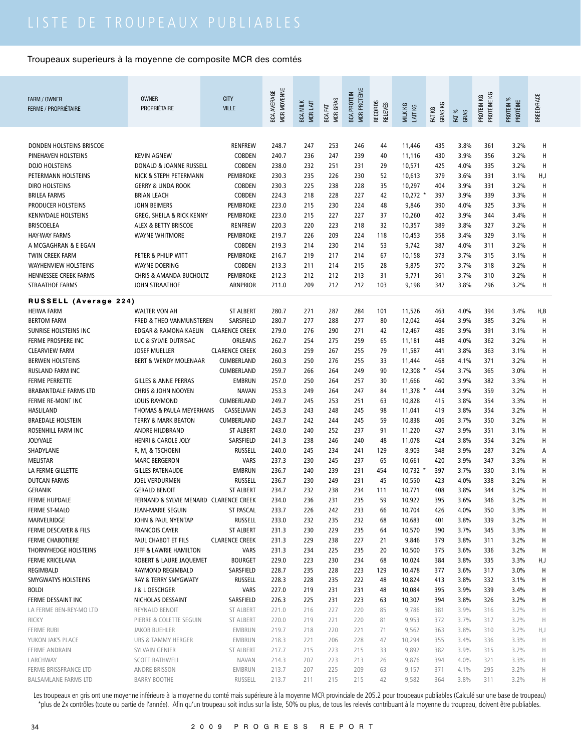# LISTE DE TROUPEAUX PUBLIABLES

Troupeaux superieurs à la moyenne de composite MCR des comtés

| FARM / OWNER FERME / PROPRIÉTAIRE | OWNER PROPRIÉTAIRE | CITY VILLE | BCA AVERAGE MCR MOYENNE | BCA MILK MCR LAIT | BCA FAT MCR GRAS | BCA PROTEIN MCR PROTÉINE | RECORDS RELEVÉS | MILK KG LAIT KG | FAT KG GRAS KG | FAT % GRAS | PROTEIN KG PROTÉINE KG | PROTEIN % PROTÉINE | BREED/RACE |
|---|---|---|---|---|---|---|---|---|---|---|---|---|---|
| DONDEN HOLSTEINS BRISCOE | | RENFREW | 248.7 | 247 | 253 | 246 | 44 | 11,446 | 435 | 3.8% | 361 | 3.2% | H |
| PINEHAVEN HOLSTEINS | KEVIN AGNEW | COBDEN | 240.7 | 236 | 247 | 239 | 40 | 11,116 | 430 | 3.9% | 356 | 3.2% | H |
| DOJO HOLSTEINS | DONALD & JOANNE RUSSELL | COBDEN | 238.0 | 232 | 251 | 231 | 29 | 10,571 | 425 | 4.0% | 335 | 3.2% | H |
| PETERMANN HOLSTEINS | NICK & STEPH PETERMANN | PEMBROKE | 230.3 | 235 | 226 | 230 | 52 | 10,613 | 379 | 3.6% | 331 | 3.1% | H,J |
| DIRO HOLSTEINS | GERRY & LINDA ROOK | COBDEN | 230.3 | 225 | 238 | 228 | 35 | 10,297 | 404 | 3.9% | 331 | 3.2% | H |
| BRILEA FARMS | BRIAN LEACH | COBDEN | 224.3 | 218 | 228 | 227 | 42 | 10,272 * | 397 | 3.9% | 339 | 3.3% | H |
| PRODUCER HOLSTEINS | JOHN BEIMERS | PEMBROKE | 223.0 | 215 | 230 | 224 | 48 | 9,846 | 390 | 4.0% | 325 | 3.3% | H |
| KENNYDALE HOLSTEINS | GREG, SHEILA & RICK KENNY | PEMBROKE | 223.0 | 215 | 227 | 227 | 37 | 10,260 | 402 | 3.9% | 344 | 3.4% | H |
| BRISCOELEA | ALEX & BETTY BRISCOE | RENFREW | 220.3 | 220 | 223 | 218 | 32 | 10,357 | 389 | 3.8% | 327 | 3.2% | H |
| HAY-WAY FARMS | WAYNE WHITMORE | PEMBROKE | 219.7 | 226 | 209 | 224 | 118 | 10,453 | 358 | 3.4% | 329 | 3.1% | H |
| A MCGAGHRAN & E EGAN | | COBDEN | 219.3 | 214 | 230 | 214 | 53 | 9,742 | 387 | 4.0% | 311 | 3.2% | H |
| TWIN CREEK FARM | PETER & PHILIP WITT | PEMBROKE | 216.7 | 219 | 217 | 214 | 67 | 10,158 | 373 | 3.7% | 315 | 3.1% | H |
| WAYHENVIEW HOLSTEINS | WAYNE DOERING | COBDEN | 213.3 | 211 | 214 | 215 | 28 | 9,875 | 370 | 3.7% | 318 | 3.2% | H |
| HENNESSEE CREEK FARMS | CHRIS & AMANDA BUCHOLTZ | PEMBROKE | 212.3 | 212 | 212 | 213 | 31 | 9,771 | 361 | 3.7% | 310 | 3.2% | H |
| STRAATHOF FARMS | JOHN STRAATHOF | ARNPRIOR | 211.0 | 209 | 212 | 212 | 103 | 9,198 | 347 | 3.8% | 296 | 3.2% | H |
| **RUSSELL (Average 224)** | | | | | | | | | | | | | |
| HEIWA FARM | WALTER VON AH | ST ALBERT | 280.7 | 271 | 287 | 284 | 101 | 11,526 | 463 | 4.0% | 394 | 3.4% | H,B |
| BERTOM FARM | FRED & THEO VANMUNSTEREN | SARSFIELD | 280.7 | 277 | 288 | 277 | 80 | 12,042 | 464 | 3.9% | 385 | 3.2% | H |
| SUNRISE HOLSTEINS INC | EDGAR & RAMONA KAELIN | CLARENCE CREEK | 279.0 | 276 | 290 | 271 | 42 | 12,467 | 486 | 3.9% | 391 | 3.1% | H |
| FERME PROSPERE INC | LUC & SYLVIE DUTRISAC | ORLEANS | 262.7 | 254 | 275 | 259 | 65 | 11,181 | 448 | 4.0% | 362 | 3.2% | H |
| CLEARVIEW FARM | JOSEF MUELLER | CLARENCE CREEK | 260.3 | 259 | 267 | 255 | 79 | 11,587 | 441 | 3.8% | 363 | 3.1% | H |
| BERWEN HOLSTEINS | BERT & WENDY MOLENAAR | CUMBERLAND | 260.3 | 250 | 276 | 255 | 33 | 11,444 | 468 | 4.1% | 371 | 3.2% | H |
| RUSLAND FARM INC | | CUMBERLAND | 259.7 | 266 | 264 | 249 | 90 | 12,308 * | 454 | 3.7% | 365 | 3.0% | H |
| FERME PERRETTE | GILLES & ANNE PERRAS | EMBRUN | 257.0 | 250 | 264 | 257 | 30 | 11,666 | 460 | 3.9% | 382 | 3.3% | H |
| BRABANTDALE FARMS LTD | CHRIS & JOHN NOOYEN | NAVAN | 253.3 | 249 | 264 | 247 | 84 | 11,378 * | 444 | 3.9% | 359 | 3.2% | H |
| FERME RE-MONT INC | LOUIS RAYMOND | CUMBERLAND | 249.7 | 245 | 253 | 251 | 63 | 10,828 | 415 | 3.8% | 354 | 3.3% | H |
| HASLILAND | THOMAS & PAULA MEYERHANS | CASSELMAN | 245.3 | 243 | 248 | 245 | 98 | 11,041 | 419 | 3.8% | 354 | 3.2% | H |
| BRAEDALE HOLSTEIN | TERRY & MARK BEATON | CUMBERLAND | 243.7 | 242 | 244 | 245 | 59 | 10,838 | 406 | 3.7% | 350 | 3.2% | H |
| ROSENHILL FARM INC | ANDRE HILDBRAND | ST ALBERT | 243.0 | 240 | 252 | 237 | 91 | 11,220 | 437 | 3.9% | 351 | 3.1% | H |
| JOLYVALE | HENRI & CAROLE JOLY | SARSFIELD | 241.3 | 238 | 246 | 240 | 48 | 11,078 | 424 | 3.8% | 354 | 3.2% | H |
| SHADYLANE | R, M, & TSCHOENI | RUSSELL | 240.0 | 245 | 234 | 241 | 129 | 8,903 | 348 | 3.9% | 287 | 3.2% | A |
| MELISTAR | MARC BERGERON | VARS | 237.3 | 230 | 245 | 237 | 65 | 10,661 | 420 | 3.9% | 347 | 3.3% | H |
| LA FERME GILLETTE | GILLES PATENAUDE | EMBRUN | 236.7 | 240 | 239 | 231 | 454 | 10,732 * | 397 | 3.7% | 330 | 3.1% | H |
| DUTCAN FARMS | JOEL VERDURMEN | RUSSELL | 236.7 | 230 | 249 | 231 | 45 | 10,550 | 423 | 4.0% | 338 | 3.2% | H |
| GERANIK | GERALD BENOIT | ST ALBERT | 234.7 | 232 | 238 | 234 | 111 | 10,771 | 408 | 3.8% | 344 | 3.2% | H |
| FERME HUPDALE | FERNAND & SYLVIE MENARD | CLARENCE CREEK | 234.0 | 236 | 231 | 235 | 59 | 10,922 | 395 | 3.6% | 346 | 3.2% | H |
| FERME ST-MALO | JEAN-MARIE SEGUIN | ST PASCAL | 233.7 | 226 | 242 | 233 | 66 | 10,704 | 426 | 4.0% | 350 | 3.3% | H |
| MARVELRIDGE | JOHN & PAUL NYENTAP | RUSSELL | 233.0 | 232 | 235 | 232 | 68 | 10,683 | 401 | 3.8% | 339 | 3.2% | H |
| FERME DESCAYER & FILS | FRANCOIS CAYER | ST ALBERT | 231.3 | 230 | 229 | 235 | 64 | 10,570 | 390 | 3.7% | 345 | 3.3% | H |
| FERME CHABOTIERE | PAUL CHABOT ET FILS | CLARENCE CREEK | 231.3 | 229 | 238 | 227 | 21 | 9,846 | 379 | 3.8% | 311 | 3.2% | H |
| THORNYHEDGE HOLSTEINS | JEFF & LAWRIE HAMILTON | VARS | 231.3 | 234 | 225 | 235 | 20 | 10,500 | 375 | 3.6% | 336 | 3.2% | H |
| FERME KRICELANA | ROBERT & LAURE JAQUEMET | BOURGET | 229.0 | 223 | 230 | 234 | 68 | 10,024 | 384 | 3.8% | 335 | 3.3% | H,J |
| REGIMBALD | RAYMOND REGIMBALD | SARSFIELD | 228.7 | 235 | 228 | 223 | 129 | 10,478 | 377 | 3.6% | 317 | 3.0% | H |
| SMYGWATYS HOLSTEINS | RAY & TERRY SMYGWATY | RUSSELL | 228.3 | 228 | 235 | 222 | 48 | 10,824 | 413 | 3.8% | 332 | 3.1% | H |
| BOLDI | J & L OESCHGER | VARS | 227.0 | 219 | 231 | 231 | 48 | 10,084 | 395 | 3.9% | 339 | 3.4% | H |
| FERME DESSAINT INC | NICHOLAS DESSAINT | SARSFIELD | 226.3 | 225 | 231 | 223 | 63 | 10,307 | 394 | 3.8% | 326 | 3.2% | H |
| LA FERME BEN-REY-MO LTD | REYNALD BENOIT | ST ALBERT | 221.0 | 216 | 227 | 220 | 85 | 9,786 | 381 | 3.9% | 316 | 3.2% | H |
| RICKY | PIERRE & COLETTE SEGUIN | ST ALBERT | 220.0 | 219 | 221 | 220 | 81 | 9,953 | 372 | 3.7% | 317 | 3.2% | H |
| FERME RUBI | JAKOB BUEHLER | EMBRUN | 219.7 | 218 | 220 | 221 | 71 | 9,562 | 363 | 3.8% | 310 | 3.2% | H,J |
| YUKON JAK'S PLACE | URS & TAMMY HERGER | EMBRUN | 218.3 | 221 | 206 | 228 | 47 | 10,294 | 355 | 3.4% | 336 | 3.3% | H |
| FERME ANDRAIN | SYLVAIN GENIER | ST ALBERT | 217.7 | 215 | 223 | 215 | 33 | 9,892 | 382 | 3.9% | 315 | 3.2% | H |
| LARCHWAY | SCOTT RATHWELL | NAVAN | 214.3 | 207 | 223 | 213 | 26 | 9,876 | 394 | 4.0% | 321 | 3.3% | H |
| FERME BRISSFRANCE LTD | ANDRE BRISSON | EMBRUN | 213.7 | 207 | 225 | 209 | 63 | 9,157 | 371 | 4.1% | 295 | 3.2% | H |
| BALSAMLANE FARMS LTD | BARRY BOOTHE | RUSSELL | 213.7 | 211 | 215 | 215 | 42 | 9,582 | 364 | 3.8% | 311 | 3.2% | H |

Les troupeaux en gris ont une moyenne inférieure à la moyenne du comté mais supérieure à la moyenne MCR provinciale de 205.2 pour troupeaux publiables (Calculé sur une base de troupeau)
*plus de 2x contrôles (toute ou partie de l'année). Afin qu'un troupeau soit inclus sur la liste, 50% ou plus, de tous les relevés contribuant à la moyenne du troupeau, doivent être publiables.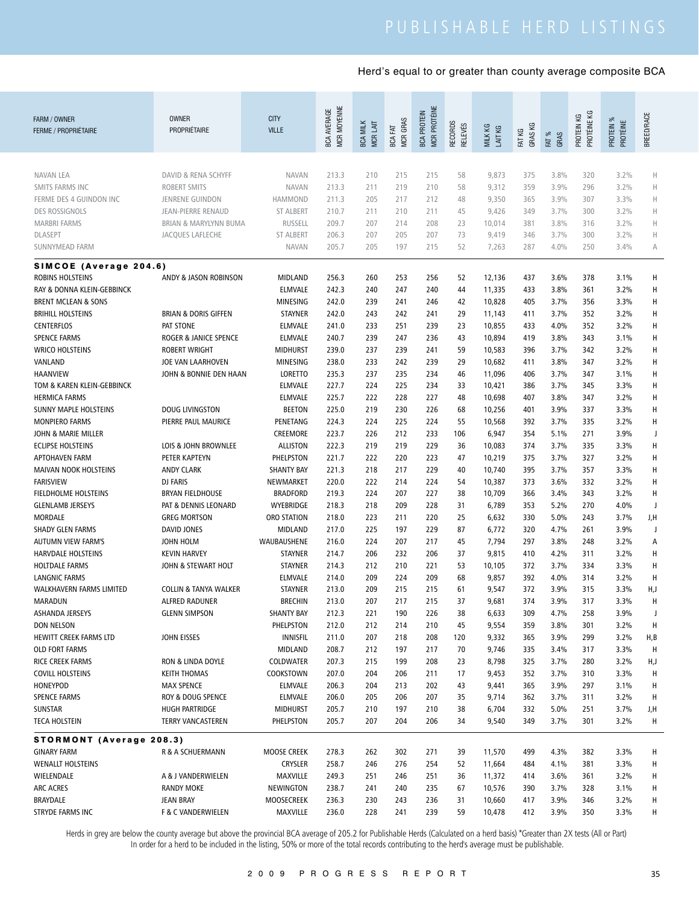# PUBLISHABLE HERD LISTINGS

Herd's equal to or greater than county average composite BCA

| FARM / OWNER<br>FERME / PROPRIÉTAIRE | OWNER<br>PROPRIÉTAIRE | CITY<br>VILLE | BCA AVERAGE<br>MCR MOYENNE | BCA MILK<br>MCR LAIT | BCA FAT<br>MCR GRAS | BCA PROTEIN<br>MCR PROTÉINE | RECORDS<br>RELEVÉS | MILK KG<br>LAIT KG | FAT KG<br>GRAS KG | FAT %<br>GRAS | PROTEIN KG<br>PROTÉINE KG | PROTEIN %<br>PROTÉINE | BREED/RACE |
|---|---|---|---|---|---|---|---|---|---|---|---|---|---|
| NAVAN LEA | DAVID & RENA SCHYFF | NAVAN | 213.3 | 210 | 215 | 215 | 58 | 9,873 | 375 | 3.8% | 320 | 3.2% | H |
| SMITS FARMS INC | ROBERT SMITS | NAVAN | 213.3 | 211 | 219 | 210 | 58 | 9,312 | 359 | 3.9% | 296 | 3.2% | H |
| FERME DES 4 GUINDON INC | JENRENE GUINDON | HAMMOND | 211.3 | 205 | 217 | 212 | 48 | 9,350 | 365 | 3.9% | 307 | 3.3% | H |
| DES ROSSIGNOLS | JEAN-PIERRE RENAUD | ST ALBERT | 210.7 | 211 | 210 | 211 | 45 | 9,426 | 349 | 3.7% | 300 | 3.2% | H |
| MARBRI FARMS | BRIAN & MARYLYNN BUMA | RUSSELL | 209.7 | 207 | 214 | 208 | 23 | 10,014 | 381 | 3.8% | 316 | 3.2% | H |
| DLASEPT | JACQUES LAFLECHE | ST ALBERT | 206.3 | 207 | 205 | 207 | 73 | 9,419 | 346 | 3.7% | 300 | 3.2% | H |
| SUNNYMEAD FARM | | NAVAN | 205.7 | 205 | 197 | 215 | 52 | 7,263 | 287 | 4.0% | 250 | 3.4% | A |
| **SIMCOE (Average 204.6)** | | | | | | | | | | | | | |
| ROBINS HOLSTEINS | ANDY & JASON ROBINSON | MIDLAND | 256.3 | 260 | 253 | 256 | 52 | 12,136 | 437 | 3.6% | 378 | 3.1% | H |
| RAY & DONNA KLEIN-GEBBINCK | | ELMVALE | 242.3 | 240 | 247 | 240 | 44 | 11,335 | 433 | 3.8% | 361 | 3.2% | H |
| BRENT MCLEAN & SONS | | MINESING | 242.0 | 239 | 241 | 246 | 42 | 10,828 | 405 | 3.7% | 356 | 3.3% | H |
| BRIHILL HOLSTEINS | BRIAN & DORIS GIFFEN | STAYNER | 242.0 | 243 | 242 | 241 | 29 | 11,143 | 411 | 3.7% | 352 | 3.2% | H |
| CENTERFLOS | PAT STONE | ELMVALE | 241.0 | 233 | 251 | 239 | 23 | 10,855 | 433 | 4.0% | 352 | 3.2% | H |
| SPENCE FARMS | ROGER & JANICE SPENCE | ELMVALE | 240.7 | 239 | 247 | 236 | 43 | 10,894 | 419 | 3.8% | 343 | 3.1% | H |
| WRICO HOLSTEINS | ROBERT WRIGHT | MIDHURST | 239.0 | 237 | 239 | 241 | 59 | 10,583 | 396 | 3.7% | 342 | 3.2% | H |
| VANLAND | JOE VAN LAARHOVEN | MINESING | 238.0 | 233 | 242 | 239 | 29 | 10,682 | 411 | 3.8% | 347 | 3.2% | H |
| HAANVIEW | JOHN & BONNIE DEN HAAN | LORETTO | 235.3 | 237 | 235 | 234 | 46 | 11,096 | 406 | 3.7% | 347 | 3.1% | H |
| TOM & KAREN KLEIN-GEBBINCK | | ELMVALE | 227.7 | 224 | 225 | 234 | 33 | 10,421 | 386 | 3.7% | 345 | 3.3% | H |
| HERMICA FARMS | | ELMVALE | 225.7 | 222 | 228 | 227 | 48 | 10,698 | 407 | 3.8% | 347 | 3.2% | H |
| SUNNY MAPLE HOLSTEINS | DOUG LIVINGSTON | BEETON | 225.0 | 219 | 230 | 226 | 68 | 10,256 | 401 | 3.9% | 337 | 3.3% | H |
| MONPIERO FARMS | PIERRE PAUL MAURICE | PENETANG | 224.3 | 224 | 225 | 224 | 55 | 10,568 | 392 | 3.7% | 335 | 3.2% | H |
| JOHN & MARIE MILLER | | CREEMORE | 223.7 | 226 | 212 | 233 | 106 | 6,947 | 354 | 5.1% | 271 | 3.9% | J |
| ECLIPSE HOLSTEINS | LOIS & JOHN BROWNLEE | ALLISTON | 222.3 | 219 | 219 | 229 | 36 | 10,083 | 374 | 3.7% | 335 | 3.3% | H |
| APTOHAVEN FARM | PETER KAPTEYN | PHELPSTON | 221.7 | 222 | 220 | 223 | 47 | 10,219 | 375 | 3.7% | 327 | 3.2% | H |
| MAIVAN NOOK HOLSTEINS | ANDY CLARK | SHANTY BAY | 221.3 | 218 | 217 | 229 | 40 | 10,740 | 395 | 3.7% | 357 | 3.3% | H |
| FARISVIEW | DJ FARIS | NEWMARKET | 220.0 | 222 | 214 | 224 | 54 | 10,387 | 373 | 3.6% | 332 | 3.2% | H |
| FIELDHOLME HOLSTEINS | BRYAN FIELDHOUSE | BRADFORD | 219.3 | 224 | 207 | 227 | 38 | 10,709 | 366 | 3.4% | 343 | 3.2% | H |
| GLENLAMB JERSEYS | PAT & DENNIS LEONARD | WYEBRIDGE | 218.3 | 218 | 209 | 228 | 31 | 6,789 | 353 | 5.2% | 270 | 4.0% | J |
| MORDALE | GREG MORTSON | ORO STATION | 218.0 | 223 | 211 | 220 | 25 | 6,632 | 330 | 5.0% | 243 | 3.7% | J,H |
| SHADY GLEN FARMS | DAVID JONES | MIDLAND | 217.0 | 225 | 197 | 229 | 87 | 6,772 | 320 | 4.7% | 261 | 3.9% | J |
| AUTUMN VIEW FARM'S | JOHN HOLM | WAUBAUSHENE | 216.0 | 224 | 207 | 217 | 45 | 7,794 | 297 | 3.8% | 248 | 3.2% | A |
| HARVDALE HOLSTEINS | KEVIN HARVEY | STAYNER | 214.7 | 206 | 232 | 206 | 37 | 9,815 | 410 | 4.2% | 311 | 3.2% | H |
| HOLTDALE FARMS | JOHN & STEWART HOLT | STAYNER | 214.3 | 212 | 210 | 221 | 53 | 10,105 | 372 | 3.7% | 334 | 3.3% | H |
| LANGNIC FARMS | | ELMVALE | 214.0 | 209 | 224 | 209 | 68 | 9,857 | 392 | 4.0% | 314 | 3.2% | H |
| WALKHAVERN FARMS LIMITED | COLLIN & TANYA WALKER | STAYNER | 213.0 | 209 | 215 | 215 | 61 | 9,547 | 372 | 3.9% | 315 | 3.3% | H,J |
| MARADUN | ALFRED RADUNER | BRECHIN | 213.0 | 207 | 217 | 215 | 37 | 9,681 | 374 | 3.9% | 317 | 3.3% | H |
| ASHANDA JERSEYS | GLENN SIMPSON | SHANTY BAY | 212.3 | 221 | 190 | 226 | 38 | 6,633 | 309 | 4.7% | 258 | 3.9% | J |
| DON NELSON | | PHELPSTON | 212.0 | 212 | 214 | 210 | 45 | 9,554 | 359 | 3.8% | 301 | 3.2% | H |
| HEWITT CREEK FARMS LTD | JOHN EISSES | INNISFIL | 211.0 | 207 | 218 | 208 | 120 | 9,332 | 365 | 3.9% | 299 | 3.2% | H,B |
| OLD FORT FARMS | | MIDLAND | 208.7 | 212 | 197 | 217 | 70 | 9,746 | 335 | 3.4% | 317 | 3.3% | H |
| RICE CREEK FARMS | RON & LINDA DOYLE | COLDWATER | 207.3 | 215 | 199 | 208 | 23 | 8,798 | 325 | 3.7% | 280 | 3.2% | H,J |
| COVILL HOLSTEINS | KEITH THOMAS | COOKSTOWN | 207.0 | 204 | 206 | 211 | 17 | 9,453 | 352 | 3.7% | 310 | 3.3% | H |
| HONEYPOD | MAX SPENCE | ELMVALE | 206.3 | 204 | 213 | 202 | 43 | 9,441 | 365 | 3.9% | 297 | 3.1% | H |
| SPENCE FARMS | ROY & DOUG SPENCE | ELMVALE | 206.0 | 205 | 206 | 207 | 35 | 9,714 | 362 | 3.7% | 311 | 3.2% | H |
| SUNSTAR | HUGH PARTRIDGE | MIDHURST | 205.7 | 210 | 197 | 210 | 38 | 6,704 | 332 | 5.0% | 251 | 3.7% | J,H |
| TECA HOLSTEIN | TERRY VANCASTEREN | PHELPSTON | 205.7 | 207 | 204 | 206 | 34 | 9,540 | 349 | 3.7% | 301 | 3.2% | H |
| **STORMONT (Average 208.3)** | | | | | | | | | | | | | |
| GINARY FARM | R & A SCHUERMANN | MOOSE CREEK | 278.3 | 262 | 302 | 271 | 39 | 11,570 | 499 | 4.3% | 382 | 3.3% | H |
| WENALLT HOLSTEINS | | CRYSLER | 258.7 | 246 | 276 | 254 | 52 | 11,664 | 484 | 4.1% | 381 | 3.3% | H |
| WIELENDALE | A & J VANDERWIELEN | MAXVILLE | 249.3 | 251 | 246 | 251 | 36 | 11,372 | 414 | 3.6% | 361 | 3.2% | H |
| ARC ACRES | RANDY MOKE | NEWINGTON | 238.7 | 241 | 240 | 235 | 67 | 10,576 | 390 | 3.7% | 328 | 3.1% | H |
| BRAYDALE | JEAN BRAY | MOOSECREEK | 236.3 | 230 | 243 | 236 | 31 | 10,660 | 417 | 3.9% | 346 | 3.2% | H |
| STRYDE FARMS INC | F & C VANDERWIELEN | MAXVILLE | 236.0 | 228 | 241 | 239 | 59 | 10,478 | 412 | 3.9% | 350 | 3.3% | H |

Herds in grey are below the county average but above the provincial BCA average of 205.2 for Publishable Herds (Calculated on a herd basis) *Greater than 2X tests (All or Part)
In order for a herd to be included in the listing, 50% or more of the total records contributing to the herd's average must be publishable.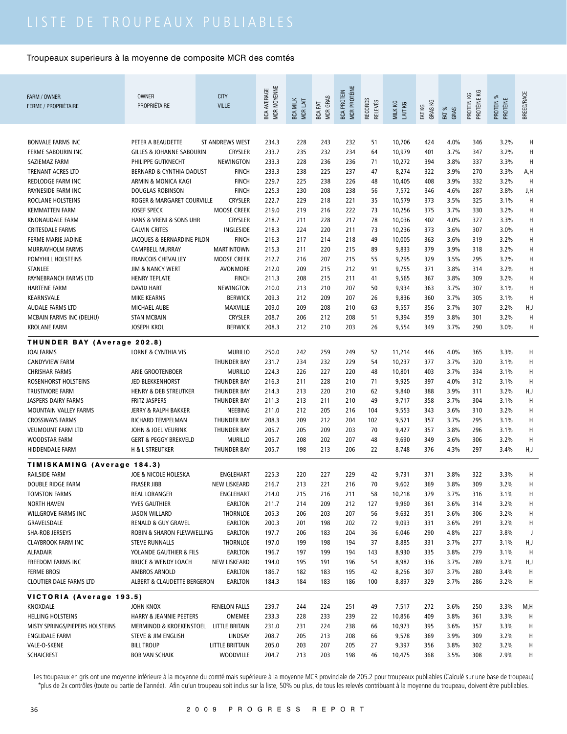# LISTE DE TROUPEAUX PUBLIABLES

Troupeaux superieurs à la moyenne de composite MCR des comtés

| FARM / OWNER FERME / PROPRIÉTAIRE | OWNER PROPRIÉTAIRE | CITY VILLE | BCA AVERAGE MCR MOYENNE | BCA MILK MCR LAIT | BCA FAT MCR GRAS | BCA PROTEIN MCR PROTÉINE | RECORDS RELEVÉS | MILK KG LAIT KG | FAT KG GRAS KG | FAT % GRAS | PROTEIN KG PROTÉINE KG | PROTEIN % PROTÉINE | BREED/RACE |
|---|---|---|---|---|---|---|---|---|---|---|---|---|---|
| BONVALE FARMS INC | PETER A BEAUDETTE | ST ANDREWS WEST | 234.3 | 228 | 243 | 232 | 51 | 10,706 | 424 | 4.0% | 346 | 3.2% | H |
| FERME SABOURIN INC | GILLES & JOHANNE SABOURIN | CRYSLER | 233.7 | 235 | 232 | 234 | 64 | 10,979 | 401 | 3.7% | 347 | 3.2% | H |
| SAZIEMAZ FARM | PHILIPPE GUTKNECHT | NEWINGTON | 233.3 | 228 | 236 | 236 | 71 | 10,272 | 394 | 3.8% | 337 | 3.3% | H |
| TRENANT ACRES LTD | BERNARD & CYNTHIA DAOUST | FINCH | 233.3 | 238 | 225 | 237 | 47 | 8,274 | 322 | 3.9% | 270 | 3.3% | A,H |
| REDLODGE FARM INC | ARMIN & MONICA KAGI | FINCH | 229.7 | 225 | 238 | 226 | 48 | 10,405 | 408 | 3.9% | 332 | 3.2% | H |
| PAYNESIDE FARM INC | DOUGLAS ROBINSON | FINCH | 225.3 | 230 | 208 | 238 | 56 | 7,572 | 346 | 4.6% | 287 | 3.8% | J,H |
| ROCLANE HOLSTEINS | ROGER & MARGARET COURVILLE | CRYSLER | 222.7 | 229 | 218 | 221 | 35 | 10,579 | 373 | 3.5% | 325 | 3.1% | H |
| KEMMATTEN FARM | JOSEF SPECK | MOOSE CREEK | 219.0 | 219 | 216 | 222 | 73 | 10,256 | 375 | 3.7% | 330 | 3.2% | H |
| KNONAUDALE FARM | HANS & VRENI & SONS UHR | CRYSLER | 218.7 | 211 | 228 | 217 | 78 | 10,036 | 402 | 4.0% | 327 | 3.3% | H |
| CRITESDALE FARMS | CALVIN CRITES | INGLESIDE | 218.3 | 224 | 220 | 211 | 73 | 10,236 | 373 | 3.6% | 307 | 3.0% | H |
| FERME MARIE JADINE | JACQUES & BERNARDINE PILON | FINCH | 216.3 | 217 | 214 | 218 | 49 | 10,005 | 363 | 3.6% | 319 | 3.2% | H |
| MURRAYHOLM FARMS | CAMPBELL MURRAY | MARTINTOWN | 215.3 | 211 | 220 | 215 | 89 | 9,833 | 379 | 3.9% | 318 | 3.2% | H |
| POMYHILL HOLSTEINS | FRANCOIS CHEVALLEY | MOOSE CREEK | 212.7 | 216 | 207 | 215 | 55 | 9,295 | 329 | 3.5% | 295 | 3.2% | H |
| STANLEE | JIM & NANCY WERT | AVONMORE | 212.0 | 209 | 215 | 212 | 91 | 9,755 | 371 | 3.8% | 314 | 3.2% | H |
| PAYNEBRANCH FARMS LTD | HENRY TEPLATE | FINCH | 211.3 | 208 | 215 | 211 | 41 | 9,565 | 367 | 3.8% | 309 | 3.2% | H |
| HARTENE FARM | DAVID HART | NEWINGTON | 210.0 | 213 | 210 | 207 | 50 | 9,934 | 363 | 3.7% | 307 | 3.1% | H |
| KEARNSVALE | MIKE KEARNS | BERWICK | 209.3 | 212 | 209 | 207 | 26 | 9,836 | 360 | 3.7% | 305 | 3.1% | H |
| AUDALE FARMS LTD | MICHAEL AUBE | MAXVILLE | 209.0 | 209 | 208 | 210 | 63 | 9,557 | 356 | 3.7% | 307 | 3.2% | H,J |
| MCBAIN FARMS INC (DELHU) | STAN MCBAIN | CRYSLER | 208.7 | 206 | 212 | 208 | 51 | 9,394 | 359 | 3.8% | 301 | 3.2% | H |
| KROLANE FARM | JOSEPH KROL | BERWICK | 208.3 | 212 | 210 | 203 | 26 | 9,554 | 349 | 3.7% | 290 | 3.0% | H |
| **THUNDER BAY (Average 202.8)** | | | | | | | | | | | | | |
| JOALFARMS | LORNE & CYNTHIA VIS | MURILLO | 250.0 | 242 | 259 | 249 | 52 | 11,214 | 446 | 4.0% | 365 | 3.3% | H |
| CANDYVIEW FARM | | THUNDER BAY | 231.7 | 234 | 232 | 229 | 54 | 10,237 | 377 | 3.7% | 320 | 3.1% | H |
| CHRISHAR FARMS | ARIE GROOTENBOER | MURILLO | 224.3 | 226 | 227 | 220 | 48 | 10,801 | 403 | 3.7% | 334 | 3.1% | H |
| ROSENHORST HOLSTEINS | JED BLEKKENHORST | THUNDER BAY | 216.3 | 211 | 228 | 210 | 71 | 9,925 | 397 | 4.0% | 312 | 3.1% | H |
| TRUSTMORE FARM | HENRY & DEB STREUTKER | THUNDER BAY | 214.3 | 213 | 220 | 210 | 62 | 9,840 | 388 | 3.9% | 311 | 3.2% | H,J |
| JASPERS DAIRY FARMS | FRITZ JASPERS | THUNDER BAY | 211.3 | 213 | 211 | 210 | 49 | 9,717 | 358 | 3.7% | 304 | 3.1% | H |
| MOUNTAIN VALLEY FARMS | JERRY & RALPH BAKKER | NEEBING | 211.0 | 212 | 205 | 216 | 104 | 9,553 | 343 | 3.6% | 310 | 3.2% | H |
| CROSSWAYS FARMS | RICHARD TEMPELMAN | THUNDER BAY | 208.3 | 209 | 212 | 204 | 102 | 9,521 | 357 | 3.7% | 295 | 3.1% | H |
| VEUMOUNT FARM LTD | JOHN & JOEL VEURINK | THUNDER BAY | 205.7 | 205 | 209 | 203 | 70 | 9,427 | 357 | 3.8% | 296 | 3.1% | H |
| WOODSTAR FARM | GERT & PEGGY BREKVELD | MURILLO | 205.7 | 208 | 202 | 207 | 48 | 9,690 | 349 | 3.6% | 306 | 3.2% | H |
| HIDDENDALE FARM | H & L STREUTKER | THUNDER BAY | 205.7 | 198 | 213 | 206 | 22 | 8,748 | 376 | 4.3% | 297 | 3.4% | H,J |
| **TIMISKAMING (Average 184.3)** | | | | | | | | | | | | | |
| RAILSIDE FARM | JOE & NICOLE HOLESKA | ENGLEHART | 225.3 | 220 | 227 | 229 | 42 | 9,731 | 371 | 3.8% | 322 | 3.3% | H |
| DOUBLE RIDGE FARM | FRASER JIBB | NEW LISKEARD | 216.7 | 213 | 221 | 216 | 70 | 9,602 | 369 | 3.8% | 309 | 3.2% | H |
| TOMSTON FARMS | REAL LORANGER | ENGLEHART | 214.0 | 215 | 216 | 211 | 58 | 10,218 | 379 | 3.7% | 316 | 3.1% | H |
| NORTH HAVEN | YVES GAUTHIER | EARLTON | 211.7 | 214 | 209 | 212 | 127 | 9,960 | 361 | 3.6% | 314 | 3.2% | H |
| WILLGROVE FARMS INC | JASON WILLARD | THORNLOE | 205.3 | 206 | 203 | 207 | 56 | 9,632 | 351 | 3.6% | 306 | 3.2% | H |
| GRAVELSDALE | RENALD & GUY GRAVEL | EARLTON | 200.3 | 201 | 198 | 202 | 72 | 9,093 | 331 | 3.6% | 291 | 3.2% | H |
| SHA-ROB JERSEYS | ROBIN & SHARON FLEWWELLING | EARLTON | 197.7 | 206 | 183 | 204 | 36 | 6,046 | 290 | 4.8% | 227 | 3.8% | J |
| CLAYBROOK FARM INC | STEVE RUNNALLS | THORNLOE | 197.0 | 199 | 198 | 194 | 37 | 8,885 | 331 | 3.7% | 277 | 3.1% | H,J |
| ALFADAIR | YOLANDE GAUTHIER & FILS | EARLTON | 196.7 | 197 | 199 | 194 | 143 | 8,930 | 335 | 3.8% | 279 | 3.1% | H |
| FREEDOM FARMS INC | BRUCE & WENDY LOACH | NEW LISKEARD | 194.0 | 195 | 191 | 196 | 54 | 8,982 | 336 | 3.7% | 289 | 3.2% | H,J |
| FERME BROSI | AMBROS ARNOLD | EARLTON | 186.7 | 182 | 183 | 195 | 42 | 8,256 | 307 | 3.7% | 280 | 3.4% | H |
| CLOUTIER DALE FARMS LTD | ALBERT & CLAUDETTE BERGERON | EARLTON | 184.3 | 184 | 183 | 186 | 100 | 8,897 | 329 | 3.7% | 286 | 3.2% | H |
| **VICTORIA (Average 193.5)** | | | | | | | | | | | | | |
| KNOXDALE | JOHN KNOX | FENELON FALLS | 239.7 | 244 | 224 | 251 | 49 | 7,517 | 272 | 3.6% | 250 | 3.3% | M,H |
| HELLING HOLSTEINS | HARRY & JEANNIE PEETERS | OMEMEE | 233.3 | 228 | 233 | 239 | 22 | 10,856 | 409 | 3.8% | 361 | 3.3% | H |
| MISTY SPRINGS/PIEPERS HOLSTEINS | MERMINOD & KROEKENSTOEL | LITTLE BRITAIN | 231.0 | 231 | 224 | 238 | 66 | 10,973 | 395 | 3.6% | 357 | 3.3% | H |
| ENGLDALE FARM | STEVE & JIM ENGLISH | LINDSAY | 208.7 | 205 | 213 | 208 | 66 | 9,578 | 369 | 3.9% | 309 | 3.2% | H |
| VALE-O-SKENE | BILL TROUP | LITTLE BRITTAIN | 205.0 | 203 | 207 | 205 | 27 | 9,397 | 356 | 3.8% | 302 | 3.2% | H |
| SCHAICREST | BOB VAN SCHAIK | WOODVILLE | 204.7 | 213 | 203 | 198 | 46 | 10,475 | 368 | 3.5% | 308 | 2.9% | H |

Les troupeaux en gris ont une moyenne inférieure à la moyenne du comté mais supérieure à la moyenne MCR provinciale de 205.2 pour troupeaux publiables (Calculé sur une base de troupeau) *plus de 2x contrôles (toute ou partie de l'année). Afin qu'un troupeau soit inclus sur la liste, 50% ou plus, de tous les relevés contribuant à la moyenne du troupeau, doivent être publiables.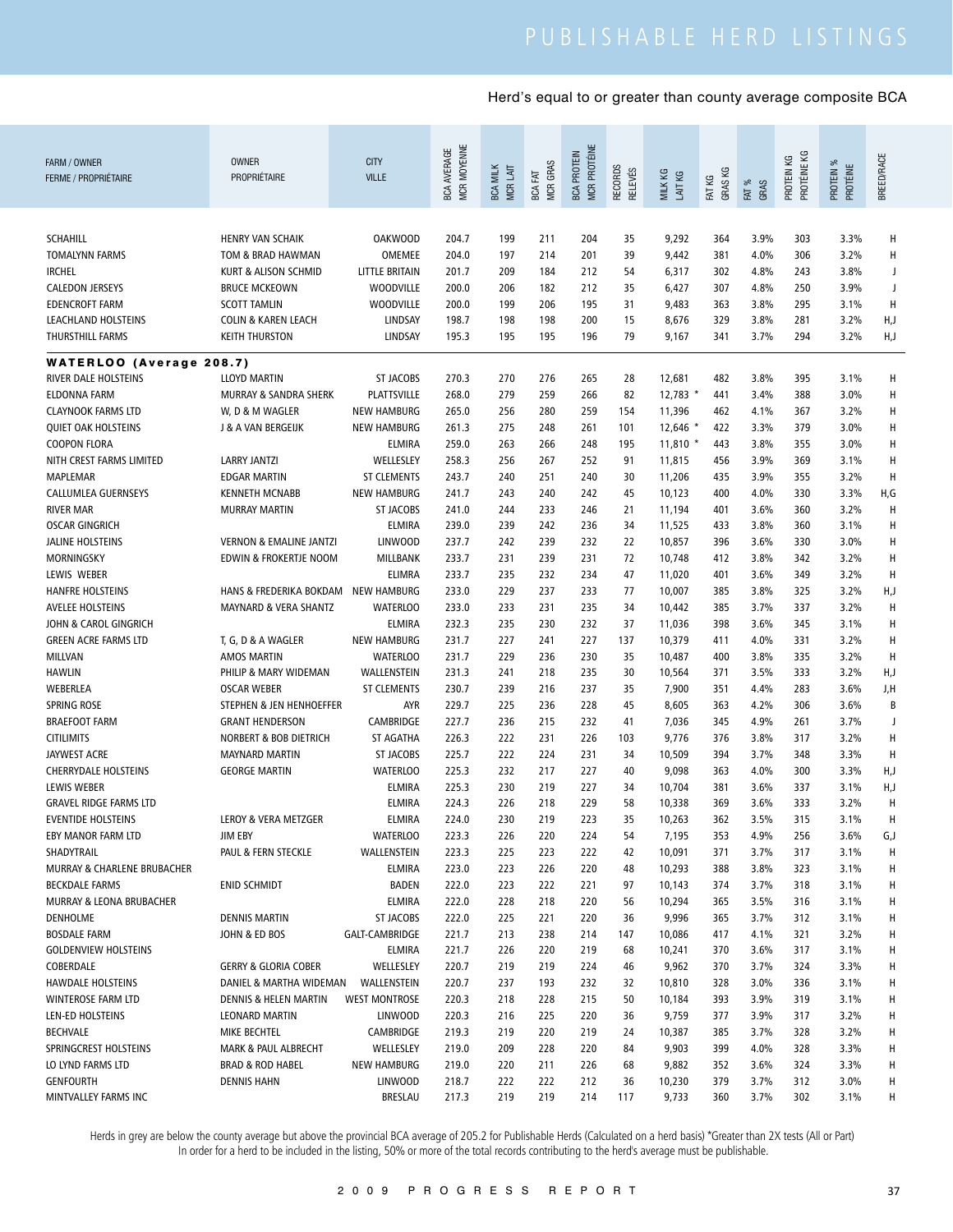# PUBLISHABLE HERD LISTINGS

Herd's equal to or greater than county average composite BCA

| FARM / OWNER<br>FERME / PROPRIÉTAIRE | OWNER<br>PROPRIÉTAIRE | CITY<br>VILLE | BCA AVERAGE<br>MCR MOYENNE | BCA MILK<br>MCR LAIT | BCA FAT<br>MCR GRAS | BCA PROTEIN<br>MCR PROTÉINE | RECORDS<br>RELEVÉS | MILK KG<br>LAIT KG | FAT KG<br>GRAS KG | FAT %<br>GRAS | PROTEIN KG<br>PROTÉINE KG | PROTEIN %<br>PROTÉINE | BREED/RACE |
|---|---|---|---|---|---|---|---|---|---|---|---|---|---|
| SCHAHILL | HENRY VAN SCHAIK | OAKWOOD | 204.7 | 199 | 211 | 204 | 35 | 9,292 | 364 | 3.9% | 303 | 3.3% | H |
| TOMALYNN FARMS | TOM & BRAD HAWMAN | OMEMEE | 204.0 | 197 | 214 | 201 | 39 | 9,442 | 381 | 4.0% | 306 | 3.2% | H |
| IRCHEL | KURT & ALISON SCHMID | LITTLE BRITAIN | 201.7 | 209 | 184 | 212 | 54 | 6,317 | 302 | 4.8% | 243 | 3.8% | J |
| CALEDON JERSEYS | BRUCE MCKEOWN | WOODVILLE | 200.0 | 206 | 182 | 212 | 35 | 6,427 | 307 | 4.8% | 250 | 3.9% | J |
| EDENCROFT FARM | SCOTT TAMLIN | WOODVILLE | 200.0 | 199 | 206 | 195 | 31 | 9,483 | 363 | 3.8% | 295 | 3.1% | H |
| LEACHLAND HOLSTEINS | COLIN & KAREN LEACH | LINDSAY | 198.7 | 198 | 198 | 200 | 15 | 8,676 | 329 | 3.8% | 281 | 3.2% | H,J |
| THURSTHILL FARMS | KEITH THURSTON | LINDSAY | 195.3 | 195 | 195 | 196 | 79 | 9,167 | 341 | 3.7% | 294 | 3.2% | H,J |
| **WATERLOO (Average 208.7)** | | | | | | | | | | | | | |
| RIVER DALE HOLSTEINS | LLOYD MARTIN | ST JACOBS | 270.3 | 270 | 276 | 265 | 28 | 12,681 | 482 | 3.8% | 395 | 3.1% | H |
| ELDONNA FARM | MURRAY & SANDRA SHERK | PLATTSVILLE | 268.0 | 279 | 259 | 266 | 82 | 12,783 * | 441 | 3.4% | 388 | 3.0% | H |
| CLAYNOOK FARMS LTD | W, D & M WAGLER | NEW HAMBURG | 265.0 | 256 | 280 | 259 | 154 | 11,396 | 462 | 4.1% | 367 | 3.2% | H |
| QUIET OAK HOLSTEINS | J & A VAN BERGEIJK | NEW HAMBURG | 261.3 | 275 | 248 | 261 | 101 | 12,646 * | 422 | 3.3% | 379 | 3.0% | H |
| COOPON FLORA | | ELMIRA | 259.0 | 263 | 266 | 248 | 195 | 11,810 * | 443 | 3.8% | 355 | 3.0% | H |
| NITH CREST FARMS LIMITED | LARRY JANTZI | WELLESLEY | 258.3 | 256 | 267 | 252 | 91 | 11,815 | 456 | 3.9% | 369 | 3.1% | H |
| MAPLEMAR | EDGAR MARTIN | ST CLEMENTS | 243.7 | 240 | 251 | 240 | 30 | 11,206 | 435 | 3.9% | 355 | 3.2% | H |
| CALLUMLEA GUERNSEYS | KENNETH MCNABB | NEW HAMBURG | 241.7 | 243 | 240 | 242 | 45 | 10,123 | 400 | 4.0% | 330 | 3.3% | H,G |
| RIVER MAR | MURRAY MARTIN | ST JACOBS | 241.0 | 244 | 233 | 246 | 21 | 11,194 | 401 | 3.6% | 360 | 3.2% | H |
| OSCAR GINGRICH | | ELMIRA | 239.0 | 239 | 242 | 236 | 34 | 11,525 | 433 | 3.8% | 360 | 3.1% | H |
| JALINE HOLSTEINS | VERNON & EMALINE JANTZI | LINWOOD | 237.7 | 242 | 239 | 232 | 22 | 10,857 | 396 | 3.6% | 330 | 3.0% | H |
| MORNINGSKY | EDWIN & FROKERTJE NOOM | MILLBANK | 233.7 | 231 | 239 | 231 | 72 | 10,748 | 412 | 3.8% | 342 | 3.2% | H |
| LEWIS WEBER | | ELIMRA | 233.7 | 235 | 232 | 234 | 47 | 11,020 | 401 | 3.6% | 349 | 3.2% | H |
| HANFRE HOLSTEINS | HANS & FREDERIKA BOKDAM | NEW HAMBURG | 233.0 | 229 | 237 | 233 | 77 | 10,007 | 385 | 3.8% | 325 | 3.2% | H,J |
| AVELEE HOLSTEINS | MAYNARD & VERA SHANTZ | WATERLOO | 233.0 | 233 | 231 | 235 | 34 | 10,442 | 385 | 3.7% | 337 | 3.2% | H |
| JOHN & CAROL GINGRICH | | ELMIRA | 232.3 | 235 | 230 | 232 | 37 | 11,036 | 398 | 3.6% | 345 | 3.1% | H |
| GREEN ACRE FARMS LTD | T, G, D & A WAGLER | NEW HAMBURG | 231.7 | 227 | 241 | 227 | 137 | 10,379 | 411 | 4.0% | 331 | 3.2% | H |
| MILLVAN | AMOS MARTIN | WATERLOO | 231.7 | 229 | 236 | 230 | 35 | 10,487 | 400 | 3.8% | 335 | 3.2% | H |
| HAWLIN | PHILIP & MARY WIDEMAN | WALLENSTEIN | 231.3 | 241 | 218 | 235 | 30 | 10,564 | 371 | 3.5% | 333 | 3.2% | H,J |
| WEBERLEA | OSCAR WEBER | ST CLEMENTS | 230.7 | 239 | 216 | 237 | 35 | 7,900 | 351 | 4.4% | 283 | 3.6% | J,H |
| SPRING ROSE | STEPHEN & JEN HENHOEFFER | AYR | 229.7 | 225 | 236 | 228 | 45 | 8,605 | 363 | 4.2% | 306 | 3.6% | B |
| BRAEFOOT FARM | GRANT HENDERSON | CAMBRIDGE | 227.7 | 236 | 215 | 232 | 41 | 7,036 | 345 | 4.9% | 261 | 3.7% | J |
| CITILIMITS | NORBERT & BOB DIETRICH | ST AGATHA | 226.3 | 222 | 231 | 226 | 103 | 9,776 | 376 | 3.8% | 317 | 3.2% | H |
| JAYWEST ACRE | MAYNARD MARTIN | ST JACOBS | 225.7 | 222 | 224 | 231 | 34 | 10,509 | 394 | 3.7% | 348 | 3.3% | H |
| CHERRYDALE HOLSTEINS | GEORGE MARTIN | WATERLOO | 225.3 | 232 | 217 | 227 | 40 | 9,098 | 363 | 4.0% | 300 | 3.3% | H,J |
| LEWIS WEBER | | ELMIRA | 225.3 | 230 | 219 | 227 | 34 | 10,704 | 381 | 3.6% | 337 | 3.1% | H,J |
| GRAVEL RIDGE FARMS LTD | | ELMIRA | 224.3 | 226 | 218 | 229 | 58 | 10,338 | 369 | 3.6% | 333 | 3.2% | H |
| EVENTIDE HOLSTEINS | LEROY & VERA METZGER | ELMIRA | 224.0 | 230 | 219 | 223 | 35 | 10,263 | 362 | 3.5% | 315 | 3.1% | H |
| EBY MANOR FARM LTD | JIM EBY | WATERLOO | 223.3 | 226 | 220 | 224 | 54 | 7,195 | 353 | 4.9% | 256 | 3.6% | G,J |
| SHADYTRAIL | PAUL & FERN STECKLE | WALLENSTEIN | 223.3 | 225 | 223 | 222 | 42 | 10,091 | 371 | 3.7% | 317 | 3.1% | H |
| MURRAY & CHARLENE BRUBACHER | | ELMIRA | 223.0 | 223 | 226 | 220 | 48 | 10,293 | 388 | 3.8% | 323 | 3.1% | H |
| BECKDALE FARMS | ENID SCHMIDT | BADEN | 222.0 | 223 | 222 | 221 | 97 | 10,143 | 374 | 3.7% | 318 | 3.1% | H |
| MURRAY & LEONA BRUBACHER | | ELMIRA | 222.0 | 228 | 218 | 220 | 56 | 10,294 | 365 | 3.5% | 316 | 3.1% | H |
| DENHOLME | DENNIS MARTIN | ST JACOBS | 222.0 | 225 | 221 | 220 | 36 | 9,996 | 365 | 3.7% | 312 | 3.1% | H |
| BOSDALE FARM | JOHN & ED BOS | GALT-CAMBRIDGE | 221.7 | 213 | 238 | 214 | 147 | 10,086 | 417 | 4.1% | 321 | 3.2% | H |
| GOLDENVIEW HOLSTEINS | | ELMIRA | 221.7 | 226 | 220 | 219 | 68 | 10,241 | 370 | 3.6% | 317 | 3.1% | H |
| COBERDALE | GERRY & GLORIA COBER | WELLESLEY | 220.7 | 219 | 219 | 224 | 46 | 9,962 | 370 | 3.7% | 324 | 3.3% | H |
| HAWDALE HOLSTEINS | DANIEL & MARTHA WIDEMAN | WALLENSTEIN | 220.7 | 237 | 193 | 232 | 32 | 10,810 | 328 | 3.0% | 336 | 3.1% | H |
| WINTEROSE FARM LTD | DENNIS & HELEN MARTIN | WEST MONTROSE | 220.3 | 218 | 228 | 215 | 50 | 10,184 | 393 | 3.9% | 319 | 3.1% | H |
| LEN-ED HOLSTEINS | LEONARD MARTIN | LINWOOD | 220.3 | 216 | 225 | 220 | 36 | 9,759 | 377 | 3.9% | 317 | 3.2% | H |
| BECHVALE | MIKE BECHTEL | CAMBRIDGE | 219.3 | 219 | 220 | 219 | 24 | 10,387 | 385 | 3.7% | 328 | 3.2% | H |
| SPRINGCREST HOLSTEINS | MARK & PAUL ALBRECHT | WELLESLEY | 219.0 | 209 | 228 | 220 | 84 | 9,903 | 399 | 4.0% | 328 | 3.3% | H |
| LO LYND FARMS LTD | BRAD & ROD HABEL | NEW HAMBURG | 219.0 | 220 | 211 | 226 | 68 | 9,882 | 352 | 3.6% | 324 | 3.3% | H |
| GENFOURTH | DENNIS HAHN | LINWOOD | 218.7 | 222 | 222 | 212 | 36 | 10,230 | 379 | 3.7% | 312 | 3.0% | H |
| MINTVALLEY FARMS INC | | BRESLAU | 217.3 | 219 | 219 | 214 | 117 | 9,733 | 360 | 3.7% | 302 | 3.1% | H |

Herds in grey are below the county average but above the provincial BCA average of 205.2 for Publishable Herds (Calculated on a herd basis) *Greater than 2X tests (All or Part)
In order for a herd to be included in the listing, 50% or more of the total records contributing to the herd's average must be publishable.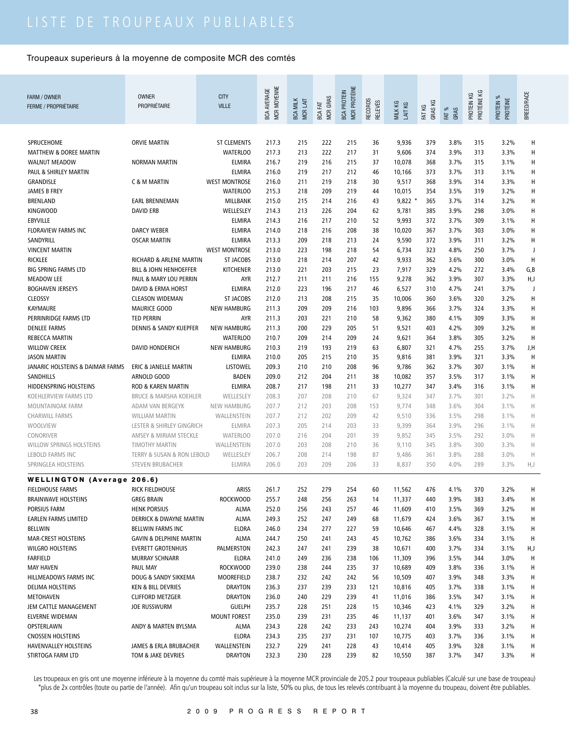# LISTE DE TROUPEAUX PUBLIABLES

Troupeaux superieurs à la moyenne de composite MCR des comtés

| FARM / OWNER FERME / PROPRIÉTAIRE | OWNER PROPRIÉTAIRE | CITY VILLE | BCA AVERAGE MCR MOYENNE | BCA MILK MCR LAIT | BCA FAT MCR GRAS | BCA PROTEIN MCR PROTÉINE | RECORDS RELEVÉS | MILK KG LAIT KG | FAT KG GRAS KG | FAT % GRAS | PROTEIN KG PROTÉINE KG | PROTEIN % PROTÉINE | BREED/RACE |
|---|---|---|---|---|---|---|---|---|---|---|---|---|---|
| SPRUCEHOME | ORVIE MARTIN | ST CLEMENTS | 217.3 | 215 | 222 | 215 | 36 | 9,936 | 379 | 3.8% | 315 | 3.2% | H |
| MATTHEW & DOREE MARTIN | | WATERLOO | 217.3 | 213 | 222 | 217 | 31 | 9,606 | 374 | 3.9% | 313 | 3.3% | H |
| WALNUT MEADOW | NORMAN MARTIN | ELMIRA | 216.7 | 219 | 216 | 215 | 37 | 10,078 | 368 | 3.7% | 315 | 3.1% | H |
| PAUL & SHIRLEY MARTIN | | ELMIRA | 216.0 | 219 | 217 | 212 | 46 | 10,166 | 373 | 3.7% | 313 | 3.1% | H |
| GRANDISLE | C & M MARTIN | WEST MONTROSE | 216.0 | 211 | 219 | 218 | 30 | 9,517 | 368 | 3.9% | 314 | 3.3% | H |
| JAMES B FREY | | WATERLOO | 215.3 | 218 | 209 | 219 | 44 | 10,015 | 354 | 3.5% | 319 | 3.2% | H |
| BRENLAND | EARL BRENNEMAN | MILLBANK | 215.0 | 215 | 214 | 216 | 43 | 9,822 * | 365 | 3.7% | 314 | 3.2% | H |
| KINGWOOD | DAVID ERB | WELLESLEY | 214.3 | 213 | 226 | 204 | 62 | 9,781 | 385 | 3.9% | 298 | 3.0% | H |
| EBYVILLE | | ELMIRA | 214.3 | 216 | 217 | 210 | 52 | 9,993 | 372 | 3.7% | 309 | 3.1% | H |
| FLORAVIEW FARMS INC | DARCY WEBER | ELMIRA | 214.0 | 218 | 216 | 208 | 38 | 10,020 | 367 | 3.7% | 303 | 3.0% | H |
| SANDYRILL | OSCAR MARTIN | ELMIRA | 213.3 | 209 | 218 | 213 | 24 | 9,590 | 372 | 3.9% | 311 | 3.2% | H |
| VINCENT MARTIN | | WEST MONTROSE | 213.0 | 223 | 198 | 218 | 54 | 6,734 | 323 | 4.8% | 250 | 3.7% | J |
| RICKLEE | RICHARD & ARLENE MARTIN | ST JACOBS | 213.0 | 218 | 214 | 207 | 42 | 9,933 | 362 | 3.6% | 300 | 3.0% | H |
| BIG SPRING FARMS LTD | BILL & JOHN HENHOEFFER | KITCHENER | 213.0 | 221 | 203 | 215 | 23 | 7,917 | 329 | 4.2% | 272 | 3.4% | G,B |
| MEADOW LEE | PAUL & MARY LOU PERRIN | AYR | 212.7 | 211 | 211 | 216 | 155 | 9,278 | 362 | 3.9% | 307 | 3.3% | H,J |
| BOGHAVEN JERSEYS | DAVID & ERMA HORST | ELMIRA | 212.0 | 223 | 196 | 217 | 46 | 6,527 | 310 | 4.7% | 241 | 3.7% | J |
| CLEOSSY | CLEASON WIDEMAN | ST JACOBS | 212.0 | 213 | 208 | 215 | 35 | 10,006 | 360 | 3.6% | 320 | 3.2% | H |
| KAYMAURE | MAURICE GOOD | NEW HAMBURG | 211.3 | 209 | 209 | 216 | 103 | 9,896 | 366 | 3.7% | 324 | 3.3% | H |
| PERRINRIDGE FARMS LTD | TED PERRIN | AYR | 211.3 | 203 | 221 | 210 | 58 | 9,362 | 380 | 4.1% | 309 | 3.3% | H |
| DENLEE FARMS | DENNIS & SANDY KUEPFER | NEW HAMBURG | 211.3 | 200 | 229 | 205 | 51 | 9,521 | 403 | 4.2% | 309 | 3.2% | H |
| REBECCA MARTIN | | WATERLOO | 210.7 | 209 | 214 | 209 | 24 | 9,621 | 364 | 3.8% | 305 | 3.2% | H |
| WILLOW CREEK | DAVID HONDERICH | NEW HAMBURG | 210.3 | 219 | 193 | 219 | 63 | 6,807 | 321 | 4.7% | 255 | 3.7% | J,H |
| JASON MARTIN | | ELMIRA | 210.0 | 205 | 215 | 210 | 35 | 9,816 | 381 | 3.9% | 321 | 3.3% | H |
| JANARIC HOLSTEINS & DAIMAR FARMS | ERIC & JANELLE MARTIN | LISTOWEL | 209.3 | 210 | 210 | 208 | 96 | 9,786 | 362 | 3.7% | 307 | 3.1% | H |
| SANDHILLS | ARNOLD GOOD | BADEN | 209.0 | 212 | 204 | 211 | 38 | 10,082 | 357 | 3.5% | 317 | 3.1% | H |
| HIDDENSPRING HOLSTEINS | ROD & KAREN MARTIN | ELMIRA | 208.7 | 217 | 198 | 211 | 33 | 10,277 | 347 | 3.4% | 316 | 3.1% | H |
| KOEHLERVIEW FARMS LTD | BRUCE & MARSHA KOEHLER | WELLESLEY | 208.3 | 207 | 208 | 210 | 67 | 9,324 | 347 | 3.7% | 301 | 3.2% | H |
| MOUNTAINOAK FARM | ADAM VAN BERGEYK | NEW HAMBURG | 207.7 | 212 | 203 | 208 | 153 | 9,774 | 348 | 3.6% | 304 | 3.1% | H |
| CHARWILL FARMS | WILLIAM MARTIN | WALLENSTEIN | 207.7 | 212 | 202 | 209 | 42 | 9,510 | 336 | 3.5% | 298 | 3.1% | H |
| WOOLVIEW | LESTER & SHIRLEY GINGRICH | ELMIRA | 207.3 | 205 | 214 | 203 | 33 | 9,399 | 364 | 3.9% | 296 | 3.1% | H |
| CONORIVER | AMSEY & MIRIAM STECKLE | WATERLOO | 207.0 | 216 | 204 | 201 | 39 | 9,852 | 345 | 3.5% | 292 | 3.0% | H |
| WILLOW SPRINGS HOLSTEINS | TIMOTHY MARTIN | WALLENSTEIN | 207.0 | 203 | 208 | 210 | 36 | 9,110 | 345 | 3.8% | 300 | 3.3% | H |
| LEBOLD FARMS INC | TERRY & SUSAN & RON LEBOLD | WELLESLEY | 206.7 | 208 | 214 | 198 | 87 | 9,486 | 361 | 3.8% | 288 | 3.0% | H |
| SPRINGLEA HOLSTEINS | STEVEN BRUBACHER | ELMIRA | 206.0 | 203 | 209 | 206 | 33 | 8,837 | 350 | 4.0% | 289 | 3.3% | H,J |
| **WELLINGTON (Average 206.6)** | | | | | | | | | | | | | |
| FIELDHOUSE FARMS | RICK FIELDHOUSE | ARISS | 261.7 | 252 | 279 | 254 | 60 | 11,562 | 476 | 4.1% | 370 | 3.2% | H |
| BRAINWAVE HOLSTEINS | GREG BRAIN | ROCKWOOD | 255.7 | 248 | 256 | 263 | 14 | 11,337 | 440 | 3.9% | 383 | 3.4% | H |
| PORSIUS FARM | HENK PORSIUS | ALMA | 252.0 | 256 | 243 | 257 | 46 | 11,609 | 410 | 3.5% | 369 | 3.2% | H |
| EARLEN FARMS LIMITED | DERRICK & DWAYNE MARTIN | ALMA | 249.3 | 252 | 247 | 249 | 68 | 11,679 | 424 | 3.6% | 367 | 3.1% | H |
| BELLWIN | BELLWIN FARMS INC | ELORA | 246.0 | 234 | 277 | 227 | 59 | 10,646 | 467 | 4.4% | 328 | 3.1% | H |
| MAR-CREST HOLSTEINS | GAVIN & DELPHINE MARTIN | ALMA | 244.7 | 250 | 241 | 243 | 45 | 10,762 | 386 | 3.6% | 334 | 3.1% | H |
| WILGRO HOLSTEINS | EVERETT GROTENHUIS | PALMERSTON | 242.3 | 247 | 241 | 239 | 38 | 10,671 | 400 | 3.7% | 334 | 3.1% | H,J |
| FARFIELD | MURRAY SCHNARR | ELORA | 241.0 | 249 | 236 | 238 | 106 | 11,309 | 396 | 3.5% | 344 | 3.0% | H |
| MAY HAVEN | PAUL MAY | ROCKWOOD | 239.0 | 238 | 244 | 235 | 37 | 10,689 | 409 | 3.8% | 336 | 3.1% | H |
| HILLMEADOWS FARMS INC | DOUG & SANDY SIKKEMA | MOOREFIELD | 238.7 | 232 | 242 | 242 | 56 | 10,509 | 407 | 3.9% | 348 | 3.3% | H |
| DELIMA HOLSTEINS | KEN & BILL DEVRIES | DRAYTON | 236.3 | 237 | 239 | 233 | 121 | 10,816 | 405 | 3.7% | 338 | 3.1% | H |
| METOHAVEN | CLIFFORD METZGER | DRAYTON | 236.0 | 240 | 229 | 239 | 41 | 11,016 | 386 | 3.5% | 347 | 3.1% | H |
| JEM CATTLE MANAGEMENT | JOE RUSSWURM | GUELPH | 235.7 | 228 | 251 | 228 | 15 | 10,346 | 423 | 4.1% | 329 | 3.2% | H |
| ELVERNE WIDEMAN | | MOUNT FOREST | 235.0 | 239 | 231 | 235 | 46 | 11,137 | 401 | 3.6% | 347 | 3.1% | H |
| OPSTERLAWN | ANDY & MARTEN BYLSMA | ALMA | 234.3 | 228 | 242 | 233 | 243 | 10,274 | 404 | 3.9% | 333 | 3.2% | H |
| CNOSSEN HOLSTEINS | | ELORA | 234.3 | 235 | 237 | 231 | 107 | 10,775 | 403 | 3.7% | 336 | 3.1% | H |
| HAVENVALLEY HOLSTEINS | JAMES & ERLA BRUBACHER | WALLENSTEIN | 232.7 | 229 | 241 | 228 | 43 | 10,414 | 405 | 3.9% | 328 | 3.1% | H |
| STIRTOGA FARM LTD | TOM & JAKE DEVRIES | DRAYTON | 232.3 | 230 | 228 | 239 | 82 | 10,550 | 387 | 3.7% | 347 | 3.3% | H |

Les troupeaux en gris ont une moyenne inférieure à la moyenne du comté mais supérieure à la moyenne MCR provinciale de 205.2 pour troupeaux publiables (Calculé sur une base de troupeau)
*plus de 2x contrôles (toute ou partie de l'année). Afin qu'un troupeau soit inclus sur la liste, 50% ou plus, de tous les relevés contribuant à la moyenne du troupeau, doivent être publiables.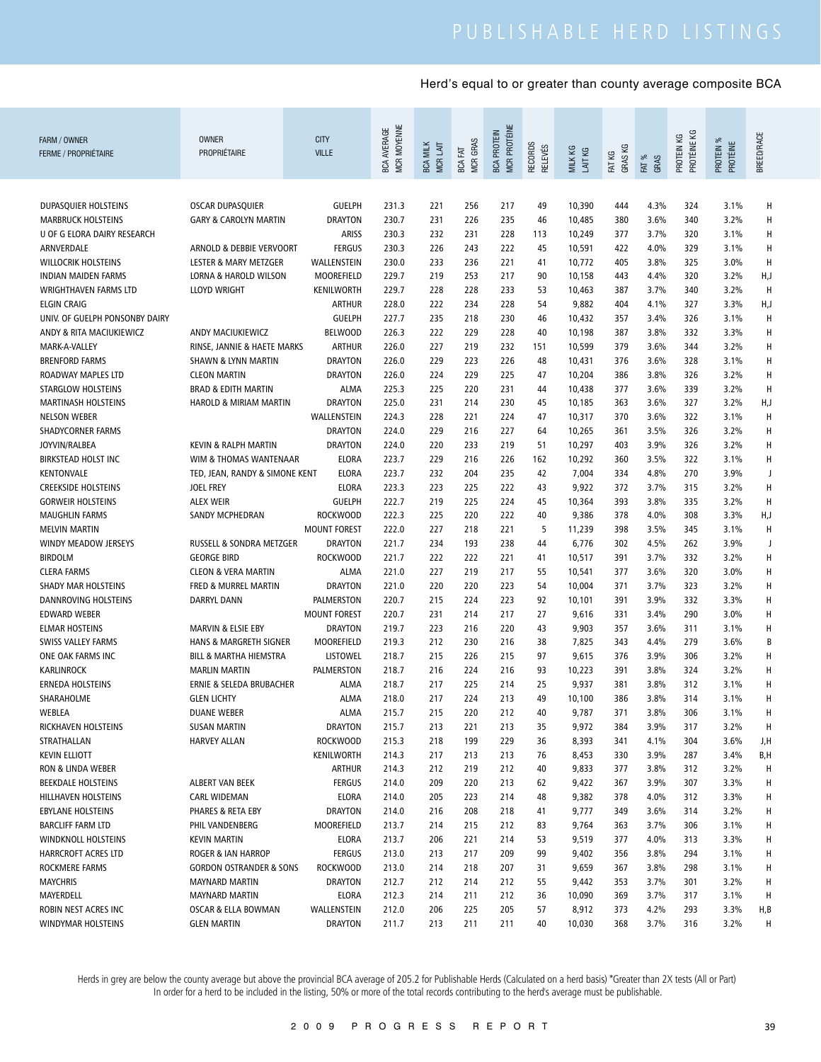# PUBLISHABLE HERD LISTINGS

## Herd's equal to or greater than county average composite BCA

| FARM / OWNER FERME / PROPRIÉTAIRE | OWNER PROPRIÉTAIRE | CITY VILLE | BCA AVERAGE MCR MOYENNE | BCA MILK MCR LAIT | BCA FAT MCR GRAS | BCA PROTEIN MCR PROTÉINE | RECORDS RELEVÉS | MILK KG LAIT KG | FAT KG GRAS KG | FAT % GRAS | PROTEIN KG PROTÉINE KG | PROTEIN % PROTÉINE | BREED/RACE |
|---|---|---|---|---|---|---|---|---|---|---|---|---|---|
| DUPASQUIER HOLSTEINS | OSCAR DUPASQUIER | GUELPH | 231.3 | 221 | 256 | 217 | 49 | 10,390 | 444 | 4.3% | 324 | 3.1% | H |
| MARBRUCK HOLSTEINS | GARY & CAROLYN MARTIN | DRAYTON | 230.7 | 231 | 226 | 235 | 46 | 10,485 | 380 | 3.6% | 340 | 3.2% | H |
| U OF G ELORA DAIRY RESEARCH | | ARISS | 230.3 | 232 | 231 | 228 | 113 | 10,249 | 377 | 3.7% | 320 | 3.1% | H |
| ARNVERDALE | ARNOLD & DEBBIE VERVOORT | FERGUS | 230.3 | 226 | 243 | 222 | 45 | 10,591 | 422 | 4.0% | 329 | 3.1% | H |
| WILLOCRIK HOLSTEINS | LESTER & MARY METZGER | WALLENSTEIN | 230.0 | 233 | 236 | 221 | 41 | 10,772 | 405 | 3.8% | 325 | 3.0% | H |
| INDIAN MAIDEN FARMS | LORNA & HAROLD WILSON | MOOREFIELD | 229.7 | 219 | 253 | 217 | 90 | 10,158 | 443 | 4.4% | 320 | 3.2% | H,J |
| WRIGHTHAVEN FARMS LTD | LLOYD WRIGHT | KENILWORTH | 229.7 | 228 | 228 | 233 | 53 | 10,463 | 387 | 3.7% | 340 | 3.2% | H |
| ELGIN CRAIG | | ARTHUR | 228.0 | 222 | 234 | 228 | 54 | 9,882 | 404 | 4.1% | 327 | 3.3% | H,J |
| UNIV. OF GUELPH PONSONBY DAIRY | | GUELPH | 227.7 | 235 | 218 | 230 | 46 | 10,432 | 357 | 3.4% | 326 | 3.1% | H |
| ANDY & RITA MACIUKIEWICZ | ANDY MACIUKIEWICZ | BELWOOD | 226.3 | 222 | 229 | 228 | 40 | 10,198 | 387 | 3.8% | 332 | 3.3% | H |
| MARK-A-VALLEY | RINSE, JANNIE & HAETE MARKS | ARTHUR | 226.0 | 227 | 219 | 232 | 151 | 10,599 | 379 | 3.6% | 344 | 3.2% | H |
| BRENFORD FARMS | SHAWN & LYNN MARTIN | DRAYTON | 226.0 | 229 | 223 | 226 | 48 | 10,431 | 376 | 3.6% | 328 | 3.1% | H |
| ROADWAY MAPLES LTD | CLEON MARTIN | DRAYTON | 226.0 | 224 | 229 | 225 | 47 | 10,204 | 386 | 3.8% | 326 | 3.2% | H |
| STARGLOW HOLSTEINS | BRAD & EDITH MARTIN | ALMA | 225.3 | 225 | 220 | 231 | 44 | 10,438 | 377 | 3.6% | 339 | 3.2% | H |
| MARTINASH HOLSTEINS | HAROLD & MIRIAM MARTIN | DRAYTON | 225.0 | 231 | 214 | 230 | 45 | 10,185 | 363 | 3.6% | 327 | 3.2% | H,J |
| NELSON WEBER | | WALLENSTEIN | 224.3 | 228 | 221 | 224 | 47 | 10,317 | 370 | 3.6% | 322 | 3.1% | H |
| SHADYCORNER FARMS | | DRAYTON | 224.0 | 229 | 216 | 227 | 64 | 10,265 | 361 | 3.5% | 326 | 3.2% | H |
| JOYVIN/RALBEA | KEVIN & RALPH MARTIN | DRAYTON | 224.0 | 220 | 233 | 219 | 51 | 10,297 | 403 | 3.9% | 326 | 3.2% | H |
| BIRKSTEAD HOLST INC | WIM & THOMAS WANTENAAR | ELORA | 223.7 | 229 | 216 | 226 | 162 | 10,292 | 360 | 3.5% | 322 | 3.1% | H |
| KENTONVALE | TED, JEAN, RANDY & SIMONE KENT | ELORA | 223.7 | 232 | 204 | 235 | 42 | 7,004 | 334 | 4.8% | 270 | 3.9% | J |
| CREEKSIDE HOLSTEINS | JOEL FREY | ELORA | 223.3 | 223 | 225 | 222 | 43 | 9,922 | 372 | 3.7% | 315 | 3.2% | H |
| GORWEIR HOLSTEINS | ALEX WEIR | GUELPH | 222.7 | 219 | 225 | 224 | 45 | 10,364 | 393 | 3.8% | 335 | 3.2% | H |
| MAUGHLIN FARMS | SANDY MCPHEDRAN | ROCKWOOD | 222.3 | 225 | 220 | 222 | 40 | 9,386 | 378 | 4.0% | 308 | 3.3% | H,J |
| MELVIN MARTIN | | MOUNT FOREST | 222.0 | 227 | 218 | 221 | 5 | 11,239 | 398 | 3.5% | 345 | 3.1% | H |
| WINDY MEADOW JERSEYS | RUSSELL & SONDRA METZGER | DRAYTON | 221.7 | 234 | 193 | 238 | 44 | 6,776 | 302 | 4.5% | 262 | 3.9% | J |
| BIRDOLM | GEORGE BIRD | ROCKWOOD | 221.7 | 222 | 222 | 221 | 41 | 10,517 | 391 | 3.7% | 332 | 3.2% | H |
| CLERA FARMS | CLEON & VERA MARTIN | ALMA | 221.0 | 227 | 219 | 217 | 55 | 10,541 | 377 | 3.6% | 320 | 3.0% | H |
| SHADY MAR HOLSTEINS | FRED & MURREL MARTIN | DRAYTON | 221.0 | 220 | 220 | 223 | 54 | 10,004 | 371 | 3.7% | 323 | 3.2% | H |
| DANNROVING HOLSTEINS | DARRYL DANN | PALMERSTON | 220.7 | 215 | 224 | 223 | 92 | 10,101 | 391 | 3.9% | 332 | 3.3% | H |
| EDWARD WEBER | | MOUNT FOREST | 220.7 | 231 | 214 | 217 | 27 | 9,616 | 331 | 3.4% | 290 | 3.0% | H |
| ELMAR HOSTEINS | MARVIN & ELSIE EBY | DRAYTON | 219.7 | 223 | 216 | 220 | 43 | 9,903 | 357 | 3.6% | 311 | 3.1% | H |
| SWISS VALLEY FARMS | HANS & MARGRETH SIGNER | MOOREFIELD | 219.3 | 212 | 230 | 216 | 38 | 7,825 | 343 | 4.4% | 279 | 3.6% | B |
| ONE OAK FARMS INC | BILL & MARTHA HIEMSTRA | LISTOWEL | 218.7 | 215 | 226 | 215 | 97 | 9,615 | 376 | 3.9% | 306 | 3.2% | H |
| KARLINROCK | MARLIN MARTIN | PALMERSTON | 218.7 | 216 | 224 | 216 | 93 | 10,223 | 391 | 3.8% | 324 | 3.2% | H |
| ERNEDA HOLSTEINS | ERNIE & SELEDA BRUBACHER | ALMA | 218.7 | 217 | 225 | 214 | 25 | 9,937 | 381 | 3.8% | 312 | 3.1% | H |
| SHARAHOLME | GLEN LICHTY | ALMA | 218.0 | 217 | 224 | 213 | 49 | 10,100 | 386 | 3.8% | 314 | 3.1% | H |
| WEBLEA | DUANE WEBER | ALMA | 215.7 | 215 | 220 | 212 | 40 | 9,787 | 371 | 3.8% | 306 | 3.1% | H |
| RICKHAVEN HOLSTEINS | SUSAN MARTIN | DRAYTON | 215.7 | 213 | 221 | 213 | 35 | 9,972 | 384 | 3.9% | 317 | 3.2% | H |
| STRATHALLAN | HARVEY ALLAN | ROCKWOOD | 215.3 | 218 | 199 | 229 | 36 | 8,393 | 341 | 4.1% | 304 | 3.6% | J,H |
| KEVIN ELLIOTT | | KENILWORTH | 214.3 | 217 | 213 | 213 | 76 | 8,453 | 330 | 3.9% | 287 | 3.4% | B,H |
| RON & LINDA WEBER | | ARTHUR | 214.3 | 212 | 219 | 212 | 40 | 9,833 | 377 | 3.8% | 312 | 3.2% | H |
| BEEKDALE HOLSTEINS | ALBERT VAN BEEK | FERGUS | 214.0 | 209 | 220 | 213 | 62 | 9,422 | 367 | 3.9% | 307 | 3.3% | H |
| HILLHAVEN HOLSTEINS | CARL WIDEMAN | ELORA | 214.0 | 205 | 223 | 214 | 48 | 9,382 | 378 | 4.0% | 312 | 3.3% | H |
| EBYLANE HOLSTEINS | PHARES & RETA EBY | DRAYTON | 214.0 | 216 | 208 | 218 | 41 | 9,777 | 349 | 3.6% | 314 | 3.2% | H |
| BARCLIFF FARM LTD | PHIL VANDENBERG | MOOREFIELD | 213.7 | 214 | 215 | 212 | 83 | 9,764 | 363 | 3.7% | 306 | 3.1% | H |
| WINDKNOLL HOLSTEINS | KEVIN MARTIN | ELORA | 213.7 | 206 | 221 | 214 | 53 | 9,519 | 377 | 4.0% | 313 | 3.3% | H |
| HARRCROFT ACRES LTD | ROGER & IAN HARROP | FERGUS | 213.0 | 213 | 217 | 209 | 99 | 9,402 | 356 | 3.8% | 294 | 3.1% | H |
| ROCKMERE FARMS | GORDON OSTRANDER & SONS | ROCKWOOD | 213.0 | 214 | 218 | 207 | 31 | 9,659 | 367 | 3.8% | 298 | 3.1% | H |
| MAYCHRIS | MAYNARD MARTIN | DRAYTON | 212.7 | 212 | 214 | 212 | 55 | 9,442 | 353 | 3.7% | 301 | 3.2% | H |
| MAYERDELL | MAYNARD MARTIN | ELORA | 212.3 | 214 | 211 | 212 | 36 | 10,090 | 369 | 3.7% | 317 | 3.1% | H |
| ROBIN NEST ACRES INC | OSCAR & ELLA BOWMAN | WALLENSTEIN | 212.0 | 206 | 225 | 205 | 57 | 8,912 | 373 | 4.2% | 293 | 3.3% | H,B |
| WINDYMAR HOLSTEINS | GLEN MARTIN | DRAYTON | 211.7 | 213 | 211 | 211 | 40 | 10,030 | 368 | 3.7% | 316 | 3.2% | H |

Herds in grey are below the county average but above the provincial BCA average of 205.2 for Publishable Herds (Calculated on a herd basis) *Greater than 2X tests (All or Part)
In order for a herd to be included in the listing, 50% or more of the total records contributing to the herd's average must be publishable.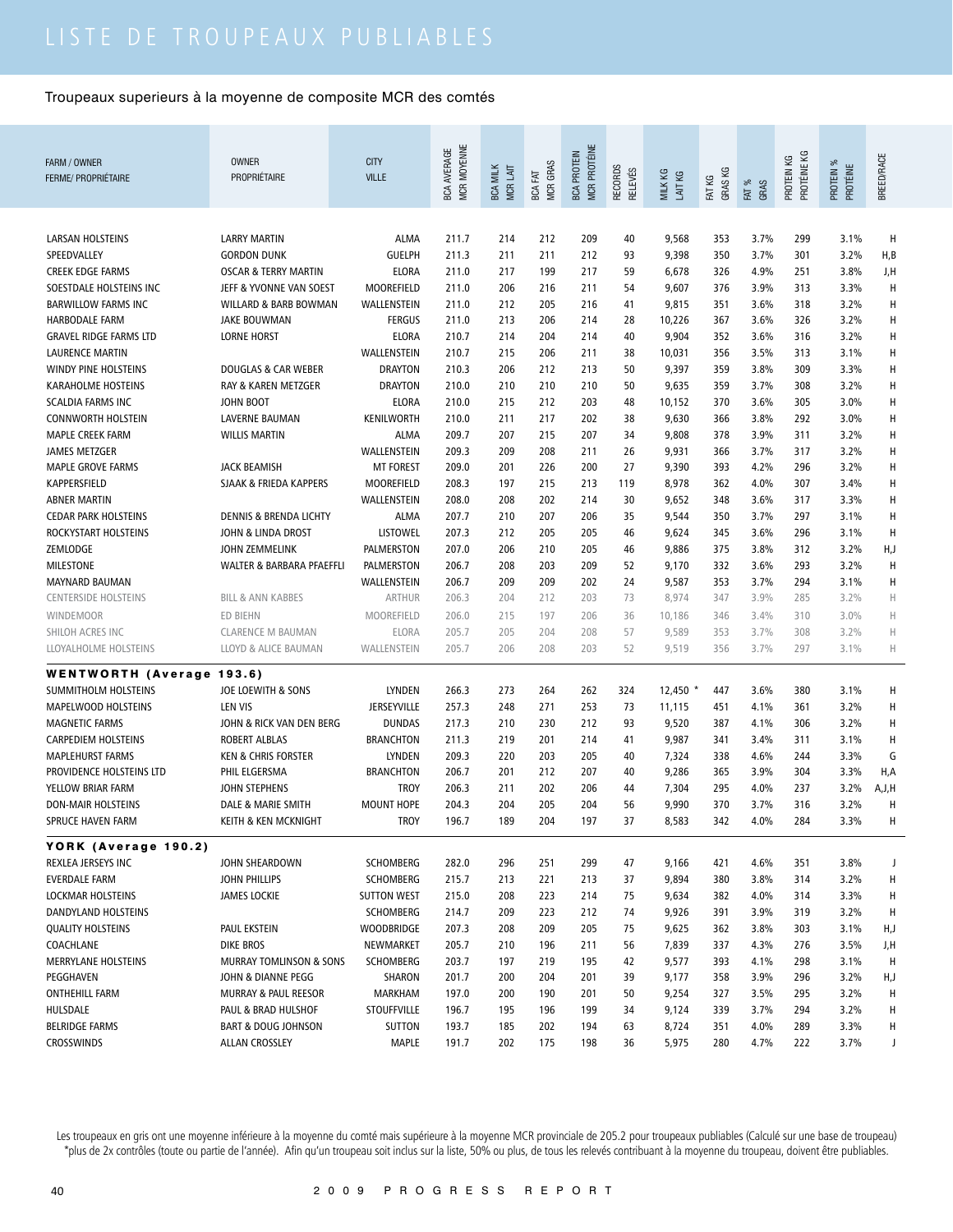# LISTE DE TROUPEAUX PUBLIABLES

Troupeaux superieurs à la moyenne de composite MCR des comtés

| FARM / OWNER FERME/ PROPRIÉTAIRE | OWNER PROPRIÉTAIRE | CITY VILLE | BCA AVERAGE MCR MOYENNE | BCA MILK MCR LAIT | BCA FAT MCR GRAS | BCA PROTEIN MCR PROTÉINE | RECORDS RELEVÉS | MILK KG LAIT KG | FAT KG GRAS KG | FAT % GRAS | PROTEIN KG PROTÉINE KG | PROTEIN % PROTÉINE | BREED/RACE |
|---|---|---|---|---|---|---|---|---|---|---|---|---|---|
| LARSAN HOLSTEINS | LARRY MARTIN | ALMA | 211.7 | 214 | 212 | 209 | 40 | 9,568 | 353 | 3.7% | 299 | 3.1% | H |
| SPEEDVALLEY | GORDON DUNK | GUELPH | 211.3 | 211 | 211 | 212 | 93 | 9,398 | 350 | 3.7% | 301 | 3.2% | H,B |
| CREEK EDGE FARMS | OSCAR & TERRY MARTIN | ELORA | 211.0 | 217 | 199 | 217 | 59 | 6,678 | 326 | 4.9% | 251 | 3.8% | J,H |
| SOESTDALE HOLSTEINS INC | JEFF & YVONNE VAN SOEST | MOOREFIELD | 211.0 | 206 | 216 | 211 | 54 | 9,607 | 376 | 3.9% | 313 | 3.3% | H |
| BARWILLOW FARMS INC | WILLARD & BARB BOWMAN | WALLENSTEIN | 211.0 | 212 | 205 | 216 | 41 | 9,815 | 351 | 3.6% | 318 | 3.2% | H |
| HARBODALE FARM | JAKE BOUWMAN | FERGUS | 211.0 | 213 | 206 | 214 | 28 | 10,226 | 367 | 3.6% | 326 | 3.2% | H |
| GRAVEL RIDGE FARMS LTD | LORNE HORST | ELORA | 210.7 | 214 | 204 | 214 | 40 | 9,904 | 352 | 3.6% | 316 | 3.2% | H |
| LAURENCE MARTIN | | WALLENSTEIN | 210.7 | 215 | 206 | 211 | 38 | 10,031 | 356 | 3.5% | 313 | 3.1% | H |
| WINDY PINE HOLSTEINS | DOUGLAS & CAR WEBER | DRAYTON | 210.3 | 206 | 212 | 213 | 50 | 9,397 | 359 | 3.8% | 309 | 3.3% | H |
| KARAHOLME HOSTEINS | RAY & KAREN METZGER | DRAYTON | 210.0 | 210 | 210 | 210 | 50 | 9,635 | 359 | 3.7% | 308 | 3.2% | H |
| SCALDIA FARMS INC | JOHN BOOT | ELORA | 210.0 | 215 | 212 | 203 | 48 | 10,152 | 370 | 3.6% | 305 | 3.0% | H |
| CONNWORTH HOLSTEIN | LAVERNE BAUMAN | KENILWORTH | 210.0 | 211 | 217 | 202 | 38 | 9,630 | 366 | 3.8% | 292 | 3.0% | H |
| MAPLE CREEK FARM | WILLIS MARTIN | ALMA | 209.7 | 207 | 215 | 207 | 34 | 9,808 | 378 | 3.9% | 311 | 3.2% | H |
| JAMES METZGER | | WALLENSTEIN | 209.3 | 209 | 208 | 211 | 26 | 9,931 | 366 | 3.7% | 317 | 3.2% | H |
| MAPLE GROVE FARMS | JACK BEAMISH | MT FOREST | 209.0 | 201 | 226 | 200 | 27 | 9,390 | 393 | 4.2% | 296 | 3.2% | H |
| KAPPERSFIELD | SJAAK & FRIEDA KAPPERS | MOOREFIELD | 208.3 | 197 | 215 | 213 | 119 | 8,978 | 362 | 4.0% | 307 | 3.4% | H |
| ABNER MARTIN | | WALLENSTEIN | 208.0 | 208 | 202 | 214 | 30 | 9,652 | 348 | 3.6% | 317 | 3.3% | H |
| CEDAR PARK HOLSTEINS | DENNIS & BRENDA LICHTY | ALMA | 207.7 | 210 | 207 | 206 | 35 | 9,544 | 350 | 3.7% | 297 | 3.1% | H |
| ROCKYSTART HOLSTEINS | JOHN & LINDA DROST | LISTOWEL | 207.3 | 212 | 205 | 205 | 46 | 9,624 | 345 | 3.6% | 296 | 3.1% | H |
| ZEMLODGE | JOHN ZEMMELINK | PALMERSTON | 207.0 | 206 | 210 | 205 | 46 | 9,886 | 375 | 3.8% | 312 | 3.2% | H,J |
| MILESTONE | WALTER & BARBARA PFAEFFLI | PALMERSTON | 206.7 | 208 | 203 | 209 | 52 | 9,170 | 332 | 3.6% | 293 | 3.2% | H |
| MAYNARD BAUMAN | | WALLENSTEIN | 206.7 | 209 | 209 | 202 | 24 | 9,587 | 353 | 3.7% | 294 | 3.1% | H |
| CENTERSIDE HOLSTEINS | BILL & ANN KABBES | ARTHUR | 206.3 | 204 | 212 | 203 | 73 | 8,974 | 347 | 3.9% | 285 | 3.2% | H |
| WINDEMOOR | ED BIEHN | MOOREFIELD | 206.0 | 215 | 197 | 206 | 36 | 10,186 | 346 | 3.4% | 310 | 3.0% | H |
| SHILOH ACRES INC | CLARENCE M BAUMAN | ELORA | 205.7 | 205 | 204 | 208 | 57 | 9,589 | 353 | 3.7% | 308 | 3.2% | H |
| LLOYALHOLME HOLSTEINS | LLOYD & ALICE BAUMAN | WALLENSTEIN | 205.7 | 206 | 208 | 203 | 52 | 9,519 | 356 | 3.7% | 297 | 3.1% | H |
| **WENTWORTH (Average 193.6)** | | | | | | | | | | | | | |
| SUMMITHOLM HOLSTEINS | JOE LOEWITH & SONS | LYNDEN | 266.3 | 273 | 264 | 262 | 324 | 12,450 * | 447 | 3.6% | 380 | 3.1% | H |
| MAPELWOOD HOLSTEINS | LEN VIS | JERSEYVILLE | 257.3 | 248 | 271 | 253 | 73 | 11,115 | 451 | 4.1% | 361 | 3.2% | H |
| MAGNETIC FARMS | JOHN & RICK VAN DEN BERG | DUNDAS | 217.3 | 210 | 230 | 212 | 93 | 9,520 | 387 | 4.1% | 306 | 3.2% | H |
| CARPEDIEM HOLSTEINS | ROBERT ALBLAS | BRANCHTON | 211.3 | 219 | 201 | 214 | 41 | 9,987 | 341 | 3.4% | 311 | 3.1% | H |
| MAPLEHURST FARMS | KEN & CHRIS FORSTER | LYNDEN | 209.3 | 220 | 203 | 205 | 40 | 7,324 | 338 | 4.6% | 244 | 3.3% | G |
| PROVIDENCE HOLSTEINS LTD | PHIL ELGERSMA | BRANCHTON | 206.7 | 201 | 212 | 207 | 40 | 9,286 | 365 | 3.9% | 304 | 3.3% | H,A |
| YELLOW BRIAR FARM | JOHN STEPHENS | TROY | 206.3 | 211 | 202 | 206 | 44 | 7,304 | 295 | 4.0% | 237 | 3.2% | A,J,H |
| DON-MAIR HOLSTEINS | DALE & MARIE SMITH | MOUNT HOPE | 204.3 | 204 | 205 | 204 | 56 | 9,990 | 370 | 3.7% | 316 | 3.2% | H |
| SPRUCE HAVEN FARM | KEITH & KEN MCKNIGHT | TROY | 196.7 | 189 | 204 | 197 | 37 | 8,583 | 342 | 4.0% | 284 | 3.3% | H |
| **YORK (Average 190.2)** | | | | | | | | | | | | | |
| REXLEA JERSEYS INC | JOHN SHEARDOWN | SCHOMBERG | 282.0 | 296 | 251 | 299 | 47 | 9,166 | 421 | 4.6% | 351 | 3.8% | J |
| EVERDALE FARM | JOHN PHILLIPS | SCHOMBERG | 215.7 | 213 | 221 | 213 | 37 | 9,894 | 380 | 3.8% | 314 | 3.2% | H |
| LOCKMAR HOLSTEINS | JAMES LOCKIE | SUTTON WEST | 215.0 | 208 | 223 | 214 | 75 | 9,634 | 382 | 4.0% | 314 | 3.3% | H |
| DANDYLAND HOLSTEINS | | SCHOMBERG | 214.7 | 209 | 223 | 212 | 74 | 9,926 | 391 | 3.9% | 319 | 3.2% | H |
| QUALITY HOLSTEINS | PAUL EKSTEIN | WOODBRIDGE | 207.3 | 208 | 209 | 205 | 75 | 9,625 | 362 | 3.8% | 303 | 3.1% | H,J |
| COACHLANE | DIKE BROS | NEWMARKET | 205.7 | 210 | 196 | 211 | 56 | 7,839 | 337 | 4.3% | 276 | 3.5% | J,H |
| MERRYLANE HOLSTEINS | MURRAY TOMLINSON & SONS | SCHOMBERG | 203.7 | 197 | 219 | 195 | 42 | 9,577 | 393 | 4.1% | 298 | 3.1% | H |
| PEGGHAVEN | JOHN & DIANNE PEGG | SHARON | 201.7 | 200 | 204 | 201 | 39 | 9,177 | 358 | 3.9% | 296 | 3.2% | H,J |
| ONTHEHILL FARM | MURRAY & PAUL REESOR | MARKHAM | 197.0 | 200 | 190 | 201 | 50 | 9,254 | 327 | 3.5% | 295 | 3.2% | H |
| HULSDALE | PAUL & BRAD HULSHOF | STOUFFVILLE | 196.7 | 195 | 196 | 199 | 34 | 9,124 | 339 | 3.7% | 294 | 3.2% | H |
| BELRIDGE FARMS | BART & DOUG JOHNSON | SUTTON | 193.7 | 185 | 202 | 194 | 63 | 8,724 | 351 | 4.0% | 289 | 3.3% | H |
| CROSSWINDS | ALLAN CROSSLEY | MAPLE | 191.7 | 202 | 175 | 198 | 36 | 5,975 | 280 | 4.7% | 222 | 3.7% | J |

Les troupeaux en gris ont une moyenne inférieure à la moyenne du comté mais supérieure à la moyenne MCR provinciale de 205.2 pour troupeaux publiables (Calculé sur une base de troupeau)
*plus de 2x contrôles (toute ou partie de l'année). Afin qu'un troupeau soit inclus sur la liste, 50% ou plus, de tous les relevés contribuant à la moyenne du troupeau, doivent être publiables.